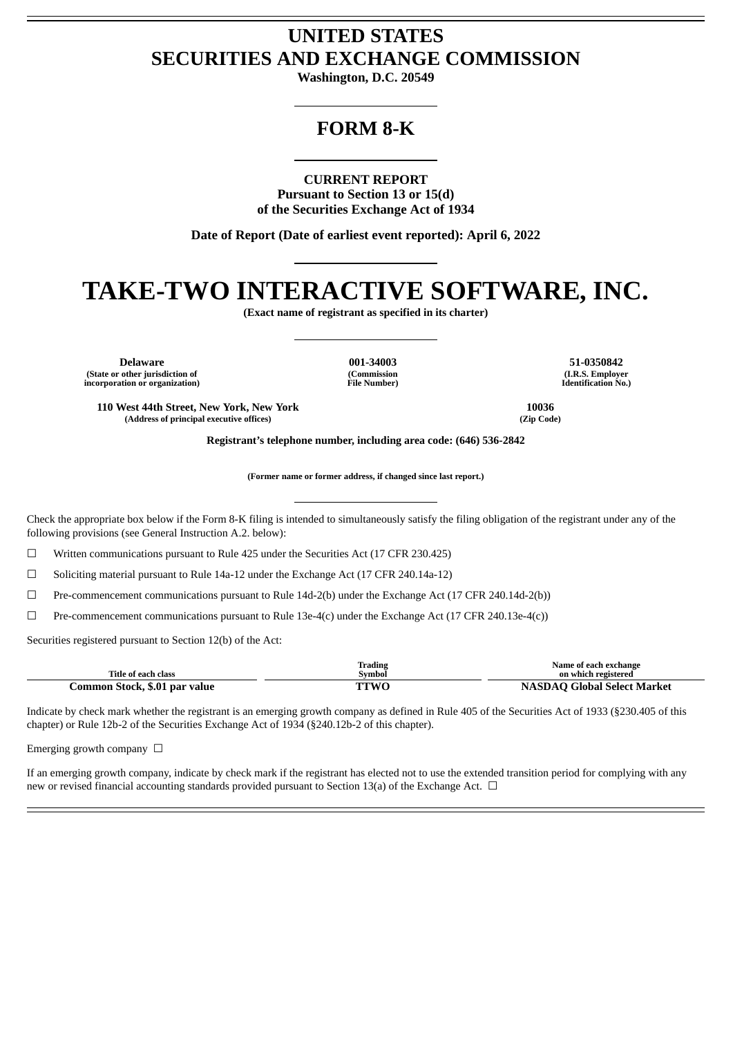# UNITED STATES
# SECURITIES AND EXCHANGE COMMISSION

**Washington, D.C. 20549**

## FORM 8-K

**CURRENT REPORT**
**Pursuant to Section 13 or 15(d)**
**of the Securities Exchange Act of 1934**

**Date of Report (Date of earliest event reported): April 6, 2022**

# TAKE-TWO INTERACTIVE SOFTWARE, INC.

**(Exact name of registrant as specified in its charter)**

| Delaware | 001-34003 | 51-0350842 |
|---|---|---|
| (State or other jurisdiction of incorporation or organization) | (Commission File Number) | (I.R.S. Employer Identification No.) |

| 110 West 44th Street, New York, New York | 10036 |
|---|---|
| (Address of principal executive offices) | (Zip Code) |

**Registrant's telephone number, including area code: (646) 536-2842**

**(Former name or former address, if changed since last report.)**

Check the appropriate box below if the Form 8-K filing is intended to simultaneously satisfy the filing obligation of the registrant under any of the following provisions (see General Instruction A.2. below):

☐ Written communications pursuant to Rule 425 under the Securities Act (17 CFR 230.425)

☐ Soliciting material pursuant to Rule 14a-12 under the Exchange Act (17 CFR 240.14a-12)

☐ Pre-commencement communications pursuant to Rule 14d-2(b) under the Exchange Act (17 CFR 240.14d-2(b))

☐ Pre-commencement communications pursuant to Rule 13e-4(c) under the Exchange Act (17 CFR 240.13e-4(c))

Securities registered pursuant to Section 12(b) of the Act:

| Title of each class | Trading Symbol | Name of each exchange on which registered |
|---|---|---|
| **Common Stock, $.01 par value** | **TTWO** | **NASDAQ Global Select Market** |

Indicate by check mark whether the registrant is an emerging growth company as defined in Rule 405 of the Securities Act of 1933 (§230.405 of this chapter) or Rule 12b-2 of the Securities Exchange Act of 1934 (§240.12b-2 of this chapter).

Emerging growth company ☐

If an emerging growth company, indicate by check mark if the registrant has elected not to use the extended transition period for complying with any new or revised financial accounting standards provided pursuant to Section 13(a) of the Exchange Act. ☐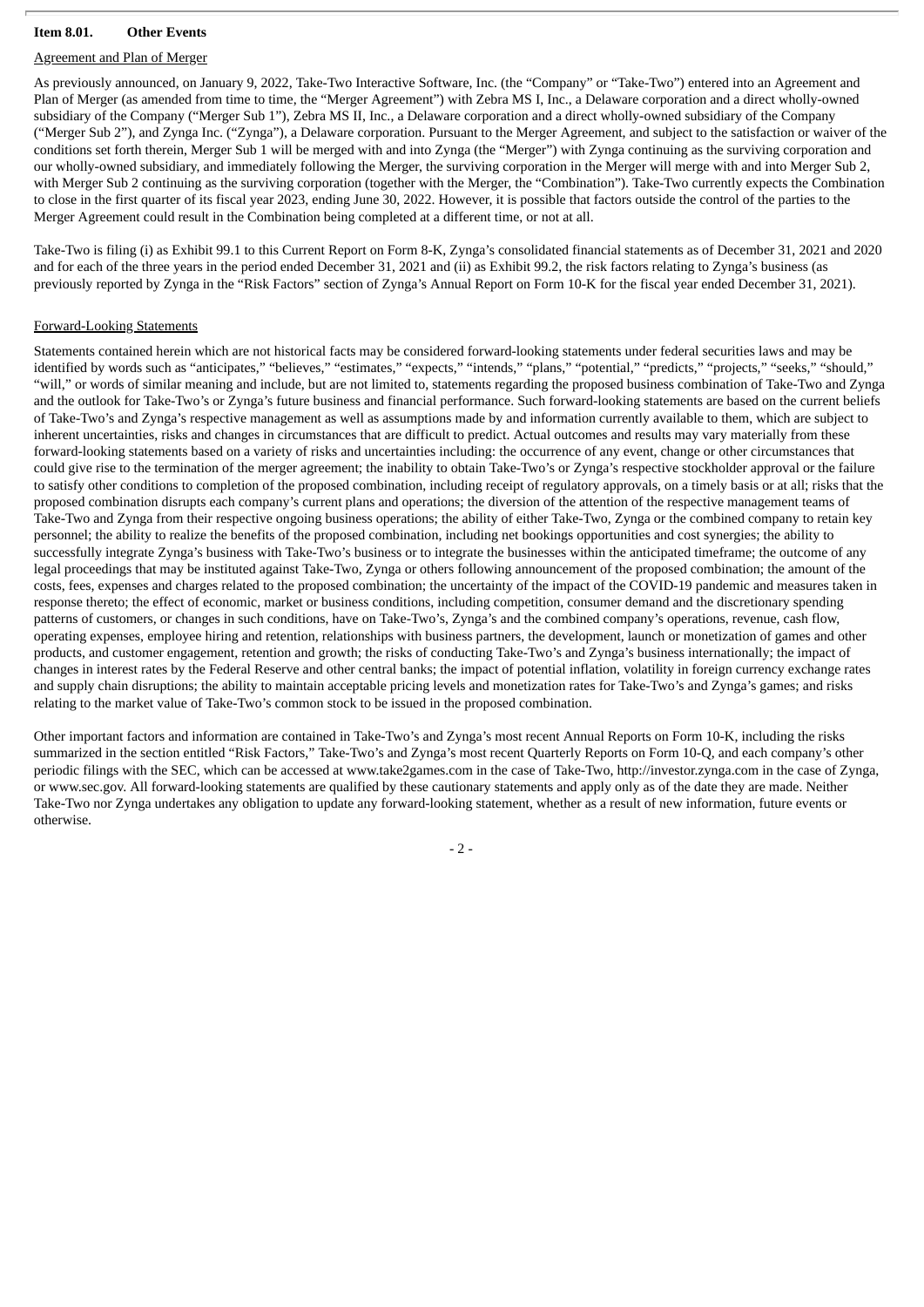**Item 8.01. Other Events**

Agreement and Plan of Merger

As previously announced, on January 9, 2022, Take-Two Interactive Software, Inc. (the "Company" or "Take-Two") entered into an Agreement and Plan of Merger (as amended from time to time, the "Merger Agreement") with Zebra MS I, Inc., a Delaware corporation and a direct wholly-owned subsidiary of the Company ("Merger Sub 1"), Zebra MS II, Inc., a Delaware corporation and a direct wholly-owned subsidiary of the Company ("Merger Sub 2"), and Zynga Inc. ("Zynga"), a Delaware corporation. Pursuant to the Merger Agreement, and subject to the satisfaction or waiver of the conditions set forth therein, Merger Sub 1 will be merged with and into Zynga (the "Merger") with Zynga continuing as the surviving corporation and our wholly-owned subsidiary, and immediately following the Merger, the surviving corporation in the Merger will merge with and into Merger Sub 2, with Merger Sub 2 continuing as the surviving corporation (together with the Merger, the "Combination"). Take-Two currently expects the Combination to close in the first quarter of its fiscal year 2023, ending June 30, 2022. However, it is possible that factors outside the control of the parties to the Merger Agreement could result in the Combination being completed at a different time, or not at all.

Take-Two is filing (i) as Exhibit 99.1 to this Current Report on Form 8-K, Zynga's consolidated financial statements as of December 31, 2021 and 2020 and for each of the three years in the period ended December 31, 2021 and (ii) as Exhibit 99.2, the risk factors relating to Zynga's business (as previously reported by Zynga in the "Risk Factors" section of Zynga's Annual Report on Form 10-K for the fiscal year ended December 31, 2021).

Forward-Looking Statements

Statements contained herein which are not historical facts may be considered forward-looking statements under federal securities laws and may be identified by words such as "anticipates," "believes," "estimates," "expects," "intends," "plans," "potential," "predicts," "projects," "seeks," "should," "will," or words of similar meaning and include, but are not limited to, statements regarding the proposed business combination of Take-Two and Zynga and the outlook for Take-Two's or Zynga's future business and financial performance. Such forward-looking statements are based on the current beliefs of Take-Two's and Zynga's respective management as well as assumptions made by and information currently available to them, which are subject to inherent uncertainties, risks and changes in circumstances that are difficult to predict. Actual outcomes and results may vary materially from these forward-looking statements based on a variety of risks and uncertainties including: the occurrence of any event, change or other circumstances that could give rise to the termination of the merger agreement; the inability to obtain Take-Two's or Zynga's respective stockholder approval or the failure to satisfy other conditions to completion of the proposed combination, including receipt of regulatory approvals, on a timely basis or at all; risks that the proposed combination disrupts each company's current plans and operations; the diversion of the attention of the respective management teams of Take-Two and Zynga from their respective ongoing business operations; the ability of either Take-Two, Zynga or the combined company to retain key personnel; the ability to realize the benefits of the proposed combination, including net bookings opportunities and cost synergies; the ability to successfully integrate Zynga's business with Take-Two's business or to integrate the businesses within the anticipated timeframe; the outcome of any legal proceedings that may be instituted against Take-Two, Zynga or others following announcement of the proposed combination; the amount of the costs, fees, expenses and charges related to the proposed combination; the uncertainty of the impact of the COVID-19 pandemic and measures taken in response thereto; the effect of economic, market or business conditions, including competition, consumer demand and the discretionary spending patterns of customers, or changes in such conditions, have on Take-Two's, Zynga's and the combined company's operations, revenue, cash flow, operating expenses, employee hiring and retention, relationships with business partners, the development, launch or monetization of games and other products, and customer engagement, retention and growth; the risks of conducting Take-Two's and Zynga's business internationally; the impact of changes in interest rates by the Federal Reserve and other central banks; the impact of potential inflation, volatility in foreign currency exchange rates and supply chain disruptions; the ability to maintain acceptable pricing levels and monetization rates for Take-Two's and Zynga's games; and risks relating to the market value of Take-Two's common stock to be issued in the proposed combination.

Other important factors and information are contained in Take-Two's and Zynga's most recent Annual Reports on Form 10-K, including the risks summarized in the section entitled "Risk Factors," Take-Two's and Zynga's most recent Quarterly Reports on Form 10-Q, and each company's other periodic filings with the SEC, which can be accessed at www.take2games.com in the case of Take-Two, http://investor.zynga.com in the case of Zynga, or www.sec.gov. All forward-looking statements are qualified by these cautionary statements and apply only as of the date they are made. Neither Take-Two nor Zynga undertakes any obligation to update any forward-looking statement, whether as a result of new information, future events or otherwise.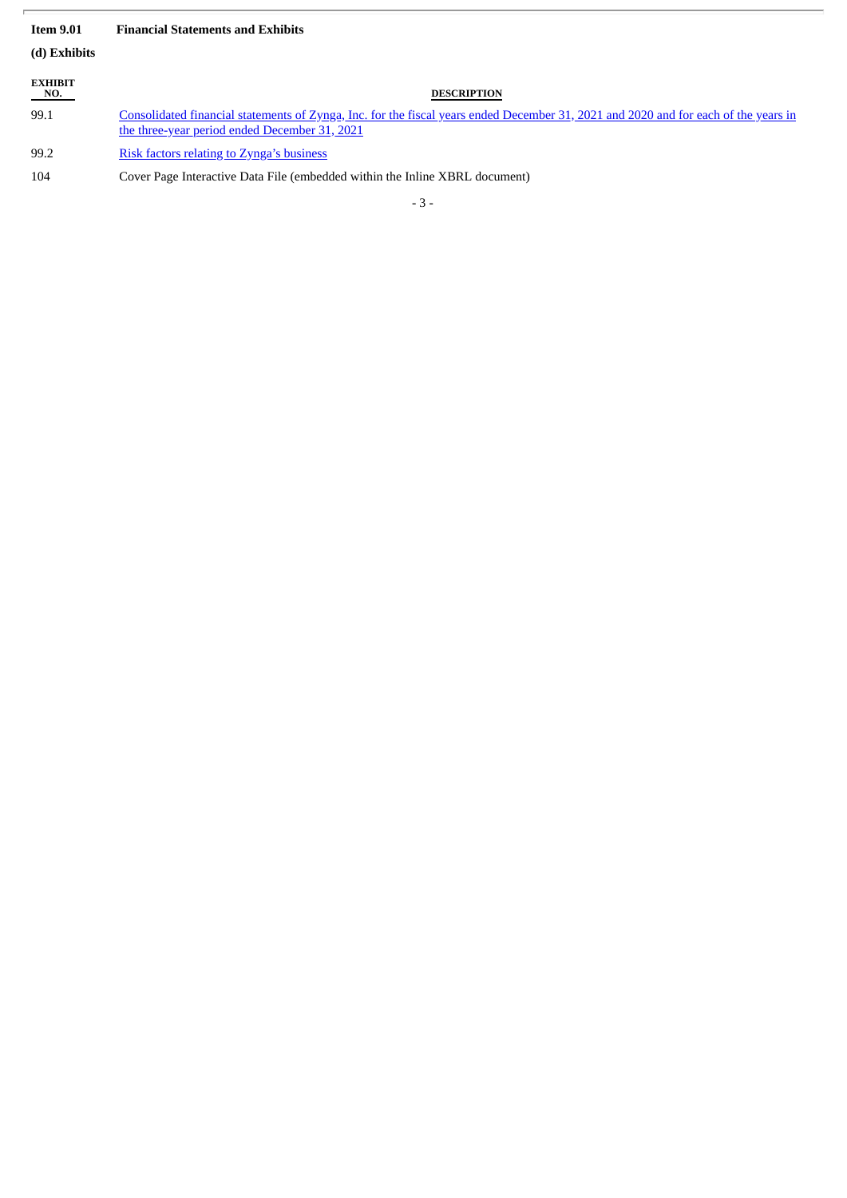**Item 9.01 Financial Statements and Exhibits**

**(d) Exhibits**

| EXHIBIT NO. | DESCRIPTION |
|---|---|
| 99.1 | Consolidated financial statements of Zynga, Inc. for the fiscal years ended December 31, 2021 and 2020 and for each of the years in the three-year period ended December 31, 2021 |
| 99.2 | Risk factors relating to Zynga's business |
| 104 | Cover Page Interactive Data File (embedded within the Inline XBRL document) |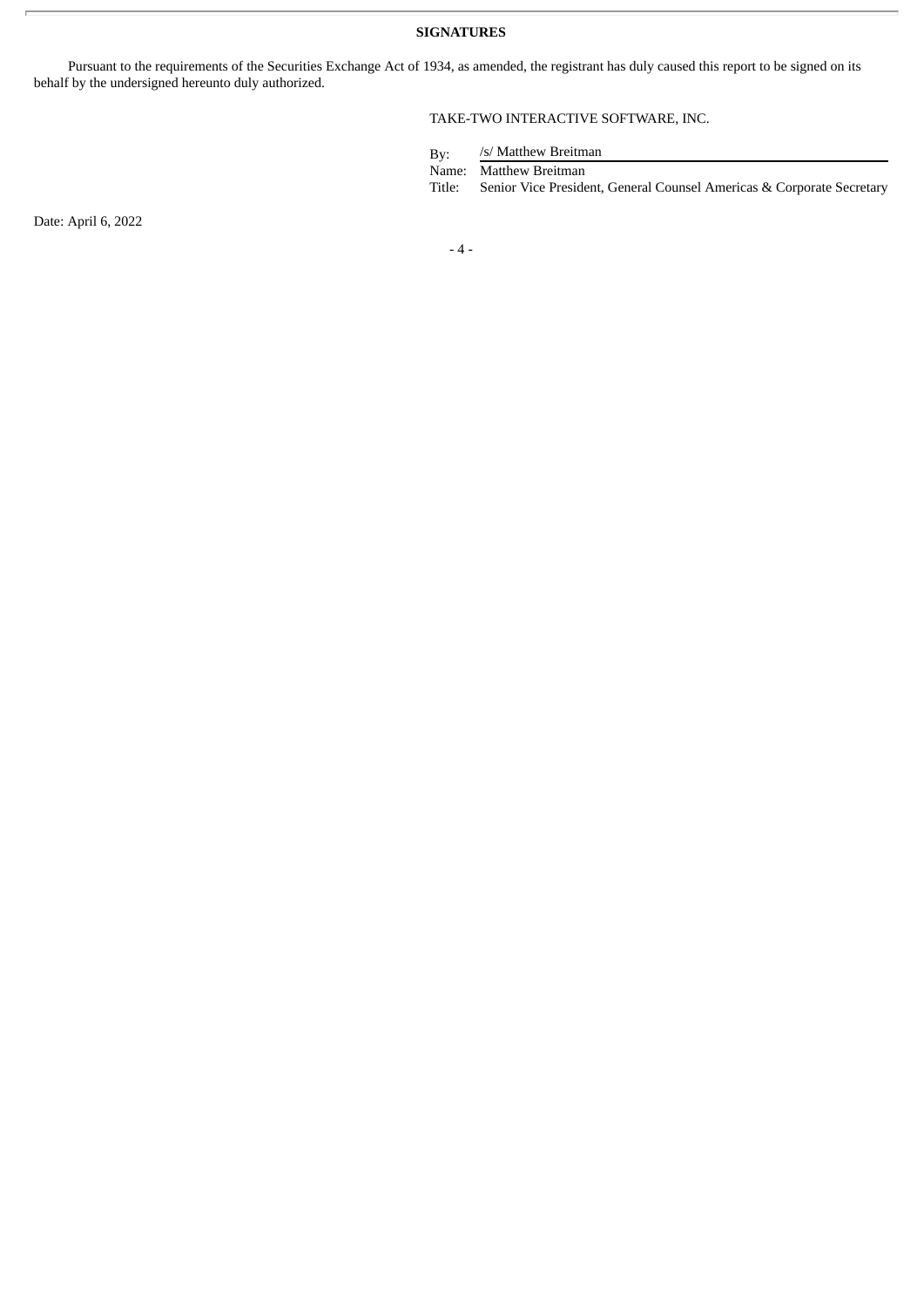**SIGNATURES**

Pursuant to the requirements of the Securities Exchange Act of 1934, as amended, the registrant has duly caused this report to be signed on its behalf by the undersigned hereunto duly authorized.

TAKE-TWO INTERACTIVE SOFTWARE, INC.

| | |
|---|---|
| By: | /s/ Matthew Breitman |
| Name: | Matthew Breitman |
| Title: | Senior Vice President, General Counsel Americas & Corporate Secretary |

Date: April 6, 2022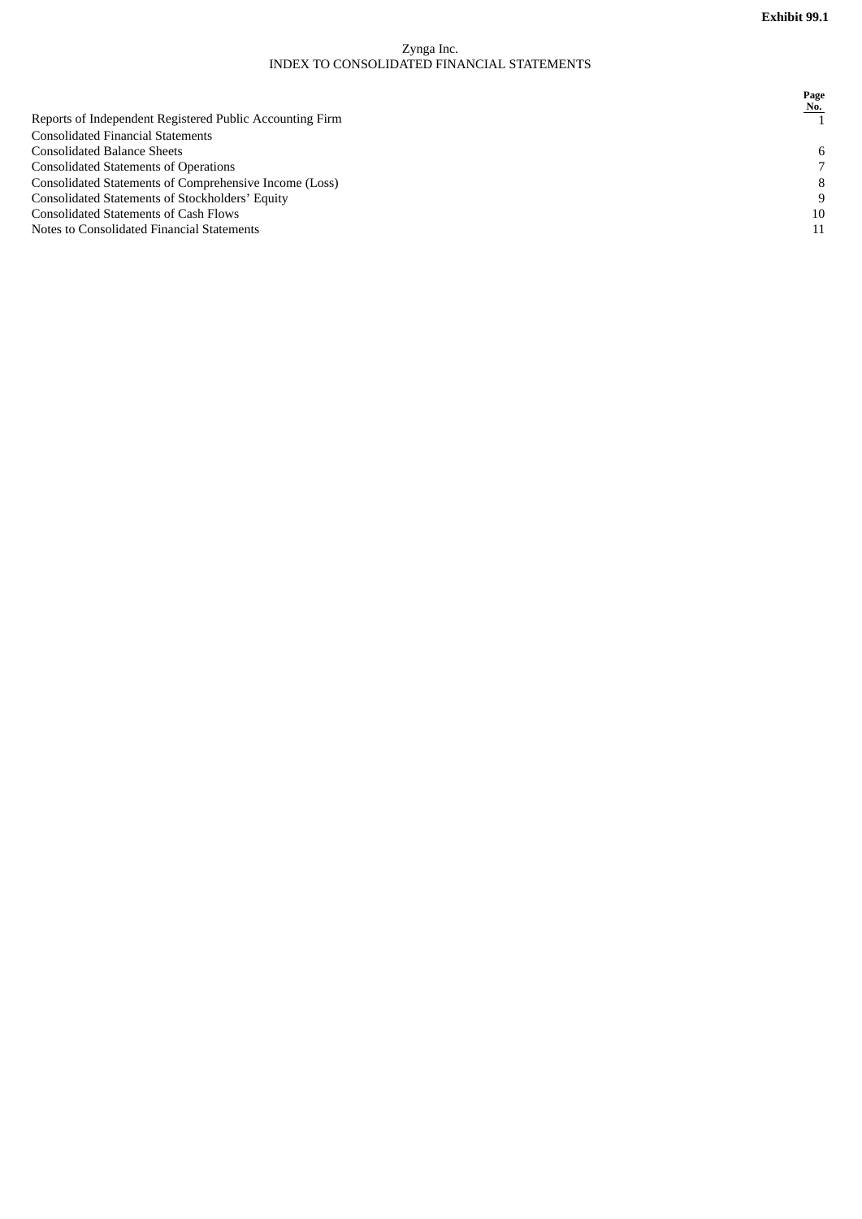**Exhibit 99.1**

Zynga Inc.
INDEX TO CONSOLIDATED FINANCIAL STATEMENTS

| | Page No. |
|---|---|
| Reports of Independent Registered Public Accounting Firm | 1 |
| Consolidated Financial Statements | |
| Consolidated Balance Sheets | 6 |
| Consolidated Statements of Operations | 7 |
| Consolidated Statements of Comprehensive Income (Loss) | 8 |
| Consolidated Statements of Stockholders’ Equity | 9 |
| Consolidated Statements of Cash Flows | 10 |
| Notes to Consolidated Financial Statements | 11 |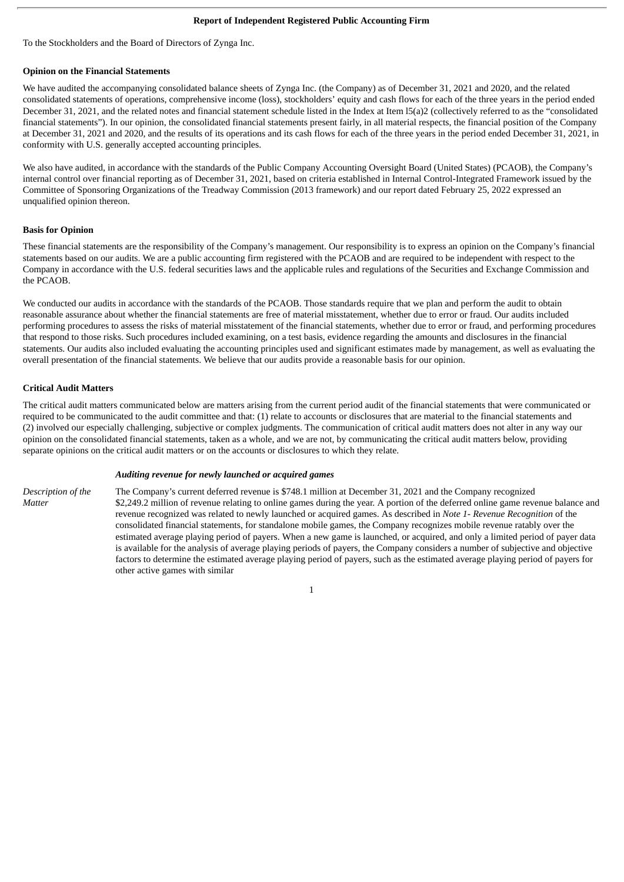## Report of Independent Registered Public Accounting Firm

To the Stockholders and the Board of Directors of Zynga Inc.

**Opinion on the Financial Statements**

We have audited the accompanying consolidated balance sheets of Zynga Inc. (the Company) as of December 31, 2021 and 2020, and the related consolidated statements of operations, comprehensive income (loss), stockholders' equity and cash flows for each of the three years in the period ended December 31, 2021, and the related notes and financial statement schedule listed in the Index at Item l5(a)2 (collectively referred to as the "consolidated financial statements"). In our opinion, the consolidated financial statements present fairly, in all material respects, the financial position of the Company at December 31, 2021 and 2020, and the results of its operations and its cash flows for each of the three years in the period ended December 31, 2021, in conformity with U.S. generally accepted accounting principles.

We also have audited, in accordance with the standards of the Public Company Accounting Oversight Board (United States) (PCAOB), the Company's internal control over financial reporting as of December 31, 2021, based on criteria established in Internal Control-Integrated Framework issued by the Committee of Sponsoring Organizations of the Treadway Commission (2013 framework) and our report dated February 25, 2022 expressed an unqualified opinion thereon.

**Basis for Opinion**

These financial statements are the responsibility of the Company's management. Our responsibility is to express an opinion on the Company's financial statements based on our audits. We are a public accounting firm registered with the PCAOB and are required to be independent with respect to the Company in accordance with the U.S. federal securities laws and the applicable rules and regulations of the Securities and Exchange Commission and the PCAOB.

We conducted our audits in accordance with the standards of the PCAOB. Those standards require that we plan and perform the audit to obtain reasonable assurance about whether the financial statements are free of material misstatement, whether due to error or fraud. Our audits included performing procedures to assess the risks of material misstatement of the financial statements, whether due to error or fraud, and performing procedures that respond to those risks. Such procedures included examining, on a test basis, evidence regarding the amounts and disclosures in the financial statements. Our audits also included evaluating the accounting principles used and significant estimates made by management, as well as evaluating the overall presentation of the financial statements. We believe that our audits provide a reasonable basis for our opinion.

**Critical Audit Matters**

The critical audit matters communicated below are matters arising from the current period audit of the financial statements that were communicated or required to be communicated to the audit committee and that: (1) relate to accounts or disclosures that are material to the financial statements and (2) involved our especially challenging, subjective or complex judgments. The communication of critical audit matters does not alter in any way our opinion on the consolidated financial statements, taken as a whole, and we are not, by communicating the critical audit matters below, providing separate opinions on the critical audit matters or on the accounts or disclosures to which they relate.

***Auditing revenue for newly launched or acquired games***

*Description of the Matter*

The Company's current deferred revenue is $748.1 million at December 31, 2021 and the Company recognized $2,249.2 million of revenue relating to online games during the year. A portion of the deferred online game revenue balance and revenue recognized was related to newly launched or acquired games. As described in *Note 1- Revenue Recognition* of the consolidated financial statements, for standalone mobile games, the Company recognizes mobile revenue ratably over the estimated average playing period of payers. When a new game is launched, or acquired, and only a limited period of payer data is available for the analysis of average playing periods of payers, the Company considers a number of subjective and objective factors to determine the estimated average playing period of payers, such as the estimated average playing period of payers for other active games with similar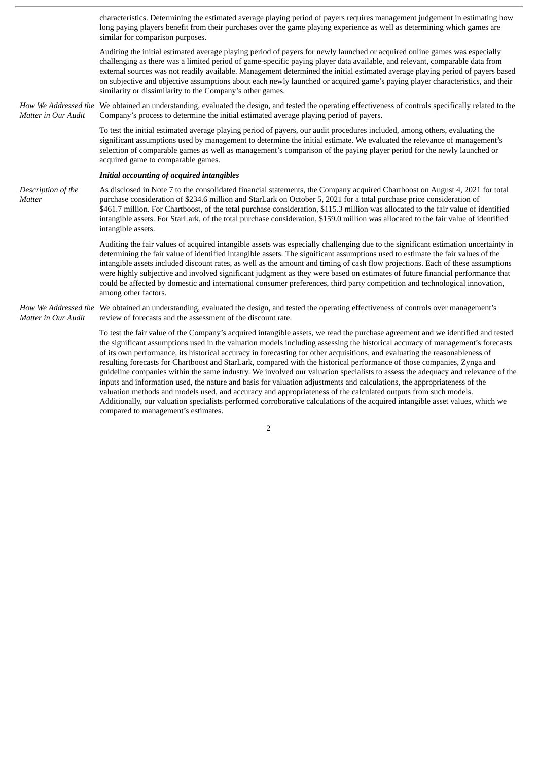characteristics. Determining the estimated average playing period of payers requires management judgement in estimating how long paying players benefit from their purchases over the game playing experience as well as determining which games are similar for comparison purposes.

Auditing the initial estimated average playing period of payers for newly launched or acquired online games was especially challenging as there was a limited period of game-specific paying player data available, and relevant, comparable data from external sources was not readily available. Management determined the initial estimated average playing period of payers based on subjective and objective assumptions about each newly launched or acquired game's paying player characteristics, and their similarity or dissimilarity to the Company's other games.

*How We Addressed the Matter in Our Audit*

We obtained an understanding, evaluated the design, and tested the operating effectiveness of controls specifically related to the Company's process to determine the initial estimated average playing period of payers.

To test the initial estimated average playing period of payers, our audit procedures included, among others, evaluating the significant assumptions used by management to determine the initial estimate. We evaluated the relevance of management's selection of comparable games as well as management's comparison of the paying player period for the newly launched or acquired game to comparable games.

***Initial accounting of acquired intangibles***

*Description of the Matter*

As disclosed in Note 7 to the consolidated financial statements, the Company acquired Chartboost on August 4, 2021 for total purchase consideration of $234.6 million and StarLark on October 5, 2021 for a total purchase price consideration of $461.7 million. For Chartboost, of the total purchase consideration, $115.3 million was allocated to the fair value of identified intangible assets. For StarLark, of the total purchase consideration, $159.0 million was allocated to the fair value of identified intangible assets.

Auditing the fair values of acquired intangible assets was especially challenging due to the significant estimation uncertainty in determining the fair value of identified intangible assets. The significant assumptions used to estimate the fair values of the intangible assets included discount rates, as well as the amount and timing of cash flow projections. Each of these assumptions were highly subjective and involved significant judgment as they were based on estimates of future financial performance that could be affected by domestic and international consumer preferences, third party competition and technological innovation, among other factors.

*How We Addressed the Matter in Our Audit*

We obtained an understanding, evaluated the design, and tested the operating effectiveness of controls over management's review of forecasts and the assessment of the discount rate.

To test the fair value of the Company's acquired intangible assets, we read the purchase agreement and we identified and tested the significant assumptions used in the valuation models including assessing the historical accuracy of management's forecasts of its own performance, its historical accuracy in forecasting for other acquisitions, and evaluating the reasonableness of resulting forecasts for Chartboost and StarLark, compared with the historical performance of those companies, Zynga and guideline companies within the same industry. We involved our valuation specialists to assess the adequacy and relevance of the inputs and information used, the nature and basis for valuation adjustments and calculations, the appropriateness of the valuation methods and models used, and accuracy and appropriateness of the calculated outputs from such models. Additionally, our valuation specialists performed corroborative calculations of the acquired intangible asset values, which we compared to management's estimates.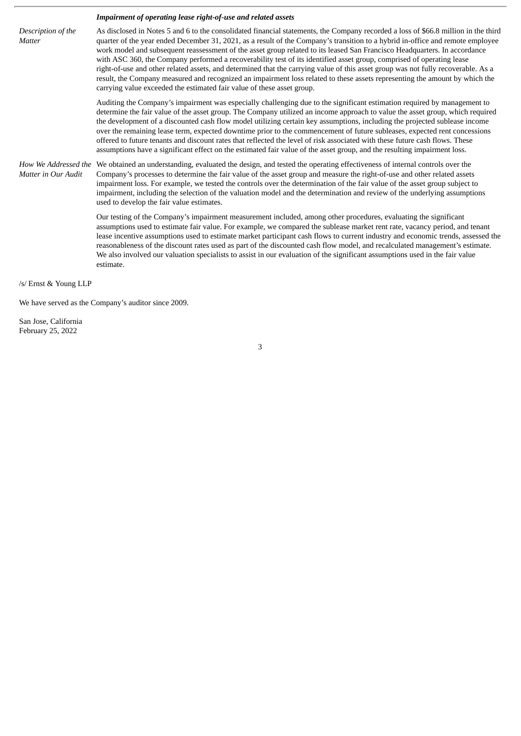***Impairment of operating lease right-of-use and related assets***

| | |
|---|---|
| *Description of the Matter* | As disclosed in Notes 5 and 6 to the consolidated financial statements, the Company recorded a loss of $66.8 million in the third quarter of the year ended December 31, 2021, as a result of the Company's transition to a hybrid in-office and remote employee work model and subsequent reassessment of the asset group related to its leased San Francisco Headquarters. In accordance with ASC 360, the Company performed a recoverability test of its identified asset group, comprised of operating lease right-of-use and other related assets, and determined that the carrying value of this asset group was not fully recoverable. As a result, the Company measured and recognized an impairment loss related to these assets representing the amount by which the carrying value exceeded the estimated fair value of these asset group.<br><br>Auditing the Company's impairment was especially challenging due to the significant estimation required by management to determine the fair value of the asset group. The Company utilized an income approach to value the asset group, which required the development of a discounted cash flow model utilizing certain key assumptions, including the projected sublease income over the remaining lease term, expected downtime prior to the commencement of future subleases, expected rent concessions offered to future tenants and discount rates that reflected the level of risk associated with these future cash flows. These assumptions have a significant effect on the estimated fair value of the asset group, and the resulting impairment loss. |
| *How We Addressed the Matter in Our Audit* | We obtained an understanding, evaluated the design, and tested the operating effectiveness of internal controls over the Company's processes to determine the fair value of the asset group and measure the right-of-use and other related assets impairment loss. For example, we tested the controls over the determination of the fair value of the asset group subject to impairment, including the selection of the valuation model and the determination and review of the underlying assumptions used to develop the fair value estimates.<br><br>Our testing of the Company's impairment measurement included, among other procedures, evaluating the significant assumptions used to estimate fair value. For example, we compared the sublease market rent rate, vacancy period, and tenant lease incentive assumptions used to estimate market participant cash flows to current industry and economic trends, assessed the reasonableness of the discount rates used as part of the discounted cash flow model, and recalculated management's estimate. We also involved our valuation specialists to assist in our evaluation of the significant assumptions used in the fair value estimate. |

/s/ Ernst & Young LLP

We have served as the Company's auditor since 2009.

San Jose, California
February 25, 2022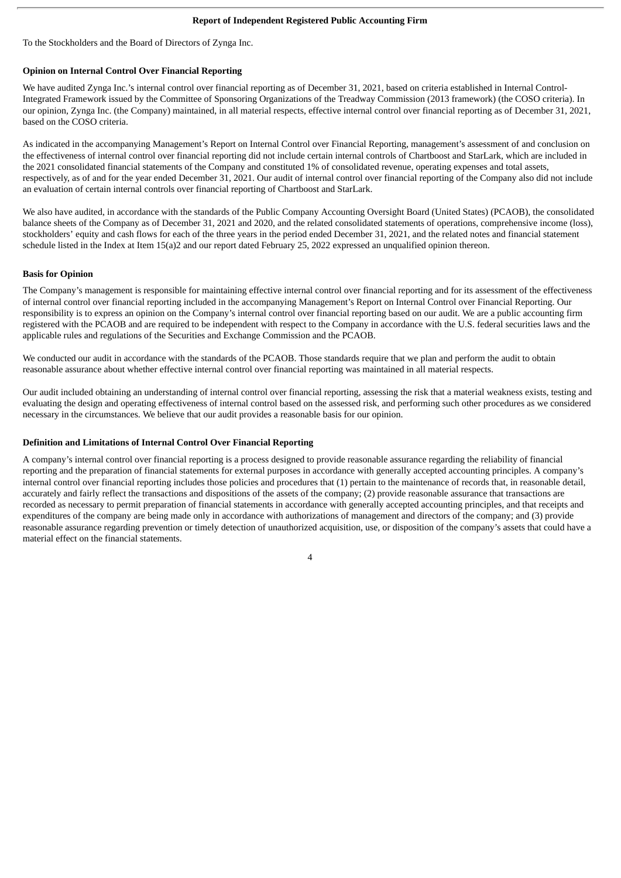## Report of Independent Registered Public Accounting Firm

To the Stockholders and the Board of Directors of Zynga Inc.

### Opinion on Internal Control Over Financial Reporting

We have audited Zynga Inc.'s internal control over financial reporting as of December 31, 2021, based on criteria established in Internal Control-Integrated Framework issued by the Committee of Sponsoring Organizations of the Treadway Commission (2013 framework) (the COSO criteria). In our opinion, Zynga Inc. (the Company) maintained, in all material respects, effective internal control over financial reporting as of December 31, 2021, based on the COSO criteria.

As indicated in the accompanying Management's Report on Internal Control over Financial Reporting, management's assessment of and conclusion on the effectiveness of internal control over financial reporting did not include certain internal controls of Chartboost and StarLark, which are included in the 2021 consolidated financial statements of the Company and constituted 1% of consolidated revenue, operating expenses and total assets, respectively, as of and for the year ended December 31, 2021. Our audit of internal control over financial reporting of the Company also did not include an evaluation of certain internal controls over financial reporting of Chartboost and StarLark.

We also have audited, in accordance with the standards of the Public Company Accounting Oversight Board (United States) (PCAOB), the consolidated balance sheets of the Company as of December 31, 2021 and 2020, and the related consolidated statements of operations, comprehensive income (loss), stockholders' equity and cash flows for each of the three years in the period ended December 31, 2021, and the related notes and financial statement schedule listed in the Index at Item 15(a)2 and our report dated February 25, 2022 expressed an unqualified opinion thereon.

### Basis for Opinion

The Company's management is responsible for maintaining effective internal control over financial reporting and for its assessment of the effectiveness of internal control over financial reporting included in the accompanying Management's Report on Internal Control over Financial Reporting. Our responsibility is to express an opinion on the Company's internal control over financial reporting based on our audit. We are a public accounting firm registered with the PCAOB and are required to be independent with respect to the Company in accordance with the U.S. federal securities laws and the applicable rules and regulations of the Securities and Exchange Commission and the PCAOB.

We conducted our audit in accordance with the standards of the PCAOB. Those standards require that we plan and perform the audit to obtain reasonable assurance about whether effective internal control over financial reporting was maintained in all material respects.

Our audit included obtaining an understanding of internal control over financial reporting, assessing the risk that a material weakness exists, testing and evaluating the design and operating effectiveness of internal control based on the assessed risk, and performing such other procedures as we considered necessary in the circumstances. We believe that our audit provides a reasonable basis for our opinion.

### Definition and Limitations of Internal Control Over Financial Reporting

A company's internal control over financial reporting is a process designed to provide reasonable assurance regarding the reliability of financial reporting and the preparation of financial statements for external purposes in accordance with generally accepted accounting principles. A company's internal control over financial reporting includes those policies and procedures that (1) pertain to the maintenance of records that, in reasonable detail, accurately and fairly reflect the transactions and dispositions of the assets of the company; (2) provide reasonable assurance that transactions are recorded as necessary to permit preparation of financial statements in accordance with generally accepted accounting principles, and that receipts and expenditures of the company are being made only in accordance with authorizations of management and directors of the company; and (3) provide reasonable assurance regarding prevention or timely detection of unauthorized acquisition, use, or disposition of the company's assets that could have a material effect on the financial statements.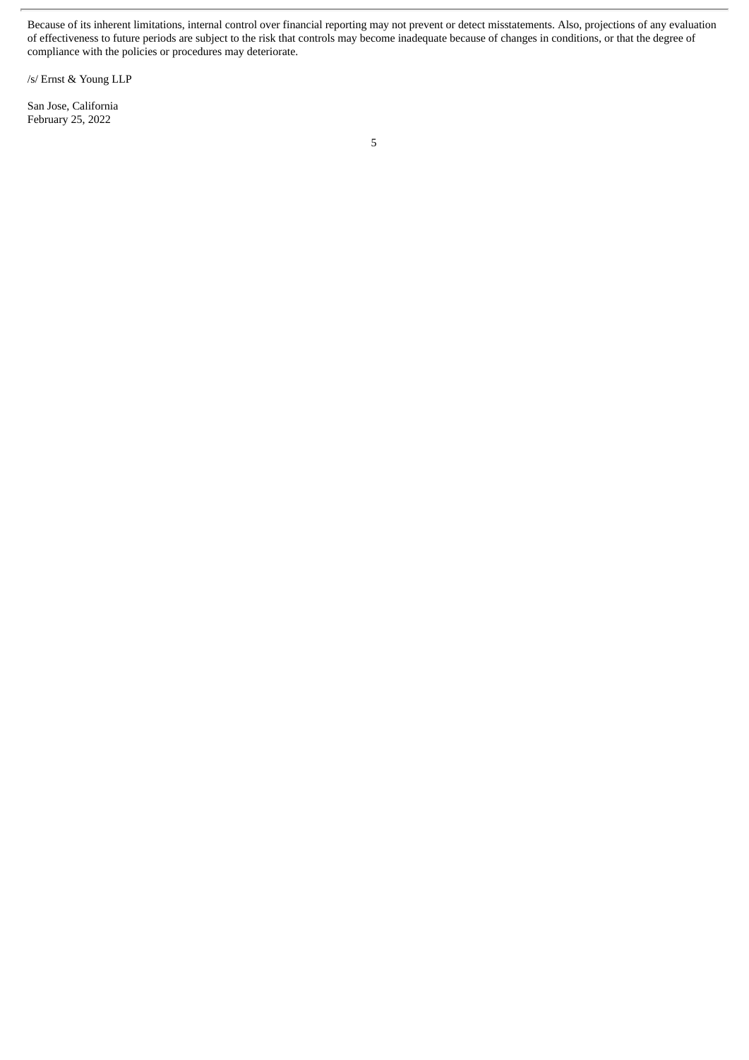Because of its inherent limitations, internal control over financial reporting may not prevent or detect misstatements. Also, projections of any evaluation of effectiveness to future periods are subject to the risk that controls may become inadequate because of changes in conditions, or that the degree of compliance with the policies or procedures may deteriorate.

/s/ Ernst & Young LLP

San Jose, California
February 25, 2022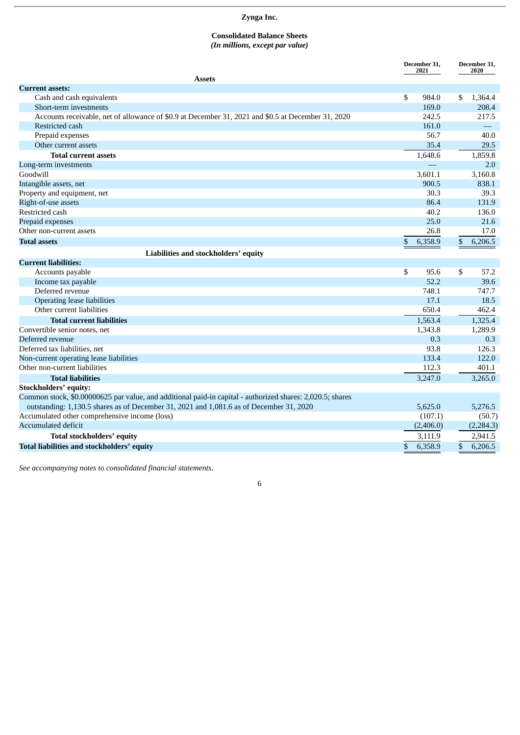# Zynga Inc.

## Consolidated Balance Sheets

*(In millions, except par value)*

| | December 31, 2021 | December 31, 2020 |
|---|---|---|
| **Assets** | | |
| **Current assets:** | | |
| Cash and cash equivalents | $ 984.0 | $ 1,364.4 |
| Short-term investments | 169.0 | 208.4 |
| Accounts receivable, net of allowance of $0.9 at December 31, 2021 and $0.5 at December 31, 2020 | 242.5 | 217.5 |
| Restricted cash | 161.0 | — |
| Prepaid expenses | 56.7 | 40.0 |
| Other current assets | 35.4 | 29.5 |
| **Total current assets** | 1,648.6 | 1,859.8 |
| Long-term investments | — | 2.0 |
| Goodwill | 3,601.1 | 3,160.8 |
| Intangible assets, net | 900.5 | 838.1 |
| Property and equipment, net | 30.3 | 39.3 |
| Right-of-use assets | 86.4 | 131.9 |
| Restricted cash | 40.2 | 136.0 |
| Prepaid expenses | 25.0 | 21.6 |
| Other non-current assets | 26.8 | 17.0 |
| **Total assets** | $ 6,358.9 | $ 6,206.5 |
| **Liabilities and stockholders' equity** | | |
| **Current liabilities:** | | |
| Accounts payable | $ 95.6 | $ 57.2 |
| Income tax payable | 52.2 | 39.6 |
| Deferred revenue | 748.1 | 747.7 |
| Operating lease liabilities | 17.1 | 18.5 |
| Other current liabilities | 650.4 | 462.4 |
| **Total current liabilities** | 1,563.4 | 1,325.4 |
| Convertible senior notes, net | 1,343.8 | 1,289.9 |
| Deferred revenue | 0.3 | 0.3 |
| Deferred tax liabilities, net | 93.8 | 126.3 |
| Non-current operating lease liabilities | 133.4 | 122.0 |
| Other non-current liabilities | 112.3 | 401.1 |
| **Total liabilities** | 3,247.0 | 3,265.0 |
| **Stockholders' equity:** | | |
| Common stock, $0.00000625 par value, and additional paid-in capital - authorized shares: 2,020.5; shares outstanding: 1,130.5 shares as of December 31, 2021 and 1,081.6 as of December 31, 2020 | 5,625.0 | 5,276.5 |
| Accumulated other comprehensive income (loss) | (107.1) | (50.7) |
| Accumulated deficit | (2,406.0) | (2,284.3) |
| **Total stockholders' equity** | 3,111.9 | 2,941.5 |
| **Total liabilities and stockholders' equity** | $ 6,358.9 | $ 6,206.5 |

*See accompanying notes to consolidated financial statements.*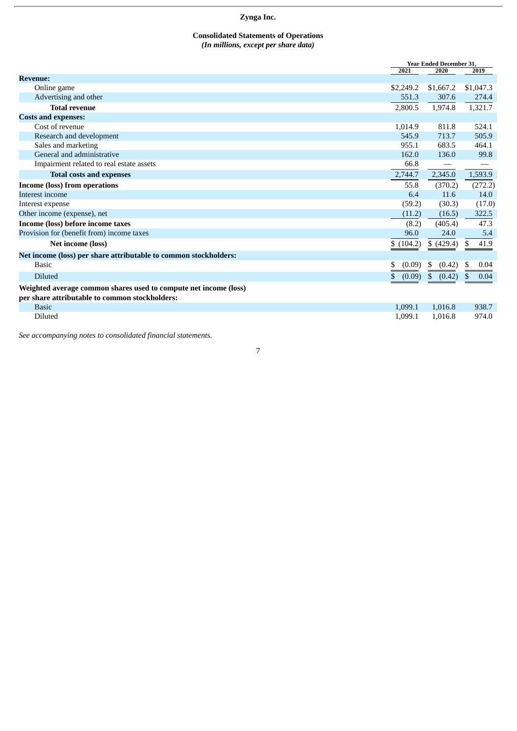# Zynga Inc.

## Consolidated Statements of Operations

*(In millions, except per share data)*

| | Year Ended December 31, | | |
|---|---|---|---|
| | 2021 | 2020 | 2019 |
| **Revenue:** | | | |
| Online game | $2,249.2 | $1,667.2 | $1,047.3 |
| Advertising and other | 551.3 | 307.6 | 274.4 |
| **Total revenue** | 2,800.5 | 1,974.8 | 1,321.7 |
| **Costs and expenses:** | | | |
| Cost of revenue | 1,014.9 | 811.8 | 524.1 |
| Research and development | 545.9 | 713.7 | 505.9 |
| Sales and marketing | 955.1 | 683.5 | 464.1 |
| General and administrative | 162.0 | 136.0 | 99.8 |
| Impairment related to real estate assets | 66.8 | — | — |
| **Total costs and expenses** | 2,744.7 | 2,345.0 | 1,593.9 |
| **Income (loss) from operations** | 55.8 | (370.2) | (272.2) |
| Interest income | 6.4 | 11.6 | 14.0 |
| Interest expense | (59.2) | (30.3) | (17.0) |
| Other income (expense), net | (11.2) | (16.5) | 322.5 |
| **Income (loss) before income taxes** | (8.2) | (405.4) | 47.3 |
| Provision for (benefit from) income taxes | 96.0 | 24.0 | 5.4 |
| **Net income (loss)** | $ (104.2) | $ (429.4) | $ 41.9 |
| **Net income (loss) per share attributable to common stockholders:** | | | |
| Basic | $ (0.09) | $ (0.42) | $ 0.04 |
| Diluted | $ (0.09) | $ (0.42) | $ 0.04 |
| **Weighted average common shares used to compute net income (loss) per share attributable to common stockholders:** | | | |
| Basic | 1,099.1 | 1,016.8 | 938.7 |
| Diluted | 1,099.1 | 1,016.8 | 974.0 |

*See accompanying notes to consolidated financial statements.*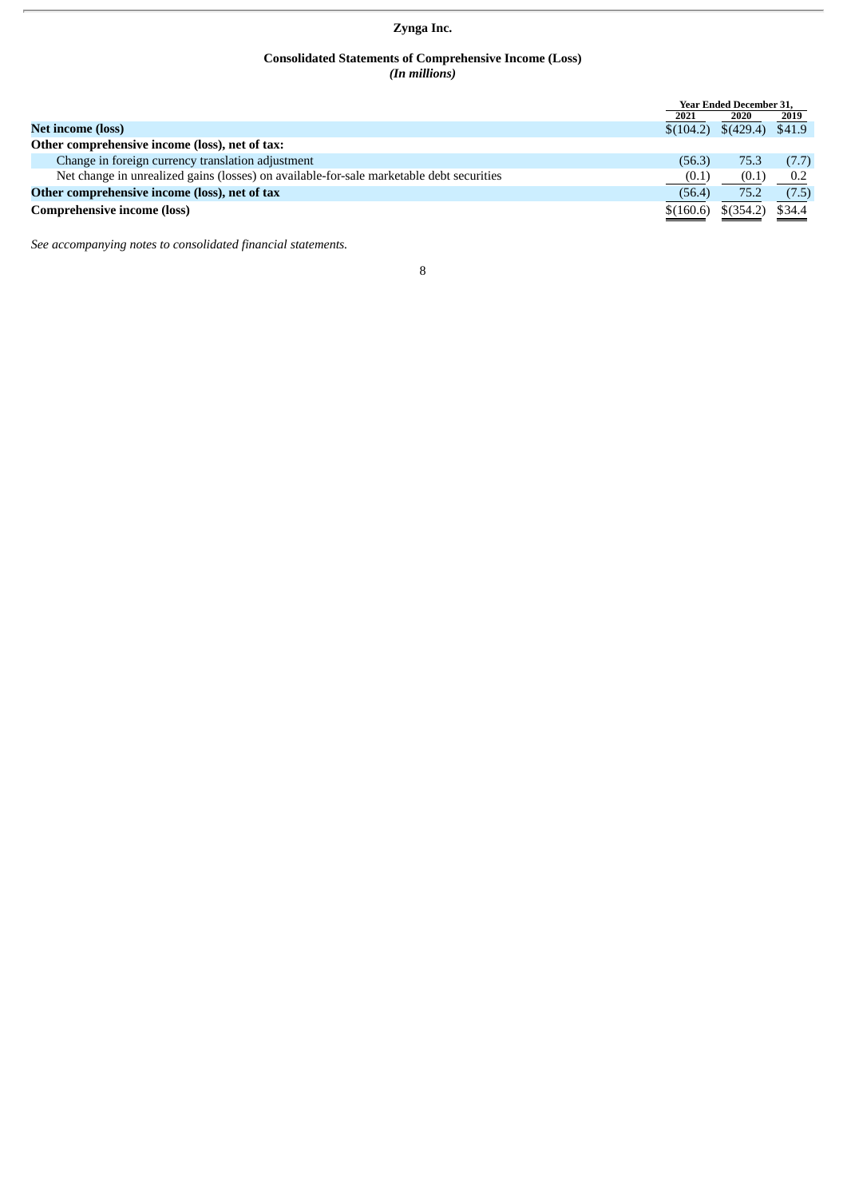# Zynga Inc.

## Consolidated Statements of Comprehensive Income (Loss)

*(In millions)*

| | Year Ended December 31, | | |
|---|---|---|---|
| | 2021 | 2020 | 2019 |
| **Net income (loss)** | $(104.2) | $(429.4) | $41.9 |
| **Other comprehensive income (loss), net of tax:** | | | |
| Change in foreign currency translation adjustment | (56.3) | 75.3 | (7.7) |
| Net change in unrealized gains (losses) on available-for-sale marketable debt securities | (0.1) | (0.1) | 0.2 |
| **Other comprehensive income (loss), net of tax** | (56.4) | 75.2 | (7.5) |
| **Comprehensive income (loss)** | $(160.6) | $(354.2) | $34.4 |

*See accompanying notes to consolidated financial statements.*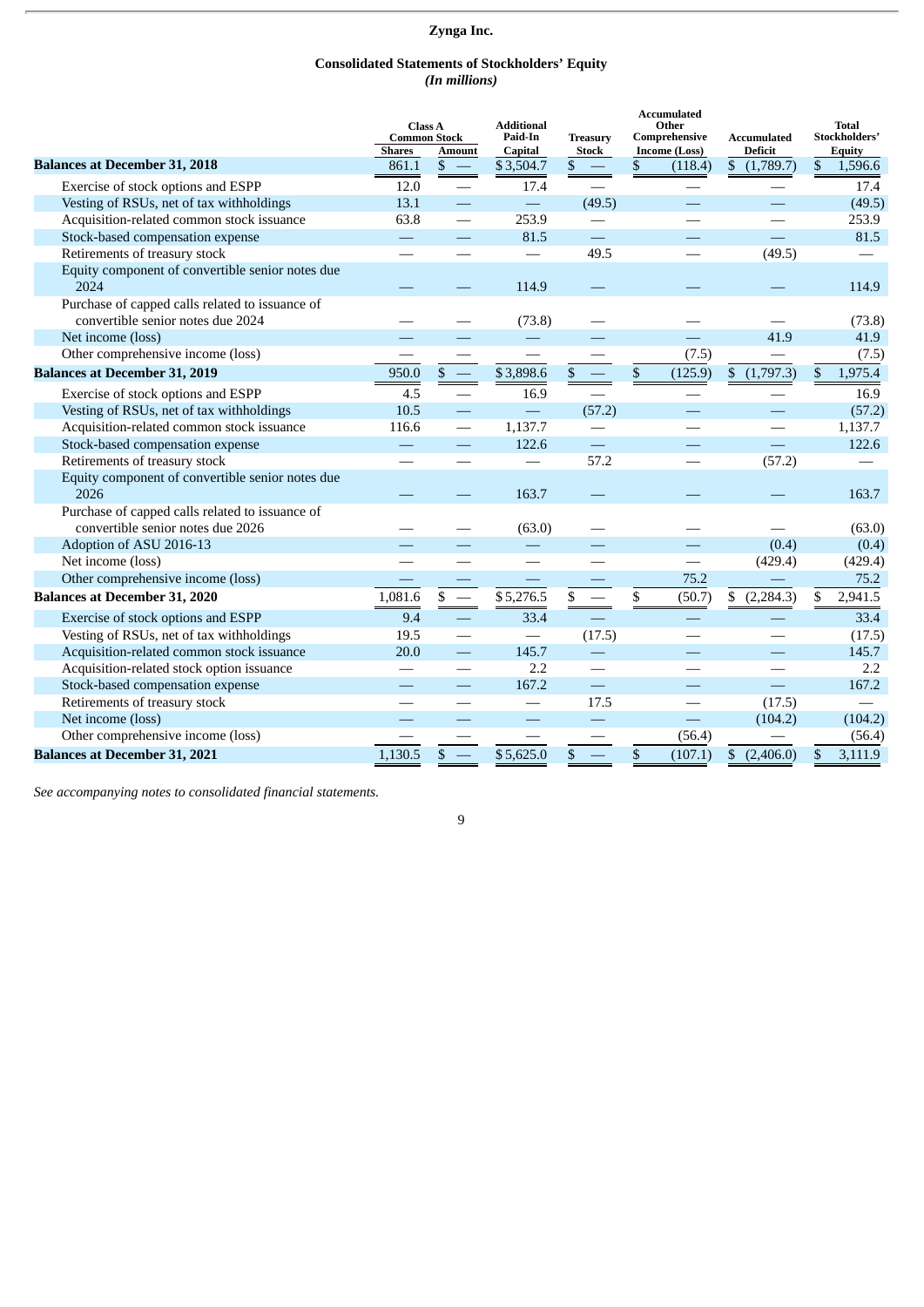# Zynga Inc.

## Consolidated Statements of Stockholders' Equity

*(In millions)*

| | Class A Common Stock | | Additional Paid-In Capital | Treasury Stock | Accumulated Other Comprehensive Income (Loss) | Accumulated Deficit | Total Stockholders' Equity |
|---|---|---|---|---|---|---|---|
| | Shares | Amount | | | | | |
| **Balances at December 31, 2018** | 861.1 | $ — | $ 3,504.7 | $ — | $ (118.4) | $ (1,789.7) | $ 1,596.6 |
| Exercise of stock options and ESPP | 12.0 | — | 17.4 | — | — | — | 17.4 |
| Vesting of RSUs, net of tax withholdings | 13.1 | — | — | (49.5) | — | — | (49.5) |
| Acquisition-related common stock issuance | 63.8 | — | 253.9 | — | — | — | 253.9 |
| Stock-based compensation expense | — | — | 81.5 | — | — | — | 81.5 |
| Retirements of treasury stock | — | — | — | 49.5 | — | (49.5) | — |
| Equity component of convertible senior notes due 2024 | — | — | 114.9 | — | — | — | 114.9 |
| Purchase of capped calls related to issuance of convertible senior notes due 2024 | — | — | (73.8) | — | — | — | (73.8) |
| Net income (loss) | — | — | — | — | — | 41.9 | 41.9 |
| Other comprehensive income (loss) | — | — | — | — | (7.5) | — | (7.5) |
| **Balances at December 31, 2019** | 950.0 | $ — | $ 3,898.6 | $ — | $ (125.9) | $ (1,797.3) | $ 1,975.4 |
| Exercise of stock options and ESPP | 4.5 | — | 16.9 | — | — | — | 16.9 |
| Vesting of RSUs, net of tax withholdings | 10.5 | — | — | (57.2) | — | — | (57.2) |
| Acquisition-related common stock issuance | 116.6 | — | 1,137.7 | — | — | — | 1,137.7 |
| Stock-based compensation expense | — | — | 122.6 | — | — | — | 122.6 |
| Retirements of treasury stock | — | — | — | 57.2 | — | (57.2) | — |
| Equity component of convertible senior notes due 2026 | — | — | 163.7 | — | — | — | 163.7 |
| Purchase of capped calls related to issuance of convertible senior notes due 2026 | — | — | (63.0) | — | — | — | (63.0) |
| Adoption of ASU 2016-13 | — | — | — | — | — | (0.4) | (0.4) |
| Net income (loss) | — | — | — | — | — | (429.4) | (429.4) |
| Other comprehensive income (loss) | — | — | — | — | 75.2 | — | 75.2 |
| **Balances at December 31, 2020** | 1,081.6 | $ — | $ 5,276.5 | $ — | $ (50.7) | $ (2,284.3) | $ 2,941.5 |
| Exercise of stock options and ESPP | 9.4 | — | 33.4 | — | — | — | 33.4 |
| Vesting of RSUs, net of tax withholdings | 19.5 | — | — | (17.5) | — | — | (17.5) |
| Acquisition-related common stock issuance | 20.0 | — | 145.7 | — | — | — | 145.7 |
| Acquisition-related stock option issuance | — | — | 2.2 | — | — | — | 2.2 |
| Stock-based compensation expense | — | — | 167.2 | — | — | — | 167.2 |
| Retirements of treasury stock | — | — | — | 17.5 | — | (17.5) | — |
| Net income (loss) | — | — | — | — | — | (104.2) | (104.2) |
| Other comprehensive income (loss) | — | — | — | — | (56.4) | — | (56.4) |
| **Balances at December 31, 2021** | 1,130.5 | $ — | $ 5,625.0 | $ — | $ (107.1) | $ (2,406.0) | $ 3,111.9 |

*See accompanying notes to consolidated financial statements.*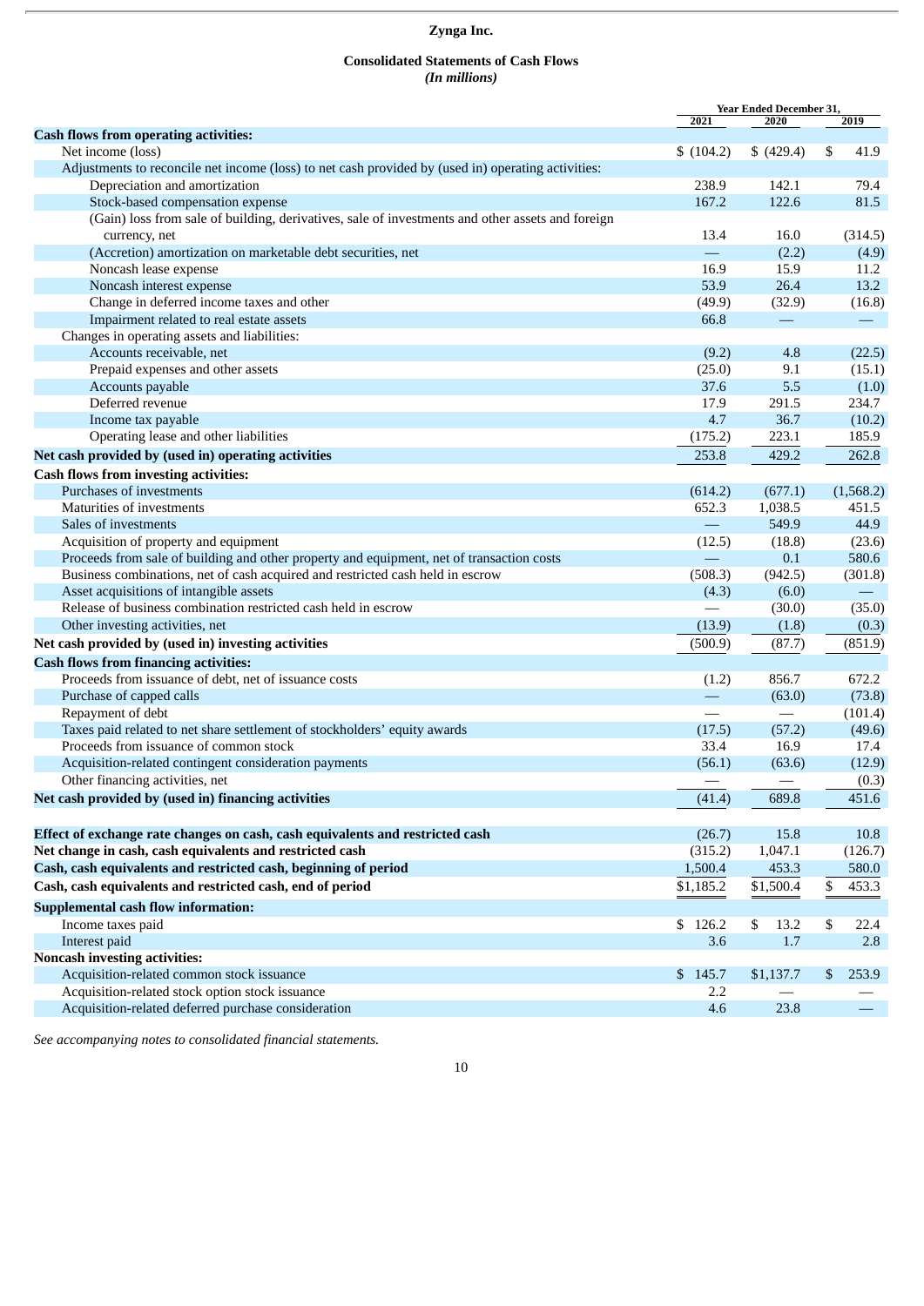# Zynga Inc.

## Consolidated Statements of Cash Flows

*(In millions)*

| | Year Ended December 31, | | |
|---|---|---|---|
| | 2021 | 2020 | 2019 |
| **Cash flows from operating activities:** | | | |
| Net income (loss) | $ (104.2) | $ (429.4) | $ 41.9 |
| Adjustments to reconcile net income (loss) to net cash provided by (used in) operating activities: | | | |
| Depreciation and amortization | 238.9 | 142.1 | 79.4 |
| Stock-based compensation expense | 167.2 | 122.6 | 81.5 |
| (Gain) loss from sale of building, derivatives, sale of investments and other assets and foreign currency, net | 13.4 | 16.0 | (314.5) |
| (Accretion) amortization on marketable debt securities, net | — | (2.2) | (4.9) |
| Noncash lease expense | 16.9 | 15.9 | 11.2 |
| Noncash interest expense | 53.9 | 26.4 | 13.2 |
| Change in deferred income taxes and other | (49.9) | (32.9) | (16.8) |
| Impairment related to real estate assets | 66.8 | — | — |
| Changes in operating assets and liabilities: | | | |
| Accounts receivable, net | (9.2) | 4.8 | (22.5) |
| Prepaid expenses and other assets | (25.0) | 9.1 | (15.1) |
| Accounts payable | 37.6 | 5.5 | (1.0) |
| Deferred revenue | 17.9 | 291.5 | 234.7 |
| Income tax payable | 4.7 | 36.7 | (10.2) |
| Operating lease and other liabilities | (175.2) | 223.1 | 185.9 |
| **Net cash provided by (used in) operating activities** | 253.8 | 429.2 | 262.8 |
| **Cash flows from investing activities:** | | | |
| Purchases of investments | (614.2) | (677.1) | (1,568.2) |
| Maturities of investments | 652.3 | 1,038.5 | 451.5 |
| Sales of investments | — | 549.9 | 44.9 |
| Acquisition of property and equipment | (12.5) | (18.8) | (23.6) |
| Proceeds from sale of building and other property and equipment, net of transaction costs | — | 0.1 | 580.6 |
| Business combinations, net of cash acquired and restricted cash held in escrow | (508.3) | (942.5) | (301.8) |
| Asset acquisitions of intangible assets | (4.3) | (6.0) | — |
| Release of business combination restricted cash held in escrow | — | (30.0) | (35.0) |
| Other investing activities, net | (13.9) | (1.8) | (0.3) |
| **Net cash provided by (used in) investing activities** | (500.9) | (87.7) | (851.9) |
| **Cash flows from financing activities:** | | | |
| Proceeds from issuance of debt, net of issuance costs | (1.2) | 856.7 | 672.2 |
| Purchase of capped calls | — | (63.0) | (73.8) |
| Repayment of debt | — | — | (101.4) |
| Taxes paid related to net share settlement of stockholders' equity awards | (17.5) | (57.2) | (49.6) |
| Proceeds from issuance of common stock | 33.4 | 16.9 | 17.4 |
| Acquisition-related contingent consideration payments | (56.1) | (63.6) | (12.9) |
| Other financing activities, net | — | — | (0.3) |
| **Net cash provided by (used in) financing activities** | (41.4) | 689.8 | 451.6 |
| | | | |
| **Effect of exchange rate changes on cash, cash equivalents and restricted cash** | (26.7) | 15.8 | 10.8 |
| **Net change in cash, cash equivalents and restricted cash** | (315.2) | 1,047.1 | (126.7) |
| **Cash, cash equivalents and restricted cash, beginning of period** | 1,500.4 | 453.3 | 580.0 |
| **Cash, cash equivalents and restricted cash, end of period** | $1,185.2 | $1,500.4 | $ 453.3 |
| **Supplemental cash flow information:** | | | |
| Income taxes paid | $ 126.2 | $ 13.2 | $ 22.4 |
| Interest paid | 3.6 | 1.7 | 2.8 |
| **Noncash investing activities:** | | | |
| Acquisition-related common stock issuance | $ 145.7 | $1,137.7 | $ 253.9 |
| Acquisition-related stock option stock issuance | 2.2 | — | — |
| Acquisition-related deferred purchase consideration | 4.6 | 23.8 | — |

*See accompanying notes to consolidated financial statements.*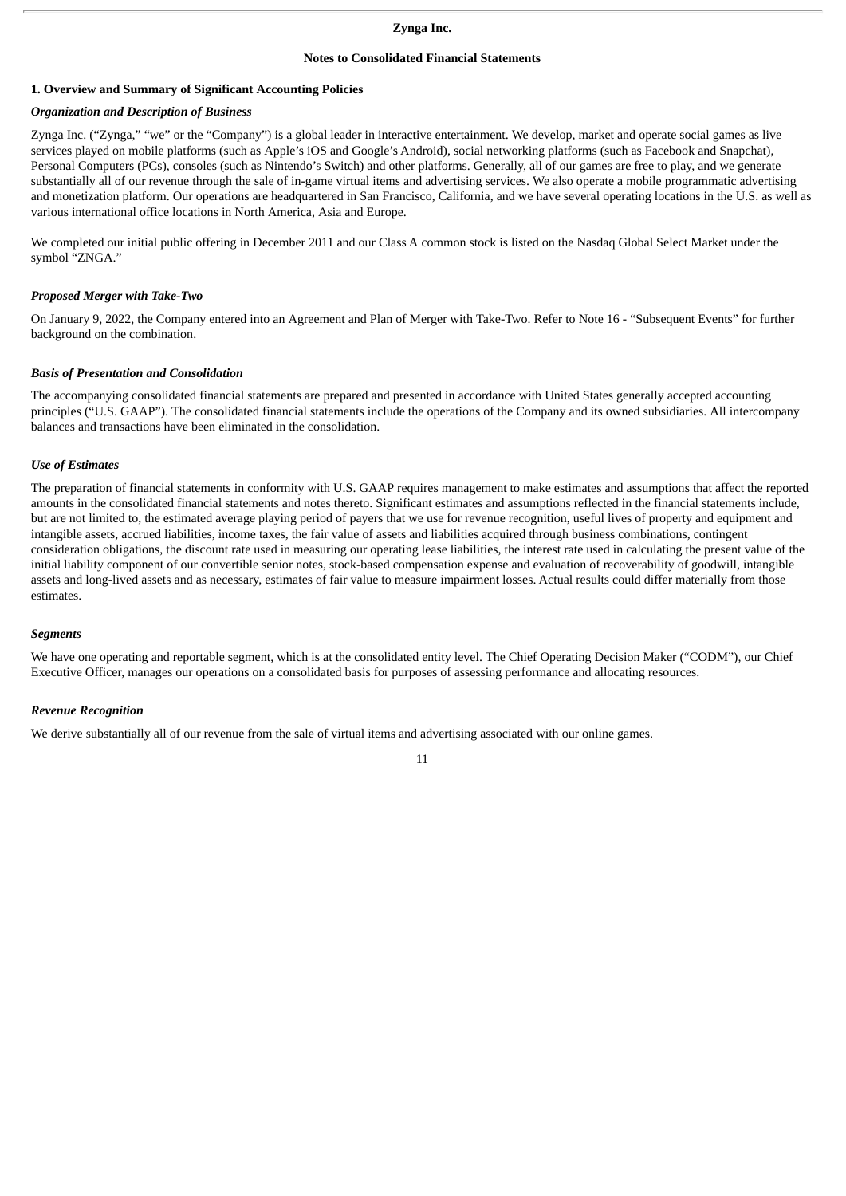**Zynga Inc.**

**Notes to Consolidated Financial Statements**

## 1. Overview and Summary of Significant Accounting Policies

### *Organization and Description of Business*

Zynga Inc. ("Zynga," "we" or the "Company") is a global leader in interactive entertainment. We develop, market and operate social games as live services played on mobile platforms (such as Apple's iOS and Google's Android), social networking platforms (such as Facebook and Snapchat), Personal Computers (PCs), consoles (such as Nintendo's Switch) and other platforms. Generally, all of our games are free to play, and we generate substantially all of our revenue through the sale of in-game virtual items and advertising services. We also operate a mobile programmatic advertising and monetization platform. Our operations are headquartered in San Francisco, California, and we have several operating locations in the U.S. as well as various international office locations in North America, Asia and Europe.

We completed our initial public offering in December 2011 and our Class A common stock is listed on the Nasdaq Global Select Market under the symbol "ZNGA."

### *Proposed Merger with Take-Two*

On January 9, 2022, the Company entered into an Agreement and Plan of Merger with Take-Two. Refer to Note 16 - "Subsequent Events" for further background on the combination.

### *Basis of Presentation and Consolidation*

The accompanying consolidated financial statements are prepared and presented in accordance with United States generally accepted accounting principles ("U.S. GAAP"). The consolidated financial statements include the operations of the Company and its owned subsidiaries. All intercompany balances and transactions have been eliminated in the consolidation.

### *Use of Estimates*

The preparation of financial statements in conformity with U.S. GAAP requires management to make estimates and assumptions that affect the reported amounts in the consolidated financial statements and notes thereto. Significant estimates and assumptions reflected in the financial statements include, but are not limited to, the estimated average playing period of payers that we use for revenue recognition, useful lives of property and equipment and intangible assets, accrued liabilities, income taxes, the fair value of assets and liabilities acquired through business combinations, contingent consideration obligations, the discount rate used in measuring our operating lease liabilities, the interest rate used in calculating the present value of the initial liability component of our convertible senior notes, stock-based compensation expense and evaluation of recoverability of goodwill, intangible assets and long-lived assets and as necessary, estimates of fair value to measure impairment losses. Actual results could differ materially from those estimates.

### *Segments*

We have one operating and reportable segment, which is at the consolidated entity level. The Chief Operating Decision Maker ("CODM"), our Chief Executive Officer, manages our operations on a consolidated basis for purposes of assessing performance and allocating resources.

### *Revenue Recognition*

We derive substantially all of our revenue from the sale of virtual items and advertising associated with our online games.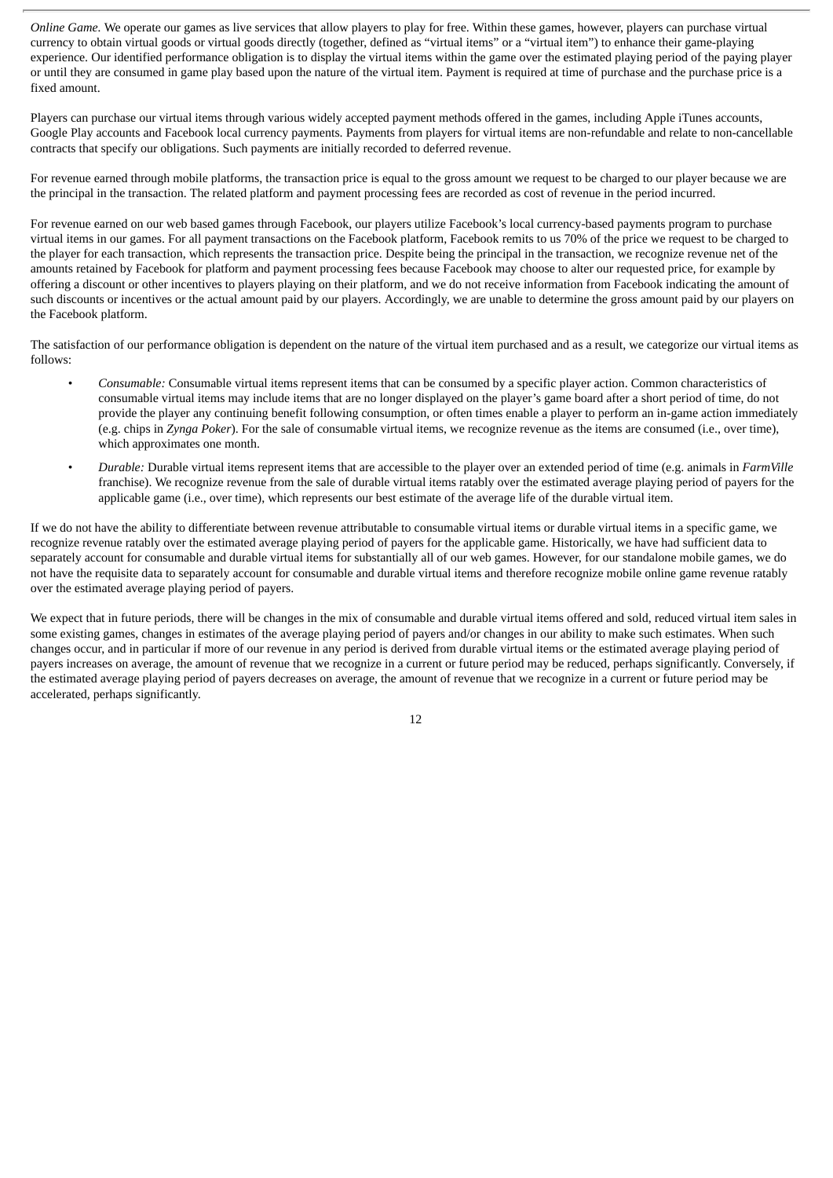*Online Game.* We operate our games as live services that allow players to play for free. Within these games, however, players can purchase virtual currency to obtain virtual goods or virtual goods directly (together, defined as "virtual items" or a "virtual item") to enhance their game-playing experience. Our identified performance obligation is to display the virtual items within the game over the estimated playing period of the paying player or until they are consumed in game play based upon the nature of the virtual item. Payment is required at time of purchase and the purchase price is a fixed amount.

Players can purchase our virtual items through various widely accepted payment methods offered in the games, including Apple iTunes accounts, Google Play accounts and Facebook local currency payments. Payments from players for virtual items are non-refundable and relate to non-cancellable contracts that specify our obligations. Such payments are initially recorded to deferred revenue.

For revenue earned through mobile platforms, the transaction price is equal to the gross amount we request to be charged to our player because we are the principal in the transaction. The related platform and payment processing fees are recorded as cost of revenue in the period incurred.

For revenue earned on our web based games through Facebook, our players utilize Facebook's local currency-based payments program to purchase virtual items in our games. For all payment transactions on the Facebook platform, Facebook remits to us 70% of the price we request to be charged to the player for each transaction, which represents the transaction price. Despite being the principal in the transaction, we recognize revenue net of the amounts retained by Facebook for platform and payment processing fees because Facebook may choose to alter our requested price, for example by offering a discount or other incentives to players playing on their platform, and we do not receive information from Facebook indicating the amount of such discounts or incentives or the actual amount paid by our players. Accordingly, we are unable to determine the gross amount paid by our players on the Facebook platform.

The satisfaction of our performance obligation is dependent on the nature of the virtual item purchased and as a result, we categorize our virtual items as follows:

- *Consumable:* Consumable virtual items represent items that can be consumed by a specific player action. Common characteristics of consumable virtual items may include items that are no longer displayed on the player's game board after a short period of time, do not provide the player any continuing benefit following consumption, or often times enable a player to perform an in-game action immediately (e.g. chips in *Zynga Poker*). For the sale of consumable virtual items, we recognize revenue as the items are consumed (i.e., over time), which approximates one month.
- *Durable:* Durable virtual items represent items that are accessible to the player over an extended period of time (e.g. animals in *FarmVille* franchise). We recognize revenue from the sale of durable virtual items ratably over the estimated average playing period of payers for the applicable game (i.e., over time), which represents our best estimate of the average life of the durable virtual item.

If we do not have the ability to differentiate between revenue attributable to consumable virtual items or durable virtual items in a specific game, we recognize revenue ratably over the estimated average playing period of payers for the applicable game. Historically, we have had sufficient data to separately account for consumable and durable virtual items for substantially all of our web games. However, for our standalone mobile games, we do not have the requisite data to separately account for consumable and durable virtual items and therefore recognize mobile online game revenue ratably over the estimated average playing period of payers.

We expect that in future periods, there will be changes in the mix of consumable and durable virtual items offered and sold, reduced virtual item sales in some existing games, changes in estimates of the average playing period of payers and/or changes in our ability to make such estimates. When such changes occur, and in particular if more of our revenue in any period is derived from durable virtual items or the estimated average playing period of payers increases on average, the amount of revenue that we recognize in a current or future period may be reduced, perhaps significantly. Conversely, if the estimated average playing period of payers decreases on average, the amount of revenue that we recognize in a current or future period may be accelerated, perhaps significantly.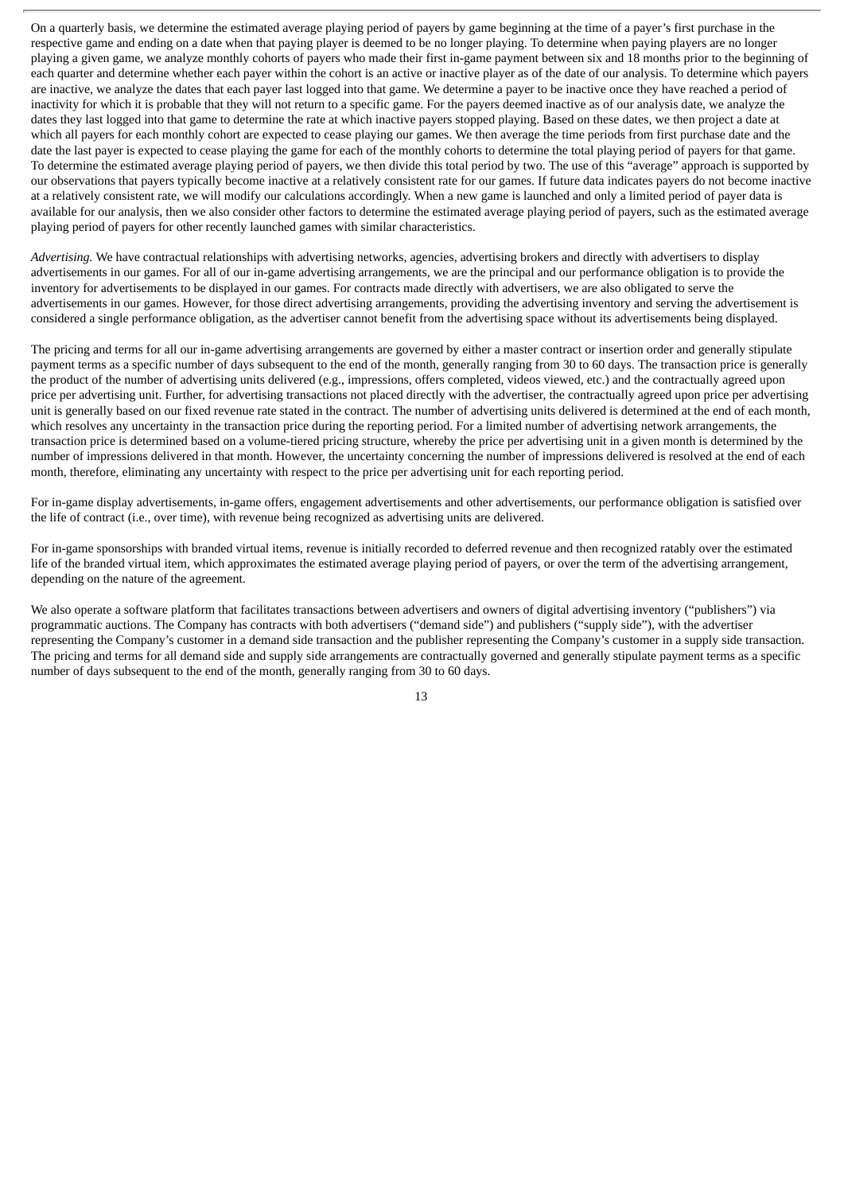On a quarterly basis, we determine the estimated average playing period of payers by game beginning at the time of a payer's first purchase in the respective game and ending on a date when that paying player is deemed to be no longer playing. To determine when paying players are no longer playing a given game, we analyze monthly cohorts of payers who made their first in-game payment between six and 18 months prior to the beginning of each quarter and determine whether each payer within the cohort is an active or inactive player as of the date of our analysis. To determine which payers are inactive, we analyze the dates that each payer last logged into that game. We determine a payer to be inactive once they have reached a period of inactivity for which it is probable that they will not return to a specific game. For the payers deemed inactive as of our analysis date, we analyze the dates they last logged into that game to determine the rate at which inactive payers stopped playing. Based on these dates, we then project a date at which all payers for each monthly cohort are expected to cease playing our games. We then average the time periods from first purchase date and the date the last payer is expected to cease playing the game for each of the monthly cohorts to determine the total playing period of payers for that game. To determine the estimated average playing period of payers, we then divide this total period by two. The use of this "average" approach is supported by our observations that payers typically become inactive at a relatively consistent rate for our games. If future data indicates payers do not become inactive at a relatively consistent rate, we will modify our calculations accordingly. When a new game is launched and only a limited period of payer data is available for our analysis, then we also consider other factors to determine the estimated average playing period of payers, such as the estimated average playing period of payers for other recently launched games with similar characteristics.

*Advertising.* We have contractual relationships with advertising networks, agencies, advertising brokers and directly with advertisers to display advertisements in our games. For all of our in-game advertising arrangements, we are the principal and our performance obligation is to provide the inventory for advertisements to be displayed in our games. For contracts made directly with advertisers, we are also obligated to serve the advertisements in our games. However, for those direct advertising arrangements, providing the advertising inventory and serving the advertisement is considered a single performance obligation, as the advertiser cannot benefit from the advertising space without its advertisements being displayed.

The pricing and terms for all our in-game advertising arrangements are governed by either a master contract or insertion order and generally stipulate payment terms as a specific number of days subsequent to the end of the month, generally ranging from 30 to 60 days. The transaction price is generally the product of the number of advertising units delivered (e.g., impressions, offers completed, videos viewed, etc.) and the contractually agreed upon price per advertising unit. Further, for advertising transactions not placed directly with the advertiser, the contractually agreed upon price per advertising unit is generally based on our fixed revenue rate stated in the contract. The number of advertising units delivered is determined at the end of each month, which resolves any uncertainty in the transaction price during the reporting period. For a limited number of advertising network arrangements, the transaction price is determined based on a volume-tiered pricing structure, whereby the price per advertising unit in a given month is determined by the number of impressions delivered in that month. However, the uncertainty concerning the number of impressions delivered is resolved at the end of each month, therefore, eliminating any uncertainty with respect to the price per advertising unit for each reporting period.

For in-game display advertisements, in-game offers, engagement advertisements and other advertisements, our performance obligation is satisfied over the life of contract (i.e., over time), with revenue being recognized as advertising units are delivered.

For in-game sponsorships with branded virtual items, revenue is initially recorded to deferred revenue and then recognized ratably over the estimated life of the branded virtual item, which approximates the estimated average playing period of payers, or over the term of the advertising arrangement, depending on the nature of the agreement.

We also operate a software platform that facilitates transactions between advertisers and owners of digital advertising inventory ("publishers") via programmatic auctions. The Company has contracts with both advertisers ("demand side") and publishers ("supply side"), with the advertiser representing the Company's customer in a demand side transaction and the publisher representing the Company's customer in a supply side transaction. The pricing and terms for all demand side and supply side arrangements are contractually governed and generally stipulate payment terms as a specific number of days subsequent to the end of the month, generally ranging from 30 to 60 days.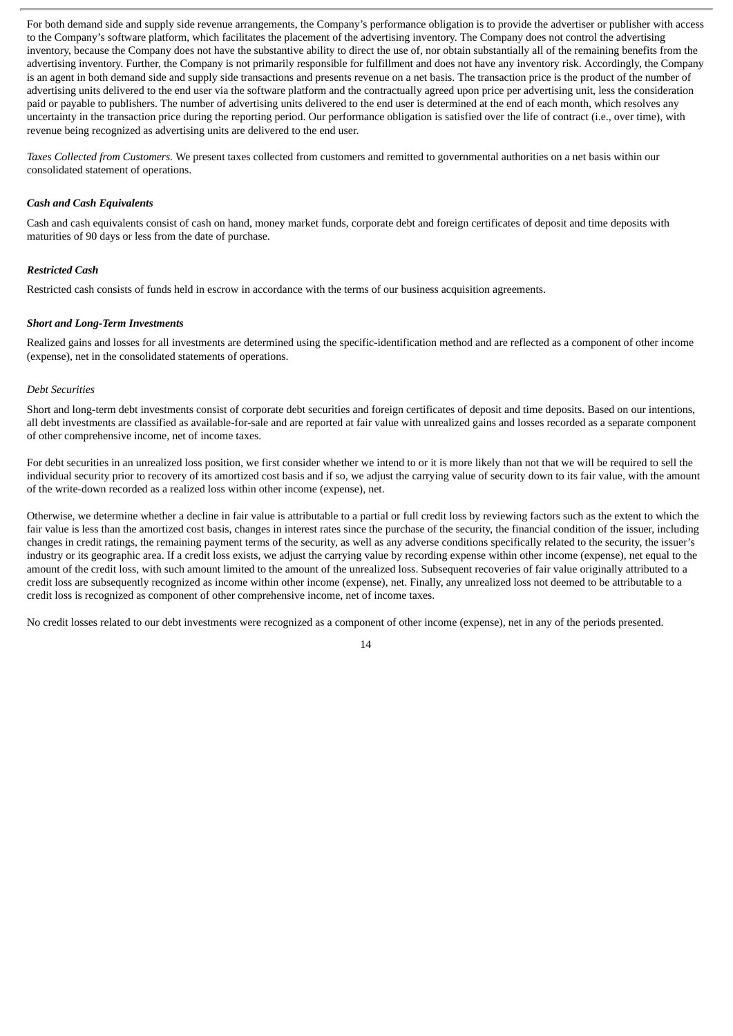For both demand side and supply side revenue arrangements, the Company's performance obligation is to provide the advertiser or publisher with access to the Company's software platform, which facilitates the placement of the advertising inventory. The Company does not control the advertising inventory, because the Company does not have the substantive ability to direct the use of, nor obtain substantially all of the remaining benefits from the advertising inventory. Further, the Company is not primarily responsible for fulfillment and does not have any inventory risk. Accordingly, the Company is an agent in both demand side and supply side transactions and presents revenue on a net basis. The transaction price is the product of the number of advertising units delivered to the end user via the software platform and the contractually agreed upon price per advertising unit, less the consideration paid or payable to publishers. The number of advertising units delivered to the end user is determined at the end of each month, which resolves any uncertainty in the transaction price during the reporting period. Our performance obligation is satisfied over the life of contract (i.e., over time), with revenue being recognized as advertising units are delivered to the end user.

*Taxes Collected from Customers.* We present taxes collected from customers and remitted to governmental authorities on a net basis within our consolidated statement of operations.

***Cash and Cash Equivalents***

Cash and cash equivalents consist of cash on hand, money market funds, corporate debt and foreign certificates of deposit and time deposits with maturities of 90 days or less from the date of purchase.

***Restricted Cash***

Restricted cash consists of funds held in escrow in accordance with the terms of our business acquisition agreements.

***Short and Long-Term Investments***

Realized gains and losses for all investments are determined using the specific-identification method and are reflected as a component of other income (expense), net in the consolidated statements of operations.

*Debt Securities*

Short and long-term debt investments consist of corporate debt securities and foreign certificates of deposit and time deposits. Based on our intentions, all debt investments are classified as available-for-sale and are reported at fair value with unrealized gains and losses recorded as a separate component of other comprehensive income, net of income taxes.

For debt securities in an unrealized loss position, we first consider whether we intend to or it is more likely than not that we will be required to sell the individual security prior to recovery of its amortized cost basis and if so, we adjust the carrying value of security down to its fair value, with the amount of the write-down recorded as a realized loss within other income (expense), net.

Otherwise, we determine whether a decline in fair value is attributable to a partial or full credit loss by reviewing factors such as the extent to which the fair value is less than the amortized cost basis, changes in interest rates since the purchase of the security, the financial condition of the issuer, including changes in credit ratings, the remaining payment terms of the security, as well as any adverse conditions specifically related to the security, the issuer's industry or its geographic area. If a credit loss exists, we adjust the carrying value by recording expense within other income (expense), net equal to the amount of the credit loss, with such amount limited to the amount of the unrealized loss. Subsequent recoveries of fair value originally attributed to a credit loss are subsequently recognized as income within other income (expense), net. Finally, any unrealized loss not deemed to be attributable to a credit loss is recognized as component of other comprehensive income, net of income taxes.

No credit losses related to our debt investments were recognized as a component of other income (expense), net in any of the periods presented.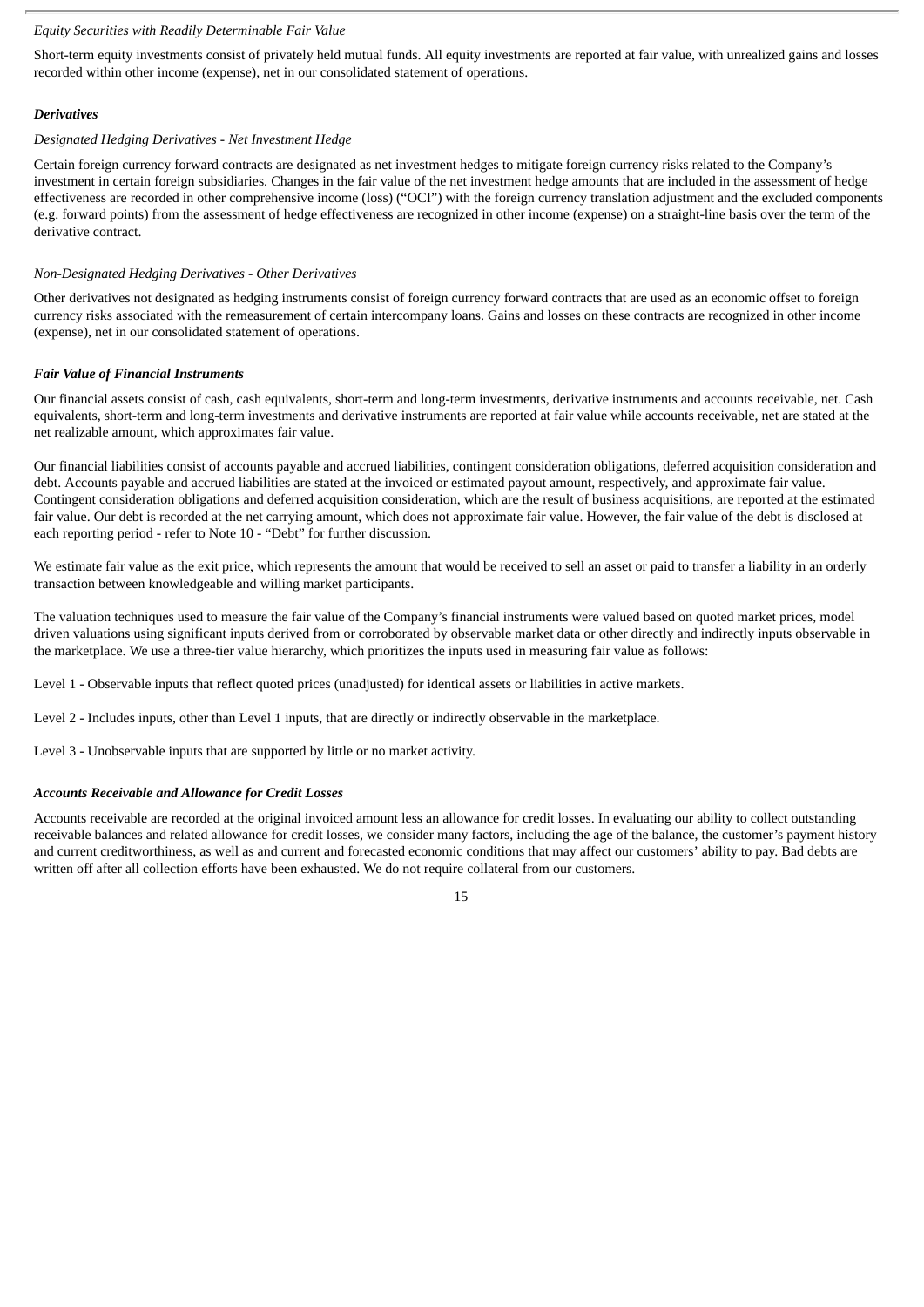*Equity Securities with Readily Determinable Fair Value*

Short-term equity investments consist of privately held mutual funds. All equity investments are reported at fair value, with unrealized gains and losses recorded within other income (expense), net in our consolidated statement of operations.

***Derivatives***

*Designated Hedging Derivatives - Net Investment Hedge*

Certain foreign currency forward contracts are designated as net investment hedges to mitigate foreign currency risks related to the Company's investment in certain foreign subsidiaries. Changes in the fair value of the net investment hedge amounts that are included in the assessment of hedge effectiveness are recorded in other comprehensive income (loss) ("OCI") with the foreign currency translation adjustment and the excluded components (e.g. forward points) from the assessment of hedge effectiveness are recognized in other income (expense) on a straight-line basis over the term of the derivative contract.

*Non-Designated Hedging Derivatives - Other Derivatives*

Other derivatives not designated as hedging instruments consist of foreign currency forward contracts that are used as an economic offset to foreign currency risks associated with the remeasurement of certain intercompany loans. Gains and losses on these contracts are recognized in other income (expense), net in our consolidated statement of operations.

***Fair Value of Financial Instruments***

Our financial assets consist of cash, cash equivalents, short-term and long-term investments, derivative instruments and accounts receivable, net. Cash equivalents, short-term and long-term investments and derivative instruments are reported at fair value while accounts receivable, net are stated at the net realizable amount, which approximates fair value.

Our financial liabilities consist of accounts payable and accrued liabilities, contingent consideration obligations, deferred acquisition consideration and debt. Accounts payable and accrued liabilities are stated at the invoiced or estimated payout amount, respectively, and approximate fair value. Contingent consideration obligations and deferred acquisition consideration, which are the result of business acquisitions, are reported at the estimated fair value. Our debt is recorded at the net carrying amount, which does not approximate fair value. However, the fair value of the debt is disclosed at each reporting period - refer to Note 10 - "Debt" for further discussion.

We estimate fair value as the exit price, which represents the amount that would be received to sell an asset or paid to transfer a liability in an orderly transaction between knowledgeable and willing market participants.

The valuation techniques used to measure the fair value of the Company's financial instruments were valued based on quoted market prices, model driven valuations using significant inputs derived from or corroborated by observable market data or other directly and indirectly inputs observable in the marketplace. We use a three-tier value hierarchy, which prioritizes the inputs used in measuring fair value as follows:

Level 1 - Observable inputs that reflect quoted prices (unadjusted) for identical assets or liabilities in active markets.

Level 2 - Includes inputs, other than Level 1 inputs, that are directly or indirectly observable in the marketplace.

Level 3 - Unobservable inputs that are supported by little or no market activity.

***Accounts Receivable and Allowance for Credit Losses***

Accounts receivable are recorded at the original invoiced amount less an allowance for credit losses. In evaluating our ability to collect outstanding receivable balances and related allowance for credit losses, we consider many factors, including the age of the balance, the customer's payment history and current creditworthiness, as well as and current and forecasted economic conditions that may affect our customers' ability to pay. Bad debts are written off after all collection efforts have been exhausted. We do not require collateral from our customers.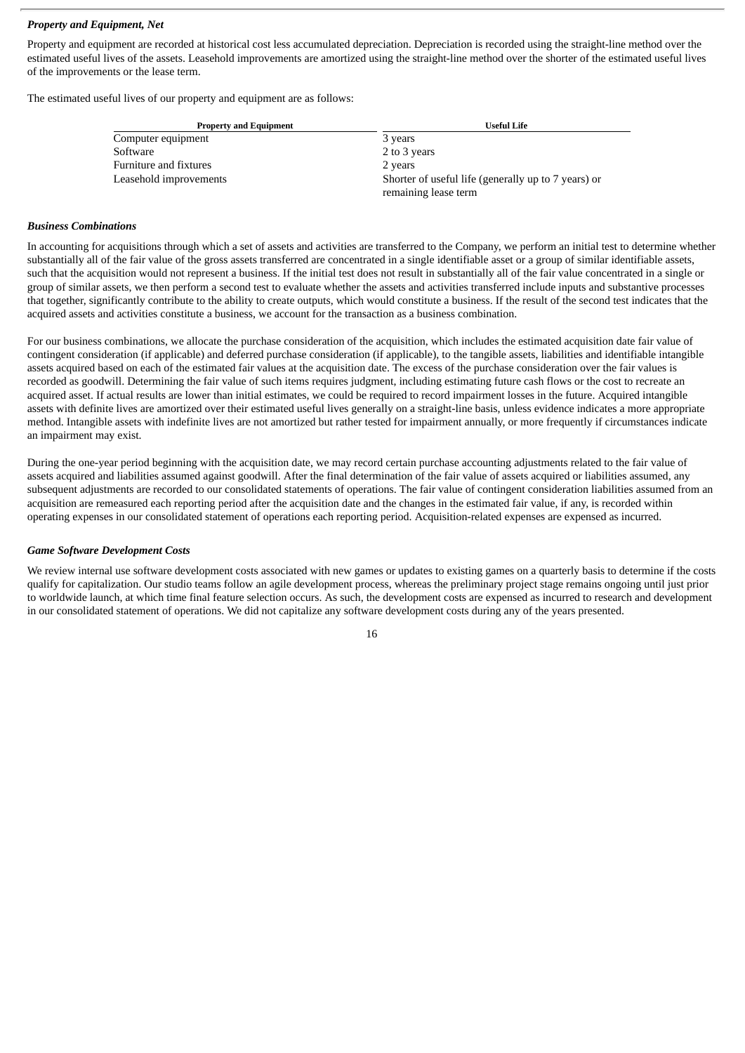### *Property and Equipment, Net*

Property and equipment are recorded at historical cost less accumulated depreciation. Depreciation is recorded using the straight-line method over the estimated useful lives of the assets. Leasehold improvements are amortized using the straight-line method over the shorter of the estimated useful lives of the improvements or the lease term.

The estimated useful lives of our property and equipment are as follows:

| Property and Equipment | Useful Life |
|---|---|
| Computer equipment | 3 years |
| Software | 2 to 3 years |
| Furniture and fixtures | 2 years |
| Leasehold improvements | Shorter of useful life (generally up to 7 years) or remaining lease term |

### *Business Combinations*

In accounting for acquisitions through which a set of assets and activities are transferred to the Company, we perform an initial test to determine whether substantially all of the fair value of the gross assets transferred are concentrated in a single identifiable asset or a group of similar identifiable assets, such that the acquisition would not represent a business. If the initial test does not result in substantially all of the fair value concentrated in a single or group of similar assets, we then perform a second test to evaluate whether the assets and activities transferred include inputs and substantive processes that together, significantly contribute to the ability to create outputs, which would constitute a business. If the result of the second test indicates that the acquired assets and activities constitute a business, we account for the transaction as a business combination.

For our business combinations, we allocate the purchase consideration of the acquisition, which includes the estimated acquisition date fair value of contingent consideration (if applicable) and deferred purchase consideration (if applicable), to the tangible assets, liabilities and identifiable intangible assets acquired based on each of the estimated fair values at the acquisition date. The excess of the purchase consideration over the fair values is recorded as goodwill. Determining the fair value of such items requires judgment, including estimating future cash flows or the cost to recreate an acquired asset. If actual results are lower than initial estimates, we could be required to record impairment losses in the future. Acquired intangible assets with definite lives are amortized over their estimated useful lives generally on a straight-line basis, unless evidence indicates a more appropriate method. Intangible assets with indefinite lives are not amortized but rather tested for impairment annually, or more frequently if circumstances indicate an impairment may exist.

During the one-year period beginning with the acquisition date, we may record certain purchase accounting adjustments related to the fair value of assets acquired and liabilities assumed against goodwill. After the final determination of the fair value of assets acquired or liabilities assumed, any subsequent adjustments are recorded to our consolidated statements of operations. The fair value of contingent consideration liabilities assumed from an acquisition are remeasured each reporting period after the acquisition date and the changes in the estimated fair value, if any, is recorded within operating expenses in our consolidated statement of operations each reporting period. Acquisition-related expenses are expensed as incurred.

### *Game Software Development Costs*

We review internal use software development costs associated with new games or updates to existing games on a quarterly basis to determine if the costs qualify for capitalization. Our studio teams follow an agile development process, whereas the preliminary project stage remains ongoing until just prior to worldwide launch, at which time final feature selection occurs. As such, the development costs are expensed as incurred to research and development in our consolidated statement of operations. We did not capitalize any software development costs during any of the years presented.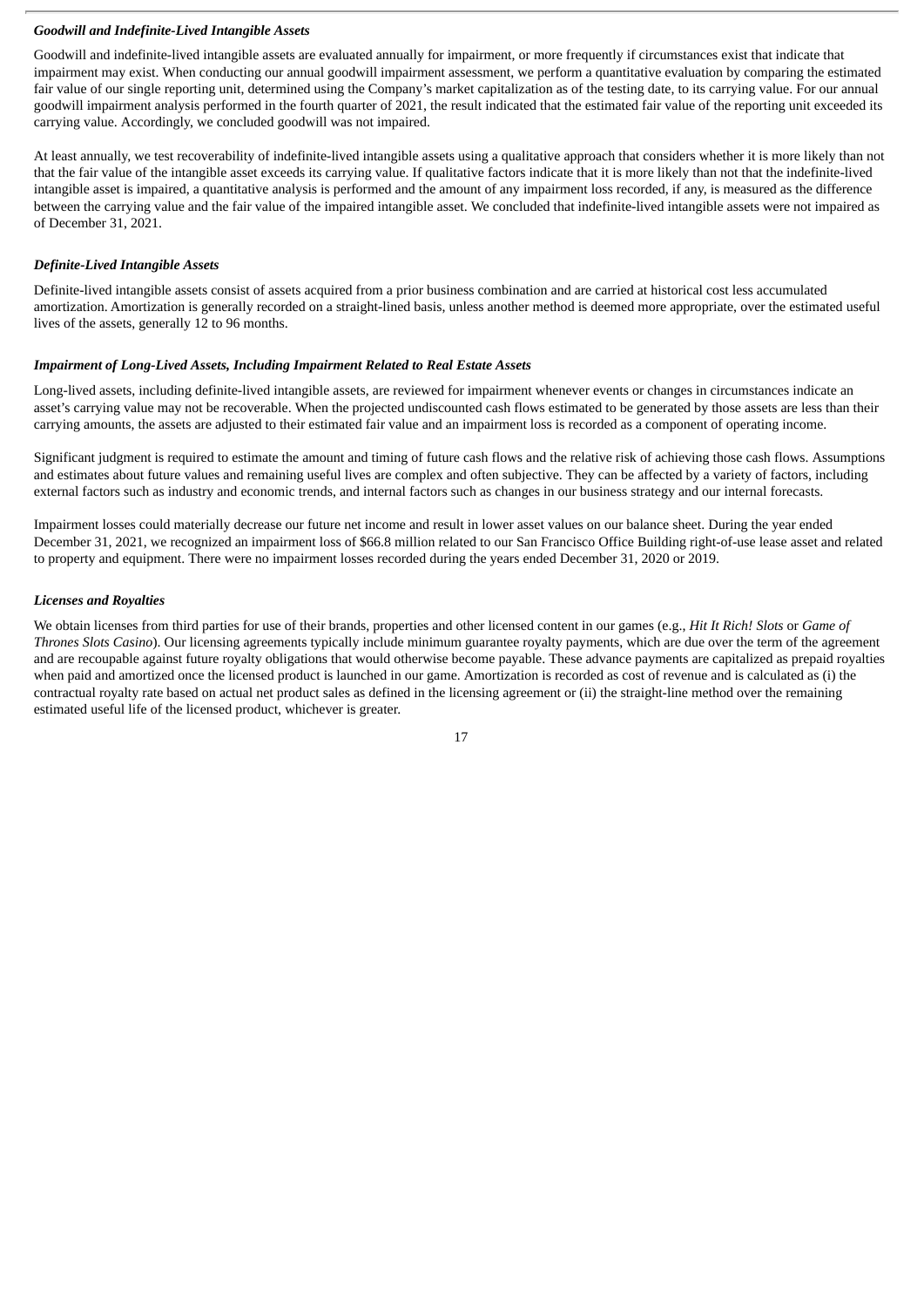### *Goodwill and Indefinite-Lived Intangible Assets*

Goodwill and indefinite-lived intangible assets are evaluated annually for impairment, or more frequently if circumstances exist that indicate that impairment may exist. When conducting our annual goodwill impairment assessment, we perform a quantitative evaluation by comparing the estimated fair value of our single reporting unit, determined using the Company's market capitalization as of the testing date, to its carrying value. For our annual goodwill impairment analysis performed in the fourth quarter of 2021, the result indicated that the estimated fair value of the reporting unit exceeded its carrying value. Accordingly, we concluded goodwill was not impaired.

At least annually, we test recoverability of indefinite-lived intangible assets using a qualitative approach that considers whether it is more likely than not that the fair value of the intangible asset exceeds its carrying value. If qualitative factors indicate that it is more likely than not that the indefinite-lived intangible asset is impaired, a quantitative analysis is performed and the amount of any impairment loss recorded, if any, is measured as the difference between the carrying value and the fair value of the impaired intangible asset. We concluded that indefinite-lived intangible assets were not impaired as of December 31, 2021.

### *Definite-Lived Intangible Assets*

Definite-lived intangible assets consist of assets acquired from a prior business combination and are carried at historical cost less accumulated amortization. Amortization is generally recorded on a straight-lined basis, unless another method is deemed more appropriate, over the estimated useful lives of the assets, generally 12 to 96 months.

### *Impairment of Long-Lived Assets, Including Impairment Related to Real Estate Assets*

Long-lived assets, including definite-lived intangible assets, are reviewed for impairment whenever events or changes in circumstances indicate an asset's carrying value may not be recoverable. When the projected undiscounted cash flows estimated to be generated by those assets are less than their carrying amounts, the assets are adjusted to their estimated fair value and an impairment loss is recorded as a component of operating income.

Significant judgment is required to estimate the amount and timing of future cash flows and the relative risk of achieving those cash flows. Assumptions and estimates about future values and remaining useful lives are complex and often subjective. They can be affected by a variety of factors, including external factors such as industry and economic trends, and internal factors such as changes in our business strategy and our internal forecasts.

Impairment losses could materially decrease our future net income and result in lower asset values on our balance sheet. During the year ended December 31, 2021, we recognized an impairment loss of $66.8 million related to our San Francisco Office Building right-of-use lease asset and related to property and equipment. There were no impairment losses recorded during the years ended December 31, 2020 or 2019.

### *Licenses and Royalties*

We obtain licenses from third parties for use of their brands, properties and other licensed content in our games (e.g., *Hit It Rich! Slots* or *Game of Thrones Slots Casino*). Our licensing agreements typically include minimum guarantee royalty payments, which are due over the term of the agreement and are recoupable against future royalty obligations that would otherwise become payable. These advance payments are capitalized as prepaid royalties when paid and amortized once the licensed product is launched in our game. Amortization is recorded as cost of revenue and is calculated as (i) the contractual royalty rate based on actual net product sales as defined in the licensing agreement or (ii) the straight-line method over the remaining estimated useful life of the licensed product, whichever is greater.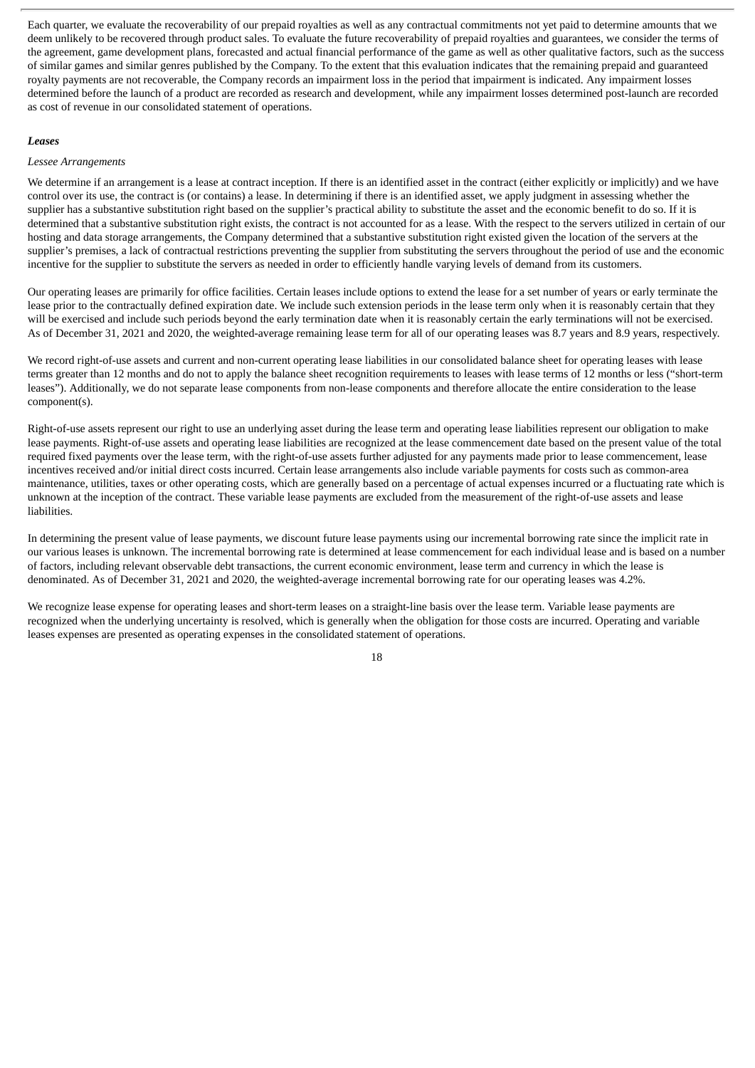Each quarter, we evaluate the recoverability of our prepaid royalties as well as any contractual commitments not yet paid to determine amounts that we deem unlikely to be recovered through product sales. To evaluate the future recoverability of prepaid royalties and guarantees, we consider the terms of the agreement, game development plans, forecasted and actual financial performance of the game as well as other qualitative factors, such as the success of similar games and similar genres published by the Company. To the extent that this evaluation indicates that the remaining prepaid and guaranteed royalty payments are not recoverable, the Company records an impairment loss in the period that impairment is indicated. Any impairment losses determined before the launch of a product are recorded as research and development, while any impairment losses determined post-launch are recorded as cost of revenue in our consolidated statement of operations.

***Leases***

*Lessee Arrangements*

We determine if an arrangement is a lease at contract inception. If there is an identified asset in the contract (either explicitly or implicitly) and we have control over its use, the contract is (or contains) a lease. In determining if there is an identified asset, we apply judgment in assessing whether the supplier has a substantive substitution right based on the supplier's practical ability to substitute the asset and the economic benefit to do so. If it is determined that a substantive substitution right exists, the contract is not accounted for as a lease. With the respect to the servers utilized in certain of our hosting and data storage arrangements, the Company determined that a substantive substitution right existed given the location of the servers at the supplier's premises, a lack of contractual restrictions preventing the supplier from substituting the servers throughout the period of use and the economic incentive for the supplier to substitute the servers as needed in order to efficiently handle varying levels of demand from its customers.

Our operating leases are primarily for office facilities. Certain leases include options to extend the lease for a set number of years or early terminate the lease prior to the contractually defined expiration date. We include such extension periods in the lease term only when it is reasonably certain that they will be exercised and include such periods beyond the early termination date when it is reasonably certain the early terminations will not be exercised. As of December 31, 2021 and 2020, the weighted-average remaining lease term for all of our operating leases was 8.7 years and 8.9 years, respectively.

We record right-of-use assets and current and non-current operating lease liabilities in our consolidated balance sheet for operating leases with lease terms greater than 12 months and do not to apply the balance sheet recognition requirements to leases with lease terms of 12 months or less ("short-term leases"). Additionally, we do not separate lease components from non-lease components and therefore allocate the entire consideration to the lease component(s).

Right-of-use assets represent our right to use an underlying asset during the lease term and operating lease liabilities represent our obligation to make lease payments. Right-of-use assets and operating lease liabilities are recognized at the lease commencement date based on the present value of the total required fixed payments over the lease term, with the right-of-use assets further adjusted for any payments made prior to lease commencement, lease incentives received and/or initial direct costs incurred. Certain lease arrangements also include variable payments for costs such as common-area maintenance, utilities, taxes or other operating costs, which are generally based on a percentage of actual expenses incurred or a fluctuating rate which is unknown at the inception of the contract. These variable lease payments are excluded from the measurement of the right-of-use assets and lease liabilities.

In determining the present value of lease payments, we discount future lease payments using our incremental borrowing rate since the implicit rate in our various leases is unknown. The incremental borrowing rate is determined at lease commencement for each individual lease and is based on a number of factors, including relevant observable debt transactions, the current economic environment, lease term and currency in which the lease is denominated. As of December 31, 2021 and 2020, the weighted-average incremental borrowing rate for our operating leases was 4.2%.

We recognize lease expense for operating leases and short-term leases on a straight-line basis over the lease term. Variable lease payments are recognized when the underlying uncertainty is resolved, which is generally when the obligation for those costs are incurred. Operating and variable leases expenses are presented as operating expenses in the consolidated statement of operations.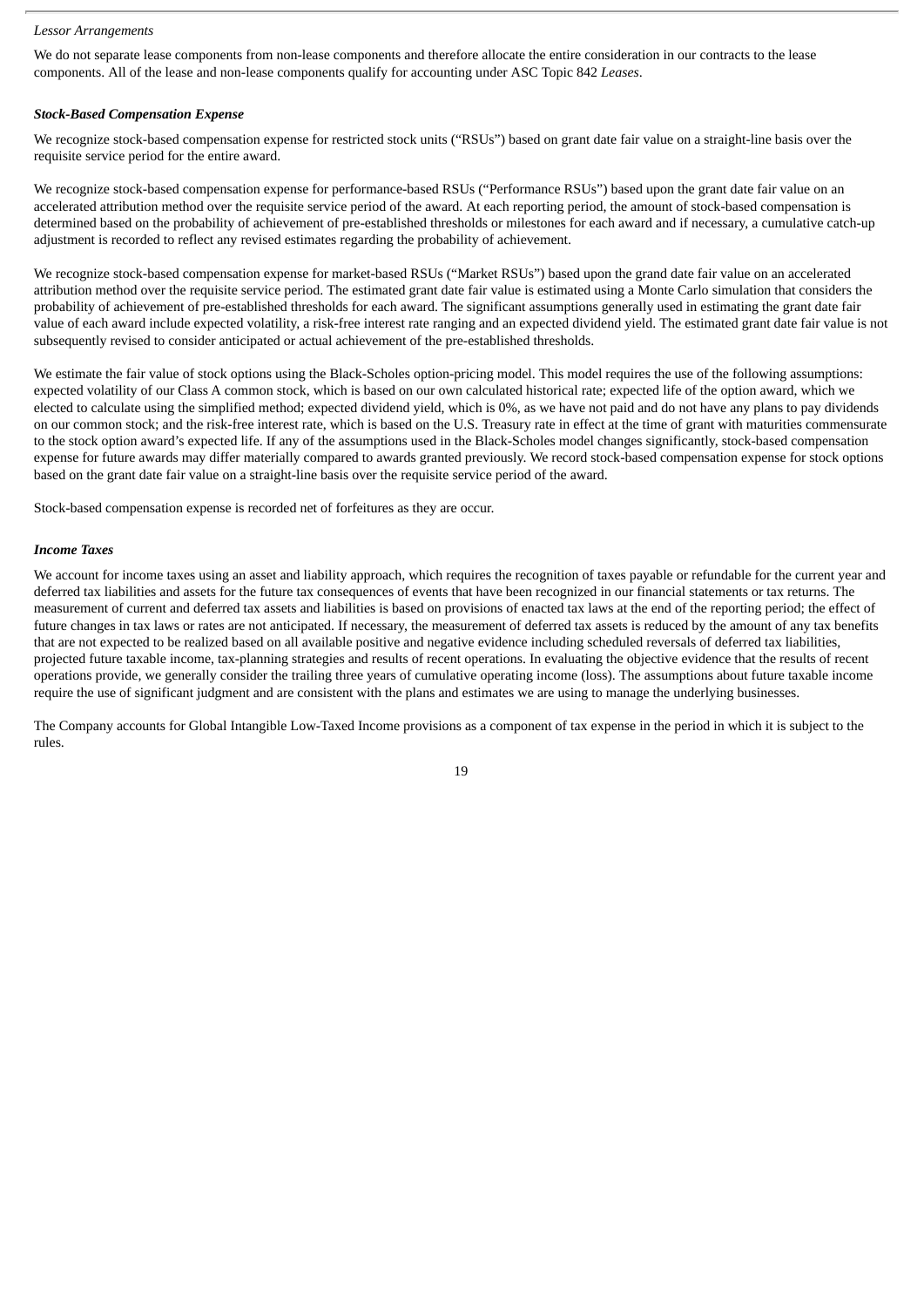*Lessor Arrangements*

We do not separate lease components from non-lease components and therefore allocate the entire consideration in our contracts to the lease components. All of the lease and non-lease components qualify for accounting under ASC Topic 842 *Leases*.

***Stock-Based Compensation Expense***

We recognize stock-based compensation expense for restricted stock units ("RSUs") based on grant date fair value on a straight-line basis over the requisite service period for the entire award.

We recognize stock-based compensation expense for performance-based RSUs ("Performance RSUs") based upon the grant date fair value on an accelerated attribution method over the requisite service period of the award. At each reporting period, the amount of stock-based compensation is determined based on the probability of achievement of pre-established thresholds or milestones for each award and if necessary, a cumulative catch-up adjustment is recorded to reflect any revised estimates regarding the probability of achievement.

We recognize stock-based compensation expense for market-based RSUs ("Market RSUs") based upon the grand date fair value on an accelerated attribution method over the requisite service period. The estimated grant date fair value is estimated using a Monte Carlo simulation that considers the probability of achievement of pre-established thresholds for each award. The significant assumptions generally used in estimating the grant date fair value of each award include expected volatility, a risk-free interest rate ranging and an expected dividend yield. The estimated grant date fair value is not subsequently revised to consider anticipated or actual achievement of the pre-established thresholds.

We estimate the fair value of stock options using the Black-Scholes option-pricing model. This model requires the use of the following assumptions: expected volatility of our Class A common stock, which is based on our own calculated historical rate; expected life of the option award, which we elected to calculate using the simplified method; expected dividend yield, which is 0%, as we have not paid and do not have any plans to pay dividends on our common stock; and the risk-free interest rate, which is based on the U.S. Treasury rate in effect at the time of grant with maturities commensurate to the stock option award's expected life. If any of the assumptions used in the Black-Scholes model changes significantly, stock-based compensation expense for future awards may differ materially compared to awards granted previously. We record stock-based compensation expense for stock options based on the grant date fair value on a straight-line basis over the requisite service period of the award.

Stock-based compensation expense is recorded net of forfeitures as they are occur.

***Income Taxes***

We account for income taxes using an asset and liability approach, which requires the recognition of taxes payable or refundable for the current year and deferred tax liabilities and assets for the future tax consequences of events that have been recognized in our financial statements or tax returns. The measurement of current and deferred tax assets and liabilities is based on provisions of enacted tax laws at the end of the reporting period; the effect of future changes in tax laws or rates are not anticipated. If necessary, the measurement of deferred tax assets is reduced by the amount of any tax benefits that are not expected to be realized based on all available positive and negative evidence including scheduled reversals of deferred tax liabilities, projected future taxable income, tax-planning strategies and results of recent operations. In evaluating the objective evidence that the results of recent operations provide, we generally consider the trailing three years of cumulative operating income (loss). The assumptions about future taxable income require the use of significant judgment and are consistent with the plans and estimates we are using to manage the underlying businesses.

The Company accounts for Global Intangible Low-Taxed Income provisions as a component of tax expense in the period in which it is subject to the rules.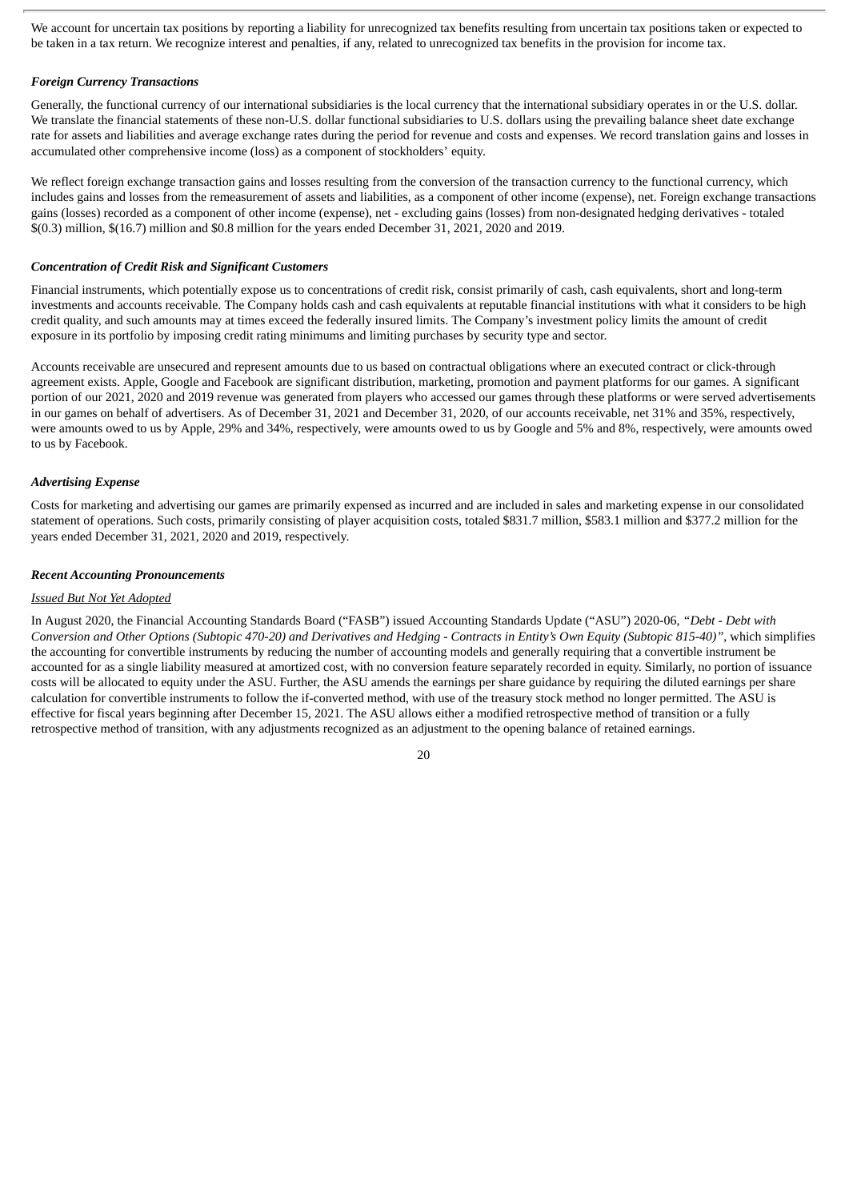We account for uncertain tax positions by reporting a liability for unrecognized tax benefits resulting from uncertain tax positions taken or expected to be taken in a tax return. We recognize interest and penalties, if any, related to unrecognized tax benefits in the provision for income tax.

***Foreign Currency Transactions***

Generally, the functional currency of our international subsidiaries is the local currency that the international subsidiary operates in or the U.S. dollar. We translate the financial statements of these non-U.S. dollar functional subsidiaries to U.S. dollars using the prevailing balance sheet date exchange rate for assets and liabilities and average exchange rates during the period for revenue and costs and expenses. We record translation gains and losses in accumulated other comprehensive income (loss) as a component of stockholders' equity.

We reflect foreign exchange transaction gains and losses resulting from the conversion of the transaction currency to the functional currency, which includes gains and losses from the remeasurement of assets and liabilities, as a component of other income (expense), net. Foreign exchange transactions gains (losses) recorded as a component of other income (expense), net - excluding gains (losses) from non-designated hedging derivatives - totaled $(0.3) million, $(16.7) million and $0.8 million for the years ended December 31, 2021, 2020 and 2019.

***Concentration of Credit Risk and Significant Customers***

Financial instruments, which potentially expose us to concentrations of credit risk, consist primarily of cash, cash equivalents, short and long-term investments and accounts receivable. The Company holds cash and cash equivalents at reputable financial institutions with what it considers to be high credit quality, and such amounts may at times exceed the federally insured limits. The Company's investment policy limits the amount of credit exposure in its portfolio by imposing credit rating minimums and limiting purchases by security type and sector.

Accounts receivable are unsecured and represent amounts due to us based on contractual obligations where an executed contract or click-through agreement exists. Apple, Google and Facebook are significant distribution, marketing, promotion and payment platforms for our games. A significant portion of our 2021, 2020 and 2019 revenue was generated from players who accessed our games through these platforms or were served advertisements in our games on behalf of advertisers. As of December 31, 2021 and December 31, 2020, of our accounts receivable, net 31% and 35%, respectively, were amounts owed to us by Apple, 29% and 34%, respectively, were amounts owed to us by Google and 5% and 8%, respectively, were amounts owed to us by Facebook.

***Advertising Expense***

Costs for marketing and advertising our games are primarily expensed as incurred and are included in sales and marketing expense in our consolidated statement of operations. Such costs, primarily consisting of player acquisition costs, totaled $831.7 million, $583.1 million and $377.2 million for the years ended December 31, 2021, 2020 and 2019, respectively.

***Recent Accounting Pronouncements***

*Issued But Not Yet Adopted*

In August 2020, the Financial Accounting Standards Board ("FASB") issued Accounting Standards Update ("ASU") 2020-06, *"Debt - Debt with Conversion and Other Options (Subtopic 470-20) and Derivatives and Hedging - Contracts in Entity's Own Equity (Subtopic 815-40)"*, which simplifies the accounting for convertible instruments by reducing the number of accounting models and generally requiring that a convertible instrument be accounted for as a single liability measured at amortized cost, with no conversion feature separately recorded in equity. Similarly, no portion of issuance costs will be allocated to equity under the ASU. Further, the ASU amends the earnings per share guidance by requiring the diluted earnings per share calculation for convertible instruments to follow the if-converted method, with use of the treasury stock method no longer permitted. The ASU is effective for fiscal years beginning after December 15, 2021. The ASU allows either a modified retrospective method of transition or a fully retrospective method of transition, with any adjustments recognized as an adjustment to the opening balance of retained earnings.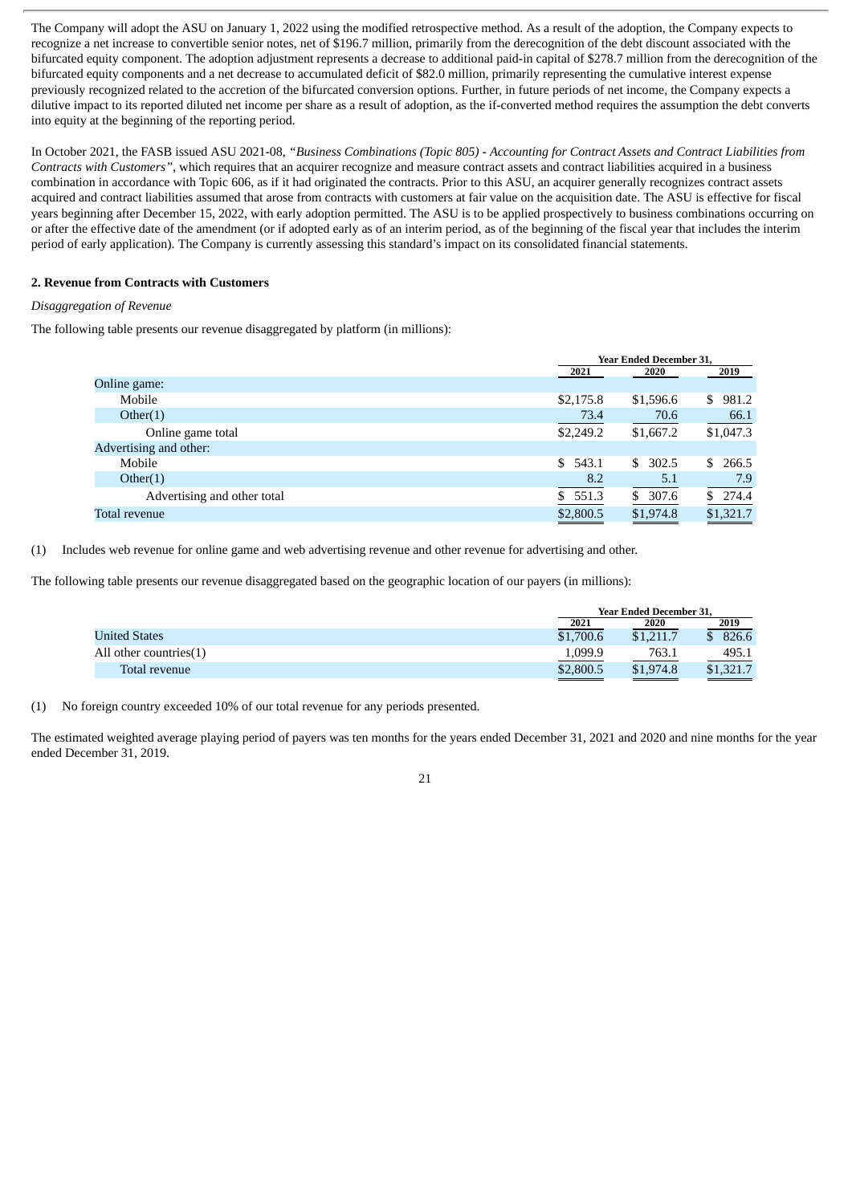The Company will adopt the ASU on January 1, 2022 using the modified retrospective method. As a result of the adoption, the Company expects to recognize a net increase to convertible senior notes, net of $196.7 million, primarily from the derecognition of the debt discount associated with the bifurcated equity component. The adoption adjustment represents a decrease to additional paid-in capital of $278.7 million from the derecognition of the bifurcated equity components and a net decrease to accumulated deficit of $82.0 million, primarily representing the cumulative interest expense previously recognized related to the accretion of the bifurcated conversion options. Further, in future periods of net income, the Company expects a dilutive impact to its reported diluted net income per share as a result of adoption, as the if-converted method requires the assumption the debt converts into equity at the beginning of the reporting period.

In October 2021, the FASB issued ASU 2021-08, *"Business Combinations (Topic 805) - Accounting for Contract Assets and Contract Liabilities from Contracts with Customers"*, which requires that an acquirer recognize and measure contract assets and contract liabilities acquired in a business combination in accordance with Topic 606, as if it had originated the contracts. Prior to this ASU, an acquirer generally recognizes contract assets acquired and contract liabilities assumed that arose from contracts with customers at fair value on the acquisition date. The ASU is effective for fiscal years beginning after December 15, 2022, with early adoption permitted. The ASU is to be applied prospectively to business combinations occurring on or after the effective date of the amendment (or if adopted early as of an interim period, as of the beginning of the fiscal year that includes the interim period of early application). The Company is currently assessing this standard's impact on its consolidated financial statements.

**2. Revenue from Contracts with Customers**

*Disaggregation of Revenue*

The following table presents our revenue disaggregated by platform (in millions):

| | Year Ended December 31, | | |
|---|---|---|---|
| | 2021 | 2020 | 2019 |
| Online game: | | | |
| Mobile | $2,175.8 | $1,596.6 | $ 981.2 |
| Other(1) | 73.4 | 70.6 | 66.1 |
| Online game total | $2,249.2 | $1,667.2 | $1,047.3 |
| Advertising and other: | | | |
| Mobile | $ 543.1 | $ 302.5 | $ 266.5 |
| Other(1) | 8.2 | 5.1 | 7.9 |
| Advertising and other total | $ 551.3 | $ 307.6 | $ 274.4 |
| Total revenue | $2,800.5 | $1,974.8 | $1,321.7 |

(1) Includes web revenue for online game and web advertising revenue and other revenue for advertising and other.

The following table presents our revenue disaggregated based on the geographic location of our payers (in millions):

| | Year Ended December 31, | | |
|---|---|---|---|
| | 2021 | 2020 | 2019 |
| United States | $1,700.6 | $1,211.7 | $ 826.6 |
| All other countries(1) | 1,099.9 | 763.1 | 495.1 |
| Total revenue | $2,800.5 | $1,974.8 | $1,321.7 |

(1) No foreign country exceeded 10% of our total revenue for any periods presented.

The estimated weighted average playing period of payers was ten months for the years ended December 31, 2021 and 2020 and nine months for the year ended December 31, 2019.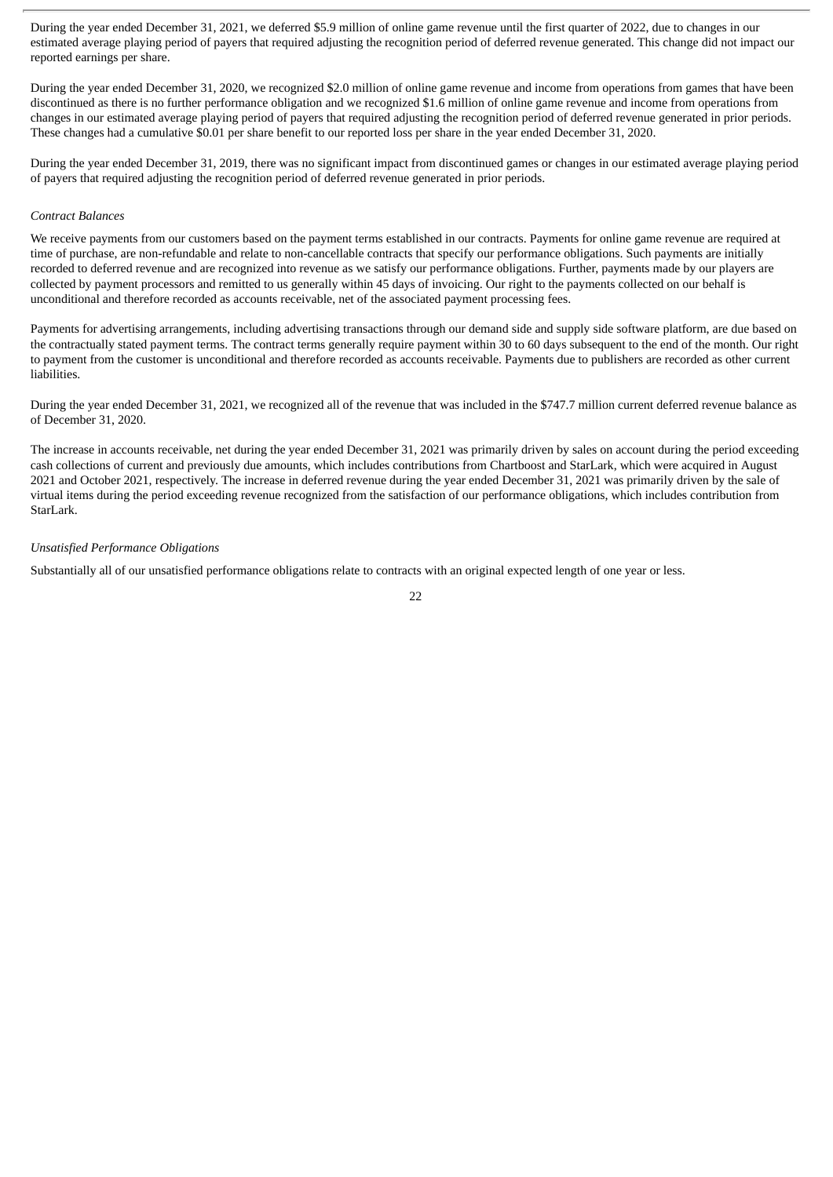During the year ended December 31, 2021, we deferred $5.9 million of online game revenue until the first quarter of 2022, due to changes in our estimated average playing period of payers that required adjusting the recognition period of deferred revenue generated. This change did not impact our reported earnings per share.

During the year ended December 31, 2020, we recognized $2.0 million of online game revenue and income from operations from games that have been discontinued as there is no further performance obligation and we recognized $1.6 million of online game revenue and income from operations from changes in our estimated average playing period of payers that required adjusting the recognition period of deferred revenue generated in prior periods. These changes had a cumulative $0.01 per share benefit to our reported loss per share in the year ended December 31, 2020.

During the year ended December 31, 2019, there was no significant impact from discontinued games or changes in our estimated average playing period of payers that required adjusting the recognition period of deferred revenue generated in prior periods.

*Contract Balances*

We receive payments from our customers based on the payment terms established in our contracts. Payments for online game revenue are required at time of purchase, are non-refundable and relate to non-cancellable contracts that specify our performance obligations. Such payments are initially recorded to deferred revenue and are recognized into revenue as we satisfy our performance obligations. Further, payments made by our players are collected by payment processors and remitted to us generally within 45 days of invoicing. Our right to the payments collected on our behalf is unconditional and therefore recorded as accounts receivable, net of the associated payment processing fees.

Payments for advertising arrangements, including advertising transactions through our demand side and supply side software platform, are due based on the contractually stated payment terms. The contract terms generally require payment within 30 to 60 days subsequent to the end of the month. Our right to payment from the customer is unconditional and therefore recorded as accounts receivable. Payments due to publishers are recorded as other current liabilities.

During the year ended December 31, 2021, we recognized all of the revenue that was included in the $747.7 million current deferred revenue balance as of December 31, 2020.

The increase in accounts receivable, net during the year ended December 31, 2021 was primarily driven by sales on account during the period exceeding cash collections of current and previously due amounts, which includes contributions from Chartboost and StarLark, which were acquired in August 2021 and October 2021, respectively. The increase in deferred revenue during the year ended December 31, 2021 was primarily driven by the sale of virtual items during the period exceeding revenue recognized from the satisfaction of our performance obligations, which includes contribution from StarLark.

*Unsatisfied Performance Obligations*

Substantially all of our unsatisfied performance obligations relate to contracts with an original expected length of one year or less.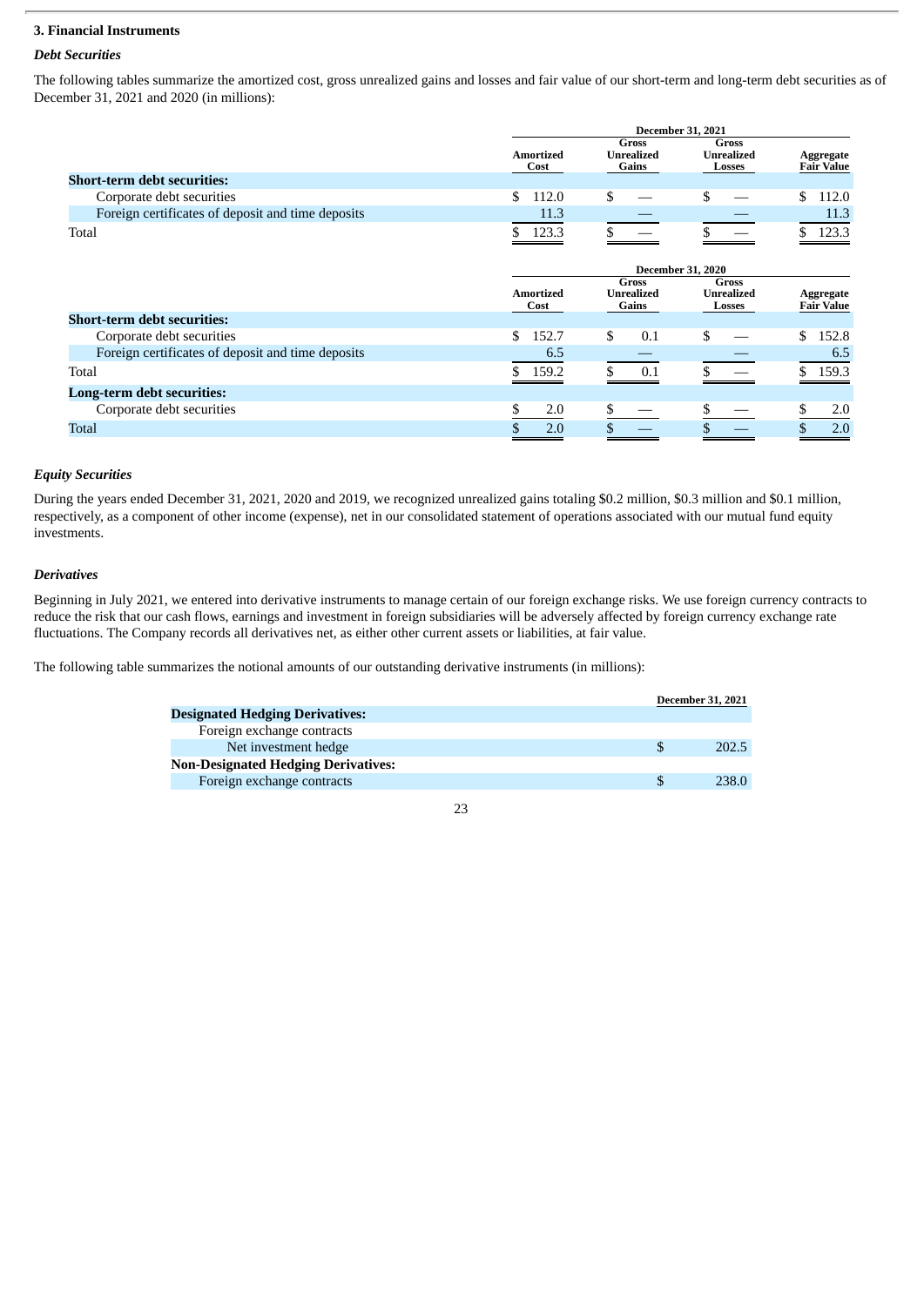### 3. Financial Instruments

#### *Debt Securities*

The following tables summarize the amortized cost, gross unrealized gains and losses and fair value of our short-term and long-term debt securities as of December 31, 2021 and 2020 (in millions):

| | December 31, 2021 | | | |
|---|---|---|---|---|
| | Amortized Cost | Gross Unrealized Gains | Gross Unrealized Losses | Aggregate Fair Value |
| **Short-term debt securities:** | | | | |
| Corporate debt securities | $ 112.0 | $ — | $ — | $ 112.0 |
| Foreign certificates of deposit and time deposits | 11.3 | — | — | 11.3 |
| Total | $ 123.3 | $ — | $ — | $ 123.3 |

| | December 31, 2020 | | | |
|---|---|---|---|---|
| | Amortized Cost | Gross Unrealized Gains | Gross Unrealized Losses | Aggregate Fair Value |
| **Short-term debt securities:** | | | | |
| Corporate debt securities | $ 152.7 | $ 0.1 | $ — | $ 152.8 |
| Foreign certificates of deposit and time deposits | 6.5 | — | — | 6.5 |
| Total | $ 159.2 | $ 0.1 | $ — | $ 159.3 |
| **Long-term debt securities:** | | | | |
| Corporate debt securities | $ 2.0 | $ — | $ — | $ 2.0 |
| Total | $ 2.0 | $ — | $ — | $ 2.0 |

#### *Equity Securities*

During the years ended December 31, 2021, 2020 and 2019, we recognized unrealized gains totaling $0.2 million, $0.3 million and $0.1 million, respectively, as a component of other income (expense), net in our consolidated statement of operations associated with our mutual fund equity investments.

#### *Derivatives*

Beginning in July 2021, we entered into derivative instruments to manage certain of our foreign exchange risks. We use foreign currency contracts to reduce the risk that our cash flows, earnings and investment in foreign subsidiaries will be adversely affected by foreign currency exchange rate fluctuations. The Company records all derivatives net, as either other current assets or liabilities, at fair value.

The following table summarizes the notional amounts of our outstanding derivative instruments (in millions):

| | December 31, 2021 |
|---|---|
| **Designated Hedging Derivatives:** | |
| Foreign exchange contracts | |
| Net investment hedge | $ 202.5 |
| **Non-Designated Hedging Derivatives:** | |
| Foreign exchange contracts | $ 238.0 |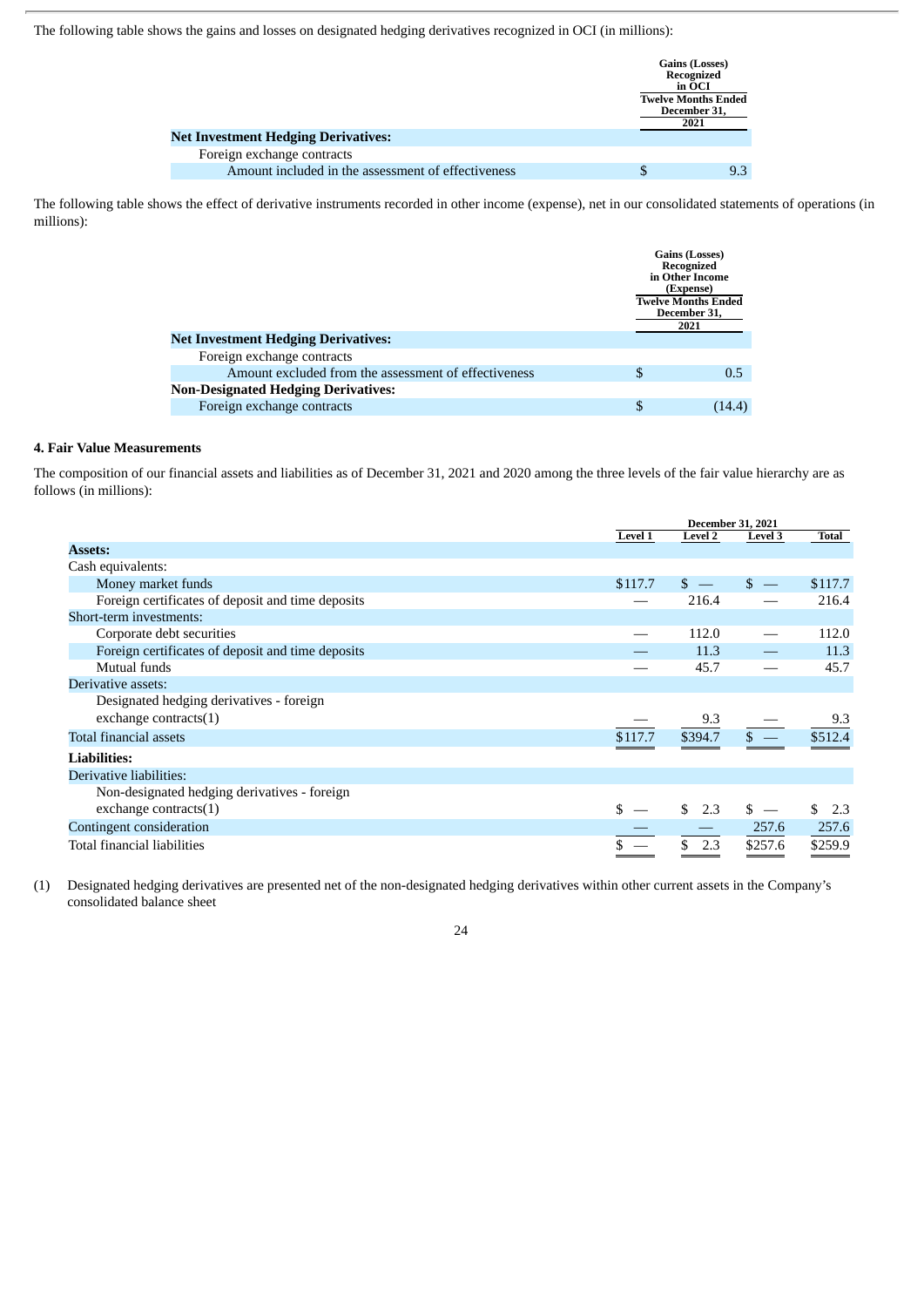The following table shows the gains and losses on designated hedging derivatives recognized in OCI (in millions):

| | Gains (Losses) Recognized in OCI |
|---|---|
| | Twelve Months Ended December 31, 2021 |
| **Net Investment Hedging Derivatives:** | |
| Foreign exchange contracts | |
| Amount included in the assessment of effectiveness | $ 9.3 |

The following table shows the effect of derivative instruments recorded in other income (expense), net in our consolidated statements of operations (in millions):

| | Gains (Losses) Recognized in Other Income (Expense) |
|---|---|
| | Twelve Months Ended December 31, 2021 |
| **Net Investment Hedging Derivatives:** | |
| Foreign exchange contracts | |
| Amount excluded from the assessment of effectiveness | $ 0.5 |
| **Non-Designated Hedging Derivatives:** | |
| Foreign exchange contracts | $ (14.4) |

**4. Fair Value Measurements**

The composition of our financial assets and liabilities as of December 31, 2021 and 2020 among the three levels of the fair value hierarchy are as follows (in millions):

| | December 31, 2021 | | | |
|---|---|---|---|---|
| | Level 1 | Level 2 | Level 3 | Total |
| **Assets:** | | | | |
| Cash equivalents: | | | | |
| Money market funds | $117.7 | $ — | $ — | $117.7 |
| Foreign certificates of deposit and time deposits | — | 216.4 | — | 216.4 |
| Short-term investments: | | | | |
| Corporate debt securities | — | 112.0 | — | 112.0 |
| Foreign certificates of deposit and time deposits | — | 11.3 | — | 11.3 |
| Mutual funds | — | 45.7 | — | 45.7 |
| Derivative assets: | | | | |
| Designated hedging derivatives - foreign exchange contracts(1) | — | 9.3 | — | 9.3 |
| Total financial assets | $117.7 | $394.7 | $ — | $512.4 |
| **Liabilities:** | | | | |
| Derivative liabilities: | | | | |
| Non-designated hedging derivatives - foreign exchange contracts(1) | $ — | $ 2.3 | $ — | $ 2.3 |
| Contingent consideration | — | — | 257.6 | 257.6 |
| Total financial liabilities | $ — | $ 2.3 | $257.6 | $259.9 |

(1) Designated hedging derivatives are presented net of the non-designated hedging derivatives within other current assets in the Company's consolidated balance sheet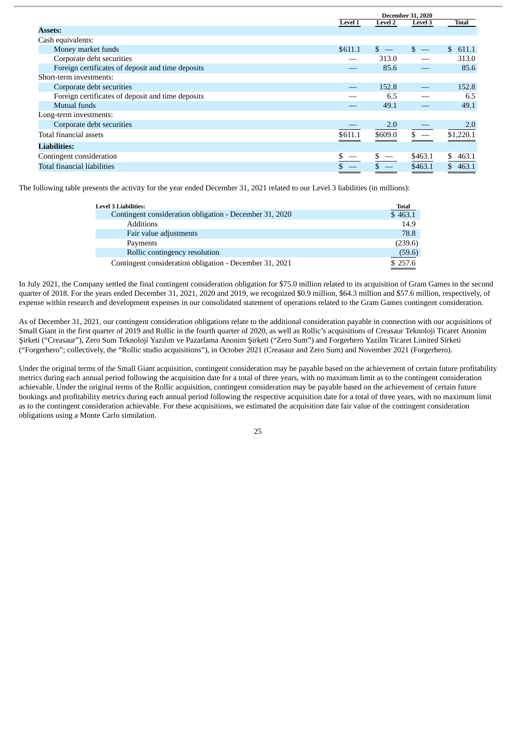| | December 31, 2020 | | | |
|---|---|---|---|---|
| | Level 1 | Level 2 | Level 3 | Total |
| **Assets:** | | | | |
| Cash equivalents: | | | | |
| Money market funds | $611.1 | $ — | $ — | $ 611.1 |
| Corporate debt securities | — | 313.0 | — | 313.0 |
| Foreign certificates of deposit and time deposits | — | 85.6 | — | 85.6 |
| Short-term investments: | | | | |
| Corporate debt securities | — | 152.8 | — | 152.8 |
| Foreign certificates of deposit and time deposits | — | 6.5 | — | 6.5 |
| Mutual funds | — | 49.1 | — | 49.1 |
| Long-term investments: | | | | |
| Corporate debt securities | — | 2.0 | — | 2.0 |
| Total financial assets | $611.1 | $609.0 | $ — | $1,220.1 |
| **Liabilities:** | | | | |
| Contingent consideration | $ — | $ — | $463.1 | $ 463.1 |
| Total financial liabilities | $ — | $ — | $463.1 | $ 463.1 |

The following table presents the activity for the year ended December 31, 2021 related to our Level 3 liabilities (in millions):

| Level 3 Liabilities: | Total |
|---|---|
| Contingent consideration obligation - December 31, 2020 | $ 463.1 |
| Additions | 14.9 |
| Fair value adjustments | 78.8 |
| Payments | (239.6) |
| Rollic contingency resolution | (59.6) |
| Contingent consideration obligation - December 31, 2021 | $ 257.6 |

In July 2021, the Company settled the final contingent consideration obligation for $75.0 million related to its acquisition of Gram Games in the second quarter of 2018. For the years ended December 31, 2021, 2020 and 2019, we recognized $0.9 million, $64.3 million and $57.6 million, respectively, of expense within research and development expenses in our consolidated statement of operations related to the Gram Games contingent consideration.

As of December 31, 2021, our contingent consideration obligations relate to the additional consideration payable in connection with our acquisitions of Small Giant in the first quarter of 2019 and Rollic in the fourth quarter of 2020, as well as Rollic's acquisitions of Creasaur Teknoloji Ticaret Anonim Şirketi ("Creasaur"), Zero Sum Teknoloji Yazılım ve Pazarlama Anonim Şirketi ("Zero Sum") and Forgerhero Yazilm Ticaret Limited Sirketi ("Forgerhero"; collectively, the "Rollic studio acquisitions"), in October 2021 (Creasaur and Zero Sum) and November 2021 (Forgerhero).

Under the original terms of the Small Giant acquisition, contingent consideration may be payable based on the achievement of certain future profitability metrics during each annual period following the acquisition date for a total of three years, with no maximum limit as to the contingent consideration achievable. Under the original terms of the Rollic acquisition, contingent consideration may be payable based on the achievement of certain future bookings and profitability metrics during each annual period following the respective acquisition date for a total of three years, with no maximum limit as to the contingent consideration achievable. For these acquisitions, we estimated the acquisition date fair value of the contingent consideration obligations using a Monte Carlo simulation.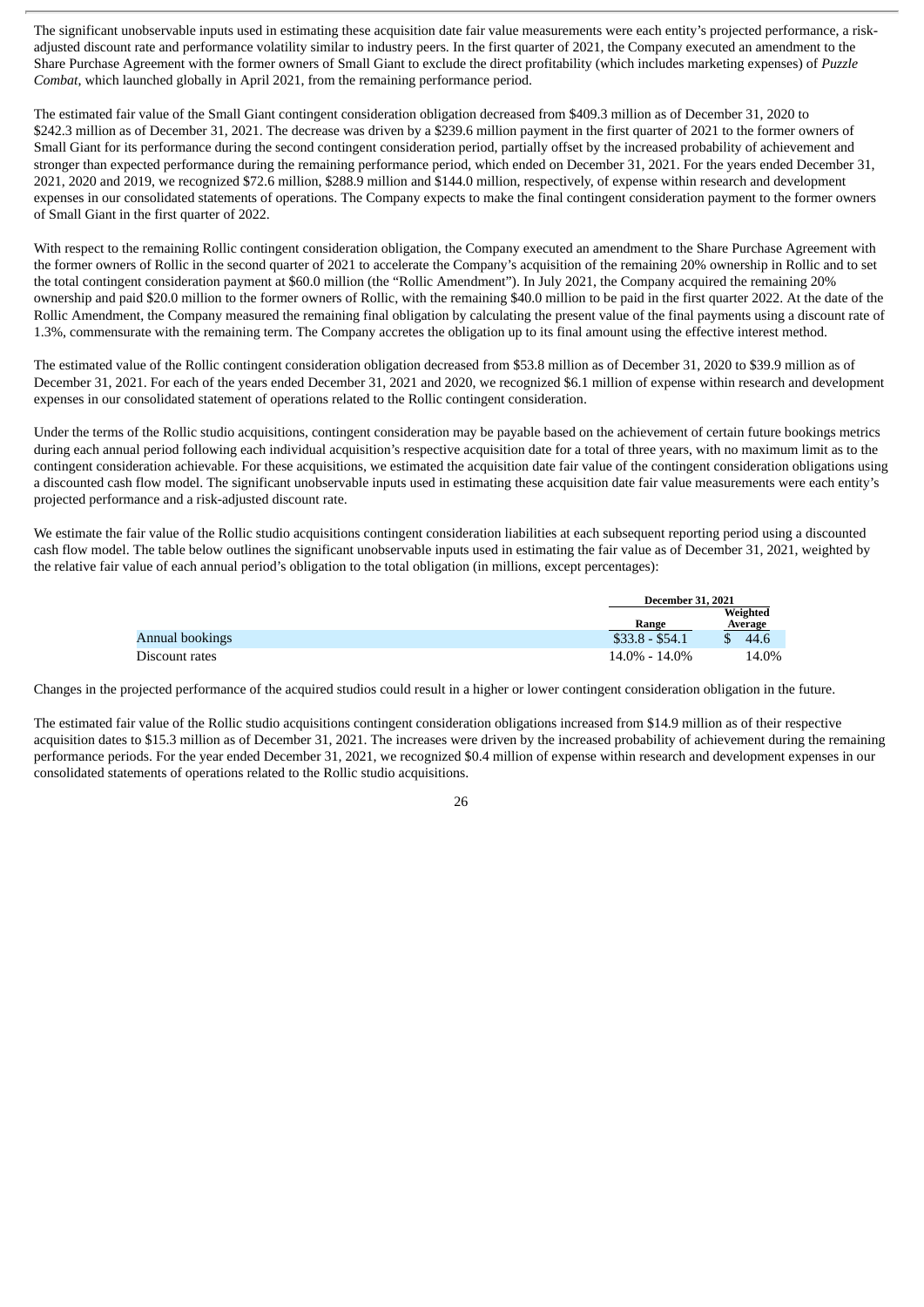The significant unobservable inputs used in estimating these acquisition date fair value measurements were each entity's projected performance, a risk-adjusted discount rate and performance volatility similar to industry peers. In the first quarter of 2021, the Company executed an amendment to the Share Purchase Agreement with the former owners of Small Giant to exclude the direct profitability (which includes marketing expenses) of *Puzzle Combat*, which launched globally in April 2021, from the remaining performance period.

The estimated fair value of the Small Giant contingent consideration obligation decreased from $409.3 million as of December 31, 2020 to $242.3 million as of December 31, 2021. The decrease was driven by a $239.6 million payment in the first quarter of 2021 to the former owners of Small Giant for its performance during the second contingent consideration period, partially offset by the increased probability of achievement and stronger than expected performance during the remaining performance period, which ended on December 31, 2021. For the years ended December 31, 2021, 2020 and 2019, we recognized $72.6 million, $288.9 million and $144.0 million, respectively, of expense within research and development expenses in our consolidated statements of operations. The Company expects to make the final contingent consideration payment to the former owners of Small Giant in the first quarter of 2022.

With respect to the remaining Rollic contingent consideration obligation, the Company executed an amendment to the Share Purchase Agreement with the former owners of Rollic in the second quarter of 2021 to accelerate the Company's acquisition of the remaining 20% ownership in Rollic and to set the total contingent consideration payment at $60.0 million (the "Rollic Amendment"). In July 2021, the Company acquired the remaining 20% ownership and paid $20.0 million to the former owners of Rollic, with the remaining $40.0 million to be paid in the first quarter 2022. At the date of the Rollic Amendment, the Company measured the remaining final obligation by calculating the present value of the final payments using a discount rate of 1.3%, commensurate with the remaining term. The Company accretes the obligation up to its final amount using the effective interest method.

The estimated value of the Rollic contingent consideration obligation decreased from $53.8 million as of December 31, 2020 to $39.9 million as of December 31, 2021. For each of the years ended December 31, 2021 and 2020, we recognized $6.1 million of expense within research and development expenses in our consolidated statement of operations related to the Rollic contingent consideration.

Under the terms of the Rollic studio acquisitions, contingent consideration may be payable based on the achievement of certain future bookings metrics during each annual period following each individual acquisition's respective acquisition date for a total of three years, with no maximum limit as to the contingent consideration achievable. For these acquisitions, we estimated the acquisition date fair value of the contingent consideration obligations using a discounted cash flow model. The significant unobservable inputs used in estimating these acquisition date fair value measurements were each entity's projected performance and a risk-adjusted discount rate.

We estimate the fair value of the Rollic studio acquisitions contingent consideration liabilities at each subsequent reporting period using a discounted cash flow model. The table below outlines the significant unobservable inputs used in estimating the fair value as of December 31, 2021, weighted by the relative fair value of each annual period's obligation to the total obligation (in millions, except percentages):

| | December 31, 2021 | |
|---|---|---|
| | Range | Weighted Average |
| Annual bookings | $33.8 - $54.1 | $ 44.6 |
| Discount rates | 14.0% - 14.0% | 14.0% |

Changes in the projected performance of the acquired studios could result in a higher or lower contingent consideration obligation in the future.

The estimated fair value of the Rollic studio acquisitions contingent consideration obligations increased from $14.9 million as of their respective acquisition dates to $15.3 million as of December 31, 2021. The increases were driven by the increased probability of achievement during the remaining performance periods. For the year ended December 31, 2021, we recognized $0.4 million of expense within research and development expenses in our consolidated statements of operations related to the Rollic studio acquisitions.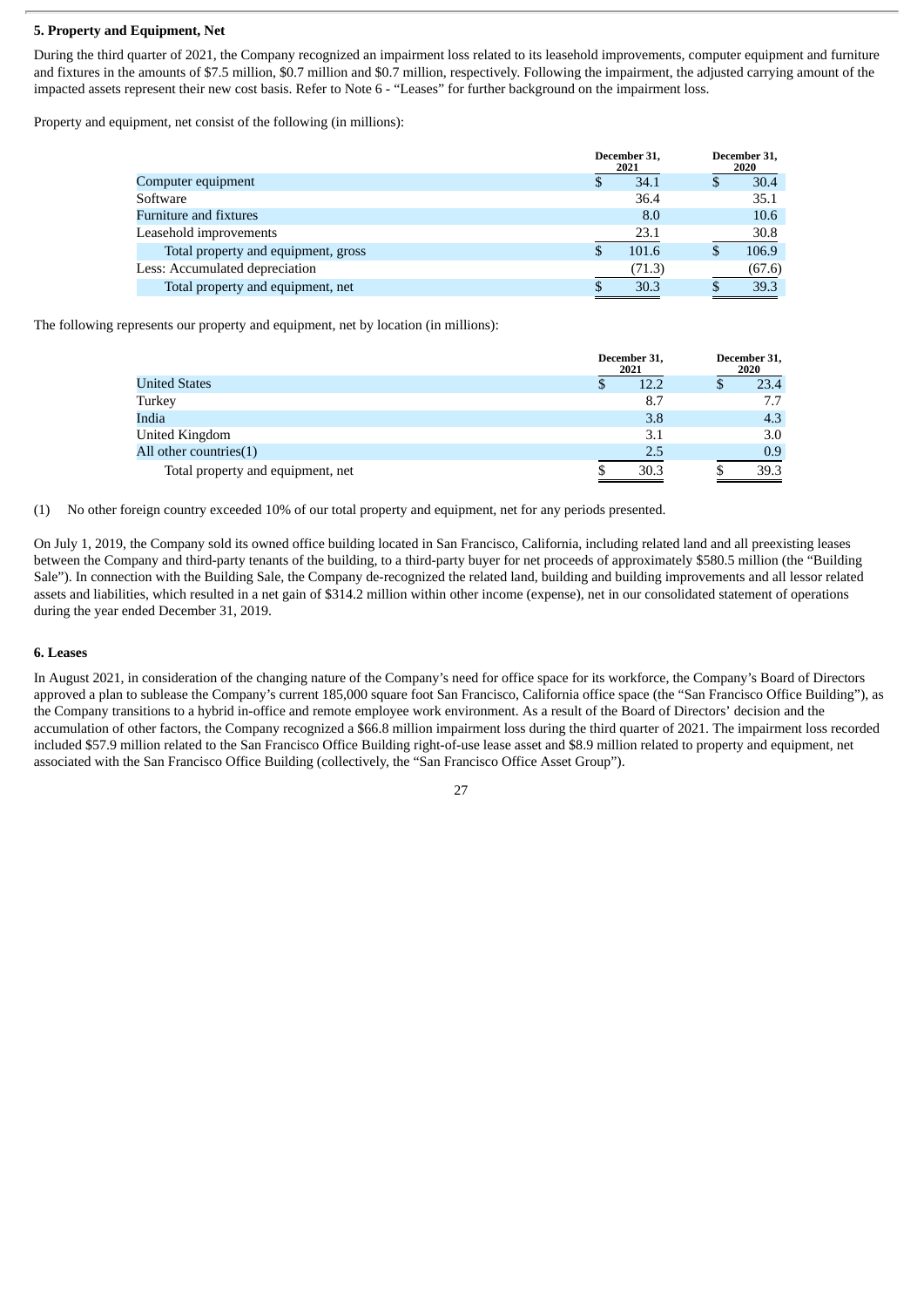**5. Property and Equipment, Net**

During the third quarter of 2021, the Company recognized an impairment loss related to its leasehold improvements, computer equipment and furniture and fixtures in the amounts of $7.5 million, $0.7 million and $0.7 million, respectively. Following the impairment, the adjusted carrying amount of the impacted assets represent their new cost basis. Refer to Note 6 - "Leases" for further background on the impairment loss.

Property and equipment, net consist of the following (in millions):

| | December 31, 2021 | December 31, 2020 |
|---|---|---|
| Computer equipment | $ 34.1 | $ 30.4 |
| Software | 36.4 | 35.1 |
| Furniture and fixtures | 8.0 | 10.6 |
| Leasehold improvements | 23.1 | 30.8 |
| Total property and equipment, gross | $ 101.6 | $ 106.9 |
| Less: Accumulated depreciation | (71.3) | (67.6) |
| Total property and equipment, net | $ 30.3 | $ 39.3 |

The following represents our property and equipment, net by location (in millions):

| | December 31, 2021 | December 31, 2020 |
|---|---|---|
| United States | $ 12.2 | $ 23.4 |
| Turkey | 8.7 | 7.7 |
| India | 3.8 | 4.3 |
| United Kingdom | 3.1 | 3.0 |
| All other countries(1) | 2.5 | 0.9 |
| Total property and equipment, net | $ 30.3 | $ 39.3 |

(1) No other foreign country exceeded 10% of our total property and equipment, net for any periods presented.

On July 1, 2019, the Company sold its owned office building located in San Francisco, California, including related land and all preexisting leases between the Company and third-party tenants of the building, to a third-party buyer for net proceeds of approximately $580.5 million (the "Building Sale"). In connection with the Building Sale, the Company de-recognized the related land, building and building improvements and all lessor related assets and liabilities, which resulted in a net gain of $314.2 million within other income (expense), net in our consolidated statement of operations during the year ended December 31, 2019.

**6. Leases**

In August 2021, in consideration of the changing nature of the Company's need for office space for its workforce, the Company's Board of Directors approved a plan to sublease the Company's current 185,000 square foot San Francisco, California office space (the "San Francisco Office Building"), as the Company transitions to a hybrid in-office and remote employee work environment. As a result of the Board of Directors' decision and the accumulation of other factors, the Company recognized a $66.8 million impairment loss during the third quarter of 2021. The impairment loss recorded included $57.9 million related to the San Francisco Office Building right-of-use lease asset and $8.9 million related to property and equipment, net associated with the San Francisco Office Building (collectively, the "San Francisco Office Asset Group").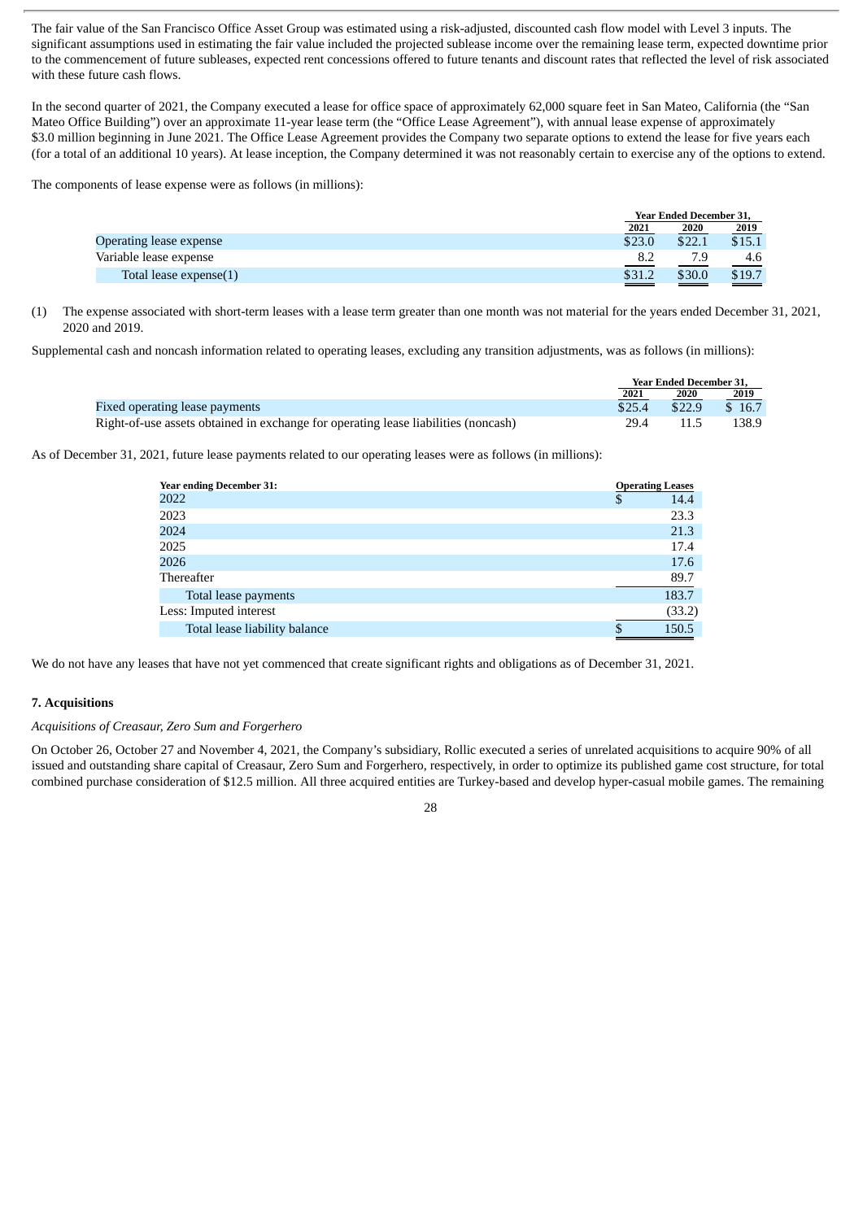The fair value of the San Francisco Office Asset Group was estimated using a risk-adjusted, discounted cash flow model with Level 3 inputs. The significant assumptions used in estimating the fair value included the projected sublease income over the remaining lease term, expected downtime prior to the commencement of future subleases, expected rent concessions offered to future tenants and discount rates that reflected the level of risk associated with these future cash flows.

In the second quarter of 2021, the Company executed a lease for office space of approximately 62,000 square feet in San Mateo, California (the "San Mateo Office Building") over an approximate 11-year lease term (the "Office Lease Agreement"), with annual lease expense of approximately $3.0 million beginning in June 2021. The Office Lease Agreement provides the Company two separate options to extend the lease for five years each (for a total of an additional 10 years). At lease inception, the Company determined it was not reasonably certain to exercise any of the options to extend.

The components of lease expense were as follows (in millions):

| | Year Ended December 31, | | |
|---|---|---|---|
| | 2021 | 2020 | 2019 |
| Operating lease expense | $23.0 | $22.1 | $15.1 |
| Variable lease expense | 8.2 | 7.9 | 4.6 |
| Total lease expense(1) | $31.2 | $30.0 | $19.7 |

(1) The expense associated with short-term leases with a lease term greater than one month was not material for the years ended December 31, 2021, 2020 and 2019.

Supplemental cash and noncash information related to operating leases, excluding any transition adjustments, was as follows (in millions):

| | Year Ended December 31, | | |
|---|---|---|---|
| | 2021 | 2020 | 2019 |
| Fixed operating lease payments | $25.4 | $22.9 | $ 16.7 |
| Right-of-use assets obtained in exchange for operating lease liabilities (noncash) | 29.4 | 11.5 | 138.9 |

As of December 31, 2021, future lease payments related to our operating leases were as follows (in millions):

| Year ending December 31: | Operating Leases |
|---|---|
| 2022 | $ 14.4 |
| 2023 | 23.3 |
| 2024 | 21.3 |
| 2025 | 17.4 |
| 2026 | 17.6 |
| Thereafter | 89.7 |
| Total lease payments | 183.7 |
| Less: Imputed interest | (33.2) |
| Total lease liability balance | $ 150.5 |

We do not have any leases that have not yet commenced that create significant rights and obligations as of December 31, 2021.

## 7. Acquisitions

*Acquisitions of Creasaur, Zero Sum and Forgerhero*

On October 26, October 27 and November 4, 2021, the Company's subsidiary, Rollic executed a series of unrelated acquisitions to acquire 90% of all issued and outstanding share capital of Creasaur, Zero Sum and Forgerhero, respectively, in order to optimize its published game cost structure, for total combined purchase consideration of $12.5 million. All three acquired entities are Turkey-based and develop hyper-casual mobile games. The remaining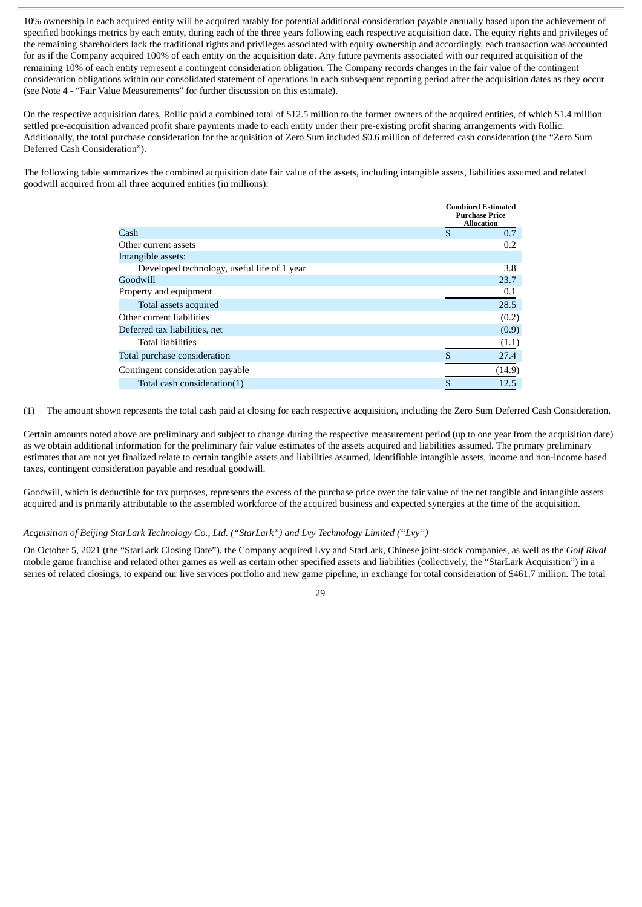10% ownership in each acquired entity will be acquired ratably for potential additional consideration payable annually based upon the achievement of specified bookings metrics by each entity, during each of the three years following each respective acquisition date. The equity rights and privileges of the remaining shareholders lack the traditional rights and privileges associated with equity ownership and accordingly, each transaction was accounted for as if the Company acquired 100% of each entity on the acquisition date. Any future payments associated with our required acquisition of the remaining 10% of each entity represent a contingent consideration obligation. The Company records changes in the fair value of the contingent consideration obligations within our consolidated statement of operations in each subsequent reporting period after the acquisition dates as they occur (see Note 4 - "Fair Value Measurements" for further discussion on this estimate).

On the respective acquisition dates, Rollic paid a combined total of $12.5 million to the former owners of the acquired entities, of which $1.4 million settled pre-acquisition advanced profit share payments made to each entity under their pre-existing profit sharing arrangements with Rollic. Additionally, the total purchase consideration for the acquisition of Zero Sum included $0.6 million of deferred cash consideration (the "Zero Sum Deferred Cash Consideration").

The following table summarizes the combined acquisition date fair value of the assets, including intangible assets, liabilities assumed and related goodwill acquired from all three acquired entities (in millions):

| | Combined Estimated Purchase Price Allocation |
|---|---|
| Cash | $ 0.7 |
| Other current assets | 0.2 |
| Intangible assets: | |
| Developed technology, useful life of 1 year | 3.8 |
| Goodwill | 23.7 |
| Property and equipment | 0.1 |
| Total assets acquired | 28.5 |
| Other current liabilities | (0.2) |
| Deferred tax liabilities, net | (0.9) |
| Total liabilities | (1.1) |
| Total purchase consideration | $ 27.4 |
| Contingent consideration payable | (14.9) |
| Total cash consideration(1) | $ 12.5 |

(1) The amount shown represents the total cash paid at closing for each respective acquisition, including the Zero Sum Deferred Cash Consideration.

Certain amounts noted above are preliminary and subject to change during the respective measurement period (up to one year from the acquisition date) as we obtain additional information for the preliminary fair value estimates of the assets acquired and liabilities assumed. The primary preliminary estimates that are not yet finalized relate to certain tangible assets and liabilities assumed, identifiable intangible assets, income and non-income based taxes, contingent consideration payable and residual goodwill.

Goodwill, which is deductible for tax purposes, represents the excess of the purchase price over the fair value of the net tangible and intangible assets acquired and is primarily attributable to the assembled workforce of the acquired business and expected synergies at the time of the acquisition.

*Acquisition of Beijing StarLark Technology Co., Ltd. ("StarLark") and Lvy Technology Limited ("Lvy")*

On October 5, 2021 (the "StarLark Closing Date"), the Company acquired Lvy and StarLark, Chinese joint-stock companies, as well as the *Golf Rival* mobile game franchise and related other games as well as certain other specified assets and liabilities (collectively, the "StarLark Acquisition") in a series of related closings, to expand our live services portfolio and new game pipeline, in exchange for total consideration of $461.7 million. The total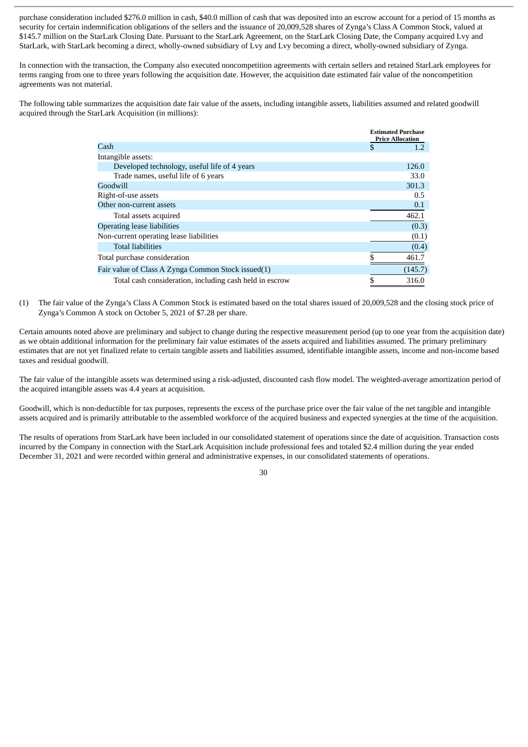purchase consideration included $276.0 million in cash, $40.0 million of cash that was deposited into an escrow account for a period of 15 months as security for certain indemnification obligations of the sellers and the issuance of 20,009,528 shares of Zynga's Class A Common Stock, valued at $145.7 million on the StarLark Closing Date. Pursuant to the StarLark Agreement, on the StarLark Closing Date, the Company acquired Lvy and StarLark, with StarLark becoming a direct, wholly-owned subsidiary of Lvy and Lvy becoming a direct, wholly-owned subsidiary of Zynga.

In connection with the transaction, the Company also executed noncompetition agreements with certain sellers and retained StarLark employees for terms ranging from one to three years following the acquisition date. However, the acquisition date estimated fair value of the noncompetition agreements was not material.

The following table summarizes the acquisition date fair value of the assets, including intangible assets, liabilities assumed and related goodwill acquired through the StarLark Acquisition (in millions):

| | Estimated Purchase Price Allocation |
|---|---|
| Cash | $ 1.2 |
| Intangible assets: | |
| Developed technology, useful life of 4 years | 126.0 |
| Trade names, useful life of 6 years | 33.0 |
| Goodwill | 301.3 |
| Right-of-use assets | 0.5 |
| Other non-current assets | 0.1 |
| Total assets acquired | 462.1 |
| Operating lease liabilities | (0.3) |
| Non-current operating lease liabilities | (0.1) |
| Total liabilities | (0.4) |
| Total purchase consideration | $ 461.7 |
| Fair value of Class A Zynga Common Stock issued(1) | (145.7) |
| Total cash consideration, including cash held in escrow | $ 316.0 |

(1) The fair value of the Zynga's Class A Common Stock is estimated based on the total shares issued of 20,009,528 and the closing stock price of Zynga's Common A stock on October 5, 2021 of $7.28 per share.

Certain amounts noted above are preliminary and subject to change during the respective measurement period (up to one year from the acquisition date) as we obtain additional information for the preliminary fair value estimates of the assets acquired and liabilities assumed. The primary preliminary estimates that are not yet finalized relate to certain tangible assets and liabilities assumed, identifiable intangible assets, income and non-income based taxes and residual goodwill.

The fair value of the intangible assets was determined using a risk-adjusted, discounted cash flow model. The weighted-average amortization period of the acquired intangible assets was 4.4 years at acquisition.

Goodwill, which is non-deductible for tax purposes, represents the excess of the purchase price over the fair value of the net tangible and intangible assets acquired and is primarily attributable to the assembled workforce of the acquired business and expected synergies at the time of the acquisition.

The results of operations from StarLark have been included in our consolidated statement of operations since the date of acquisition. Transaction costs incurred by the Company in connection with the StarLark Acquisition include professional fees and totaled $2.4 million during the year ended December 31, 2021 and were recorded within general and administrative expenses, in our consolidated statements of operations.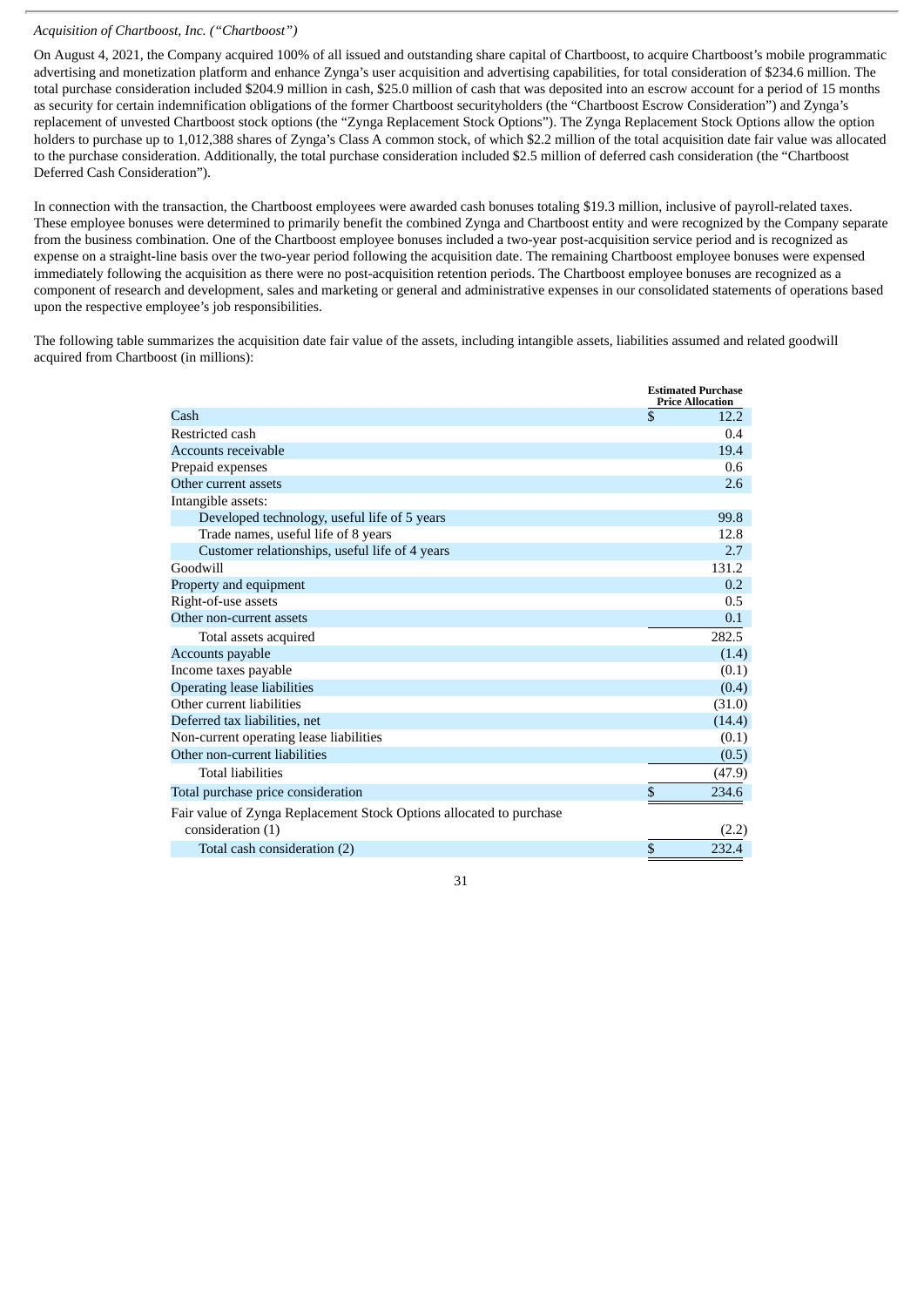*Acquisition of Chartboost, Inc. (“Chartboost”)*

On August 4, 2021, the Company acquired 100% of all issued and outstanding share capital of Chartboost, to acquire Chartboost’s mobile programmatic advertising and monetization platform and enhance Zynga’s user acquisition and advertising capabilities, for total consideration of $234.6 million. The total purchase consideration included $204.9 million in cash, $25.0 million of cash that was deposited into an escrow account for a period of 15 months as security for certain indemnification obligations of the former Chartboost securityholders (the “Chartboost Escrow Consideration”) and Zynga’s replacement of unvested Chartboost stock options (the “Zynga Replacement Stock Options”). The Zynga Replacement Stock Options allow the option holders to purchase up to 1,012,388 shares of Zynga’s Class A common stock, of which $2.2 million of the total acquisition date fair value was allocated to the purchase consideration. Additionally, the total purchase consideration included $2.5 million of deferred cash consideration (the “Chartboost Deferred Cash Consideration”).

In connection with the transaction, the Chartboost employees were awarded cash bonuses totaling $19.3 million, inclusive of payroll-related taxes. These employee bonuses were determined to primarily benefit the combined Zynga and Chartboost entity and were recognized by the Company separate from the business combination. One of the Chartboost employee bonuses included a two-year post-acquisition service period and is recognized as expense on a straight-line basis over the two-year period following the acquisition date. The remaining Chartboost employee bonuses were expensed immediately following the acquisition as there were no post-acquisition retention periods. The Chartboost employee bonuses are recognized as a component of research and development, sales and marketing or general and administrative expenses in our consolidated statements of operations based upon the respective employee’s job responsibilities.

The following table summarizes the acquisition date fair value of the assets, including intangible assets, liabilities assumed and related goodwill acquired from Chartboost (in millions):

| | Estimated Purchase Price Allocation |
|---|---|
| Cash | $ 12.2 |
| Restricted cash | 0.4 |
| Accounts receivable | 19.4 |
| Prepaid expenses | 0.6 |
| Other current assets | 2.6 |
| Intangible assets: | |
| Developed technology, useful life of 5 years | 99.8 |
| Trade names, useful life of 8 years | 12.8 |
| Customer relationships, useful life of 4 years | 2.7 |
| Goodwill | 131.2 |
| Property and equipment | 0.2 |
| Right-of-use assets | 0.5 |
| Other non-current assets | 0.1 |
| Total assets acquired | 282.5 |
| Accounts payable | (1.4) |
| Income taxes payable | (0.1) |
| Operating lease liabilities | (0.4) |
| Other current liabilities | (31.0) |
| Deferred tax liabilities, net | (14.4) |
| Non-current operating lease liabilities | (0.1) |
| Other non-current liabilities | (0.5) |
| Total liabilities | (47.9) |
| Total purchase price consideration | $ 234.6 |
| Fair value of Zynga Replacement Stock Options allocated to purchase consideration (1) | (2.2) |
| Total cash consideration (2) | $ 232.4 |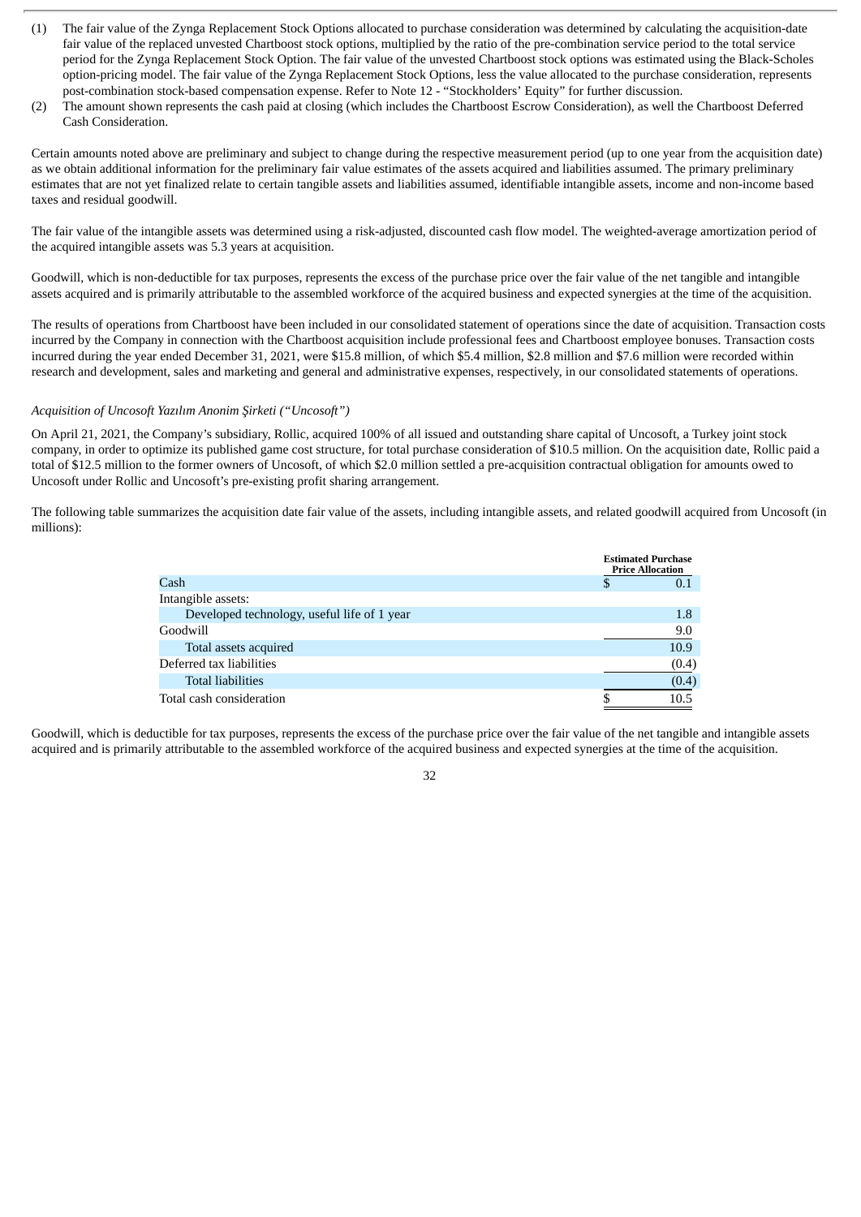(1) The fair value of the Zynga Replacement Stock Options allocated to purchase consideration was determined by calculating the acquisition-date fair value of the replaced unvested Chartboost stock options, multiplied by the ratio of the pre-combination service period to the total service period for the Zynga Replacement Stock Option. The fair value of the unvested Chartboost stock options was estimated using the Black-Scholes option-pricing model. The fair value of the Zynga Replacement Stock Options, less the value allocated to the purchase consideration, represents post-combination stock-based compensation expense. Refer to Note 12 - "Stockholders' Equity" for further discussion.

(2) The amount shown represents the cash paid at closing (which includes the Chartboost Escrow Consideration), as well the Chartboost Deferred Cash Consideration.

Certain amounts noted above are preliminary and subject to change during the respective measurement period (up to one year from the acquisition date) as we obtain additional information for the preliminary fair value estimates of the assets acquired and liabilities assumed. The primary preliminary estimates that are not yet finalized relate to certain tangible assets and liabilities assumed, identifiable intangible assets, income and non-income based taxes and residual goodwill.

The fair value of the intangible assets was determined using a risk-adjusted, discounted cash flow model. The weighted-average amortization period of the acquired intangible assets was 5.3 years at acquisition.

Goodwill, which is non-deductible for tax purposes, represents the excess of the purchase price over the fair value of the net tangible and intangible assets acquired and is primarily attributable to the assembled workforce of the acquired business and expected synergies at the time of the acquisition.

The results of operations from Chartboost have been included in our consolidated statement of operations since the date of acquisition. Transaction costs incurred by the Company in connection with the Chartboost acquisition include professional fees and Chartboost employee bonuses. Transaction costs incurred during the year ended December 31, 2021, were $15.8 million, of which $5.4 million, $2.8 million and $7.6 million were recorded within research and development, sales and marketing and general and administrative expenses, respectively, in our consolidated statements of operations.

*Acquisition of Uncosoft Yazılım Anonim Şirketi ("Uncosoft")*

On April 21, 2021, the Company's subsidiary, Rollic, acquired 100% of all issued and outstanding share capital of Uncosoft, a Turkey joint stock company, in order to optimize its published game cost structure, for total purchase consideration of $10.5 million. On the acquisition date, Rollic paid a total of $12.5 million to the former owners of Uncosoft, of which $2.0 million settled a pre-acquisition contractual obligation for amounts owed to Uncosoft under Rollic and Uncosoft's pre-existing profit sharing arrangement.

The following table summarizes the acquisition date fair value of the assets, including intangible assets, and related goodwill acquired from Uncosoft (in millions):

| | Estimated Purchase Price Allocation |
|---|---|
| Cash | $ 0.1 |
| Intangible assets: | |
| Developed technology, useful life of 1 year | 1.8 |
| Goodwill | 9.0 |
| Total assets acquired | 10.9 |
| Deferred tax liabilities | (0.4) |
| Total liabilities | (0.4) |
| Total cash consideration | $ 10.5 |

Goodwill, which is deductible for tax purposes, represents the excess of the purchase price over the fair value of the net tangible and intangible assets acquired and is primarily attributable to the assembled workforce of the acquired business and expected synergies at the time of the acquisition.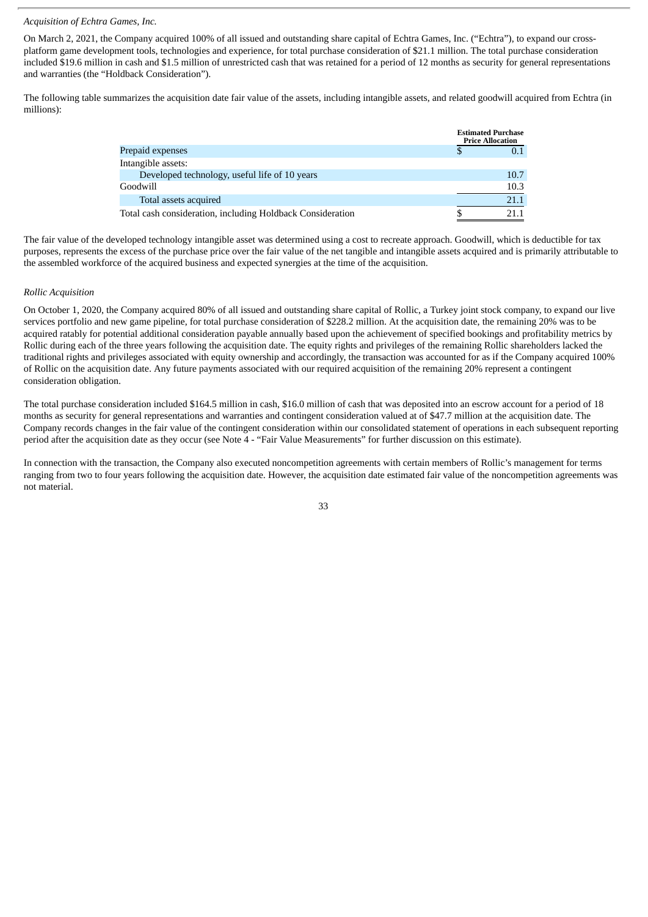*Acquisition of Echtra Games, Inc.*

On March 2, 2021, the Company acquired 100% of all issued and outstanding share capital of Echtra Games, Inc. ("Echtra"), to expand our cross-platform game development tools, technologies and experience, for total purchase consideration of $21.1 million. The total purchase consideration included $19.6 million in cash and $1.5 million of unrestricted cash that was retained for a period of 12 months as security for general representations and warranties (the "Holdback Consideration").

The following table summarizes the acquisition date fair value of the assets, including intangible assets, and related goodwill acquired from Echtra (in millions):

| | Estimated Purchase Price Allocation |
|---|---|
| Prepaid expenses | $ 0.1 |
| Intangible assets: | |
| Developed technology, useful life of 10 years | 10.7 |
| Goodwill | 10.3 |
| Total assets acquired | 21.1 |
| Total cash consideration, including Holdback Consideration | $ 21.1 |

The fair value of the developed technology intangible asset was determined using a cost to recreate approach. Goodwill, which is deductible for tax purposes, represents the excess of the purchase price over the fair value of the net tangible and intangible assets acquired and is primarily attributable to the assembled workforce of the acquired business and expected synergies at the time of the acquisition.

*Rollic Acquisition*

On October 1, 2020, the Company acquired 80% of all issued and outstanding share capital of Rollic, a Turkey joint stock company, to expand our live services portfolio and new game pipeline, for total purchase consideration of $228.2 million. At the acquisition date, the remaining 20% was to be acquired ratably for potential additional consideration payable annually based upon the achievement of specified bookings and profitability metrics by Rollic during each of the three years following the acquisition date. The equity rights and privileges of the remaining Rollic shareholders lacked the traditional rights and privileges associated with equity ownership and accordingly, the transaction was accounted for as if the Company acquired 100% of Rollic on the acquisition date. Any future payments associated with our required acquisition of the remaining 20% represent a contingent consideration obligation.

The total purchase consideration included $164.5 million in cash, $16.0 million of cash that was deposited into an escrow account for a period of 18 months as security for general representations and warranties and contingent consideration valued at of $47.7 million at the acquisition date. The Company records changes in the fair value of the contingent consideration within our consolidated statement of operations in each subsequent reporting period after the acquisition date as they occur (see Note 4 - "Fair Value Measurements" for further discussion on this estimate).

In connection with the transaction, the Company also executed noncompetition agreements with certain members of Rollic's management for terms ranging from two to four years following the acquisition date. However, the acquisition date estimated fair value of the noncompetition agreements was not material.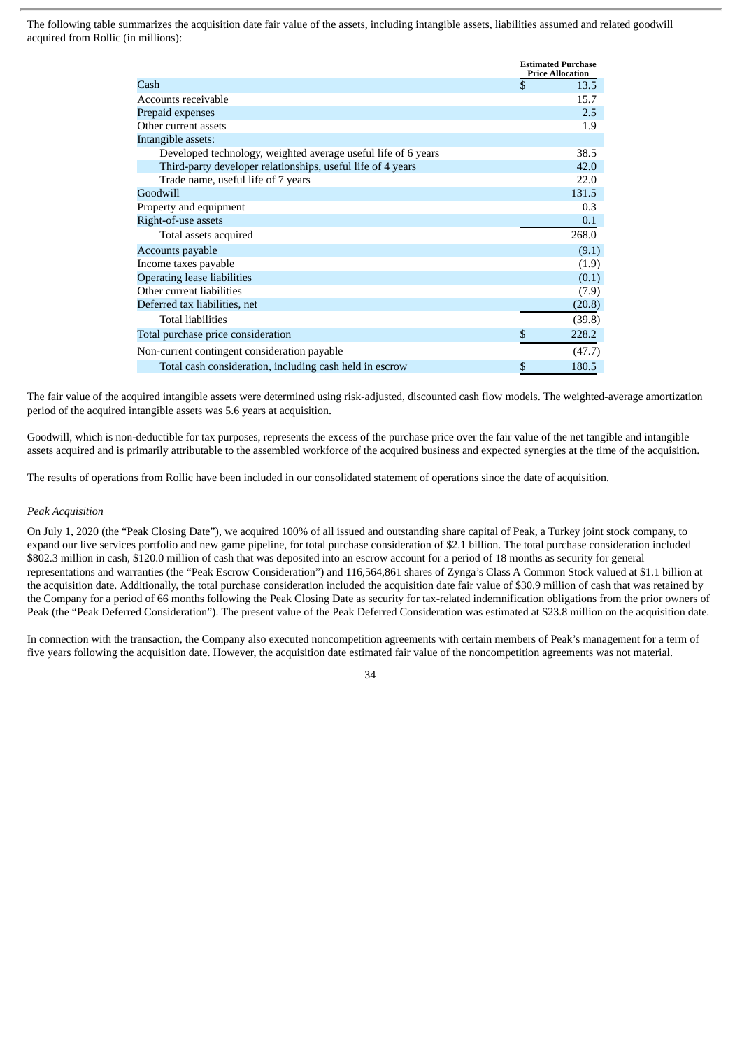The following table summarizes the acquisition date fair value of the assets, including intangible assets, liabilities assumed and related goodwill acquired from Rollic (in millions):

| | Estimated Purchase Price Allocation |
|---|---|
| Cash | $ 13.5 |
| Accounts receivable | 15.7 |
| Prepaid expenses | 2.5 |
| Other current assets | 1.9 |
| Intangible assets: | |
| Developed technology, weighted average useful life of 6 years | 38.5 |
| Third-party developer relationships, useful life of 4 years | 42.0 |
| Trade name, useful life of 7 years | 22.0 |
| Goodwill | 131.5 |
| Property and equipment | 0.3 |
| Right-of-use assets | 0.1 |
| Total assets acquired | 268.0 |
| Accounts payable | (9.1) |
| Income taxes payable | (1.9) |
| Operating lease liabilities | (0.1) |
| Other current liabilities | (7.9) |
| Deferred tax liabilities, net | (20.8) |
| Total liabilities | (39.8) |
| Total purchase price consideration | $ 228.2 |
| Non-current contingent consideration payable | (47.7) |
| Total cash consideration, including cash held in escrow | $ 180.5 |

The fair value of the acquired intangible assets were determined using risk-adjusted, discounted cash flow models. The weighted-average amortization period of the acquired intangible assets was 5.6 years at acquisition.

Goodwill, which is non-deductible for tax purposes, represents the excess of the purchase price over the fair value of the net tangible and intangible assets acquired and is primarily attributable to the assembled workforce of the acquired business and expected synergies at the time of the acquisition.

The results of operations from Rollic have been included in our consolidated statement of operations since the date of acquisition.

*Peak Acquisition*

On July 1, 2020 (the "Peak Closing Date"), we acquired 100% of all issued and outstanding share capital of Peak, a Turkey joint stock company, to expand our live services portfolio and new game pipeline, for total purchase consideration of $2.1 billion. The total purchase consideration included $802.3 million in cash, $120.0 million of cash that was deposited into an escrow account for a period of 18 months as security for general representations and warranties (the "Peak Escrow Consideration") and 116,564,861 shares of Zynga's Class A Common Stock valued at $1.1 billion at the acquisition date. Additionally, the total purchase consideration included the acquisition date fair value of $30.9 million of cash that was retained by the Company for a period of 66 months following the Peak Closing Date as security for tax-related indemnification obligations from the prior owners of Peak (the "Peak Deferred Consideration"). The present value of the Peak Deferred Consideration was estimated at $23.8 million on the acquisition date.

In connection with the transaction, the Company also executed noncompetition agreements with certain members of Peak's management for a term of five years following the acquisition date. However, the acquisition date estimated fair value of the noncompetition agreements was not material.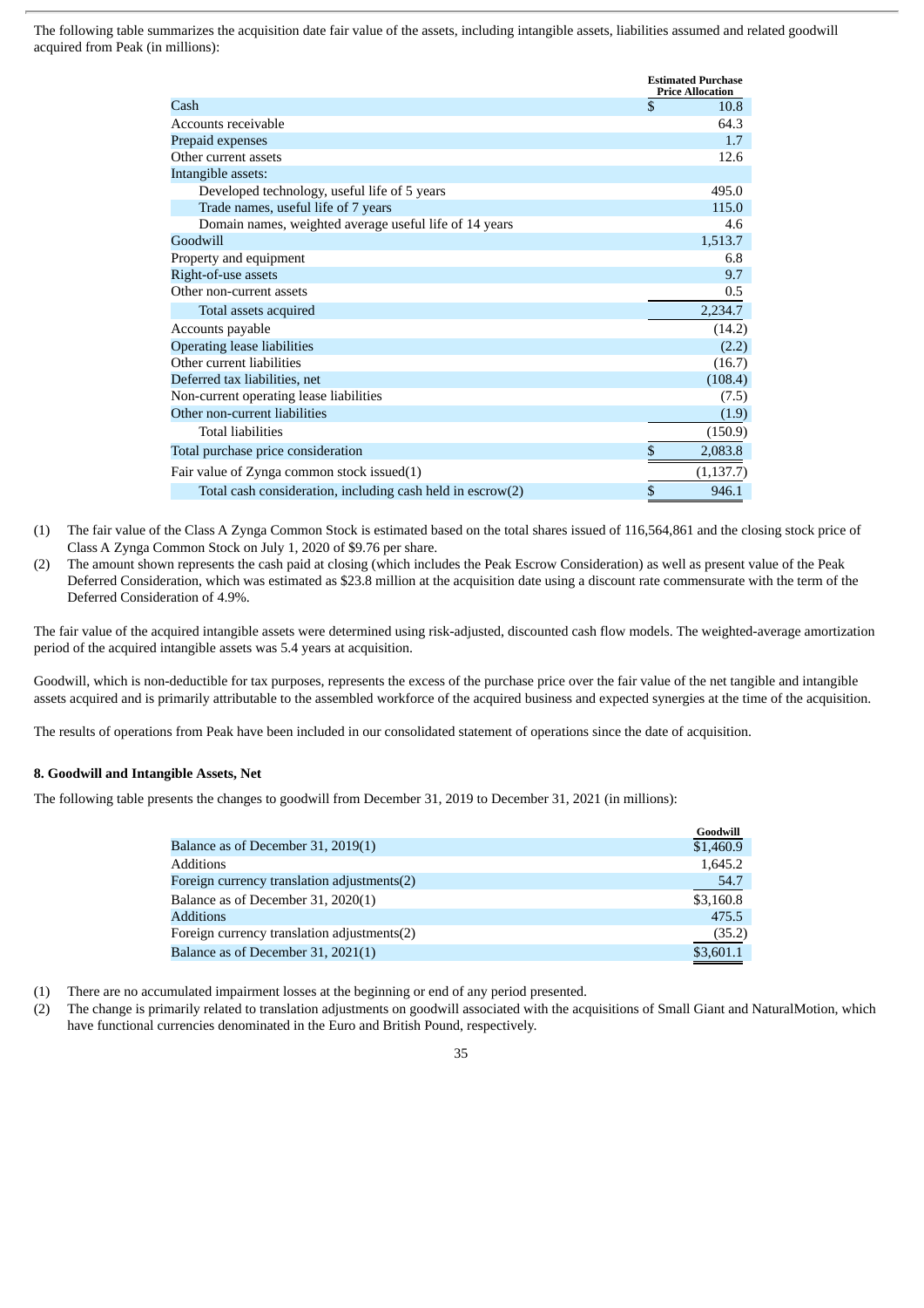The following table summarizes the acquisition date fair value of the assets, including intangible assets, liabilities assumed and related goodwill acquired from Peak (in millions):

| | Estimated Purchase Price Allocation |
|---|---|
| Cash | $ 10.8 |
| Accounts receivable | 64.3 |
| Prepaid expenses | 1.7 |
| Other current assets | 12.6 |
| Intangible assets: | |
| Developed technology, useful life of 5 years | 495.0 |
| Trade names, useful life of 7 years | 115.0 |
| Domain names, weighted average useful life of 14 years | 4.6 |
| Goodwill | 1,513.7 |
| Property and equipment | 6.8 |
| Right-of-use assets | 9.7 |
| Other non-current assets | 0.5 |
| Total assets acquired | 2,234.7 |
| Accounts payable | (14.2) |
| Operating lease liabilities | (2.2) |
| Other current liabilities | (16.7) |
| Deferred tax liabilities, net | (108.4) |
| Non-current operating lease liabilities | (7.5) |
| Other non-current liabilities | (1.9) |
| Total liabilities | (150.9) |
| Total purchase price consideration | $ 2,083.8 |
| Fair value of Zynga common stock issued(1) | (1,137.7) |
| Total cash consideration, including cash held in escrow(2) | $ 946.1 |

(1) The fair value of the Class A Zynga Common Stock is estimated based on the total shares issued of 116,564,861 and the closing stock price of Class A Zynga Common Stock on July 1, 2020 of $9.76 per share.

(2) The amount shown represents the cash paid at closing (which includes the Peak Escrow Consideration) as well as present value of the Peak Deferred Consideration, which was estimated as $23.8 million at the acquisition date using a discount rate commensurate with the term of the Deferred Consideration of 4.9%.

The fair value of the acquired intangible assets were determined using risk-adjusted, discounted cash flow models. The weighted-average amortization period of the acquired intangible assets was 5.4 years at acquisition.

Goodwill, which is non-deductible for tax purposes, represents the excess of the purchase price over the fair value of the net tangible and intangible assets acquired and is primarily attributable to the assembled workforce of the acquired business and expected synergies at the time of the acquisition.

The results of operations from Peak have been included in our consolidated statement of operations since the date of acquisition.

**8. Goodwill and Intangible Assets, Net**

The following table presents the changes to goodwill from December 31, 2019 to December 31, 2021 (in millions):

| | Goodwill |
|---|---|
| Balance as of December 31, 2019(1) | $1,460.9 |
| Additions | 1,645.2 |
| Foreign currency translation adjustments(2) | 54.7 |
| Balance as of December 31, 2020(1) | $3,160.8 |
| Additions | 475.5 |
| Foreign currency translation adjustments(2) | (35.2) |
| Balance as of December 31, 2021(1) | $3,601.1 |

(1) There are no accumulated impairment losses at the beginning or end of any period presented.

(2) The change is primarily related to translation adjustments on goodwill associated with the acquisitions of Small Giant and NaturalMotion, which have functional currencies denominated in the Euro and British Pound, respectively.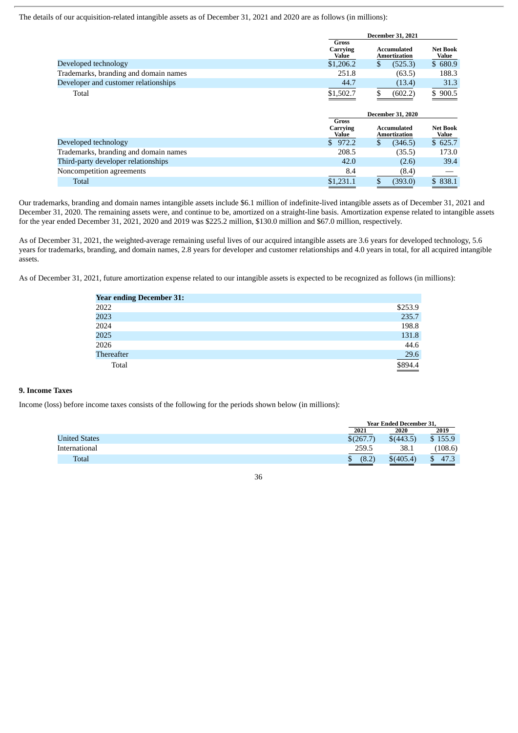The details of our acquisition-related intangible assets as of December 31, 2021 and 2020 are as follows (in millions):

| | December 31, 2021 | | |
|---|---|---|---|
| | Gross Carrying Value | Accumulated Amortization | Net Book Value |
| Developed technology | $1,206.2 | $ (525.3) | $ 680.9 |
| Trademarks, branding and domain names | 251.8 | (63.5) | 188.3 |
| Developer and customer relationships | 44.7 | (13.4) | 31.3 |
| Total | $1,502.7 | $ (602.2) | $ 900.5 |

| | December 31, 2020 | | |
|---|---|---|---|
| | Gross Carrying Value | Accumulated Amortization | Net Book Value |
| Developed technology | $ 972.2 | $ (346.5) | $ 625.7 |
| Trademarks, branding and domain names | 208.5 | (35.5) | 173.0 |
| Third-party developer relationships | 42.0 | (2.6) | 39.4 |
| Noncompetition agreements | 8.4 | (8.4) | — |
| Total | $1,231.1 | $ (393.0) | $ 838.1 |

Our trademarks, branding and domain names intangible assets include $6.1 million of indefinite-lived intangible assets as of December 31, 2021 and December 31, 2020. The remaining assets were, and continue to be, amortized on a straight-line basis. Amortization expense related to intangible assets for the year ended December 31, 2021, 2020 and 2019 was $225.2 million, $130.0 million and $67.0 million, respectively.

As of December 31, 2021, the weighted-average remaining useful lives of our acquired intangible assets are 3.6 years for developed technology, 5.6 years for trademarks, branding, and domain names, 2.8 years for developer and customer relationships and 4.0 years in total, for all acquired intangible assets.

As of December 31, 2021, future amortization expense related to our intangible assets is expected to be recognized as follows (in millions):

| Year ending December 31: | |
|---|---|
| 2022 | $253.9 |
| 2023 | 235.7 |
| 2024 | 198.8 |
| 2025 | 131.8 |
| 2026 | 44.6 |
| Thereafter | 29.6 |
| Total | $894.4 |

**9. Income Taxes**

Income (loss) before income taxes consists of the following for the periods shown below (in millions):

| | Year Ended December 31, | | |
|---|---|---|---|
| | 2021 | 2020 | 2019 |
| United States | $(267.7) | $(443.5) | $ 155.9 |
| International | 259.5 | 38.1 | (108.6) |
| Total | $ (8.2) | $(405.4) | $ 47.3 |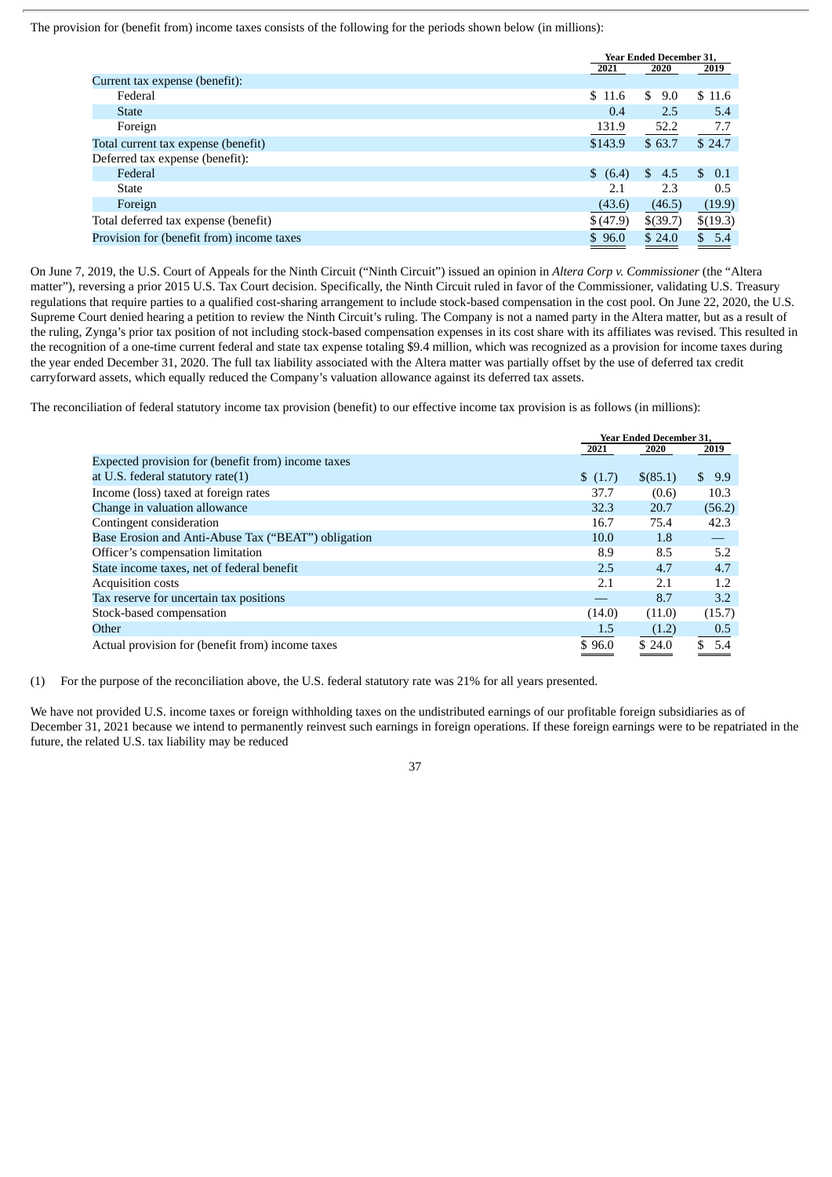The provision for (benefit from) income taxes consists of the following for the periods shown below (in millions):

| | Year Ended December 31, | | |
|---|---|---|---|
| | 2021 | 2020 | 2019 |
| Current tax expense (benefit): | | | |
| Federal | $ 11.6 | $ 9.0 | $ 11.6 |
| State | 0.4 | 2.5 | 5.4 |
| Foreign | 131.9 | 52.2 | 7.7 |
| Total current tax expense (benefit) | $143.9 | $ 63.7 | $ 24.7 |
| Deferred tax expense (benefit): | | | |
| Federal | $ (6.4) | $ 4.5 | $ 0.1 |
| State | 2.1 | 2.3 | 0.5 |
| Foreign | (43.6) | (46.5) | (19.9) |
| Total deferred tax expense (benefit) | $ (47.9) | $(39.7) | $(19.3) |
| Provision for (benefit from) income taxes | $ 96.0 | $ 24.0 | $ 5.4 |

On June 7, 2019, the U.S. Court of Appeals for the Ninth Circuit ("Ninth Circuit") issued an opinion in *Altera Corp v. Commissioner* (the "Altera matter"), reversing a prior 2015 U.S. Tax Court decision. Specifically, the Ninth Circuit ruled in favor of the Commissioner, validating U.S. Treasury regulations that require parties to a qualified cost-sharing arrangement to include stock-based compensation in the cost pool. On June 22, 2020, the U.S. Supreme Court denied hearing a petition to review the Ninth Circuit's ruling. The Company is not a named party in the Altera matter, but as a result of the ruling, Zynga's prior tax position of not including stock-based compensation expenses in its cost share with its affiliates was revised. This resulted in the recognition of a one-time current federal and state tax expense totaling $9.4 million, which was recognized as a provision for income taxes during the year ended December 31, 2020. The full tax liability associated with the Altera matter was partially offset by the use of deferred tax credit carryforward assets, which equally reduced the Company's valuation allowance against its deferred tax assets.

The reconciliation of federal statutory income tax provision (benefit) to our effective income tax provision is as follows (in millions):

| | Year Ended December 31, | | |
|---|---|---|---|
| | 2021 | 2020 | 2019 |
| Expected provision for (benefit from) income taxes at U.S. federal statutory rate(1) | $ (1.7) | $(85.1) | $ 9.9 |
| Income (loss) taxed at foreign rates | 37.7 | (0.6) | 10.3 |
| Change in valuation allowance | 32.3 | 20.7 | (56.2) |
| Contingent consideration | 16.7 | 75.4 | 42.3 |
| Base Erosion and Anti-Abuse Tax ("BEAT") obligation | 10.0 | 1.8 | — |
| Officer's compensation limitation | 8.9 | 8.5 | 5.2 |
| State income taxes, net of federal benefit | 2.5 | 4.7 | 4.7 |
| Acquisition costs | 2.1 | 2.1 | 1.2 |
| Tax reserve for uncertain tax positions | — | 8.7 | 3.2 |
| Stock-based compensation | (14.0) | (11.0) | (15.7) |
| Other | 1.5 | (1.2) | 0.5 |
| Actual provision for (benefit from) income taxes | $ 96.0 | $ 24.0 | $ 5.4 |

(1) For the purpose of the reconciliation above, the U.S. federal statutory rate was 21% for all years presented.

We have not provided U.S. income taxes or foreign withholding taxes on the undistributed earnings of our profitable foreign subsidiaries as of December 31, 2021 because we intend to permanently reinvest such earnings in foreign operations. If these foreign earnings were to be repatriated in the future, the related U.S. tax liability may be reduced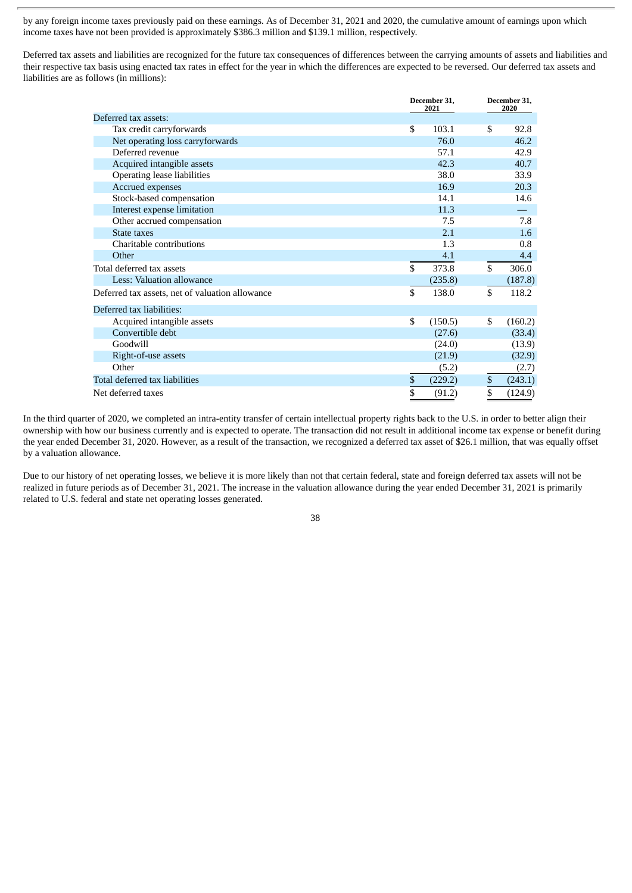by any foreign income taxes previously paid on these earnings. As of December 31, 2021 and 2020, the cumulative amount of earnings upon which income taxes have not been provided is approximately $386.3 million and $139.1 million, respectively.

Deferred tax assets and liabilities are recognized for the future tax consequences of differences between the carrying amounts of assets and liabilities and their respective tax basis using enacted tax rates in effect for the year in which the differences are expected to be reversed. Our deferred tax assets and liabilities are as follows (in millions):

| | December 31, 2021 | December 31, 2020 |
|---|---|---|
| Deferred tax assets: | | |
| Tax credit carryforwards | $ 103.1 | $ 92.8 |
| Net operating loss carryforwards | 76.0 | 46.2 |
| Deferred revenue | 57.1 | 42.9 |
| Acquired intangible assets | 42.3 | 40.7 |
| Operating lease liabilities | 38.0 | 33.9 |
| Accrued expenses | 16.9 | 20.3 |
| Stock-based compensation | 14.1 | 14.6 |
| Interest expense limitation | 11.3 | — |
| Other accrued compensation | 7.5 | 7.8 |
| State taxes | 2.1 | 1.6 |
| Charitable contributions | 1.3 | 0.8 |
| Other | 4.1 | 4.4 |
| Total deferred tax assets | $ 373.8 | $ 306.0 |
| Less: Valuation allowance | (235.8) | (187.8) |
| Deferred tax assets, net of valuation allowance | $ 138.0 | $ 118.2 |
| Deferred tax liabilities: | | |
| Acquired intangible assets | $ (150.5) | $ (160.2) |
| Convertible debt | (27.6) | (33.4) |
| Goodwill | (24.0) | (13.9) |
| Right-of-use assets | (21.9) | (32.9) |
| Other | (5.2) | (2.7) |
| Total deferred tax liabilities | $ (229.2) | $ (243.1) |
| Net deferred taxes | $ (91.2) | $ (124.9) |

In the third quarter of 2020, we completed an intra-entity transfer of certain intellectual property rights back to the U.S. in order to better align their ownership with how our business currently and is expected to operate. The transaction did not result in additional income tax expense or benefit during the year ended December 31, 2020. However, as a result of the transaction, we recognized a deferred tax asset of $26.1 million, that was equally offset by a valuation allowance.

Due to our history of net operating losses, we believe it is more likely than not that certain federal, state and foreign deferred tax assets will not be realized in future periods as of December 31, 2021. The increase in the valuation allowance during the year ended December 31, 2021 is primarily related to U.S. federal and state net operating losses generated.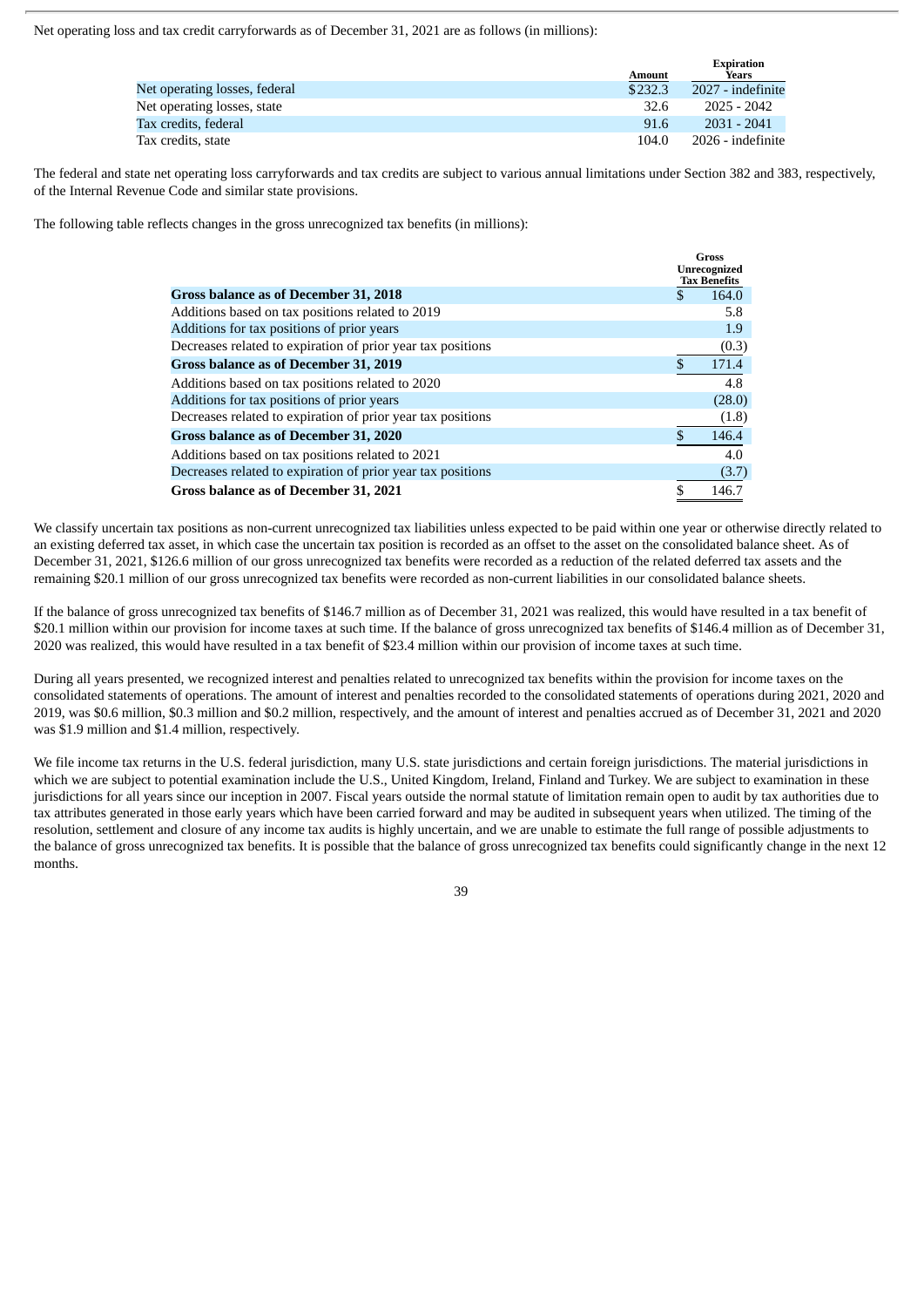Net operating loss and tax credit carryforwards as of December 31, 2021 are as follows (in millions):

| | Amount | Expiration Years |
|---|---|---|
| Net operating losses, federal | $232.3 | 2027 - indefinite |
| Net operating losses, state | 32.6 | 2025 - 2042 |
| Tax credits, federal | 91.6 | 2031 - 2041 |
| Tax credits, state | 104.0 | 2026 - indefinite |

The federal and state net operating loss carryforwards and tax credits are subject to various annual limitations under Section 382 and 383, respectively, of the Internal Revenue Code and similar state provisions.

The following table reflects changes in the gross unrecognized tax benefits (in millions):

| | Gross Unrecognized Tax Benefits |
|---|---|
| **Gross balance as of December 31, 2018** | $ 164.0 |
| Additions based on tax positions related to 2019 | 5.8 |
| Additions for tax positions of prior years | 1.9 |
| Decreases related to expiration of prior year tax positions | (0.3) |
| **Gross balance as of December 31, 2019** | $ 171.4 |
| Additions based on tax positions related to 2020 | 4.8 |
| Additions for tax positions of prior years | (28.0) |
| Decreases related to expiration of prior year tax positions | (1.8) |
| **Gross balance as of December 31, 2020** | $ 146.4 |
| Additions based on tax positions related to 2021 | 4.0 |
| Decreases related to expiration of prior year tax positions | (3.7) |
| **Gross balance as of December 31, 2021** | $ 146.7 |

We classify uncertain tax positions as non-current unrecognized tax liabilities unless expected to be paid within one year or otherwise directly related to an existing deferred tax asset, in which case the uncertain tax position is recorded as an offset to the asset on the consolidated balance sheet. As of December 31, 2021, $126.6 million of our gross unrecognized tax benefits were recorded as a reduction of the related deferred tax assets and the remaining $20.1 million of our gross unrecognized tax benefits were recorded as non-current liabilities in our consolidated balance sheets.

If the balance of gross unrecognized tax benefits of $146.7 million as of December 31, 2021 was realized, this would have resulted in a tax benefit of $20.1 million within our provision for income taxes at such time. If the balance of gross unrecognized tax benefits of $146.4 million as of December 31, 2020 was realized, this would have resulted in a tax benefit of $23.4 million within our provision of income taxes at such time.

During all years presented, we recognized interest and penalties related to unrecognized tax benefits within the provision for income taxes on the consolidated statements of operations. The amount of interest and penalties recorded to the consolidated statements of operations during 2021, 2020 and 2019, was $0.6 million, $0.3 million and $0.2 million, respectively, and the amount of interest and penalties accrued as of December 31, 2021 and 2020 was $1.9 million and $1.4 million, respectively.

We file income tax returns in the U.S. federal jurisdiction, many U.S. state jurisdictions and certain foreign jurisdictions. The material jurisdictions in which we are subject to potential examination include the U.S., United Kingdom, Ireland, Finland and Turkey. We are subject to examination in these jurisdictions for all years since our inception in 2007. Fiscal years outside the normal statute of limitation remain open to audit by tax authorities due to tax attributes generated in those early years which have been carried forward and may be audited in subsequent years when utilized. The timing of the resolution, settlement and closure of any income tax audits is highly uncertain, and we are unable to estimate the full range of possible adjustments to the balance of gross unrecognized tax benefits. It is possible that the balance of gross unrecognized tax benefits could significantly change in the next 12 months.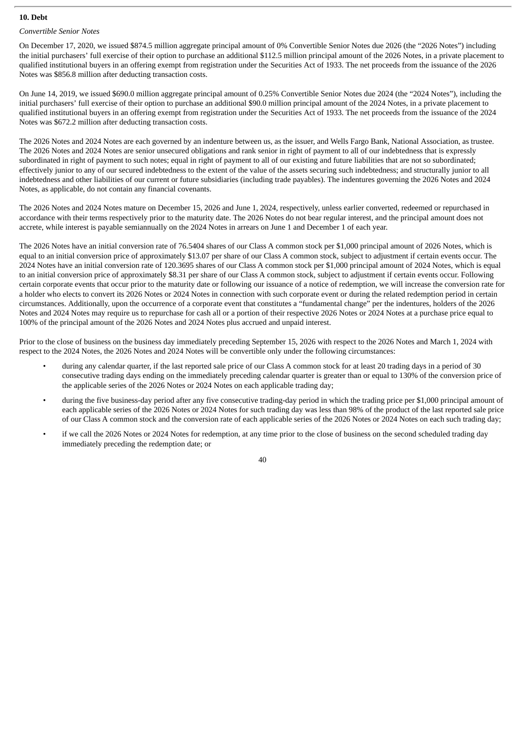## 10. Debt

*Convertible Senior Notes*

On December 17, 2020, we issued $874.5 million aggregate principal amount of 0% Convertible Senior Notes due 2026 (the "2026 Notes") including the initial purchasers' full exercise of their option to purchase an additional $112.5 million principal amount of the 2026 Notes, in a private placement to qualified institutional buyers in an offering exempt from registration under the Securities Act of 1933. The net proceeds from the issuance of the 2026 Notes was $856.8 million after deducting transaction costs.

On June 14, 2019, we issued $690.0 million aggregate principal amount of 0.25% Convertible Senior Notes due 2024 (the "2024 Notes"), including the initial purchasers' full exercise of their option to purchase an additional $90.0 million principal amount of the 2024 Notes, in a private placement to qualified institutional buyers in an offering exempt from registration under the Securities Act of 1933. The net proceeds from the issuance of the 2024 Notes was $672.2 million after deducting transaction costs.

The 2026 Notes and 2024 Notes are each governed by an indenture between us, as the issuer, and Wells Fargo Bank, National Association, as trustee. The 2026 Notes and 2024 Notes are senior unsecured obligations and rank senior in right of payment to all of our indebtedness that is expressly subordinated in right of payment to such notes; equal in right of payment to all of our existing and future liabilities that are not so subordinated; effectively junior to any of our secured indebtedness to the extent of the value of the assets securing such indebtedness; and structurally junior to all indebtedness and other liabilities of our current or future subsidiaries (including trade payables). The indentures governing the 2026 Notes and 2024 Notes, as applicable, do not contain any financial covenants.

The 2026 Notes and 2024 Notes mature on December 15, 2026 and June 1, 2024, respectively, unless earlier converted, redeemed or repurchased in accordance with their terms respectively prior to the maturity date. The 2026 Notes do not bear regular interest, and the principal amount does not accrete, while interest is payable semiannually on the 2024 Notes in arrears on June 1 and December 1 of each year.

The 2026 Notes have an initial conversion rate of 76.5404 shares of our Class A common stock per $1,000 principal amount of 2026 Notes, which is equal to an initial conversion price of approximately $13.07 per share of our Class A common stock, subject to adjustment if certain events occur. The 2024 Notes have an initial conversion rate of 120.3695 shares of our Class A common stock per $1,000 principal amount of 2024 Notes, which is equal to an initial conversion price of approximately $8.31 per share of our Class A common stock, subject to adjustment if certain events occur. Following certain corporate events that occur prior to the maturity date or following our issuance of a notice of redemption, we will increase the conversion rate for a holder who elects to convert its 2026 Notes or 2024 Notes in connection with such corporate event or during the related redemption period in certain circumstances. Additionally, upon the occurrence of a corporate event that constitutes a "fundamental change" per the indentures, holders of the 2026 Notes and 2024 Notes may require us to repurchase for cash all or a portion of their respective 2026 Notes or 2024 Notes at a purchase price equal to 100% of the principal amount of the 2026 Notes and 2024 Notes plus accrued and unpaid interest.

Prior to the close of business on the business day immediately preceding September 15, 2026 with respect to the 2026 Notes and March 1, 2024 with respect to the 2024 Notes, the 2026 Notes and 2024 Notes will be convertible only under the following circumstances:

- during any calendar quarter, if the last reported sale price of our Class A common stock for at least 20 trading days in a period of 30 consecutive trading days ending on the immediately preceding calendar quarter is greater than or equal to 130% of the conversion price of the applicable series of the 2026 Notes or 2024 Notes on each applicable trading day;
- during the five business-day period after any five consecutive trading-day period in which the trading price per $1,000 principal amount of each applicable series of the 2026 Notes or 2024 Notes for such trading day was less than 98% of the product of the last reported sale price of our Class A common stock and the conversion rate of each applicable series of the 2026 Notes or 2024 Notes on each such trading day;
- if we call the 2026 Notes or 2024 Notes for redemption, at any time prior to the close of business on the second scheduled trading day immediately preceding the redemption date; or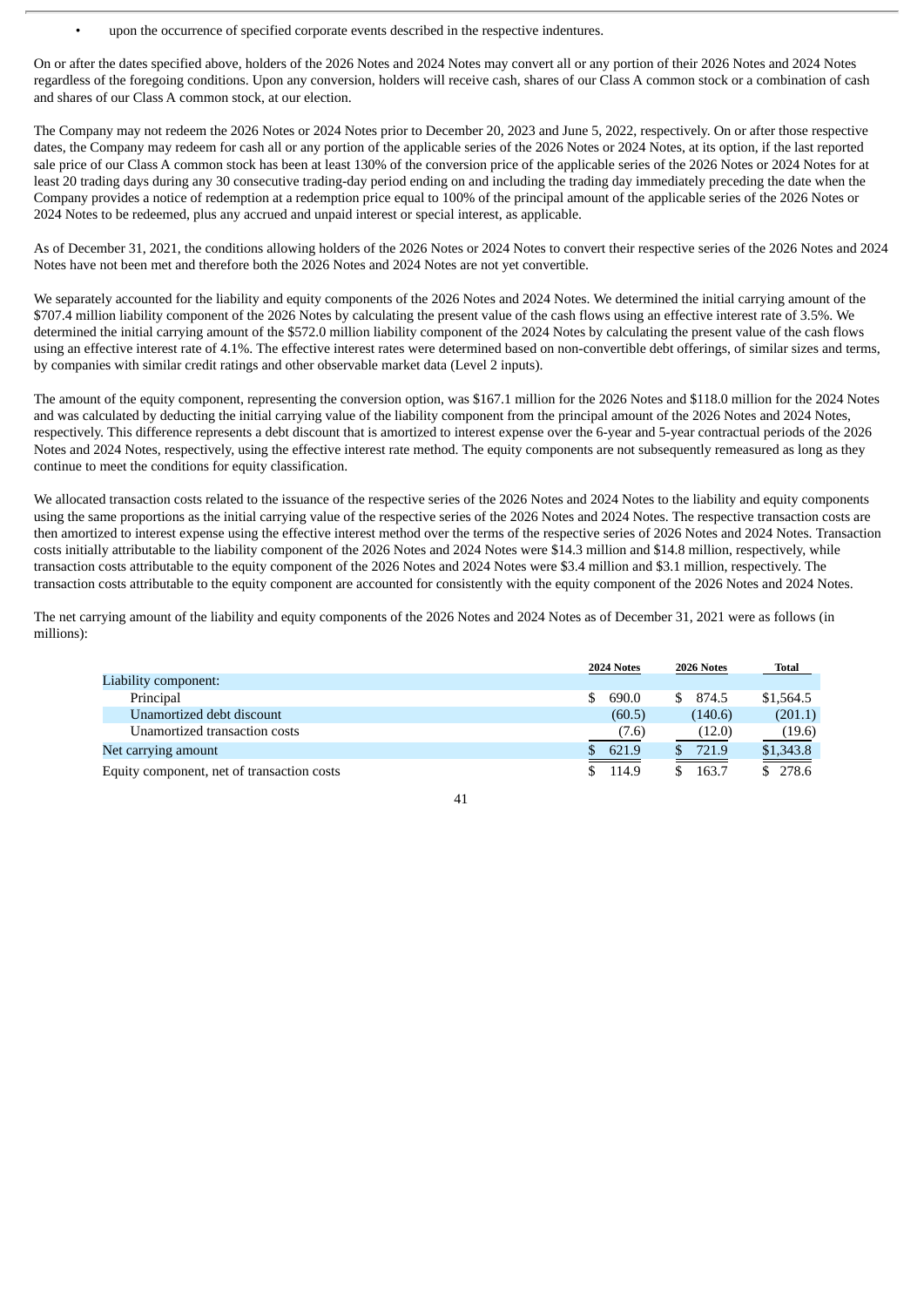- upon the occurrence of specified corporate events described in the respective indentures.

On or after the dates specified above, holders of the 2026 Notes and 2024 Notes may convert all or any portion of their 2026 Notes and 2024 Notes regardless of the foregoing conditions. Upon any conversion, holders will receive cash, shares of our Class A common stock or a combination of cash and shares of our Class A common stock, at our election.

The Company may not redeem the 2026 Notes or 2024 Notes prior to December 20, 2023 and June 5, 2022, respectively. On or after those respective dates, the Company may redeem for cash all or any portion of the applicable series of the 2026 Notes or 2024 Notes, at its option, if the last reported sale price of our Class A common stock has been at least 130% of the conversion price of the applicable series of the 2026 Notes or 2024 Notes for at least 20 trading days during any 30 consecutive trading-day period ending on and including the trading day immediately preceding the date when the Company provides a notice of redemption at a redemption price equal to 100% of the principal amount of the applicable series of the 2026 Notes or 2024 Notes to be redeemed, plus any accrued and unpaid interest or special interest, as applicable.

As of December 31, 2021, the conditions allowing holders of the 2026 Notes or 2024 Notes to convert their respective series of the 2026 Notes and 2024 Notes have not been met and therefore both the 2026 Notes and 2024 Notes are not yet convertible.

We separately accounted for the liability and equity components of the 2026 Notes and 2024 Notes. We determined the initial carrying amount of the $707.4 million liability component of the 2026 Notes by calculating the present value of the cash flows using an effective interest rate of 3.5%. We determined the initial carrying amount of the $572.0 million liability component of the 2024 Notes by calculating the present value of the cash flows using an effective interest rate of 4.1%. The effective interest rates were determined based on non-convertible debt offerings, of similar sizes and terms, by companies with similar credit ratings and other observable market data (Level 2 inputs).

The amount of the equity component, representing the conversion option, was $167.1 million for the 2026 Notes and $118.0 million for the 2024 Notes and was calculated by deducting the initial carrying value of the liability component from the principal amount of the 2026 Notes and 2024 Notes, respectively. This difference represents a debt discount that is amortized to interest expense over the 6-year and 5-year contractual periods of the 2026 Notes and 2024 Notes, respectively, using the effective interest rate method. The equity components are not subsequently remeasured as long as they continue to meet the conditions for equity classification.

We allocated transaction costs related to the issuance of the respective series of the 2026 Notes and 2024 Notes to the liability and equity components using the same proportions as the initial carrying value of the respective series of the 2026 Notes and 2024 Notes. The respective transaction costs are then amortized to interest expense using the effective interest method over the terms of the respective series of 2026 Notes and 2024 Notes. Transaction costs initially attributable to the liability component of the 2026 Notes and 2024 Notes were $14.3 million and $14.8 million, respectively, while transaction costs attributable to the equity component of the 2026 Notes and 2024 Notes were $3.4 million and $3.1 million, respectively. The transaction costs attributable to the equity component are accounted for consistently with the equity component of the 2026 Notes and 2024 Notes.

The net carrying amount of the liability and equity components of the 2026 Notes and 2024 Notes as of December 31, 2021 were as follows (in millions):

| | 2024 Notes | 2026 Notes | Total |
|---|---|---|---|
| Liability component: | | | |
| Principal | $ 690.0 | $ 874.5 | $1,564.5 |
| Unamortized debt discount | (60.5) | (140.6) | (201.1) |
| Unamortized transaction costs | (7.6) | (12.0) | (19.6) |
| Net carrying amount | $ 621.9 | $ 721.9 | $1,343.8 |
| Equity component, net of transaction costs | $ 114.9 | $ 163.7 | $ 278.6 |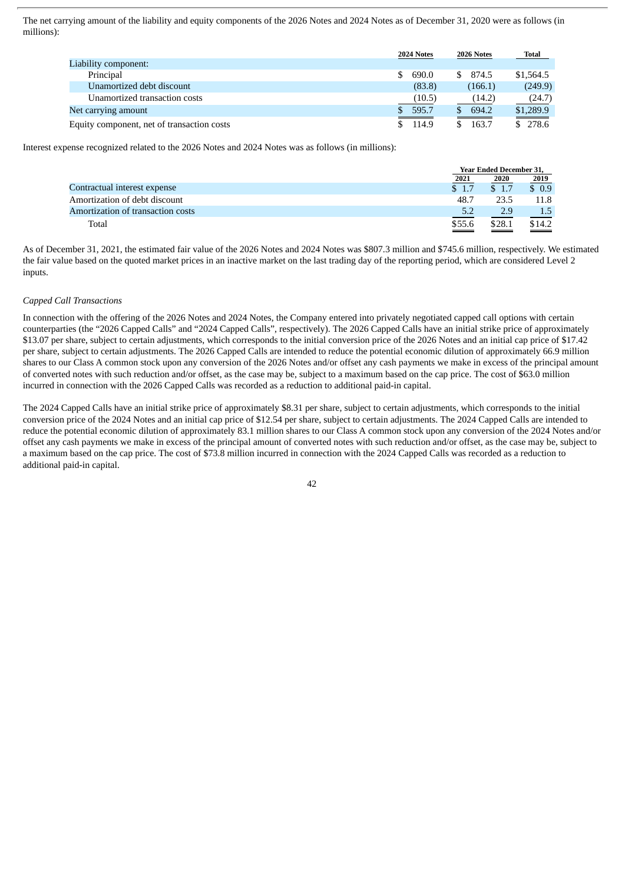The net carrying amount of the liability and equity components of the 2026 Notes and 2024 Notes as of December 31, 2020 were as follows (in millions):

| | 2024 Notes | 2026 Notes | Total |
|---|---|---|---|
| Liability component: | | | |
| Principal | $ 690.0 | $ 874.5 | $1,564.5 |
| Unamortized debt discount | (83.8) | (166.1) | (249.9) |
| Unamortized transaction costs | (10.5) | (14.2) | (24.7) |
| Net carrying amount | $ 595.7 | $ 694.2 | $1,289.9 |
| Equity component, net of transaction costs | $ 114.9 | $ 163.7 | $ 278.6 |

Interest expense recognized related to the 2026 Notes and 2024 Notes was as follows (in millions):

| | Year Ended December 31, | | |
|---|---|---|---|
| | 2021 | 2020 | 2019 |
| Contractual interest expense | $ 1.7 | $ 1.7 | $ 0.9 |
| Amortization of debt discount | 48.7 | 23.5 | 11.8 |
| Amortization of transaction costs | 5.2 | 2.9 | 1.5 |
| Total | $55.6 | $28.1 | $14.2 |

As of December 31, 2021, the estimated fair value of the 2026 Notes and 2024 Notes was $807.3 million and $745.6 million, respectively. We estimated the fair value based on the quoted market prices in an inactive market on the last trading day of the reporting period, which are considered Level 2 inputs.

*Capped Call Transactions*

In connection with the offering of the 2026 Notes and 2024 Notes, the Company entered into privately negotiated capped call options with certain counterparties (the "2026 Capped Calls" and "2024 Capped Calls", respectively). The 2026 Capped Calls have an initial strike price of approximately $13.07 per share, subject to certain adjustments, which corresponds to the initial conversion price of the 2026 Notes and an initial cap price of $17.42 per share, subject to certain adjustments. The 2026 Capped Calls are intended to reduce the potential economic dilution of approximately 66.9 million shares to our Class A common stock upon any conversion of the 2026 Notes and/or offset any cash payments we make in excess of the principal amount of converted notes with such reduction and/or offset, as the case may be, subject to a maximum based on the cap price. The cost of $63.0 million incurred in connection with the 2026 Capped Calls was recorded as a reduction to additional paid-in capital.

The 2024 Capped Calls have an initial strike price of approximately $8.31 per share, subject to certain adjustments, which corresponds to the initial conversion price of the 2024 Notes and an initial cap price of $12.54 per share, subject to certain adjustments. The 2024 Capped Calls are intended to reduce the potential economic dilution of approximately 83.1 million shares to our Class A common stock upon any conversion of the 2024 Notes and/or offset any cash payments we make in excess of the principal amount of converted notes with such reduction and/or offset, as the case may be, subject to a maximum based on the cap price. The cost of $73.8 million incurred in connection with the 2024 Capped Calls was recorded as a reduction to additional paid-in capital.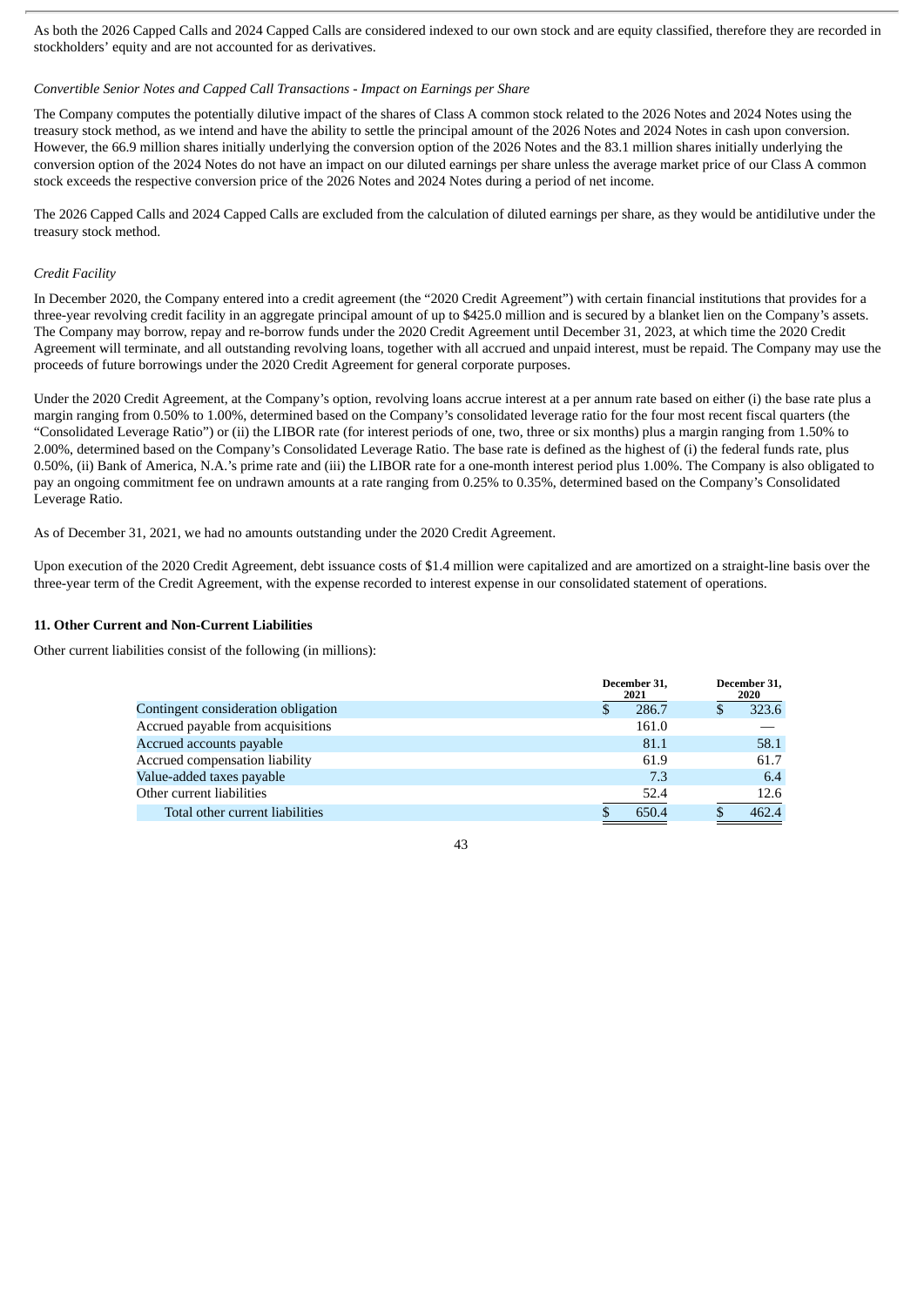As both the 2026 Capped Calls and 2024 Capped Calls are considered indexed to our own stock and are equity classified, therefore they are recorded in stockholders' equity and are not accounted for as derivatives.

*Convertible Senior Notes and Capped Call Transactions - Impact on Earnings per Share*

The Company computes the potentially dilutive impact of the shares of Class A common stock related to the 2026 Notes and 2024 Notes using the treasury stock method, as we intend and have the ability to settle the principal amount of the 2026 Notes and 2024 Notes in cash upon conversion. However, the 66.9 million shares initially underlying the conversion option of the 2026 Notes and the 83.1 million shares initially underlying the conversion option of the 2024 Notes do not have an impact on our diluted earnings per share unless the average market price of our Class A common stock exceeds the respective conversion price of the 2026 Notes and 2024 Notes during a period of net income.

The 2026 Capped Calls and 2024 Capped Calls are excluded from the calculation of diluted earnings per share, as they would be antidilutive under the treasury stock method.

*Credit Facility*

In December 2020, the Company entered into a credit agreement (the "2020 Credit Agreement") with certain financial institutions that provides for a three-year revolving credit facility in an aggregate principal amount of up to $425.0 million and is secured by a blanket lien on the Company's assets. The Company may borrow, repay and re-borrow funds under the 2020 Credit Agreement until December 31, 2023, at which time the 2020 Credit Agreement will terminate, and all outstanding revolving loans, together with all accrued and unpaid interest, must be repaid. The Company may use the proceeds of future borrowings under the 2020 Credit Agreement for general corporate purposes.

Under the 2020 Credit Agreement, at the Company's option, revolving loans accrue interest at a per annum rate based on either (i) the base rate plus a margin ranging from 0.50% to 1.00%, determined based on the Company's consolidated leverage ratio for the four most recent fiscal quarters (the "Consolidated Leverage Ratio") or (ii) the LIBOR rate (for interest periods of one, two, three or six months) plus a margin ranging from 1.50% to 2.00%, determined based on the Company's Consolidated Leverage Ratio. The base rate is defined as the highest of (i) the federal funds rate, plus 0.50%, (ii) Bank of America, N.A.'s prime rate and (iii) the LIBOR rate for a one-month interest period plus 1.00%. The Company is also obligated to pay an ongoing commitment fee on undrawn amounts at a rate ranging from 0.25% to 0.35%, determined based on the Company's Consolidated Leverage Ratio.

As of December 31, 2021, we had no amounts outstanding under the 2020 Credit Agreement.

Upon execution of the 2020 Credit Agreement, debt issuance costs of $1.4 million were capitalized and are amortized on a straight-line basis over the three-year term of the Credit Agreement, with the expense recorded to interest expense in our consolidated statement of operations.

### 11. Other Current and Non-Current Liabilities

Other current liabilities consist of the following (in millions):

| | December 31, 2021 | December 31, 2020 |
|---|---|---|
| Contingent consideration obligation | $ 286.7 | $ 323.6 |
| Accrued payable from acquisitions | 161.0 | — |
| Accrued accounts payable | 81.1 | 58.1 |
| Accrued compensation liability | 61.9 | 61.7 |
| Value-added taxes payable | 7.3 | 6.4 |
| Other current liabilities | 52.4 | 12.6 |
| Total other current liabilities | $ 650.4 | $ 462.4 |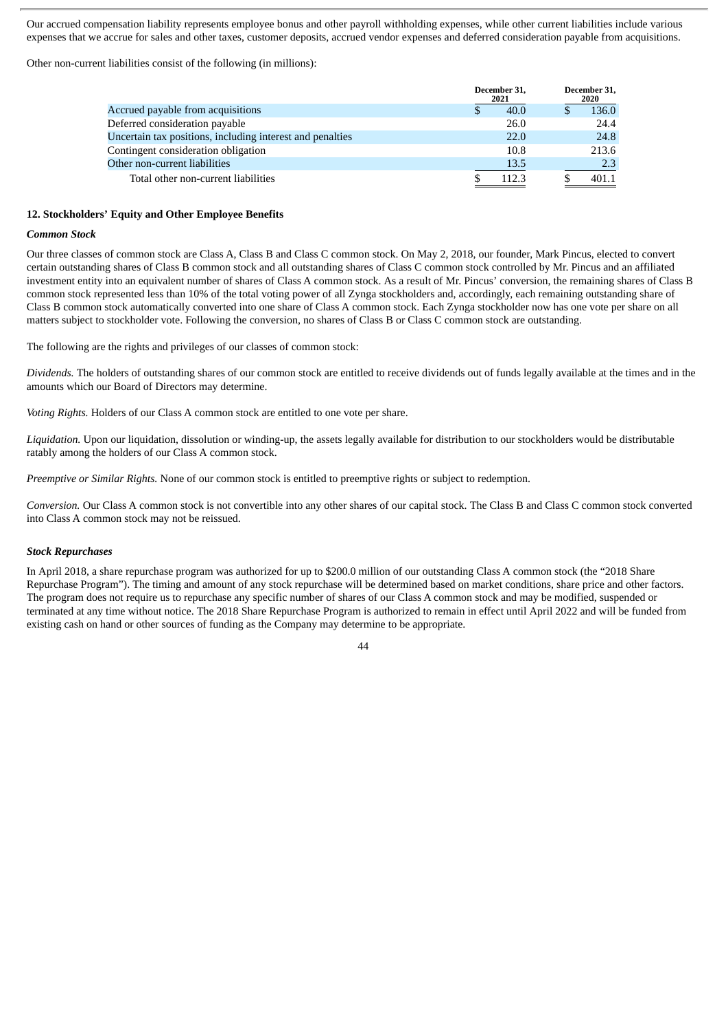Our accrued compensation liability represents employee bonus and other payroll withholding expenses, while other current liabilities include various expenses that we accrue for sales and other taxes, customer deposits, accrued vendor expenses and deferred consideration payable from acquisitions.

Other non-current liabilities consist of the following (in millions):

| | December 31, 2021 | December 31, 2020 |
|---|---|---|
| Accrued payable from acquisitions | $ 40.0 | $ 136.0 |
| Deferred consideration payable | 26.0 | 24.4 |
| Uncertain tax positions, including interest and penalties | 22.0 | 24.8 |
| Contingent consideration obligation | 10.8 | 213.6 |
| Other non-current liabilities | 13.5 | 2.3 |
| Total other non-current liabilities | $ 112.3 | $ 401.1 |

## 12. Stockholders' Equity and Other Employee Benefits

### *Common Stock*

Our three classes of common stock are Class A, Class B and Class C common stock. On May 2, 2018, our founder, Mark Pincus, elected to convert certain outstanding shares of Class B common stock and all outstanding shares of Class C common stock controlled by Mr. Pincus and an affiliated investment entity into an equivalent number of shares of Class A common stock. As a result of Mr. Pincus' conversion, the remaining shares of Class B common stock represented less than 10% of the total voting power of all Zynga stockholders and, accordingly, each remaining outstanding share of Class B common stock automatically converted into one share of Class A common stock. Each Zynga stockholder now has one vote per share on all matters subject to stockholder vote. Following the conversion, no shares of Class B or Class C common stock are outstanding.

The following are the rights and privileges of our classes of common stock:

*Dividends.* The holders of outstanding shares of our common stock are entitled to receive dividends out of funds legally available at the times and in the amounts which our Board of Directors may determine.

*Voting Rights.* Holders of our Class A common stock are entitled to one vote per share.

*Liquidation.* Upon our liquidation, dissolution or winding-up, the assets legally available for distribution to our stockholders would be distributable ratably among the holders of our Class A common stock.

*Preemptive or Similar Rights.* None of our common stock is entitled to preemptive rights or subject to redemption.

*Conversion.* Our Class A common stock is not convertible into any other shares of our capital stock. The Class B and Class C common stock converted into Class A common stock may not be reissued.

### *Stock Repurchases*

In April 2018, a share repurchase program was authorized for up to $200.0 million of our outstanding Class A common stock (the "2018 Share Repurchase Program"). The timing and amount of any stock repurchase will be determined based on market conditions, share price and other factors. The program does not require us to repurchase any specific number of shares of our Class A common stock and may be modified, suspended or terminated at any time without notice. The 2018 Share Repurchase Program is authorized to remain in effect until April 2022 and will be funded from existing cash on hand or other sources of funding as the Company may determine to be appropriate.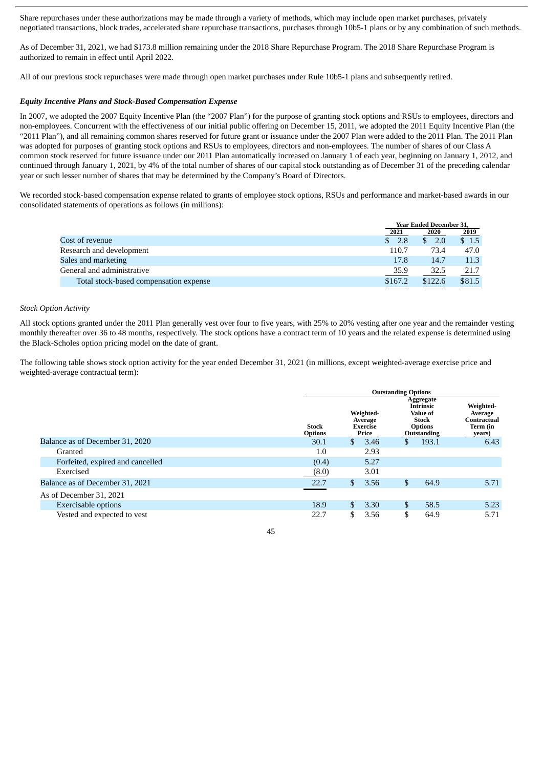Share repurchases under these authorizations may be made through a variety of methods, which may include open market purchases, privately negotiated transactions, block trades, accelerated share repurchase transactions, purchases through 10b5-1 plans or by any combination of such methods.

As of December 31, 2021, we had $173.8 million remaining under the 2018 Share Repurchase Program. The 2018 Share Repurchase Program is authorized to remain in effect until April 2022.

All of our previous stock repurchases were made through open market purchases under Rule 10b5-1 plans and subsequently retired.

***Equity Incentive Plans and Stock-Based Compensation Expense***

In 2007, we adopted the 2007 Equity Incentive Plan (the "2007 Plan") for the purpose of granting stock options and RSUs to employees, directors and non-employees. Concurrent with the effectiveness of our initial public offering on December 15, 2011, we adopted the 2011 Equity Incentive Plan (the "2011 Plan"), and all remaining common shares reserved for future grant or issuance under the 2007 Plan were added to the 2011 Plan. The 2011 Plan was adopted for purposes of granting stock options and RSUs to employees, directors and non-employees. The number of shares of our Class A common stock reserved for future issuance under our 2011 Plan automatically increased on January 1 of each year, beginning on January 1, 2012, and continued through January 1, 2021, by 4% of the total number of shares of our capital stock outstanding as of December 31 of the preceding calendar year or such lesser number of shares that may be determined by the Company's Board of Directors.

We recorded stock-based compensation expense related to grants of employee stock options, RSUs and performance and market-based awards in our consolidated statements of operations as follows (in millions):

| | Year Ended December 31, | | |
|---|---|---|---|
| | 2021 | 2020 | 2019 |
| Cost of revenue | $ 2.8 | $ 2.0 | $ 1.5 |
| Research and development | 110.7 | 73.4 | 47.0 |
| Sales and marketing | 17.8 | 14.7 | 11.3 |
| General and administrative | 35.9 | 32.5 | 21.7 |
| Total stock-based compensation expense | $167.2 | $122.6 | $81.5 |

*Stock Option Activity*

All stock options granted under the 2011 Plan generally vest over four to five years, with 25% to 20% vesting after one year and the remainder vesting monthly thereafter over 36 to 48 months, respectively. The stock options have a contract term of 10 years and the related expense is determined using the Black-Scholes option pricing model on the date of grant.

The following table shows stock option activity for the year ended December 31, 2021 (in millions, except weighted-average exercise price and weighted-average contractual term):

| | Outstanding Options | | | |
|---|---|---|---|---|
| | Stock Options | Weighted-Average Exercise Price | Aggregate Intrinsic Value of Stock Options Outstanding | Weighted-Average Contractual Term (in years) |
| Balance as of December 31, 2020 | 30.1 | $ 3.46 | $ 193.1 | 6.43 |
| Granted | 1.0 | 2.93 | | |
| Forfeited, expired and cancelled | (0.4) | 5.27 | | |
| Exercised | (8.0) | 3.01 | | |
| Balance as of December 31, 2021 | 22.7 | $ 3.56 | $ 64.9 | 5.71 |
| As of December 31, 2021 | | | | |
| Exercisable options | 18.9 | $ 3.30 | $ 58.5 | 5.23 |
| Vested and expected to vest | 22.7 | $ 3.56 | $ 64.9 | 5.71 |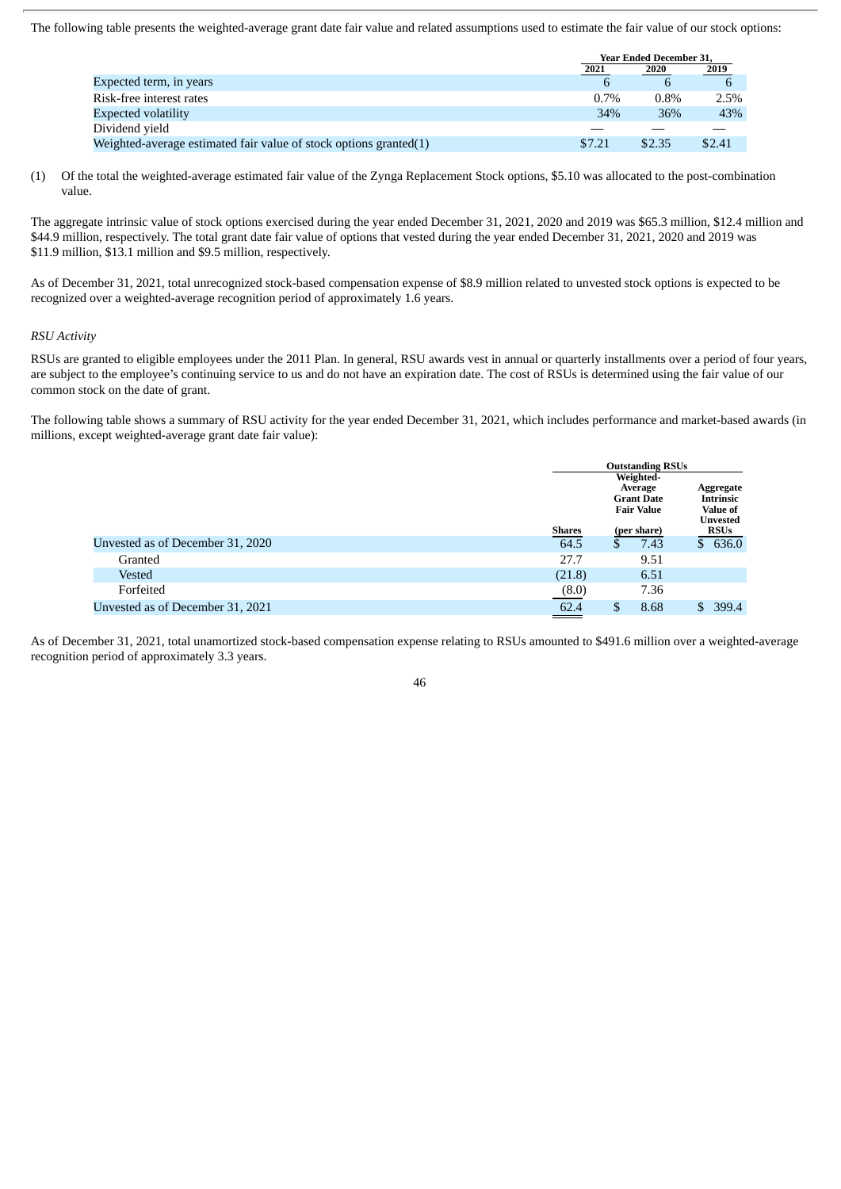The following table presents the weighted-average grant date fair value and related assumptions used to estimate the fair value of our stock options:

| | Year Ended December 31, | | |
|---|---|---|---|
| | 2021 | 2020 | 2019 |
| Expected term, in years | 6 | 6 | 6 |
| Risk-free interest rates | 0.7% | 0.8% | 2.5% |
| Expected volatility | 34% | 36% | 43% |
| Dividend yield | — | — | — |
| Weighted-average estimated fair value of stock options granted(1) | $7.21 | $2.35 | $2.41 |

(1) Of the total the weighted-average estimated fair value of the Zynga Replacement Stock options, $5.10 was allocated to the post-combination value.

The aggregate intrinsic value of stock options exercised during the year ended December 31, 2021, 2020 and 2019 was $65.3 million, $12.4 million and $44.9 million, respectively. The total grant date fair value of options that vested during the year ended December 31, 2021, 2020 and 2019 was $11.9 million, $13.1 million and $9.5 million, respectively.

As of December 31, 2021, total unrecognized stock-based compensation expense of $8.9 million related to unvested stock options is expected to be recognized over a weighted-average recognition period of approximately 1.6 years.

*RSU Activity*

RSUs are granted to eligible employees under the 2011 Plan. In general, RSU awards vest in annual or quarterly installments over a period of four years, are subject to the employee's continuing service to us and do not have an expiration date. The cost of RSUs is determined using the fair value of our common stock on the date of grant.

The following table shows a summary of RSU activity for the year ended December 31, 2021, which includes performance and market-based awards (in millions, except weighted-average grant date fair value):

| | Outstanding RSUs | | |
|---|---|---|---|
| | Shares | Weighted-Average Grant Date Fair Value (per share) | Aggregate Intrinsic Value of Unvested RSUs |
| Unvested as of December 31, 2020 | 64.5 | $ 7.43 | $ 636.0 |
| Granted | 27.7 | 9.51 | |
| Vested | (21.8) | 6.51 | |
| Forfeited | (8.0) | 7.36 | |
| Unvested as of December 31, 2021 | 62.4 | $ 8.68 | $ 399.4 |

As of December 31, 2021, total unamortized stock-based compensation expense relating to RSUs amounted to $491.6 million over a weighted-average recognition period of approximately 3.3 years.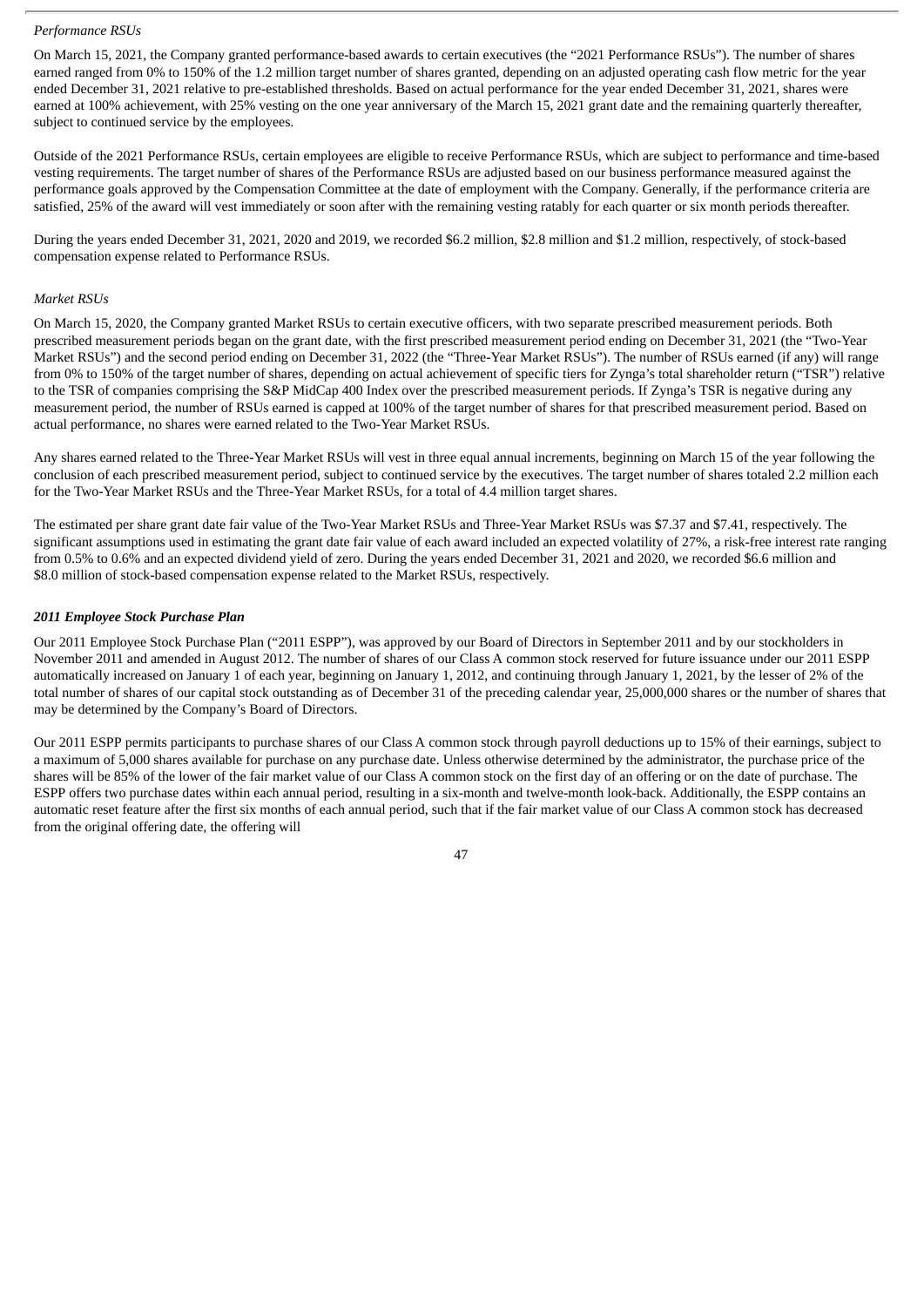*Performance RSUs*

On March 15, 2021, the Company granted performance-based awards to certain executives (the "2021 Performance RSUs"). The number of shares earned ranged from 0% to 150% of the 1.2 million target number of shares granted, depending on an adjusted operating cash flow metric for the year ended December 31, 2021 relative to pre-established thresholds. Based on actual performance for the year ended December 31, 2021, shares were earned at 100% achievement, with 25% vesting on the one year anniversary of the March 15, 2021 grant date and the remaining quarterly thereafter, subject to continued service by the employees.

Outside of the 2021 Performance RSUs, certain employees are eligible to receive Performance RSUs, which are subject to performance and time-based vesting requirements. The target number of shares of the Performance RSUs are adjusted based on our business performance measured against the performance goals approved by the Compensation Committee at the date of employment with the Company. Generally, if the performance criteria are satisfied, 25% of the award will vest immediately or soon after with the remaining vesting ratably for each quarter or six month periods thereafter.

During the years ended December 31, 2021, 2020 and 2019, we recorded $6.2 million, $2.8 million and $1.2 million, respectively, of stock-based compensation expense related to Performance RSUs.

*Market RSUs*

On March 15, 2020, the Company granted Market RSUs to certain executive officers, with two separate prescribed measurement periods. Both prescribed measurement periods began on the grant date, with the first prescribed measurement period ending on December 31, 2021 (the "Two-Year Market RSUs") and the second period ending on December 31, 2022 (the "Three-Year Market RSUs"). The number of RSUs earned (if any) will range from 0% to 150% of the target number of shares, depending on actual achievement of specific tiers for Zynga's total shareholder return ("TSR") relative to the TSR of companies comprising the S&P MidCap 400 Index over the prescribed measurement periods. If Zynga's TSR is negative during any measurement period, the number of RSUs earned is capped at 100% of the target number of shares for that prescribed measurement period. Based on actual performance, no shares were earned related to the Two-Year Market RSUs.

Any shares earned related to the Three-Year Market RSUs will vest in three equal annual increments, beginning on March 15 of the year following the conclusion of each prescribed measurement period, subject to continued service by the executives. The target number of shares totaled 2.2 million each for the Two-Year Market RSUs and the Three-Year Market RSUs, for a total of 4.4 million target shares.

The estimated per share grant date fair value of the Two-Year Market RSUs and Three-Year Market RSUs was $7.37 and $7.41, respectively. The significant assumptions used in estimating the grant date fair value of each award included an expected volatility of 27%, a risk-free interest rate ranging from 0.5% to 0.6% and an expected dividend yield of zero. During the years ended December 31, 2021 and 2020, we recorded $6.6 million and $8.0 million of stock-based compensation expense related to the Market RSUs, respectively.

***2011 Employee Stock Purchase Plan***

Our 2011 Employee Stock Purchase Plan ("2011 ESPP"), was approved by our Board of Directors in September 2011 and by our stockholders in November 2011 and amended in August 2012. The number of shares of our Class A common stock reserved for future issuance under our 2011 ESPP automatically increased on January 1 of each year, beginning on January 1, 2012, and continuing through January 1, 2021, by the lesser of 2% of the total number of shares of our capital stock outstanding as of December 31 of the preceding calendar year, 25,000,000 shares or the number of shares that may be determined by the Company's Board of Directors.

Our 2011 ESPP permits participants to purchase shares of our Class A common stock through payroll deductions up to 15% of their earnings, subject to a maximum of 5,000 shares available for purchase on any purchase date. Unless otherwise determined by the administrator, the purchase price of the shares will be 85% of the lower of the fair market value of our Class A common stock on the first day of an offering or on the date of purchase. The ESPP offers two purchase dates within each annual period, resulting in a six-month and twelve-month look-back. Additionally, the ESPP contains an automatic reset feature after the first six months of each annual period, such that if the fair market value of our Class A common stock has decreased from the original offering date, the offering will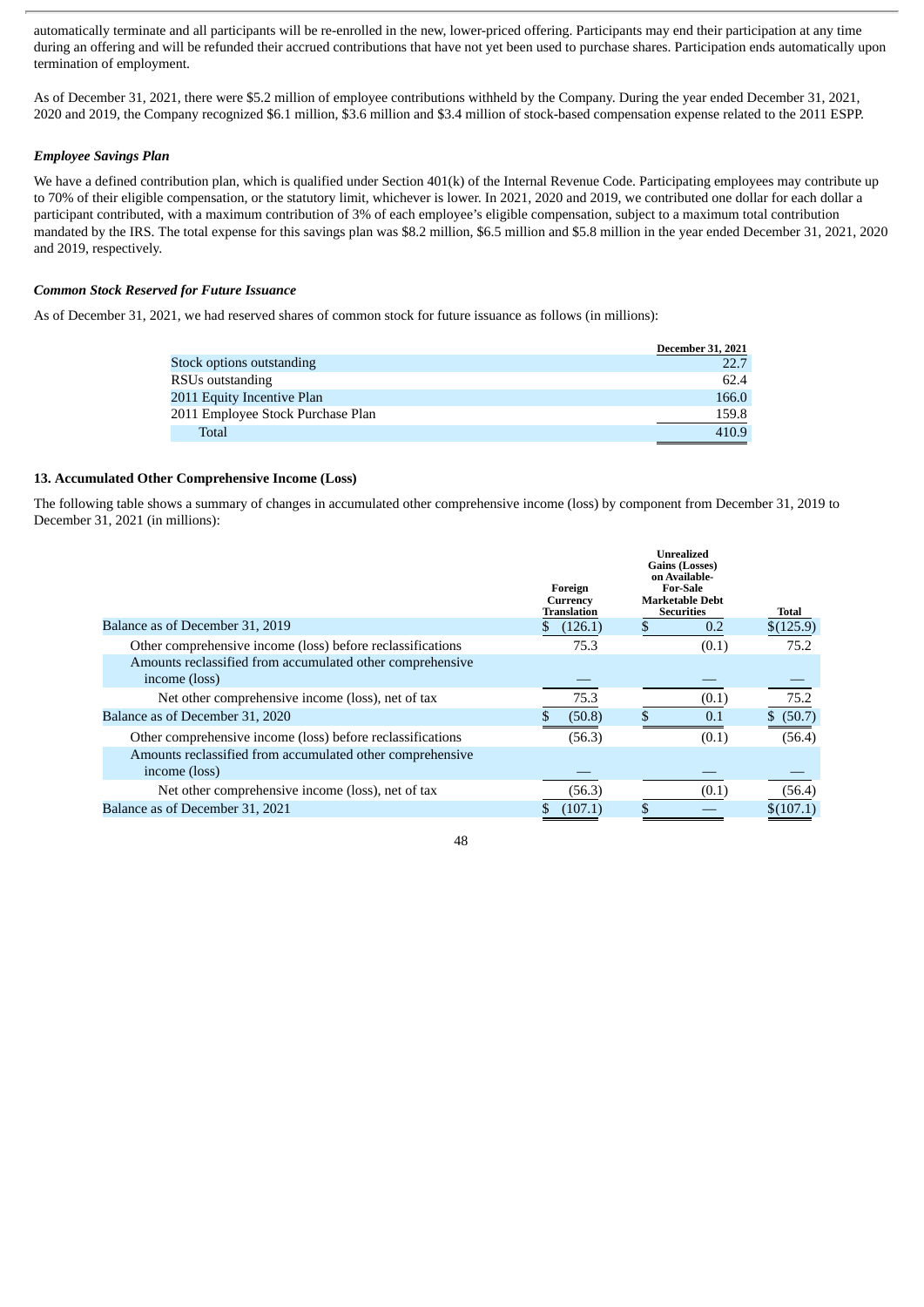automatically terminate and all participants will be re-enrolled in the new, lower-priced offering. Participants may end their participation at any time during an offering and will be refunded their accrued contributions that have not yet been used to purchase shares. Participation ends automatically upon termination of employment.

As of December 31, 2021, there were $5.2 million of employee contributions withheld by the Company. During the year ended December 31, 2021, 2020 and 2019, the Company recognized $6.1 million, $3.6 million and $3.4 million of stock-based compensation expense related to the 2011 ESPP.

***Employee Savings Plan***

We have a defined contribution plan, which is qualified under Section 401(k) of the Internal Revenue Code. Participating employees may contribute up to 70% of their eligible compensation, or the statutory limit, whichever is lower. In 2021, 2020 and 2019, we contributed one dollar for each dollar a participant contributed, with a maximum contribution of 3% of each employee's eligible compensation, subject to a maximum total contribution mandated by the IRS. The total expense for this savings plan was $8.2 million, $6.5 million and $5.8 million in the year ended December 31, 2021, 2020 and 2019, respectively.

***Common Stock Reserved for Future Issuance***

As of December 31, 2021, we had reserved shares of common stock for future issuance as follows (in millions):

| | December 31, 2021 |
|---|---|
| Stock options outstanding | 22.7 |
| RSUs outstanding | 62.4 |
| 2011 Equity Incentive Plan | 166.0 |
| 2011 Employee Stock Purchase Plan | 159.8 |
| Total | 410.9 |

**13. Accumulated Other Comprehensive Income (Loss)**

The following table shows a summary of changes in accumulated other comprehensive income (loss) by component from December 31, 2019 to December 31, 2021 (in millions):

| | Foreign Currency Translation | Unrealized Gains (Losses) on Available-For-Sale Marketable Debt Securities | Total |
|---|---|---|---|
| Balance as of December 31, 2019 | $ (126.1) | $ 0.2 | $(125.9) |
| Other comprehensive income (loss) before reclassifications | 75.3 | (0.1) | 75.2 |
| Amounts reclassified from accumulated other comprehensive income (loss) | — | — | — |
| Net other comprehensive income (loss), net of tax | 75.3 | (0.1) | 75.2 |
| Balance as of December 31, 2020 | $ (50.8) | $ 0.1 | $ (50.7) |
| Other comprehensive income (loss) before reclassifications | (56.3) | (0.1) | (56.4) |
| Amounts reclassified from accumulated other comprehensive income (loss) | — | — | — |
| Net other comprehensive income (loss), net of tax | (56.3) | (0.1) | (56.4) |
| Balance as of December 31, 2021 | $ (107.1) | $ — | $(107.1) |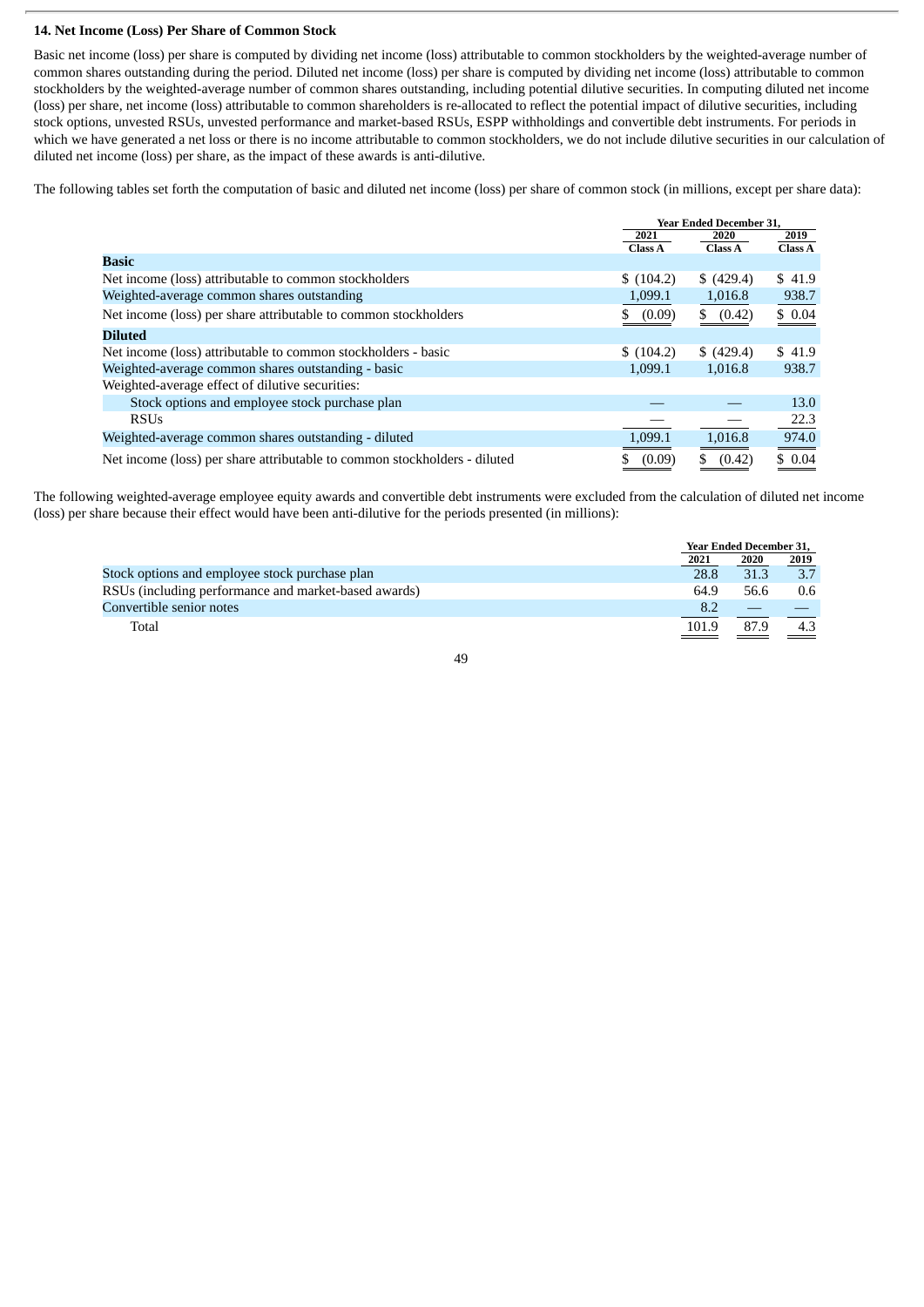### 14. Net Income (Loss) Per Share of Common Stock

Basic net income (loss) per share is computed by dividing net income (loss) attributable to common stockholders by the weighted-average number of common shares outstanding during the period. Diluted net income (loss) per share is computed by dividing net income (loss) attributable to common stockholders by the weighted-average number of common shares outstanding, including potential dilutive securities. In computing diluted net income (loss) per share, net income (loss) attributable to common shareholders is re-allocated to reflect the potential impact of dilutive securities, including stock options, unvested RSUs, unvested performance and market-based RSUs, ESPP withholdings and convertible debt instruments. For periods in which we have generated a net loss or there is no income attributable to common stockholders, we do not include dilutive securities in our calculation of diluted net income (loss) per share, as the impact of these awards is anti-dilutive.

The following tables set forth the computation of basic and diluted net income (loss) per share of common stock (in millions, except per share data):

| | Year Ended December 31, | | |
|---|---|---|---|
| | 2021 Class A | 2020 Class A | 2019 Class A |
| **Basic** | | | |
| Net income (loss) attributable to common stockholders | $ (104.2) | $ (429.4) | $ 41.9 |
| Weighted-average common shares outstanding | 1,099.1 | 1,016.8 | 938.7 |
| Net income (loss) per share attributable to common stockholders | $ (0.09) | $ (0.42) | $ 0.04 |
| **Diluted** | | | |
| Net income (loss) attributable to common stockholders - basic | $ (104.2) | $ (429.4) | $ 41.9 |
| Weighted-average common shares outstanding - basic | 1,099.1 | 1,016.8 | 938.7 |
| Weighted-average effect of dilutive securities: | | | |
| Stock options and employee stock purchase plan | — | — | 13.0 |
| RSUs | — | — | 22.3 |
| Weighted-average common shares outstanding - diluted | 1,099.1 | 1,016.8 | 974.0 |
| Net income (loss) per share attributable to common stockholders - diluted | $ (0.09) | $ (0.42) | $ 0.04 |

The following weighted-average employee equity awards and convertible debt instruments were excluded from the calculation of diluted net income (loss) per share because their effect would have been anti-dilutive for the periods presented (in millions):

| | Year Ended December 31, | | |
|---|---|---|---|
| | 2021 | 2020 | 2019 |
| Stock options and employee stock purchase plan | 28.8 | 31.3 | 3.7 |
| RSUs (including performance and market-based awards) | 64.9 | 56.6 | 0.6 |
| Convertible senior notes | 8.2 | — | — |
| Total | 101.9 | 87.9 | 4.3 |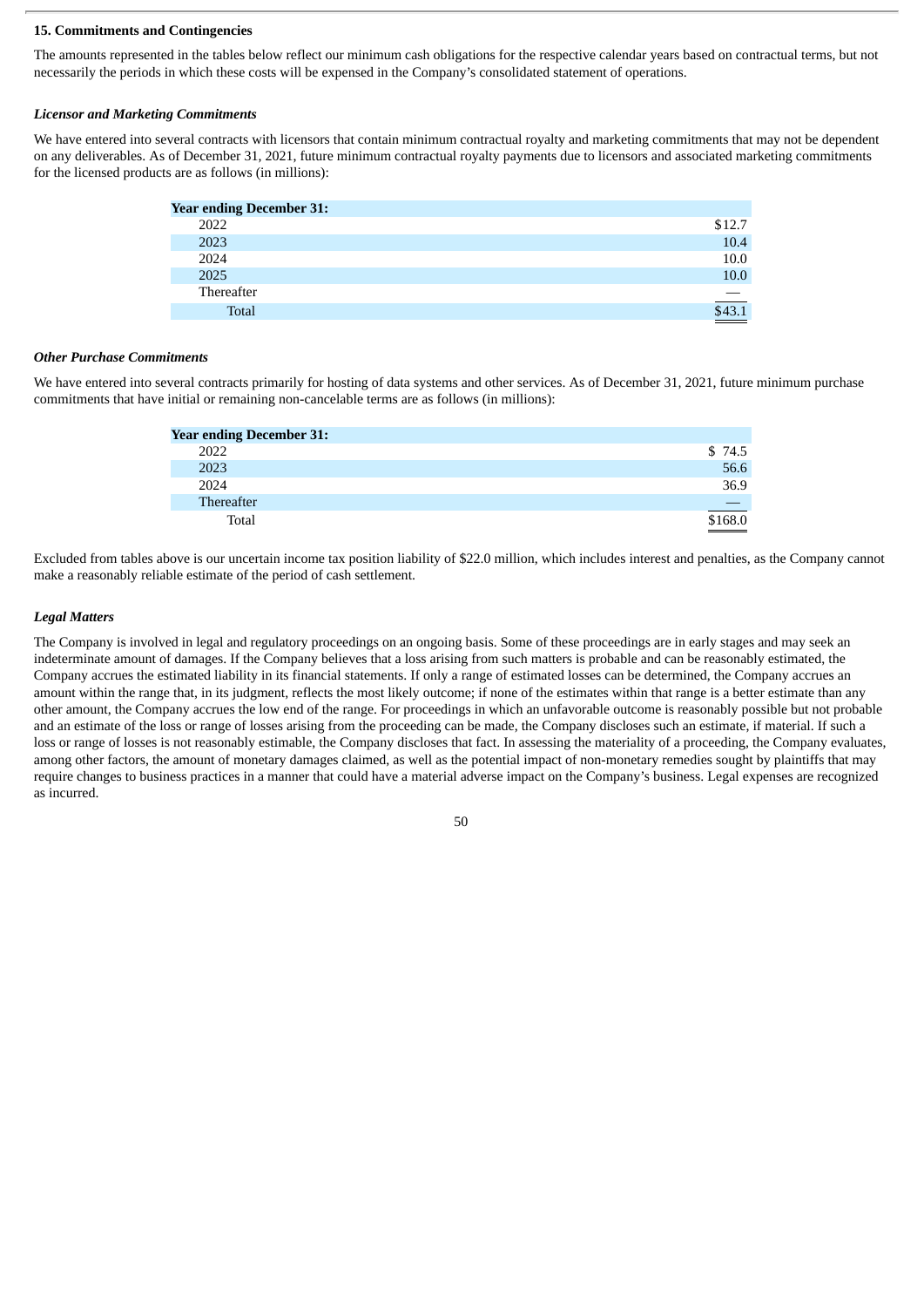**15. Commitments and Contingencies**

The amounts represented in the tables below reflect our minimum cash obligations for the respective calendar years based on contractual terms, but not necessarily the periods in which these costs will be expensed in the Company's consolidated statement of operations.

***Licensor and Marketing Commitments***

We have entered into several contracts with licensors that contain minimum contractual royalty and marketing commitments that may not be dependent on any deliverables. As of December 31, 2021, future minimum contractual royalty payments due to licensors and associated marketing commitments for the licensed products are as follows (in millions):

| **Year ending December 31:** | |
|---|---|
| 2022 | $12.7 |
| 2023 | 10.4 |
| 2024 | 10.0 |
| 2025 | 10.0 |
| Thereafter | — |
| Total | $43.1 |

***Other Purchase Commitments***

We have entered into several contracts primarily for hosting of data systems and other services. As of December 31, 2021, future minimum purchase commitments that have initial or remaining non-cancelable terms are as follows (in millions):

| **Year ending December 31:** | |
|---|---|
| 2022 | $ 74.5 |
| 2023 | 56.6 |
| 2024 | 36.9 |
| Thereafter | — |
| Total | $168.0 |

Excluded from tables above is our uncertain income tax position liability of $22.0 million, which includes interest and penalties, as the Company cannot make a reasonably reliable estimate of the period of cash settlement.

***Legal Matters***

The Company is involved in legal and regulatory proceedings on an ongoing basis. Some of these proceedings are in early stages and may seek an indeterminate amount of damages. If the Company believes that a loss arising from such matters is probable and can be reasonably estimated, the Company accrues the estimated liability in its financial statements. If only a range of estimated losses can be determined, the Company accrues an amount within the range that, in its judgment, reflects the most likely outcome; if none of the estimates within that range is a better estimate than any other amount, the Company accrues the low end of the range. For proceedings in which an unfavorable outcome is reasonably possible but not probable and an estimate of the loss or range of losses arising from the proceeding can be made, the Company discloses such an estimate, if material. If such a loss or range of losses is not reasonably estimable, the Company discloses that fact. In assessing the materiality of a proceeding, the Company evaluates, among other factors, the amount of monetary damages claimed, as well as the potential impact of non-monetary remedies sought by plaintiffs that may require changes to business practices in a manner that could have a material adverse impact on the Company's business. Legal expenses are recognized as incurred.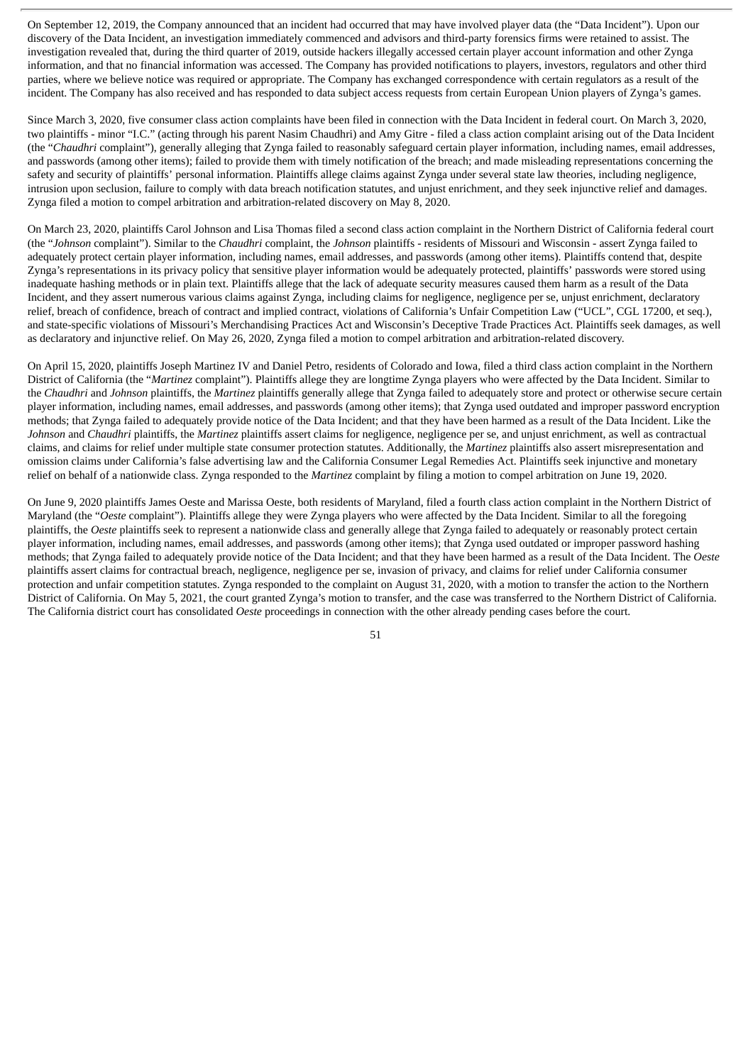On September 12, 2019, the Company announced that an incident had occurred that may have involved player data (the "Data Incident"). Upon our discovery of the Data Incident, an investigation immediately commenced and advisors and third-party forensics firms were retained to assist. The investigation revealed that, during the third quarter of 2019, outside hackers illegally accessed certain player account information and other Zynga information, and that no financial information was accessed. The Company has provided notifications to players, investors, regulators and other third parties, where we believe notice was required or appropriate. The Company has exchanged correspondence with certain regulators as a result of the incident. The Company has also received and has responded to data subject access requests from certain European Union players of Zynga's games.

Since March 3, 2020, five consumer class action complaints have been filed in connection with the Data Incident in federal court. On March 3, 2020, two plaintiffs - minor "I.C." (acting through his parent Nasim Chaudhri) and Amy Gitre - filed a class action complaint arising out of the Data Incident (the "*Chaudhri* complaint"), generally alleging that Zynga failed to reasonably safeguard certain player information, including names, email addresses, and passwords (among other items); failed to provide them with timely notification of the breach; and made misleading representations concerning the safety and security of plaintiffs' personal information. Plaintiffs allege claims against Zynga under several state law theories, including negligence, intrusion upon seclusion, failure to comply with data breach notification statutes, and unjust enrichment, and they seek injunctive relief and damages. Zynga filed a motion to compel arbitration and arbitration-related discovery on May 8, 2020.

On March 23, 2020, plaintiffs Carol Johnson and Lisa Thomas filed a second class action complaint in the Northern District of California federal court (the "*Johnson* complaint"). Similar to the *Chaudhri* complaint, the *Johnson* plaintiffs - residents of Missouri and Wisconsin - assert Zynga failed to adequately protect certain player information, including names, email addresses, and passwords (among other items). Plaintiffs contend that, despite Zynga's representations in its privacy policy that sensitive player information would be adequately protected, plaintiffs' passwords were stored using inadequate hashing methods or in plain text. Plaintiffs allege that the lack of adequate security measures caused them harm as a result of the Data Incident, and they assert numerous various claims against Zynga, including claims for negligence, negligence per se, unjust enrichment, declaratory relief, breach of confidence, breach of contract and implied contract, violations of California's Unfair Competition Law ("UCL", CGL 17200, et seq.), and state-specific violations of Missouri's Merchandising Practices Act and Wisconsin's Deceptive Trade Practices Act. Plaintiffs seek damages, as well as declaratory and injunctive relief. On May 26, 2020, Zynga filed a motion to compel arbitration and arbitration-related discovery.

On April 15, 2020, plaintiffs Joseph Martinez IV and Daniel Petro, residents of Colorado and Iowa, filed a third class action complaint in the Northern District of California (the "*Martinez* complaint"). Plaintiffs allege they are longtime Zynga players who were affected by the Data Incident. Similar to the *Chaudhri* and *Johnson* plaintiffs, the *Martinez* plaintiffs generally allege that Zynga failed to adequately store and protect or otherwise secure certain player information, including names, email addresses, and passwords (among other items); that Zynga used outdated and improper password encryption methods; that Zynga failed to adequately provide notice of the Data Incident; and that they have been harmed as a result of the Data Incident. Like the *Johnson* and *Chaudhri* plaintiffs, the *Martinez* plaintiffs assert claims for negligence, negligence per se, and unjust enrichment, as well as contractual claims, and claims for relief under multiple state consumer protection statutes. Additionally, the *Martinez* plaintiffs also assert misrepresentation and omission claims under California's false advertising law and the California Consumer Legal Remedies Act. Plaintiffs seek injunctive and monetary relief on behalf of a nationwide class. Zynga responded to the *Martinez* complaint by filing a motion to compel arbitration on June 19, 2020.

On June 9, 2020 plaintiffs James Oeste and Marissa Oeste, both residents of Maryland, filed a fourth class action complaint in the Northern District of Maryland (the "*Oeste* complaint"). Plaintiffs allege they were Zynga players who were affected by the Data Incident. Similar to all the foregoing plaintiffs, the *Oeste* plaintiffs seek to represent a nationwide class and generally allege that Zynga failed to adequately or reasonably protect certain player information, including names, email addresses, and passwords (among other items); that Zynga used outdated or improper password hashing methods; that Zynga failed to adequately provide notice of the Data Incident; and that they have been harmed as a result of the Data Incident. The *Oeste* plaintiffs assert claims for contractual breach, negligence, negligence per se, invasion of privacy, and claims for relief under California consumer protection and unfair competition statutes. Zynga responded to the complaint on August 31, 2020, with a motion to transfer the action to the Northern District of California. On May 5, 2021, the court granted Zynga's motion to transfer, and the case was transferred to the Northern District of California. The California district court has consolidated *Oeste* proceedings in connection with the other already pending cases before the court.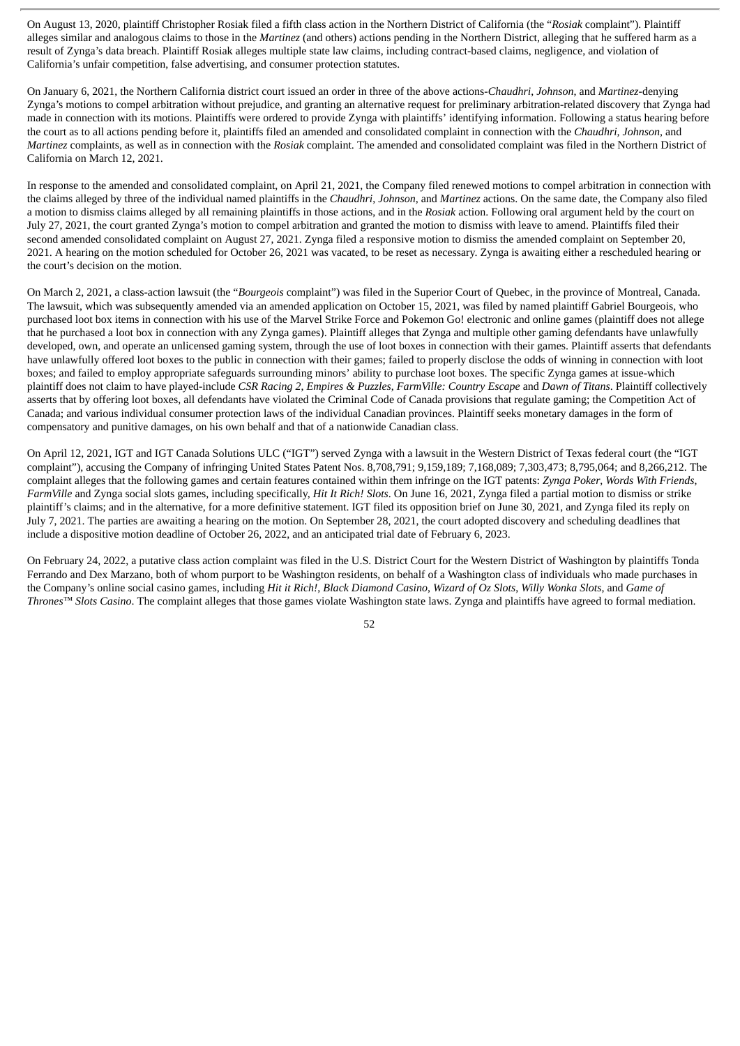On August 13, 2020, plaintiff Christopher Rosiak filed a fifth class action in the Northern District of California (the "*Rosiak* complaint"). Plaintiff alleges similar and analogous claims to those in the *Martinez* (and others) actions pending in the Northern District, alleging that he suffered harm as a result of Zynga's data breach. Plaintiff Rosiak alleges multiple state law claims, including contract-based claims, negligence, and violation of California's unfair competition, false advertising, and consumer protection statutes.

On January 6, 2021, the Northern California district court issued an order in three of the above actions-*Chaudhri*, *Johnson*, and *Martinez*-denying Zynga's motions to compel arbitration without prejudice, and granting an alternative request for preliminary arbitration-related discovery that Zynga had made in connection with its motions. Plaintiffs were ordered to provide Zynga with plaintiffs' identifying information. Following a status hearing before the court as to all actions pending before it, plaintiffs filed an amended and consolidated complaint in connection with the *Chaudhri*, *Johnson*, and *Martinez* complaints, as well as in connection with the *Rosiak* complaint. The amended and consolidated complaint was filed in the Northern District of California on March 12, 2021.

In response to the amended and consolidated complaint, on April 21, 2021, the Company filed renewed motions to compel arbitration in connection with the claims alleged by three of the individual named plaintiffs in the *Chaudhri*, *Johnson*, and *Martinez* actions. On the same date, the Company also filed a motion to dismiss claims alleged by all remaining plaintiffs in those actions, and in the *Rosiak* action. Following oral argument held by the court on July 27, 2021, the court granted Zynga's motion to compel arbitration and granted the motion to dismiss with leave to amend. Plaintiffs filed their second amended consolidated complaint on August 27, 2021. Zynga filed a responsive motion to dismiss the amended complaint on September 20, 2021. A hearing on the motion scheduled for October 26, 2021 was vacated, to be reset as necessary. Zynga is awaiting either a rescheduled hearing or the court's decision on the motion.

On March 2, 2021, a class-action lawsuit (the "*Bourgeois* complaint") was filed in the Superior Court of Quebec, in the province of Montreal, Canada. The lawsuit, which was subsequently amended via an amended application on October 15, 2021, was filed by named plaintiff Gabriel Bourgeois, who purchased loot box items in connection with his use of the Marvel Strike Force and Pokemon Go! electronic and online games (plaintiff does not allege that he purchased a loot box in connection with any Zynga games). Plaintiff alleges that Zynga and multiple other gaming defendants have unlawfully developed, own, and operate an unlicensed gaming system, through the use of loot boxes in connection with their games. Plaintiff asserts that defendants have unlawfully offered loot boxes to the public in connection with their games; failed to properly disclose the odds of winning in connection with loot boxes; and failed to employ appropriate safeguards surrounding minors' ability to purchase loot boxes. The specific Zynga games at issue-which plaintiff does not claim to have played-include *CSR Racing 2*, *Empires & Puzzles*, *FarmVille: Country Escape* and *Dawn of Titans*. Plaintiff collectively asserts that by offering loot boxes, all defendants have violated the Criminal Code of Canada provisions that regulate gaming; the Competition Act of Canada; and various individual consumer protection laws of the individual Canadian provinces. Plaintiff seeks monetary damages in the form of compensatory and punitive damages, on his own behalf and that of a nationwide Canadian class.

On April 12, 2021, IGT and IGT Canada Solutions ULC ("IGT") served Zynga with a lawsuit in the Western District of Texas federal court (the "IGT complaint"), accusing the Company of infringing United States Patent Nos. 8,708,791; 9,159,189; 7,168,089; 7,303,473; 8,795,064; and 8,266,212. The complaint alleges that the following games and certain features contained within them infringe on the IGT patents: *Zynga Poker*, *Words With Friends*, *FarmVille* and Zynga social slots games, including specifically, *Hit It Rich! Slots*. On June 16, 2021, Zynga filed a partial motion to dismiss or strike plaintiff's claims; and in the alternative, for a more definitive statement. IGT filed its opposition brief on June 30, 2021, and Zynga filed its reply on July 7, 2021. The parties are awaiting a hearing on the motion. On September 28, 2021, the court adopted discovery and scheduling deadlines that include a dispositive motion deadline of October 26, 2022, and an anticipated trial date of February 6, 2023.

On February 24, 2022, a putative class action complaint was filed in the U.S. District Court for the Western District of Washington by plaintiffs Tonda Ferrando and Dex Marzano, both of whom purport to be Washington residents, on behalf of a Washington class of individuals who made purchases in the Company's online social casino games, including *Hit it Rich!*, *Black Diamond Casino*, *Wizard of Oz Slots*, *Willy Wonka Slots*, and *Game of Thrones™ Slots Casino*. The complaint alleges that those games violate Washington state laws. Zynga and plaintiffs have agreed to formal mediation.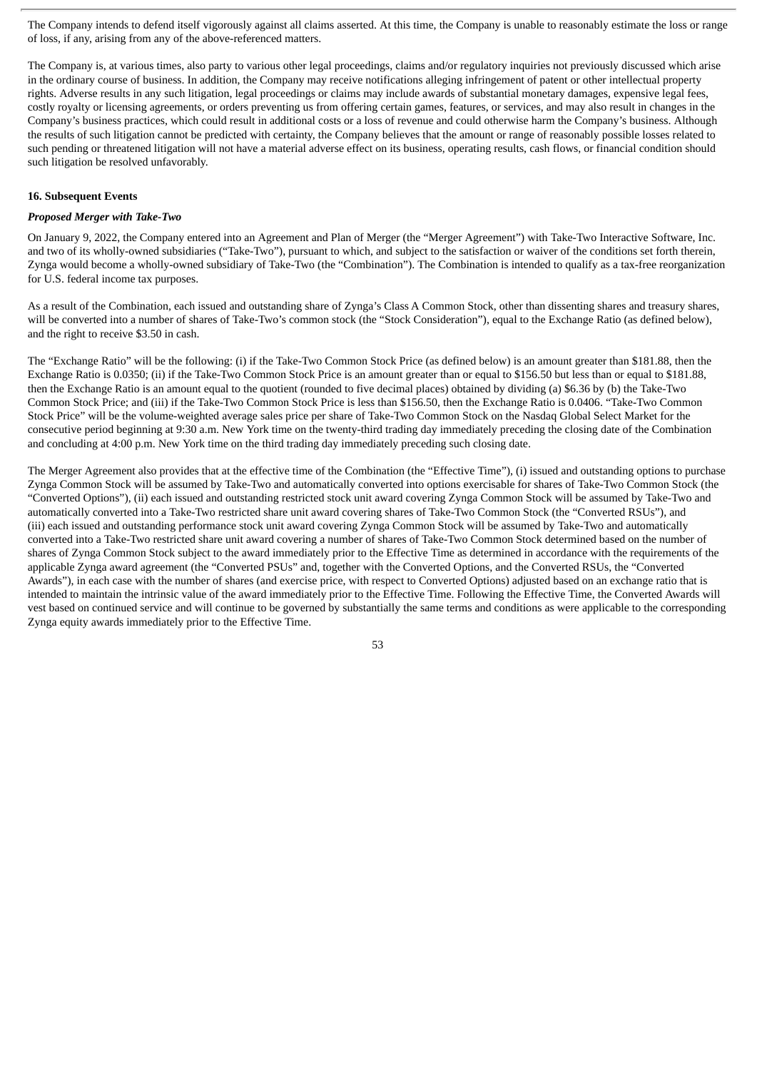The Company intends to defend itself vigorously against all claims asserted. At this time, the Company is unable to reasonably estimate the loss or range of loss, if any, arising from any of the above-referenced matters.

The Company is, at various times, also party to various other legal proceedings, claims and/or regulatory inquiries not previously discussed which arise in the ordinary course of business. In addition, the Company may receive notifications alleging infringement of patent or other intellectual property rights. Adverse results in any such litigation, legal proceedings or claims may include awards of substantial monetary damages, expensive legal fees, costly royalty or licensing agreements, or orders preventing us from offering certain games, features, or services, and may also result in changes in the Company's business practices, which could result in additional costs or a loss of revenue and could otherwise harm the Company's business. Although the results of such litigation cannot be predicted with certainty, the Company believes that the amount or range of reasonably possible losses related to such pending or threatened litigation will not have a material adverse effect on its business, operating results, cash flows, or financial condition should such litigation be resolved unfavorably.

**16. Subsequent Events**

***Proposed Merger with Take-Two***

On January 9, 2022, the Company entered into an Agreement and Plan of Merger (the "Merger Agreement") with Take-Two Interactive Software, Inc. and two of its wholly-owned subsidiaries ("Take-Two"), pursuant to which, and subject to the satisfaction or waiver of the conditions set forth therein, Zynga would become a wholly-owned subsidiary of Take-Two (the "Combination"). The Combination is intended to qualify as a tax-free reorganization for U.S. federal income tax purposes.

As a result of the Combination, each issued and outstanding share of Zynga's Class A Common Stock, other than dissenting shares and treasury shares, will be converted into a number of shares of Take-Two's common stock (the "Stock Consideration"), equal to the Exchange Ratio (as defined below), and the right to receive $3.50 in cash.

The "Exchange Ratio" will be the following: (i) if the Take-Two Common Stock Price (as defined below) is an amount greater than $181.88, then the Exchange Ratio is 0.0350; (ii) if the Take-Two Common Stock Price is an amount greater than or equal to $156.50 but less than or equal to $181.88, then the Exchange Ratio is an amount equal to the quotient (rounded to five decimal places) obtained by dividing (a) $6.36 by (b) the Take-Two Common Stock Price; and (iii) if the Take-Two Common Stock Price is less than $156.50, then the Exchange Ratio is 0.0406. "Take-Two Common Stock Price" will be the volume-weighted average sales price per share of Take-Two Common Stock on the Nasdaq Global Select Market for the consecutive period beginning at 9:30 a.m. New York time on the twenty-third trading day immediately preceding the closing date of the Combination and concluding at 4:00 p.m. New York time on the third trading day immediately preceding such closing date.

The Merger Agreement also provides that at the effective time of the Combination (the "Effective Time"), (i) issued and outstanding options to purchase Zynga Common Stock will be assumed by Take-Two and automatically converted into options exercisable for shares of Take-Two Common Stock (the "Converted Options"), (ii) each issued and outstanding restricted stock unit award covering Zynga Common Stock will be assumed by Take-Two and automatically converted into a Take-Two restricted share unit award covering shares of Take-Two Common Stock (the "Converted RSUs"), and (iii) each issued and outstanding performance stock unit award covering Zynga Common Stock will be assumed by Take-Two and automatically converted into a Take-Two restricted share unit award covering a number of shares of Take-Two Common Stock determined based on the number of shares of Zynga Common Stock subject to the award immediately prior to the Effective Time as determined in accordance with the requirements of the applicable Zynga award agreement (the "Converted PSUs" and, together with the Converted Options, and the Converted RSUs, the "Converted Awards"), in each case with the number of shares (and exercise price, with respect to Converted Options) adjusted based on an exchange ratio that is intended to maintain the intrinsic value of the award immediately prior to the Effective Time. Following the Effective Time, the Converted Awards will vest based on continued service and will continue to be governed by substantially the same terms and conditions as were applicable to the corresponding Zynga equity awards immediately prior to the Effective Time.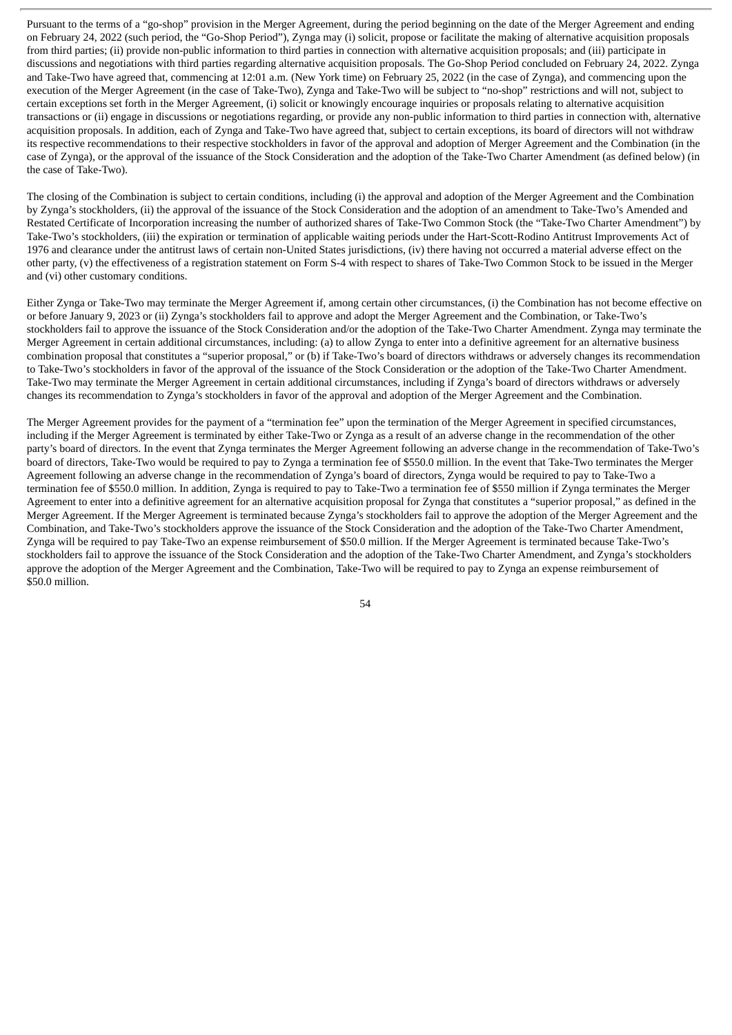Pursuant to the terms of a "go-shop" provision in the Merger Agreement, during the period beginning on the date of the Merger Agreement and ending on February 24, 2022 (such period, the "Go-Shop Period"), Zynga may (i) solicit, propose or facilitate the making of alternative acquisition proposals from third parties; (ii) provide non-public information to third parties in connection with alternative acquisition proposals; and (iii) participate in discussions and negotiations with third parties regarding alternative acquisition proposals. The Go-Shop Period concluded on February 24, 2022. Zynga and Take-Two have agreed that, commencing at 12:01 a.m. (New York time) on February 25, 2022 (in the case of Zynga), and commencing upon the execution of the Merger Agreement (in the case of Take-Two), Zynga and Take-Two will be subject to "no-shop" restrictions and will not, subject to certain exceptions set forth in the Merger Agreement, (i) solicit or knowingly encourage inquiries or proposals relating to alternative acquisition transactions or (ii) engage in discussions or negotiations regarding, or provide any non-public information to third parties in connection with, alternative acquisition proposals. In addition, each of Zynga and Take-Two have agreed that, subject to certain exceptions, its board of directors will not withdraw its respective recommendations to their respective stockholders in favor of the approval and adoption of Merger Agreement and the Combination (in the case of Zynga), or the approval of the issuance of the Stock Consideration and the adoption of the Take-Two Charter Amendment (as defined below) (in the case of Take-Two).

The closing of the Combination is subject to certain conditions, including (i) the approval and adoption of the Merger Agreement and the Combination by Zynga's stockholders, (ii) the approval of the issuance of the Stock Consideration and the adoption of an amendment to Take-Two's Amended and Restated Certificate of Incorporation increasing the number of authorized shares of Take-Two Common Stock (the "Take-Two Charter Amendment") by Take-Two's stockholders, (iii) the expiration or termination of applicable waiting periods under the Hart-Scott-Rodino Antitrust Improvements Act of 1976 and clearance under the antitrust laws of certain non-United States jurisdictions, (iv) there having not occurred a material adverse effect on the other party, (v) the effectiveness of a registration statement on Form S-4 with respect to shares of Take-Two Common Stock to be issued in the Merger and (vi) other customary conditions.

Either Zynga or Take-Two may terminate the Merger Agreement if, among certain other circumstances, (i) the Combination has not become effective on or before January 9, 2023 or (ii) Zynga's stockholders fail to approve and adopt the Merger Agreement and the Combination, or Take-Two's stockholders fail to approve the issuance of the Stock Consideration and/or the adoption of the Take-Two Charter Amendment. Zynga may terminate the Merger Agreement in certain additional circumstances, including: (a) to allow Zynga to enter into a definitive agreement for an alternative business combination proposal that constitutes a "superior proposal," or (b) if Take-Two's board of directors withdraws or adversely changes its recommendation to Take-Two's stockholders in favor of the approval of the issuance of the Stock Consideration or the adoption of the Take-Two Charter Amendment. Take-Two may terminate the Merger Agreement in certain additional circumstances, including if Zynga's board of directors withdraws or adversely changes its recommendation to Zynga's stockholders in favor of the approval and adoption of the Merger Agreement and the Combination.

The Merger Agreement provides for the payment of a "termination fee" upon the termination of the Merger Agreement in specified circumstances, including if the Merger Agreement is terminated by either Take-Two or Zynga as a result of an adverse change in the recommendation of the other party's board of directors. In the event that Zynga terminates the Merger Agreement following an adverse change in the recommendation of Take-Two's board of directors, Take-Two would be required to pay to Zynga a termination fee of $550.0 million. In the event that Take-Two terminates the Merger Agreement following an adverse change in the recommendation of Zynga's board of directors, Zynga would be required to pay to Take-Two a termination fee of $550.0 million. In addition, Zynga is required to pay to Take-Two a termination fee of $550 million if Zynga terminates the Merger Agreement to enter into a definitive agreement for an alternative acquisition proposal for Zynga that constitutes a "superior proposal," as defined in the Merger Agreement. If the Merger Agreement is terminated because Zynga's stockholders fail to approve the adoption of the Merger Agreement and the Combination, and Take-Two's stockholders approve the issuance of the Stock Consideration and the adoption of the Take-Two Charter Amendment, Zynga will be required to pay Take-Two an expense reimbursement of $50.0 million. If the Merger Agreement is terminated because Take-Two's stockholders fail to approve the issuance of the Stock Consideration and the adoption of the Take-Two Charter Amendment, and Zynga's stockholders approve the adoption of the Merger Agreement and the Combination, Take-Two will be required to pay to Zynga an expense reimbursement of $50.0 million.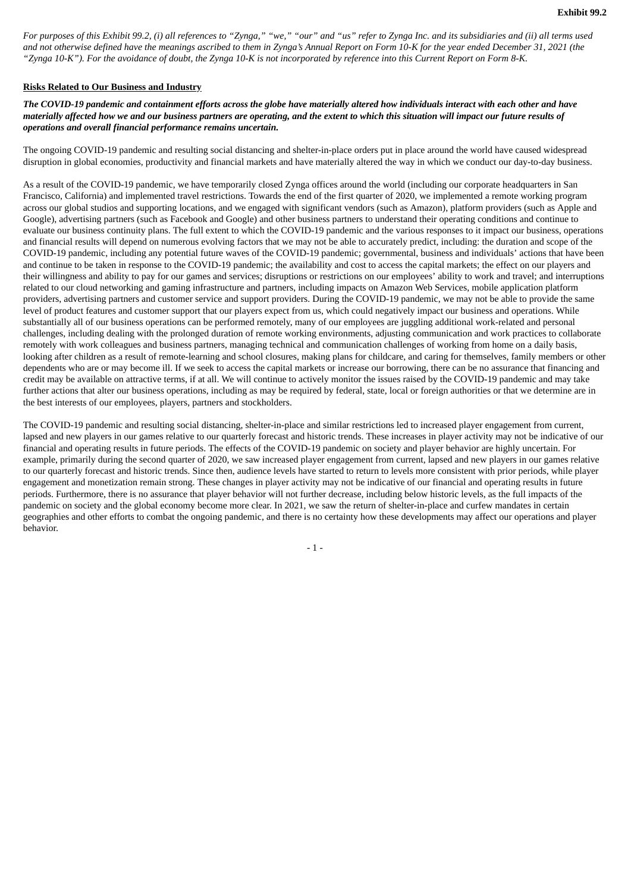**Exhibit 99.2**

*For purposes of this Exhibit 99.2, (i) all references to "Zynga," "we," "our" and "us" refer to Zynga Inc. and its subsidiaries and (ii) all terms used and not otherwise defined have the meanings ascribed to them in Zynga's Annual Report on Form 10-K for the year ended December 31, 2021 (the "Zynga 10-K"). For the avoidance of doubt, the Zynga 10-K is not incorporated by reference into this Current Report on Form 8-K.*

**Risks Related to Our Business and Industry**

***The COVID-19 pandemic and containment efforts across the globe have materially altered how individuals interact with each other and have materially affected how we and our business partners are operating, and the extent to which this situation will impact our future results of operations and overall financial performance remains uncertain.***

The ongoing COVID-19 pandemic and resulting social distancing and shelter-in-place orders put in place around the world have caused widespread disruption in global economies, productivity and financial markets and have materially altered the way in which we conduct our day-to-day business.

As a result of the COVID-19 pandemic, we have temporarily closed Zynga offices around the world (including our corporate headquarters in San Francisco, California) and implemented travel restrictions. Towards the end of the first quarter of 2020, we implemented a remote working program across our global studios and supporting locations, and we engaged with significant vendors (such as Amazon), platform providers (such as Apple and Google), advertising partners (such as Facebook and Google) and other business partners to understand their operating conditions and continue to evaluate our business continuity plans. The full extent to which the COVID-19 pandemic and the various responses to it impact our business, operations and financial results will depend on numerous evolving factors that we may not be able to accurately predict, including: the duration and scope of the COVID-19 pandemic, including any potential future waves of the COVID-19 pandemic; governmental, business and individuals' actions that have been and continue to be taken in response to the COVID-19 pandemic; the availability and cost to access the capital markets; the effect on our players and their willingness and ability to pay for our games and services; disruptions or restrictions on our employees' ability to work and travel; and interruptions related to our cloud networking and gaming infrastructure and partners, including impacts on Amazon Web Services, mobile application platform providers, advertising partners and customer service and support providers. During the COVID-19 pandemic, we may not be able to provide the same level of product features and customer support that our players expect from us, which could negatively impact our business and operations. While substantially all of our business operations can be performed remotely, many of our employees are juggling additional work-related and personal challenges, including dealing with the prolonged duration of remote working environments, adjusting communication and work practices to collaborate remotely with work colleagues and business partners, managing technical and communication challenges of working from home on a daily basis, looking after children as a result of remote-learning and school closures, making plans for childcare, and caring for themselves, family members or other dependents who are or may become ill. If we seek to access the capital markets or increase our borrowing, there can be no assurance that financing and credit may be available on attractive terms, if at all. We will continue to actively monitor the issues raised by the COVID-19 pandemic and may take further actions that alter our business operations, including as may be required by federal, state, local or foreign authorities or that we determine are in the best interests of our employees, players, partners and stockholders.

The COVID-19 pandemic and resulting social distancing, shelter-in-place and similar restrictions led to increased player engagement from current, lapsed and new players in our games relative to our quarterly forecast and historic trends. These increases in player activity may not be indicative of our financial and operating results in future periods. The effects of the COVID-19 pandemic on society and player behavior are highly uncertain. For example, primarily during the second quarter of 2020, we saw increased player engagement from current, lapsed and new players in our games relative to our quarterly forecast and historic trends. Since then, audience levels have started to return to levels more consistent with prior periods, while player engagement and monetization remain strong. These changes in player activity may not be indicative of our financial and operating results in future periods. Furthermore, there is no assurance that player behavior will not further decrease, including below historic levels, as the full impacts of the pandemic on society and the global economy become more clear. In 2021, we saw the return of shelter-in-place and curfew mandates in certain geographies and other efforts to combat the ongoing pandemic, and there is no certainty how these developments may affect our operations and player behavior.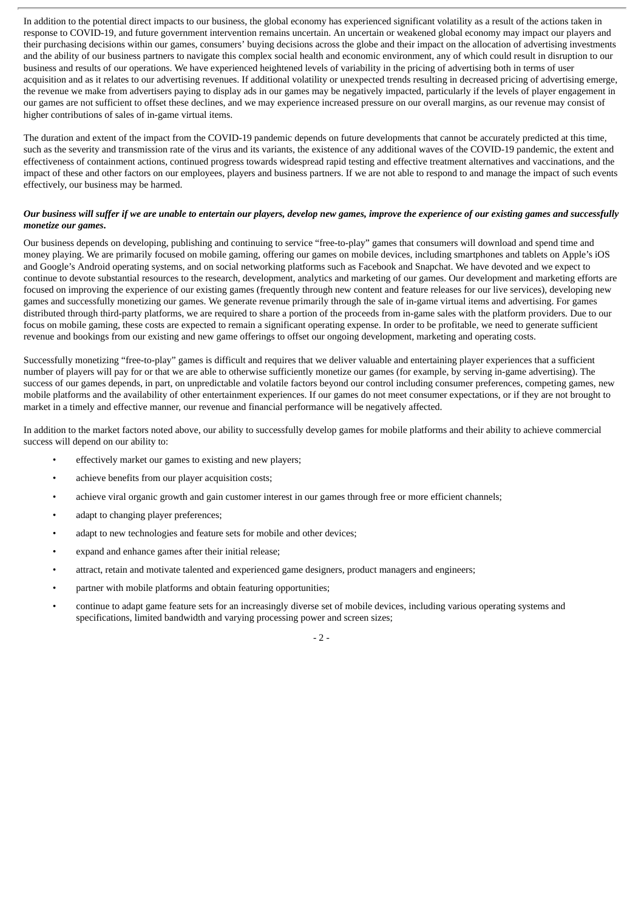In addition to the potential direct impacts to our business, the global economy has experienced significant volatility as a result of the actions taken in response to COVID-19, and future government intervention remains uncertain. An uncertain or weakened global economy may impact our players and their purchasing decisions within our games, consumers' buying decisions across the globe and their impact on the allocation of advertising investments and the ability of our business partners to navigate this complex social health and economic environment, any of which could result in disruption to our business and results of our operations. We have experienced heightened levels of variability in the pricing of advertising both in terms of user acquisition and as it relates to our advertising revenues. If additional volatility or unexpected trends resulting in decreased pricing of advertising emerge, the revenue we make from advertisers paying to display ads in our games may be negatively impacted, particularly if the levels of player engagement in our games are not sufficient to offset these declines, and we may experience increased pressure on our overall margins, as our revenue may consist of higher contributions of sales of in-game virtual items.

The duration and extent of the impact from the COVID-19 pandemic depends on future developments that cannot be accurately predicted at this time, such as the severity and transmission rate of the virus and its variants, the existence of any additional waves of the COVID-19 pandemic, the extent and effectiveness of containment actions, continued progress towards widespread rapid testing and effective treatment alternatives and vaccinations, and the impact of these and other factors on our employees, players and business partners. If we are not able to respond to and manage the impact of such events effectively, our business may be harmed.

***Our business will suffer if we are unable to entertain our players, develop new games, improve the experience of our existing games and successfully monetize our games.***

Our business depends on developing, publishing and continuing to service "free-to-play" games that consumers will download and spend time and money playing. We are primarily focused on mobile gaming, offering our games on mobile devices, including smartphones and tablets on Apple's iOS and Google's Android operating systems, and on social networking platforms such as Facebook and Snapchat. We have devoted and we expect to continue to devote substantial resources to the research, development, analytics and marketing of our games. Our development and marketing efforts are focused on improving the experience of our existing games (frequently through new content and feature releases for our live services), developing new games and successfully monetizing our games. We generate revenue primarily through the sale of in-game virtual items and advertising. For games distributed through third-party platforms, we are required to share a portion of the proceeds from in-game sales with the platform providers. Due to our focus on mobile gaming, these costs are expected to remain a significant operating expense. In order to be profitable, we need to generate sufficient revenue and bookings from our existing and new game offerings to offset our ongoing development, marketing and operating costs.

Successfully monetizing "free-to-play" games is difficult and requires that we deliver valuable and entertaining player experiences that a sufficient number of players will pay for or that we are able to otherwise sufficiently monetize our games (for example, by serving in-game advertising). The success of our games depends, in part, on unpredictable and volatile factors beyond our control including consumer preferences, competing games, new mobile platforms and the availability of other entertainment experiences. If our games do not meet consumer expectations, or if they are not brought to market in a timely and effective manner, our revenue and financial performance will be negatively affected.

In addition to the market factors noted above, our ability to successfully develop games for mobile platforms and their ability to achieve commercial success will depend on our ability to:

- effectively market our games to existing and new players;
- achieve benefits from our player acquisition costs;
- achieve viral organic growth and gain customer interest in our games through free or more efficient channels;
- adapt to changing player preferences;
- adapt to new technologies and feature sets for mobile and other devices;
- expand and enhance games after their initial release;
- attract, retain and motivate talented and experienced game designers, product managers and engineers;
- partner with mobile platforms and obtain featuring opportunities;
- continue to adapt game feature sets for an increasingly diverse set of mobile devices, including various operating systems and specifications, limited bandwidth and varying processing power and screen sizes;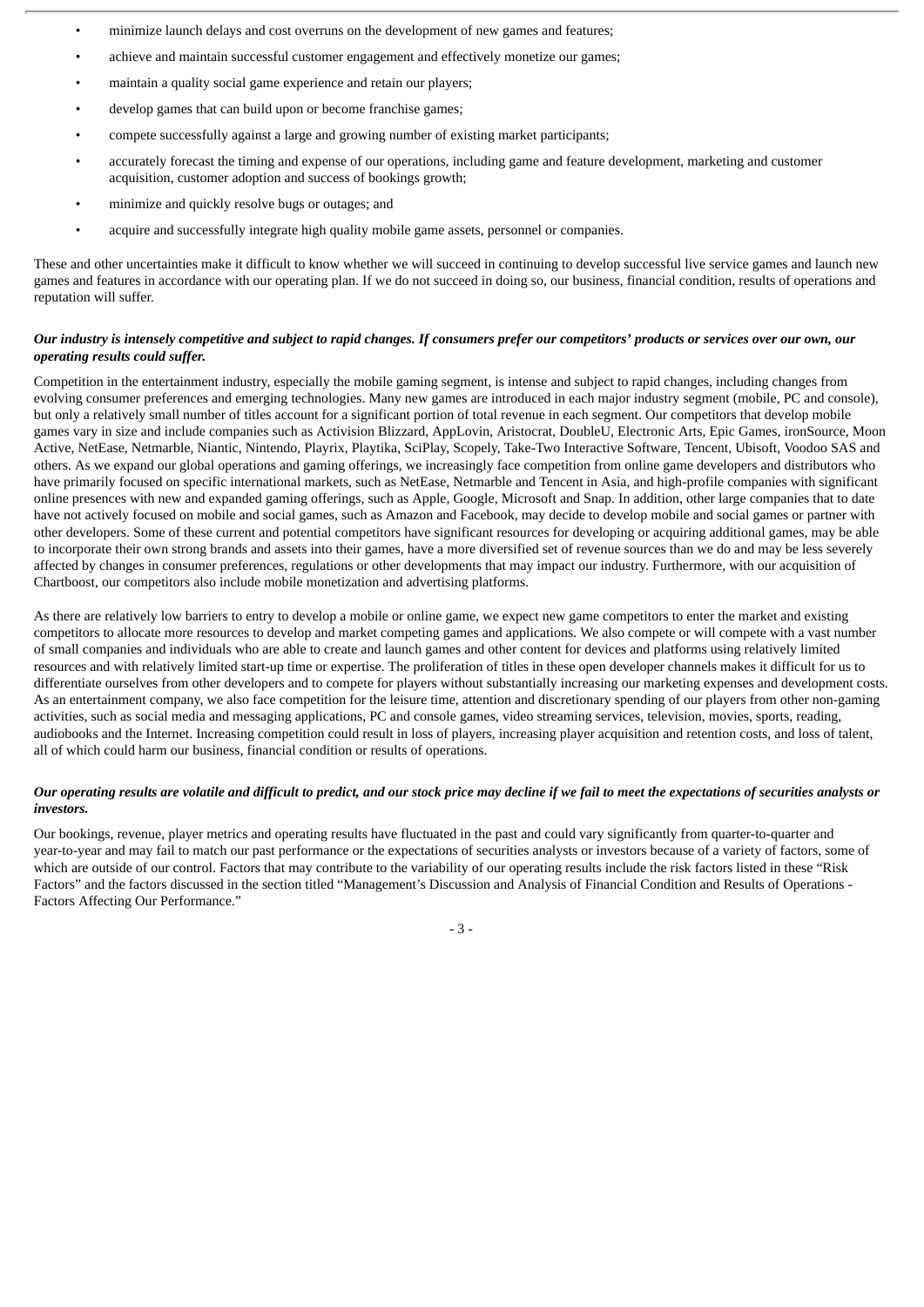- minimize launch delays and cost overruns on the development of new games and features;
- achieve and maintain successful customer engagement and effectively monetize our games;
- maintain a quality social game experience and retain our players;
- develop games that can build upon or become franchise games;
- compete successfully against a large and growing number of existing market participants;
- accurately forecast the timing and expense of our operations, including game and feature development, marketing and customer acquisition, customer adoption and success of bookings growth;
- minimize and quickly resolve bugs or outages; and
- acquire and successfully integrate high quality mobile game assets, personnel or companies.

These and other uncertainties make it difficult to know whether we will succeed in continuing to develop successful live service games and launch new games and features in accordance with our operating plan. If we do not succeed in doing so, our business, financial condition, results of operations and reputation will suffer.

***Our industry is intensely competitive and subject to rapid changes. If consumers prefer our competitors' products or services over our own, our operating results could suffer.***

Competition in the entertainment industry, especially the mobile gaming segment, is intense and subject to rapid changes, including changes from evolving consumer preferences and emerging technologies. Many new games are introduced in each major industry segment (mobile, PC and console), but only a relatively small number of titles account for a significant portion of total revenue in each segment. Our competitors that develop mobile games vary in size and include companies such as Activision Blizzard, AppLovin, Aristocrat, DoubleU, Electronic Arts, Epic Games, ironSource, Moon Active, NetEase, Netmarble, Niantic, Nintendo, Playrix, Playtika, SciPlay, Scopely, Take-Two Interactive Software, Tencent, Ubisoft, Voodoo SAS and others. As we expand our global operations and gaming offerings, we increasingly face competition from online game developers and distributors who have primarily focused on specific international markets, such as NetEase, Netmarble and Tencent in Asia, and high-profile companies with significant online presences with new and expanded gaming offerings, such as Apple, Google, Microsoft and Snap. In addition, other large companies that to date have not actively focused on mobile and social games, such as Amazon and Facebook, may decide to develop mobile and social games or partner with other developers. Some of these current and potential competitors have significant resources for developing or acquiring additional games, may be able to incorporate their own strong brands and assets into their games, have a more diversified set of revenue sources than we do and may be less severely affected by changes in consumer preferences, regulations or other developments that may impact our industry. Furthermore, with our acquisition of Chartboost, our competitors also include mobile monetization and advertising platforms.

As there are relatively low barriers to entry to develop a mobile or online game, we expect new game competitors to enter the market and existing competitors to allocate more resources to develop and market competing games and applications. We also compete or will compete with a vast number of small companies and individuals who are able to create and launch games and other content for devices and platforms using relatively limited resources and with relatively limited start-up time or expertise. The proliferation of titles in these open developer channels makes it difficult for us to differentiate ourselves from other developers and to compete for players without substantially increasing our marketing expenses and development costs. As an entertainment company, we also face competition for the leisure time, attention and discretionary spending of our players from other non-gaming activities, such as social media and messaging applications, PC and console games, video streaming services, television, movies, sports, reading, audiobooks and the Internet. Increasing competition could result in loss of players, increasing player acquisition and retention costs, and loss of talent, all of which could harm our business, financial condition or results of operations.

***Our operating results are volatile and difficult to predict, and our stock price may decline if we fail to meet the expectations of securities analysts or investors.***

Our bookings, revenue, player metrics and operating results have fluctuated in the past and could vary significantly from quarter-to-quarter and year-to-year and may fail to match our past performance or the expectations of securities analysts or investors because of a variety of factors, some of which are outside of our control. Factors that may contribute to the variability of our operating results include the risk factors listed in these "Risk Factors" and the factors discussed in the section titled "Management's Discussion and Analysis of Financial Condition and Results of Operations - Factors Affecting Our Performance."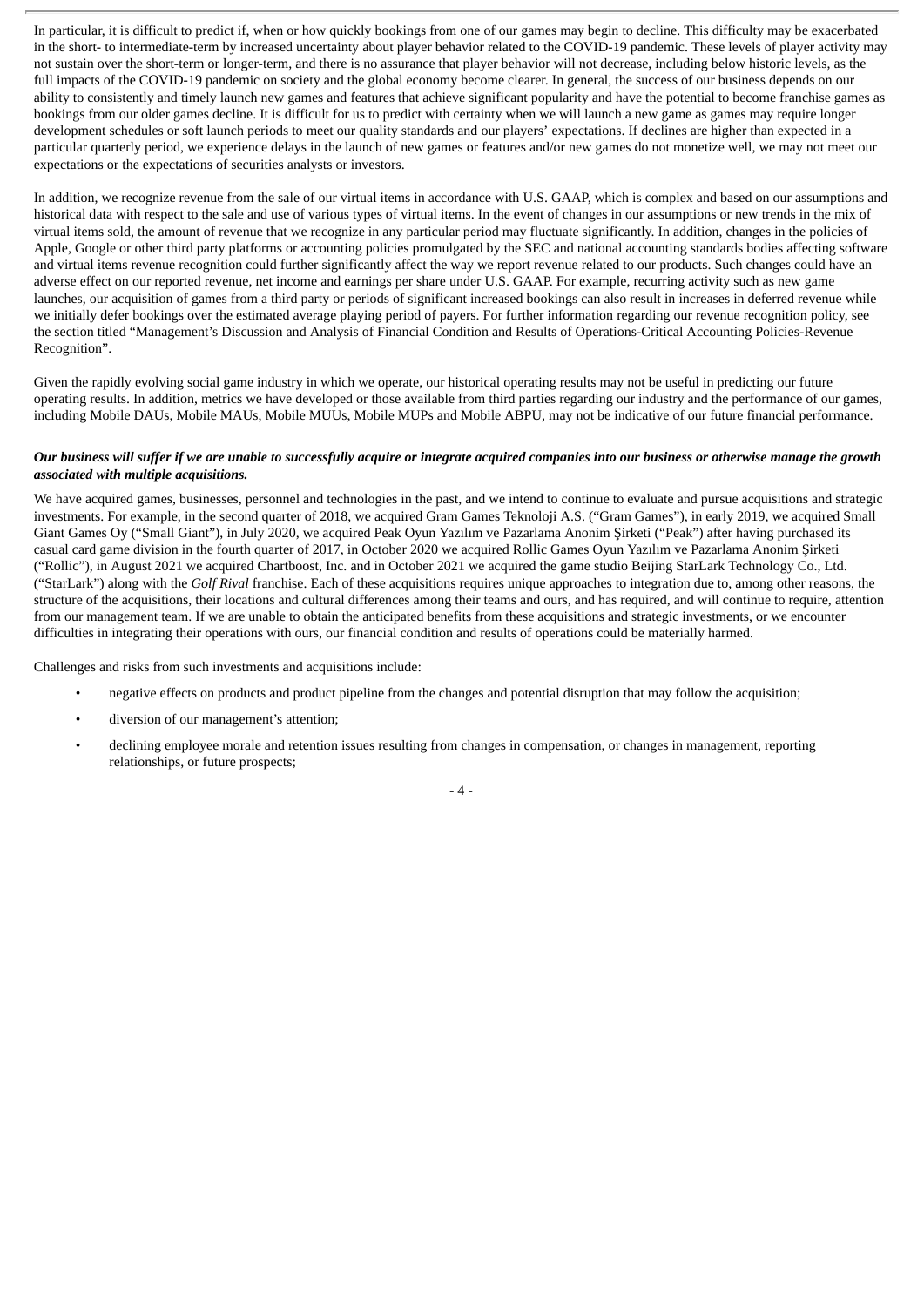In particular, it is difficult to predict if, when or how quickly bookings from one of our games may begin to decline. This difficulty may be exacerbated in the short- to intermediate-term by increased uncertainty about player behavior related to the COVID-19 pandemic. These levels of player activity may not sustain over the short-term or longer-term, and there is no assurance that player behavior will not decrease, including below historic levels, as the full impacts of the COVID-19 pandemic on society and the global economy become clearer. In general, the success of our business depends on our ability to consistently and timely launch new games and features that achieve significant popularity and have the potential to become franchise games as bookings from our older games decline. It is difficult for us to predict with certainty when we will launch a new game as games may require longer development schedules or soft launch periods to meet our quality standards and our players' expectations. If declines are higher than expected in a particular quarterly period, we experience delays in the launch of new games or features and/or new games do not monetize well, we may not meet our expectations or the expectations of securities analysts or investors.

In addition, we recognize revenue from the sale of our virtual items in accordance with U.S. GAAP, which is complex and based on our assumptions and historical data with respect to the sale and use of various types of virtual items. In the event of changes in our assumptions or new trends in the mix of virtual items sold, the amount of revenue that we recognize in any particular period may fluctuate significantly. In addition, changes in the policies of Apple, Google or other third party platforms or accounting policies promulgated by the SEC and national accounting standards bodies affecting software and virtual items revenue recognition could further significantly affect the way we report revenue related to our products. Such changes could have an adverse effect on our reported revenue, net income and earnings per share under U.S. GAAP. For example, recurring activity such as new game launches, our acquisition of games from a third party or periods of significant increased bookings can also result in increases in deferred revenue while we initially defer bookings over the estimated average playing period of payers. For further information regarding our revenue recognition policy, see the section titled "Management's Discussion and Analysis of Financial Condition and Results of Operations-Critical Accounting Policies-Revenue Recognition".

Given the rapidly evolving social game industry in which we operate, our historical operating results may not be useful in predicting our future operating results. In addition, metrics we have developed or those available from third parties regarding our industry and the performance of our games, including Mobile DAUs, Mobile MAUs, Mobile MUUs, Mobile MUPs and Mobile ABPU, may not be indicative of our future financial performance.

***Our business will suffer if we are unable to successfully acquire or integrate acquired companies into our business or otherwise manage the growth associated with multiple acquisitions.***

We have acquired games, businesses, personnel and technologies in the past, and we intend to continue to evaluate and pursue acquisitions and strategic investments. For example, in the second quarter of 2018, we acquired Gram Games Teknoloji A.S. ("Gram Games"), in early 2019, we acquired Small Giant Games Oy ("Small Giant"), in July 2020, we acquired Peak Oyun Yazılım ve Pazarlama Anonim Şirketi ("Peak") after having purchased its casual card game division in the fourth quarter of 2017, in October 2020 we acquired Rollic Games Oyun Yazılım ve Pazarlama Anonim Şirketi ("Rollic"), in August 2021 we acquired Chartboost, Inc. and in October 2021 we acquired the game studio Beijing StarLark Technology Co., Ltd. ("StarLark") along with the *Golf Rival* franchise. Each of these acquisitions requires unique approaches to integration due to, among other reasons, the structure of the acquisitions, their locations and cultural differences among their teams and ours, and has required, and will continue to require, attention from our management team. If we are unable to obtain the anticipated benefits from these acquisitions and strategic investments, or we encounter difficulties in integrating their operations with ours, our financial condition and results of operations could be materially harmed.

Challenges and risks from such investments and acquisitions include:

- negative effects on products and product pipeline from the changes and potential disruption that may follow the acquisition;
- diversion of our management's attention;
- declining employee morale and retention issues resulting from changes in compensation, or changes in management, reporting relationships, or future prospects;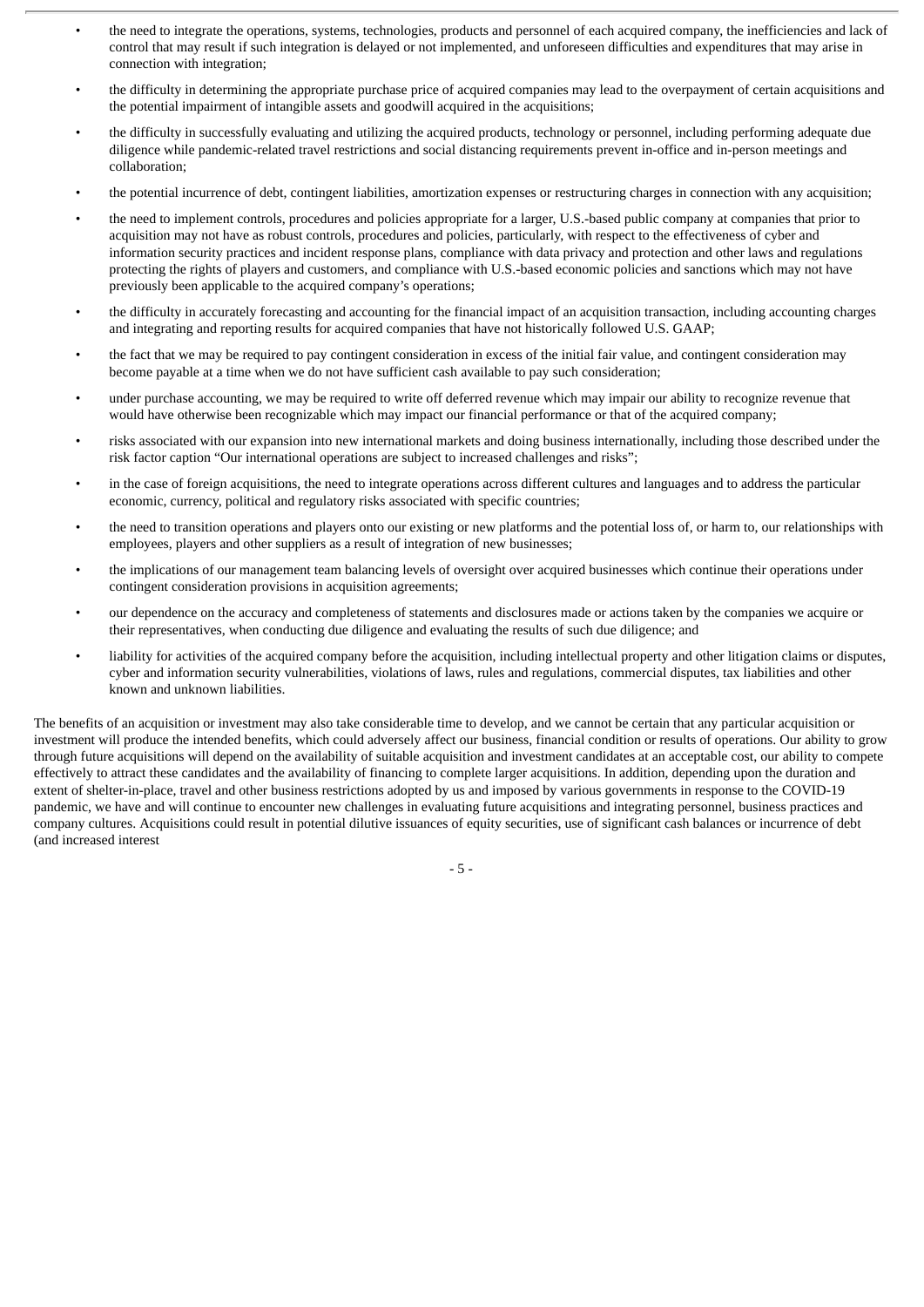- the need to integrate the operations, systems, technologies, products and personnel of each acquired company, the inefficiencies and lack of control that may result if such integration is delayed or not implemented, and unforeseen difficulties and expenditures that may arise in connection with integration;
- the difficulty in determining the appropriate purchase price of acquired companies may lead to the overpayment of certain acquisitions and the potential impairment of intangible assets and goodwill acquired in the acquisitions;
- the difficulty in successfully evaluating and utilizing the acquired products, technology or personnel, including performing adequate due diligence while pandemic-related travel restrictions and social distancing requirements prevent in-office and in-person meetings and collaboration;
- the potential incurrence of debt, contingent liabilities, amortization expenses or restructuring charges in connection with any acquisition;
- the need to implement controls, procedures and policies appropriate for a larger, U.S.-based public company at companies that prior to acquisition may not have as robust controls, procedures and policies, particularly, with respect to the effectiveness of cyber and information security practices and incident response plans, compliance with data privacy and protection and other laws and regulations protecting the rights of players and customers, and compliance with U.S.-based economic policies and sanctions which may not have previously been applicable to the acquired company's operations;
- the difficulty in accurately forecasting and accounting for the financial impact of an acquisition transaction, including accounting charges and integrating and reporting results for acquired companies that have not historically followed U.S. GAAP;
- the fact that we may be required to pay contingent consideration in excess of the initial fair value, and contingent consideration may become payable at a time when we do not have sufficient cash available to pay such consideration;
- under purchase accounting, we may be required to write off deferred revenue which may impair our ability to recognize revenue that would have otherwise been recognizable which may impact our financial performance or that of the acquired company;
- risks associated with our expansion into new international markets and doing business internationally, including those described under the risk factor caption "Our international operations are subject to increased challenges and risks";
- in the case of foreign acquisitions, the need to integrate operations across different cultures and languages and to address the particular economic, currency, political and regulatory risks associated with specific countries;
- the need to transition operations and players onto our existing or new platforms and the potential loss of, or harm to, our relationships with employees, players and other suppliers as a result of integration of new businesses;
- the implications of our management team balancing levels of oversight over acquired businesses which continue their operations under contingent consideration provisions in acquisition agreements;
- our dependence on the accuracy and completeness of statements and disclosures made or actions taken by the companies we acquire or their representatives, when conducting due diligence and evaluating the results of such due diligence; and
- liability for activities of the acquired company before the acquisition, including intellectual property and other litigation claims or disputes, cyber and information security vulnerabilities, violations of laws, rules and regulations, commercial disputes, tax liabilities and other known and unknown liabilities.

The benefits of an acquisition or investment may also take considerable time to develop, and we cannot be certain that any particular acquisition or investment will produce the intended benefits, which could adversely affect our business, financial condition or results of operations. Our ability to grow through future acquisitions will depend on the availability of suitable acquisition and investment candidates at an acceptable cost, our ability to compete effectively to attract these candidates and the availability of financing to complete larger acquisitions. In addition, depending upon the duration and extent of shelter-in-place, travel and other business restrictions adopted by us and imposed by various governments in response to the COVID-19 pandemic, we have and will continue to encounter new challenges in evaluating future acquisitions and integrating personnel, business practices and company cultures. Acquisitions could result in potential dilutive issuances of equity securities, use of significant cash balances or incurrence of debt (and increased interest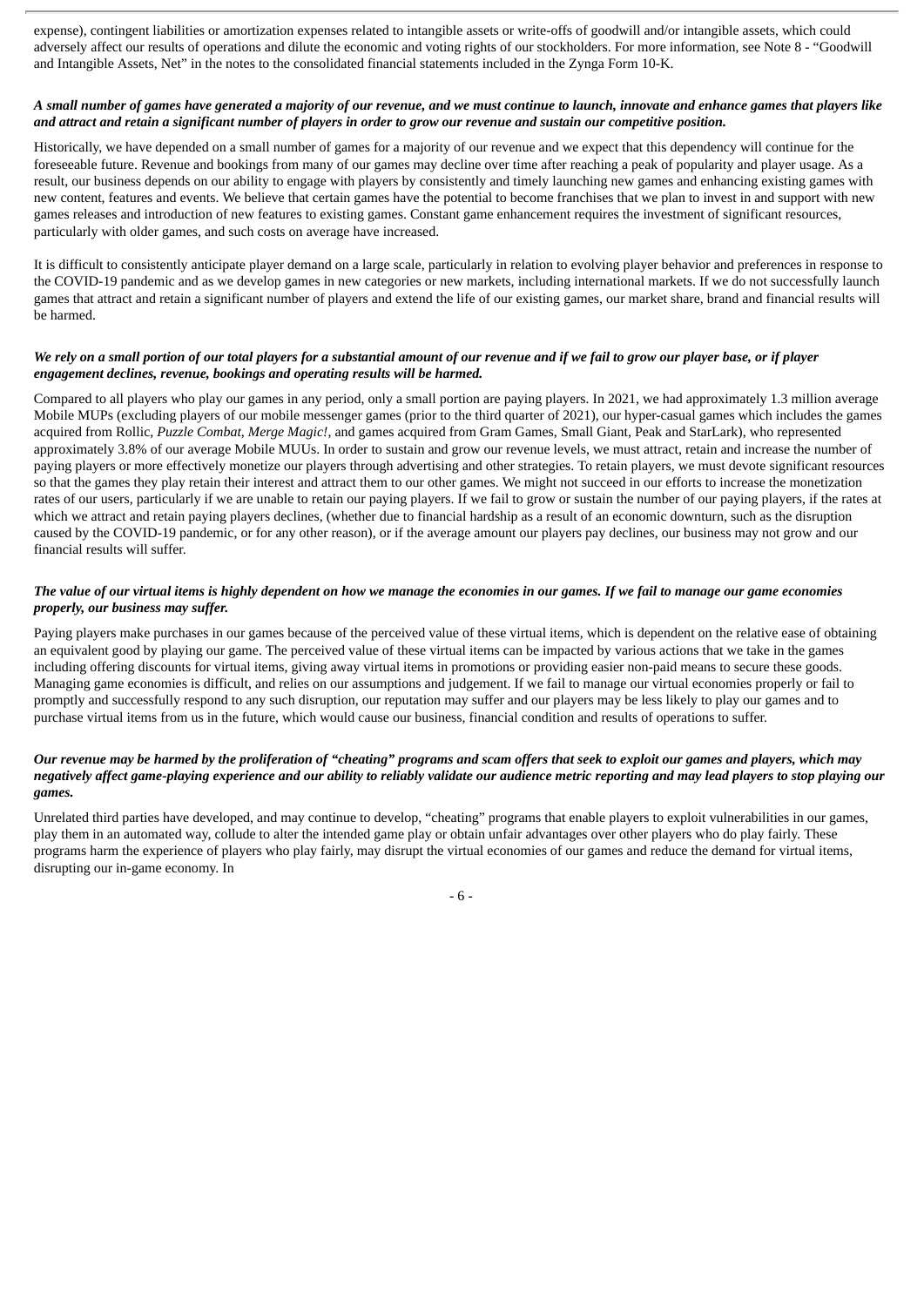expense), contingent liabilities or amortization expenses related to intangible assets or write-offs of goodwill and/or intangible assets, which could adversely affect our results of operations and dilute the economic and voting rights of our stockholders. For more information, see Note 8 - "Goodwill and Intangible Assets, Net" in the notes to the consolidated financial statements included in the Zynga Form 10-K.

***A small number of games have generated a majority of our revenue, and we must continue to launch, innovate and enhance games that players like and attract and retain a significant number of players in order to grow our revenue and sustain our competitive position.***

Historically, we have depended on a small number of games for a majority of our revenue and we expect that this dependency will continue for the foreseeable future. Revenue and bookings from many of our games may decline over time after reaching a peak of popularity and player usage. As a result, our business depends on our ability to engage with players by consistently and timely launching new games and enhancing existing games with new content, features and events. We believe that certain games have the potential to become franchises that we plan to invest in and support with new games releases and introduction of new features to existing games. Constant game enhancement requires the investment of significant resources, particularly with older games, and such costs on average have increased.

It is difficult to consistently anticipate player demand on a large scale, particularly in relation to evolving player behavior and preferences in response to the COVID-19 pandemic and as we develop games in new categories or new markets, including international markets. If we do not successfully launch games that attract and retain a significant number of players and extend the life of our existing games, our market share, brand and financial results will be harmed.

***We rely on a small portion of our total players for a substantial amount of our revenue and if we fail to grow our player base, or if player engagement declines, revenue, bookings and operating results will be harmed.***

Compared to all players who play our games in any period, only a small portion are paying players. In 2021, we had approximately 1.3 million average Mobile MUPs (excluding players of our mobile messenger games (prior to the third quarter of 2021), our hyper-casual games which includes the games acquired from Rollic, *Puzzle Combat*, *Merge Magic!*, and games acquired from Gram Games, Small Giant, Peak and StarLark), who represented approximately 3.8% of our average Mobile MUUs. In order to sustain and grow our revenue levels, we must attract, retain and increase the number of paying players or more effectively monetize our players through advertising and other strategies. To retain players, we must devote significant resources so that the games they play retain their interest and attract them to our other games. We might not succeed in our efforts to increase the monetization rates of our users, particularly if we are unable to retain our paying players. If we fail to grow or sustain the number of our paying players, if the rates at which we attract and retain paying players declines, (whether due to financial hardship as a result of an economic downturn, such as the disruption caused by the COVID-19 pandemic, or for any other reason), or if the average amount our players pay declines, our business may not grow and our financial results will suffer.

***The value of our virtual items is highly dependent on how we manage the economies in our games. If we fail to manage our game economies properly, our business may suffer.***

Paying players make purchases in our games because of the perceived value of these virtual items, which is dependent on the relative ease of obtaining an equivalent good by playing our game. The perceived value of these virtual items can be impacted by various actions that we take in the games including offering discounts for virtual items, giving away virtual items in promotions or providing easier non-paid means to secure these goods. Managing game economies is difficult, and relies on our assumptions and judgement. If we fail to manage our virtual economies properly or fail to promptly and successfully respond to any such disruption, our reputation may suffer and our players may be less likely to play our games and to purchase virtual items from us in the future, which would cause our business, financial condition and results of operations to suffer.

***Our revenue may be harmed by the proliferation of "cheating" programs and scam offers that seek to exploit our games and players, which may negatively affect game-playing experience and our ability to reliably validate our audience metric reporting and may lead players to stop playing our games.***

Unrelated third parties have developed, and may continue to develop, "cheating" programs that enable players to exploit vulnerabilities in our games, play them in an automated way, collude to alter the intended game play or obtain unfair advantages over other players who do play fairly. These programs harm the experience of players who play fairly, may disrupt the virtual economies of our games and reduce the demand for virtual items, disrupting our in-game economy. In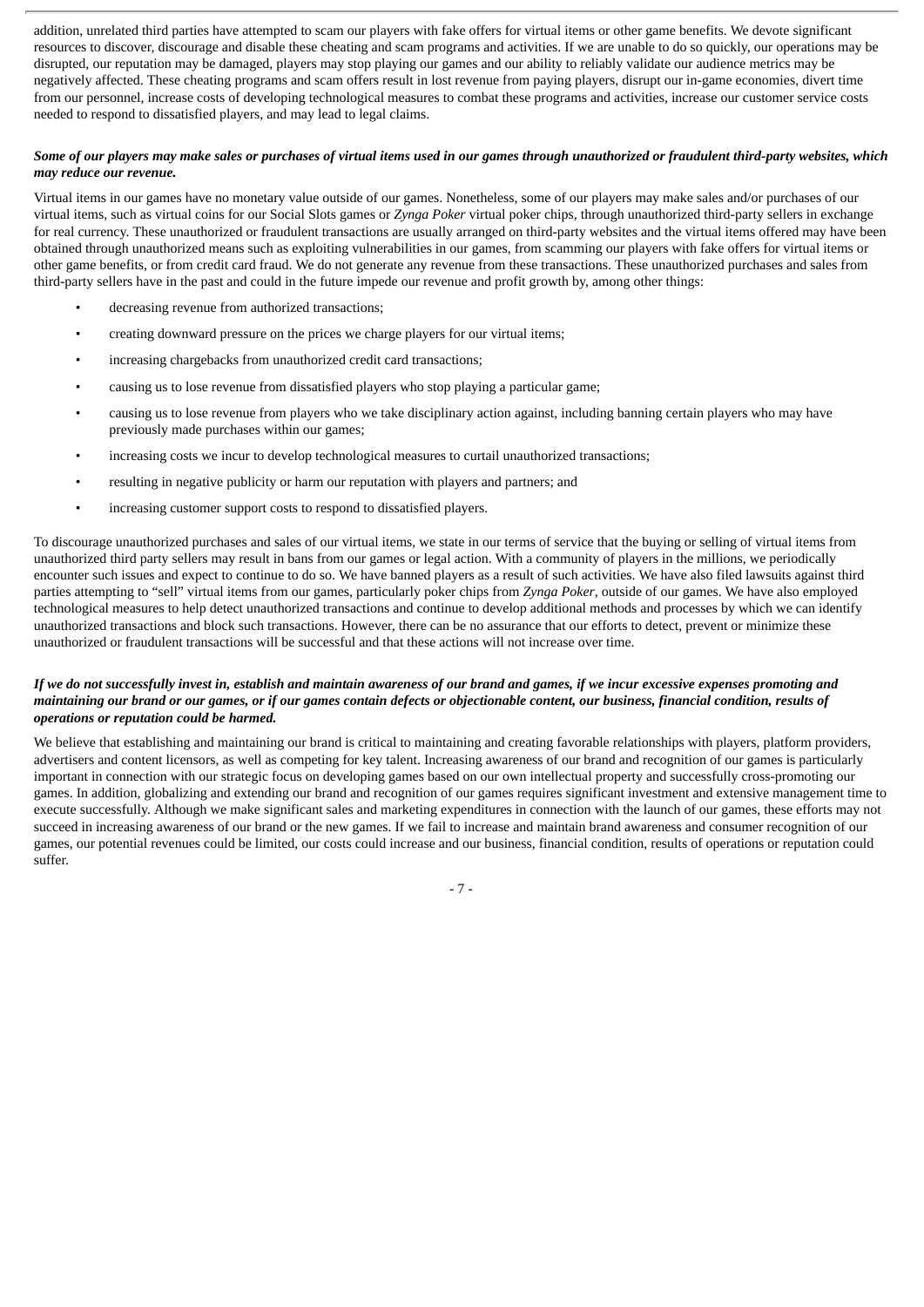addition, unrelated third parties have attempted to scam our players with fake offers for virtual items or other game benefits. We devote significant resources to discover, discourage and disable these cheating and scam programs and activities. If we are unable to do so quickly, our operations may be disrupted, our reputation may be damaged, players may stop playing our games and our ability to reliably validate our audience metrics may be negatively affected. These cheating programs and scam offers result in lost revenue from paying players, disrupt our in-game economies, divert time from our personnel, increase costs of developing technological measures to combat these programs and activities, increase our customer service costs needed to respond to dissatisfied players, and may lead to legal claims.

***Some of our players may make sales or purchases of virtual items used in our games through unauthorized or fraudulent third-party websites, which may reduce our revenue.***

Virtual items in our games have no monetary value outside of our games. Nonetheless, some of our players may make sales and/or purchases of our virtual items, such as virtual coins for our Social Slots games or *Zynga Poker* virtual poker chips, through unauthorized third-party sellers in exchange for real currency. These unauthorized or fraudulent transactions are usually arranged on third-party websites and the virtual items offered may have been obtained through unauthorized means such as exploiting vulnerabilities in our games, from scamming our players with fake offers for virtual items or other game benefits, or from credit card fraud. We do not generate any revenue from these transactions. These unauthorized purchases and sales from third-party sellers have in the past and could in the future impede our revenue and profit growth by, among other things:

- decreasing revenue from authorized transactions;
- creating downward pressure on the prices we charge players for our virtual items;
- increasing chargebacks from unauthorized credit card transactions;
- causing us to lose revenue from dissatisfied players who stop playing a particular game;
- causing us to lose revenue from players who we take disciplinary action against, including banning certain players who may have previously made purchases within our games;
- increasing costs we incur to develop technological measures to curtail unauthorized transactions;
- resulting in negative publicity or harm our reputation with players and partners; and
- increasing customer support costs to respond to dissatisfied players.

To discourage unauthorized purchases and sales of our virtual items, we state in our terms of service that the buying or selling of virtual items from unauthorized third party sellers may result in bans from our games or legal action. With a community of players in the millions, we periodically encounter such issues and expect to continue to do so. We have banned players as a result of such activities. We have also filed lawsuits against third parties attempting to "sell" virtual items from our games, particularly poker chips from *Zynga Poker*, outside of our games. We have also employed technological measures to help detect unauthorized transactions and continue to develop additional methods and processes by which we can identify unauthorized transactions and block such transactions. However, there can be no assurance that our efforts to detect, prevent or minimize these unauthorized or fraudulent transactions will be successful and that these actions will not increase over time.

***If we do not successfully invest in, establish and maintain awareness of our brand and games, if we incur excessive expenses promoting and maintaining our brand or our games, or if our games contain defects or objectionable content, our business, financial condition, results of operations or reputation could be harmed.***

We believe that establishing and maintaining our brand is critical to maintaining and creating favorable relationships with players, platform providers, advertisers and content licensors, as well as competing for key talent. Increasing awareness of our brand and recognition of our games is particularly important in connection with our strategic focus on developing games based on our own intellectual property and successfully cross-promoting our games. In addition, globalizing and extending our brand and recognition of our games requires significant investment and extensive management time to execute successfully. Although we make significant sales and marketing expenditures in connection with the launch of our games, these efforts may not succeed in increasing awareness of our brand or the new games. If we fail to increase and maintain brand awareness and consumer recognition of our games, our potential revenues could be limited, our costs could increase and our business, financial condition, results of operations or reputation could suffer.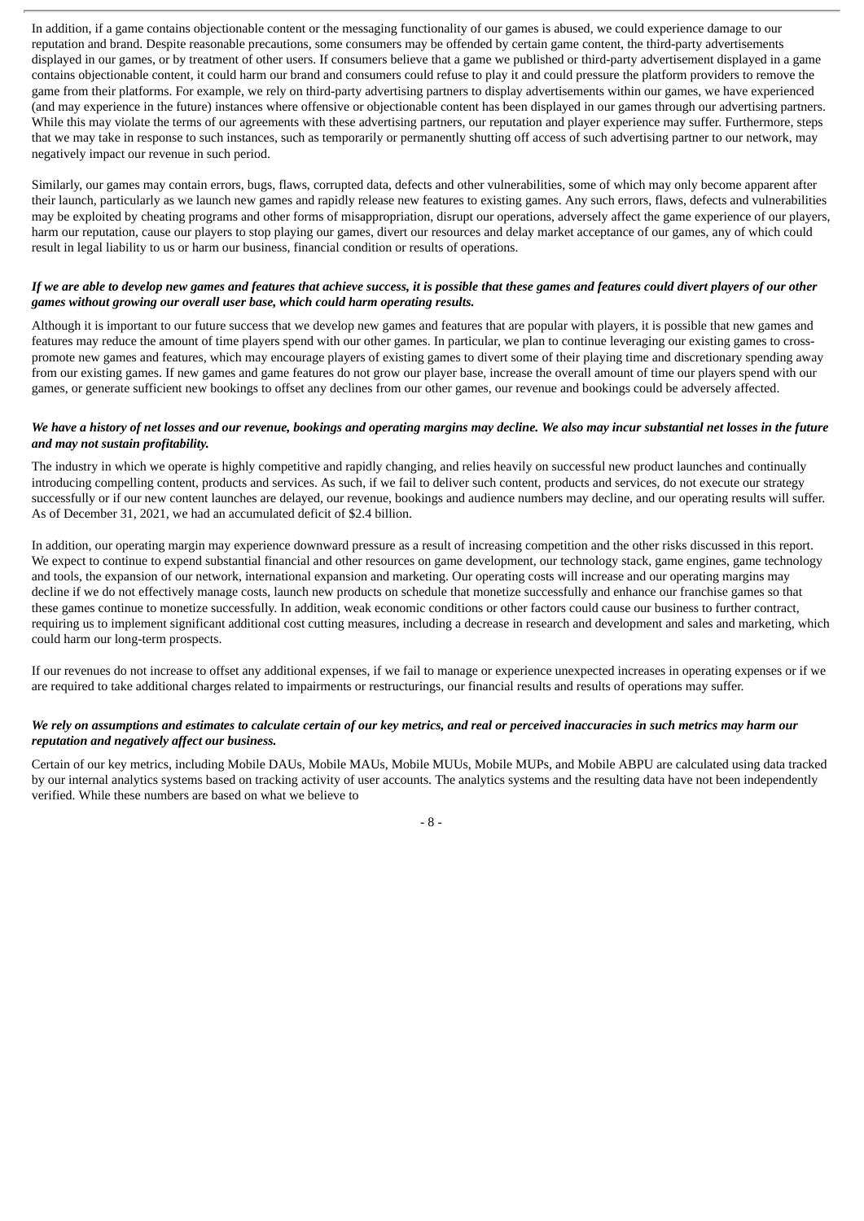In addition, if a game contains objectionable content or the messaging functionality of our games is abused, we could experience damage to our reputation and brand. Despite reasonable precautions, some consumers may be offended by certain game content, the third-party advertisements displayed in our games, or by treatment of other users. If consumers believe that a game we published or third-party advertisement displayed in a game contains objectionable content, it could harm our brand and consumers could refuse to play it and could pressure the platform providers to remove the game from their platforms. For example, we rely on third-party advertising partners to display advertisements within our games, we have experienced (and may experience in the future) instances where offensive or objectionable content has been displayed in our games through our advertising partners. While this may violate the terms of our agreements with these advertising partners, our reputation and player experience may suffer. Furthermore, steps that we may take in response to such instances, such as temporarily or permanently shutting off access of such advertising partner to our network, may negatively impact our revenue in such period.

Similarly, our games may contain errors, bugs, flaws, corrupted data, defects and other vulnerabilities, some of which may only become apparent after their launch, particularly as we launch new games and rapidly release new features to existing games. Any such errors, flaws, defects and vulnerabilities may be exploited by cheating programs and other forms of misappropriation, disrupt our operations, adversely affect the game experience of our players, harm our reputation, cause our players to stop playing our games, divert our resources and delay market acceptance of our games, any of which could result in legal liability to us or harm our business, financial condition or results of operations.

***If we are able to develop new games and features that achieve success, it is possible that these games and features could divert players of our other games without growing our overall user base, which could harm operating results.***

Although it is important to our future success that we develop new games and features that are popular with players, it is possible that new games and features may reduce the amount of time players spend with our other games. In particular, we plan to continue leveraging our existing games to cross-promote new games and features, which may encourage players of existing games to divert some of their playing time and discretionary spending away from our existing games. If new games and game features do not grow our player base, increase the overall amount of time our players spend with our games, or generate sufficient new bookings to offset any declines from our other games, our revenue and bookings could be adversely affected.

***We have a history of net losses and our revenue, bookings and operating margins may decline. We also may incur substantial net losses in the future and may not sustain profitability.***

The industry in which we operate is highly competitive and rapidly changing, and relies heavily on successful new product launches and continually introducing compelling content, products and services. As such, if we fail to deliver such content, products and services, do not execute our strategy successfully or if our new content launches are delayed, our revenue, bookings and audience numbers may decline, and our operating results will suffer. As of December 31, 2021, we had an accumulated deficit of $2.4 billion.

In addition, our operating margin may experience downward pressure as a result of increasing competition and the other risks discussed in this report. We expect to continue to expend substantial financial and other resources on game development, our technology stack, game engines, game technology and tools, the expansion of our network, international expansion and marketing. Our operating costs will increase and our operating margins may decline if we do not effectively manage costs, launch new products on schedule that monetize successfully and enhance our franchise games so that these games continue to monetize successfully. In addition, weak economic conditions or other factors could cause our business to further contract, requiring us to implement significant additional cost cutting measures, including a decrease in research and development and sales and marketing, which could harm our long-term prospects.

If our revenues do not increase to offset any additional expenses, if we fail to manage or experience unexpected increases in operating expenses or if we are required to take additional charges related to impairments or restructurings, our financial results and results of operations may suffer.

***We rely on assumptions and estimates to calculate certain of our key metrics, and real or perceived inaccuracies in such metrics may harm our reputation and negatively affect our business.***

Certain of our key metrics, including Mobile DAUs, Mobile MAUs, Mobile MUUs, Mobile MUPs, and Mobile ABPU are calculated using data tracked by our internal analytics systems based on tracking activity of user accounts. The analytics systems and the resulting data have not been independently verified. While these numbers are based on what we believe to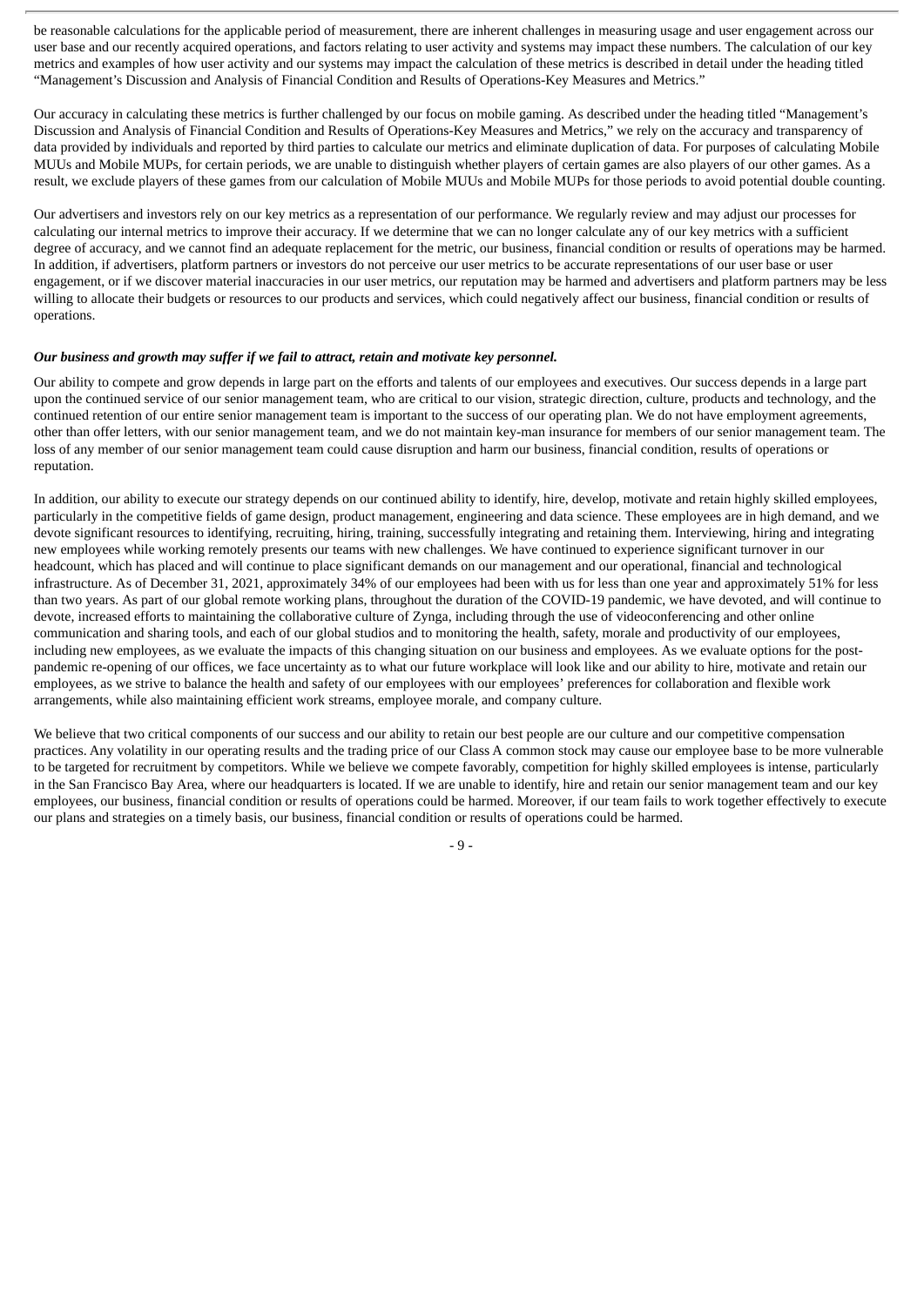be reasonable calculations for the applicable period of measurement, there are inherent challenges in measuring usage and user engagement across our user base and our recently acquired operations, and factors relating to user activity and systems may impact these numbers. The calculation of our key metrics and examples of how user activity and our systems may impact the calculation of these metrics is described in detail under the heading titled "Management's Discussion and Analysis of Financial Condition and Results of Operations-Key Measures and Metrics."

Our accuracy in calculating these metrics is further challenged by our focus on mobile gaming. As described under the heading titled "Management's Discussion and Analysis of Financial Condition and Results of Operations-Key Measures and Metrics," we rely on the accuracy and transparency of data provided by individuals and reported by third parties to calculate our metrics and eliminate duplication of data. For purposes of calculating Mobile MUUs and Mobile MUPs, for certain periods, we are unable to distinguish whether players of certain games are also players of our other games. As a result, we exclude players of these games from our calculation of Mobile MUUs and Mobile MUPs for those periods to avoid potential double counting.

Our advertisers and investors rely on our key metrics as a representation of our performance. We regularly review and may adjust our processes for calculating our internal metrics to improve their accuracy. If we determine that we can no longer calculate any of our key metrics with a sufficient degree of accuracy, and we cannot find an adequate replacement for the metric, our business, financial condition or results of operations may be harmed. In addition, if advertisers, platform partners or investors do not perceive our user metrics to be accurate representations of our user base or user engagement, or if we discover material inaccuracies in our user metrics, our reputation may be harmed and advertisers and platform partners may be less willing to allocate their budgets or resources to our products and services, which could negatively affect our business, financial condition or results of operations.

***Our business and growth may suffer if we fail to attract, retain and motivate key personnel.***

Our ability to compete and grow depends in large part on the efforts and talents of our employees and executives. Our success depends in a large part upon the continued service of our senior management team, who are critical to our vision, strategic direction, culture, products and technology, and the continued retention of our entire senior management team is important to the success of our operating plan. We do not have employment agreements, other than offer letters, with our senior management team, and we do not maintain key-man insurance for members of our senior management team. The loss of any member of our senior management team could cause disruption and harm our business, financial condition, results of operations or reputation.

In addition, our ability to execute our strategy depends on our continued ability to identify, hire, develop, motivate and retain highly skilled employees, particularly in the competitive fields of game design, product management, engineering and data science. These employees are in high demand, and we devote significant resources to identifying, recruiting, hiring, training, successfully integrating and retaining them. Interviewing, hiring and integrating new employees while working remotely presents our teams with new challenges. We have continued to experience significant turnover in our headcount, which has placed and will continue to place significant demands on our management and our operational, financial and technological infrastructure. As of December 31, 2021, approximately 34% of our employees had been with us for less than one year and approximately 51% for less than two years. As part of our global remote working plans, throughout the duration of the COVID-19 pandemic, we have devoted, and will continue to devote, increased efforts to maintaining the collaborative culture of Zynga, including through the use of videoconferencing and other online communication and sharing tools, and each of our global studios and to monitoring the health, safety, morale and productivity of our employees, including new employees, as we evaluate the impacts of this changing situation on our business and employees. As we evaluate options for the post-pandemic re-opening of our offices, we face uncertainty as to what our future workplace will look like and our ability to hire, motivate and retain our employees, as we strive to balance the health and safety of our employees with our employees' preferences for collaboration and flexible work arrangements, while also maintaining efficient work streams, employee morale, and company culture.

We believe that two critical components of our success and our ability to retain our best people are our culture and our competitive compensation practices. Any volatility in our operating results and the trading price of our Class A common stock may cause our employee base to be more vulnerable to be targeted for recruitment by competitors. While we believe we compete favorably, competition for highly skilled employees is intense, particularly in the San Francisco Bay Area, where our headquarters is located. If we are unable to identify, hire and retain our senior management team and our key employees, our business, financial condition or results of operations could be harmed. Moreover, if our team fails to work together effectively to execute our plans and strategies on a timely basis, our business, financial condition or results of operations could be harmed.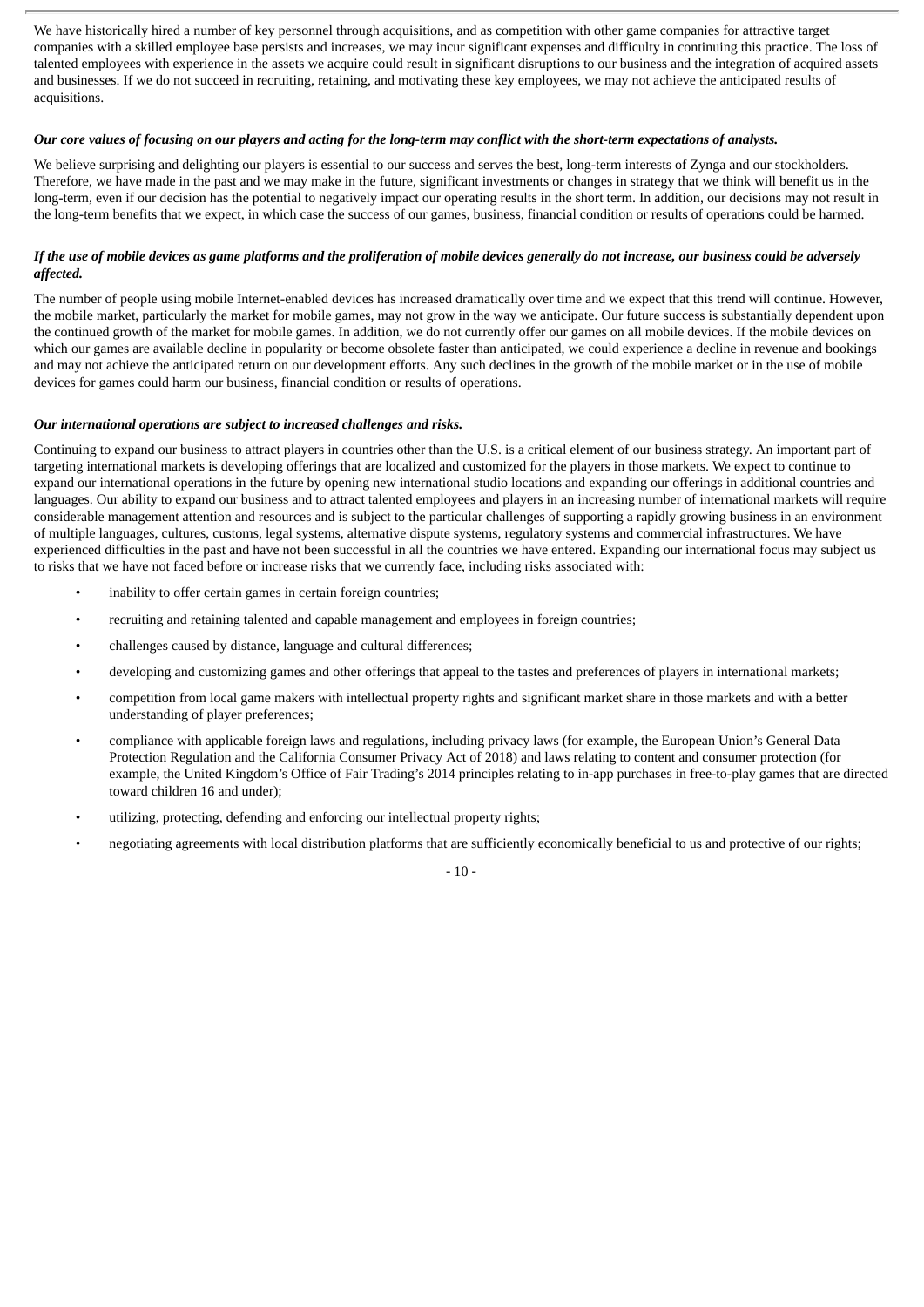We have historically hired a number of key personnel through acquisitions, and as competition with other game companies for attractive target companies with a skilled employee base persists and increases, we may incur significant expenses and difficulty in continuing this practice. The loss of talented employees with experience in the assets we acquire could result in significant disruptions to our business and the integration of acquired assets and businesses. If we do not succeed in recruiting, retaining, and motivating these key employees, we may not achieve the anticipated results of acquisitions.

***Our core values of focusing on our players and acting for the long-term may conflict with the short-term expectations of analysts.***

We believe surprising and delighting our players is essential to our success and serves the best, long-term interests of Zynga and our stockholders. Therefore, we have made in the past and we may make in the future, significant investments or changes in strategy that we think will benefit us in the long-term, even if our decision has the potential to negatively impact our operating results in the short term. In addition, our decisions may not result in the long-term benefits that we expect, in which case the success of our games, business, financial condition or results of operations could be harmed.

***If the use of mobile devices as game platforms and the proliferation of mobile devices generally do not increase, our business could be adversely affected.***

The number of people using mobile Internet-enabled devices has increased dramatically over time and we expect that this trend will continue. However, the mobile market, particularly the market for mobile games, may not grow in the way we anticipate. Our future success is substantially dependent upon the continued growth of the market for mobile games. In addition, we do not currently offer our games on all mobile devices. If the mobile devices on which our games are available decline in popularity or become obsolete faster than anticipated, we could experience a decline in revenue and bookings and may not achieve the anticipated return on our development efforts. Any such declines in the growth of the mobile market or in the use of mobile devices for games could harm our business, financial condition or results of operations.

***Our international operations are subject to increased challenges and risks.***

Continuing to expand our business to attract players in countries other than the U.S. is a critical element of our business strategy. An important part of targeting international markets is developing offerings that are localized and customized for the players in those markets. We expect to continue to expand our international operations in the future by opening new international studio locations and expanding our offerings in additional countries and languages. Our ability to expand our business and to attract talented employees and players in an increasing number of international markets will require considerable management attention and resources and is subject to the particular challenges of supporting a rapidly growing business in an environment of multiple languages, cultures, customs, legal systems, alternative dispute systems, regulatory systems and commercial infrastructures. We have experienced difficulties in the past and have not been successful in all the countries we have entered. Expanding our international focus may subject us to risks that we have not faced before or increase risks that we currently face, including risks associated with:

- inability to offer certain games in certain foreign countries;
- recruiting and retaining talented and capable management and employees in foreign countries;
- challenges caused by distance, language and cultural differences;
- developing and customizing games and other offerings that appeal to the tastes and preferences of players in international markets;
- competition from local game makers with intellectual property rights and significant market share in those markets and with a better understanding of player preferences;
- compliance with applicable foreign laws and regulations, including privacy laws (for example, the European Union's General Data Protection Regulation and the California Consumer Privacy Act of 2018) and laws relating to content and consumer protection (for example, the United Kingdom's Office of Fair Trading's 2014 principles relating to in-app purchases in free-to-play games that are directed toward children 16 and under);
- utilizing, protecting, defending and enforcing our intellectual property rights;
- negotiating agreements with local distribution platforms that are sufficiently economically beneficial to us and protective of our rights;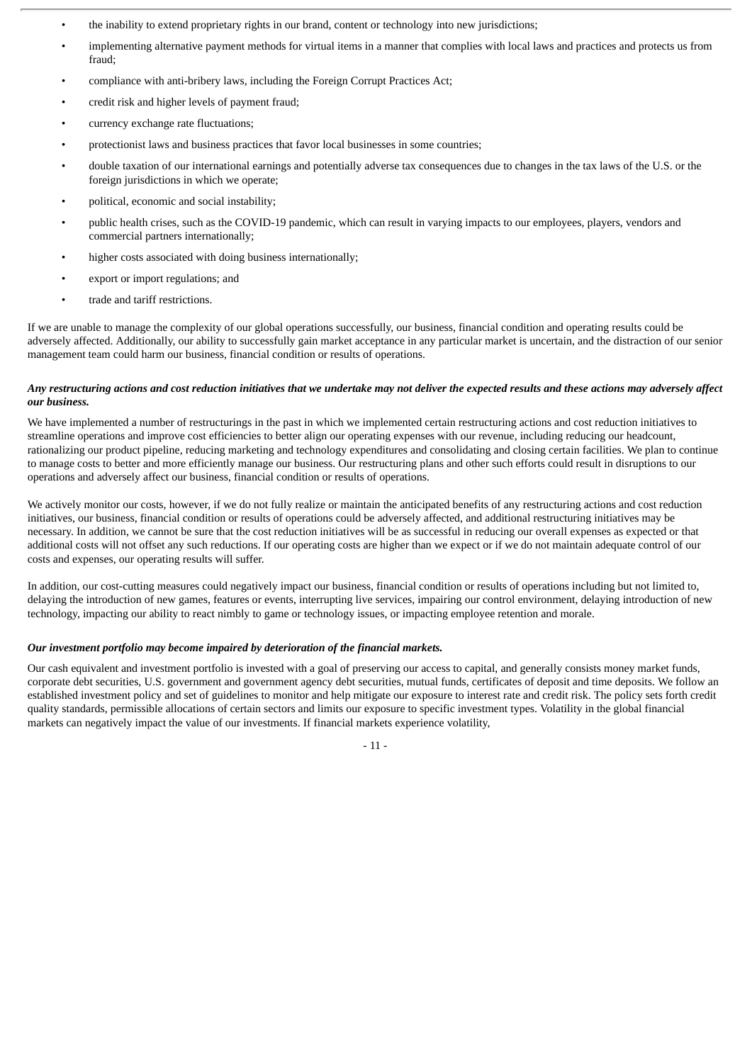- the inability to extend proprietary rights in our brand, content or technology into new jurisdictions;
- implementing alternative payment methods for virtual items in a manner that complies with local laws and practices and protects us from fraud;
- compliance with anti-bribery laws, including the Foreign Corrupt Practices Act;
- credit risk and higher levels of payment fraud;
- currency exchange rate fluctuations;
- protectionist laws and business practices that favor local businesses in some countries;
- double taxation of our international earnings and potentially adverse tax consequences due to changes in the tax laws of the U.S. or the foreign jurisdictions in which we operate;
- political, economic and social instability;
- public health crises, such as the COVID-19 pandemic, which can result in varying impacts to our employees, players, vendors and commercial partners internationally;
- higher costs associated with doing business internationally;
- export or import regulations; and
- trade and tariff restrictions.

If we are unable to manage the complexity of our global operations successfully, our business, financial condition and operating results could be adversely affected. Additionally, our ability to successfully gain market acceptance in any particular market is uncertain, and the distraction of our senior management team could harm our business, financial condition or results of operations.

***Any restructuring actions and cost reduction initiatives that we undertake may not deliver the expected results and these actions may adversely affect our business.***

We have implemented a number of restructurings in the past in which we implemented certain restructuring actions and cost reduction initiatives to streamline operations and improve cost efficiencies to better align our operating expenses with our revenue, including reducing our headcount, rationalizing our product pipeline, reducing marketing and technology expenditures and consolidating and closing certain facilities. We plan to continue to manage costs to better and more efficiently manage our business. Our restructuring plans and other such efforts could result in disruptions to our operations and adversely affect our business, financial condition or results of operations.

We actively monitor our costs, however, if we do not fully realize or maintain the anticipated benefits of any restructuring actions and cost reduction initiatives, our business, financial condition or results of operations could be adversely affected, and additional restructuring initiatives may be necessary. In addition, we cannot be sure that the cost reduction initiatives will be as successful in reducing our overall expenses as expected or that additional costs will not offset any such reductions. If our operating costs are higher than we expect or if we do not maintain adequate control of our costs and expenses, our operating results will suffer.

In addition, our cost-cutting measures could negatively impact our business, financial condition or results of operations including but not limited to, delaying the introduction of new games, features or events, interrupting live services, impairing our control environment, delaying introduction of new technology, impacting our ability to react nimbly to game or technology issues, or impacting employee retention and morale.

***Our investment portfolio may become impaired by deterioration of the financial markets.***

Our cash equivalent and investment portfolio is invested with a goal of preserving our access to capital, and generally consists money market funds, corporate debt securities, U.S. government and government agency debt securities, mutual funds, certificates of deposit and time deposits. We follow an established investment policy and set of guidelines to monitor and help mitigate our exposure to interest rate and credit risk. The policy sets forth credit quality standards, permissible allocations of certain sectors and limits our exposure to specific investment types. Volatility in the global financial markets can negatively impact the value of our investments. If financial markets experience volatility,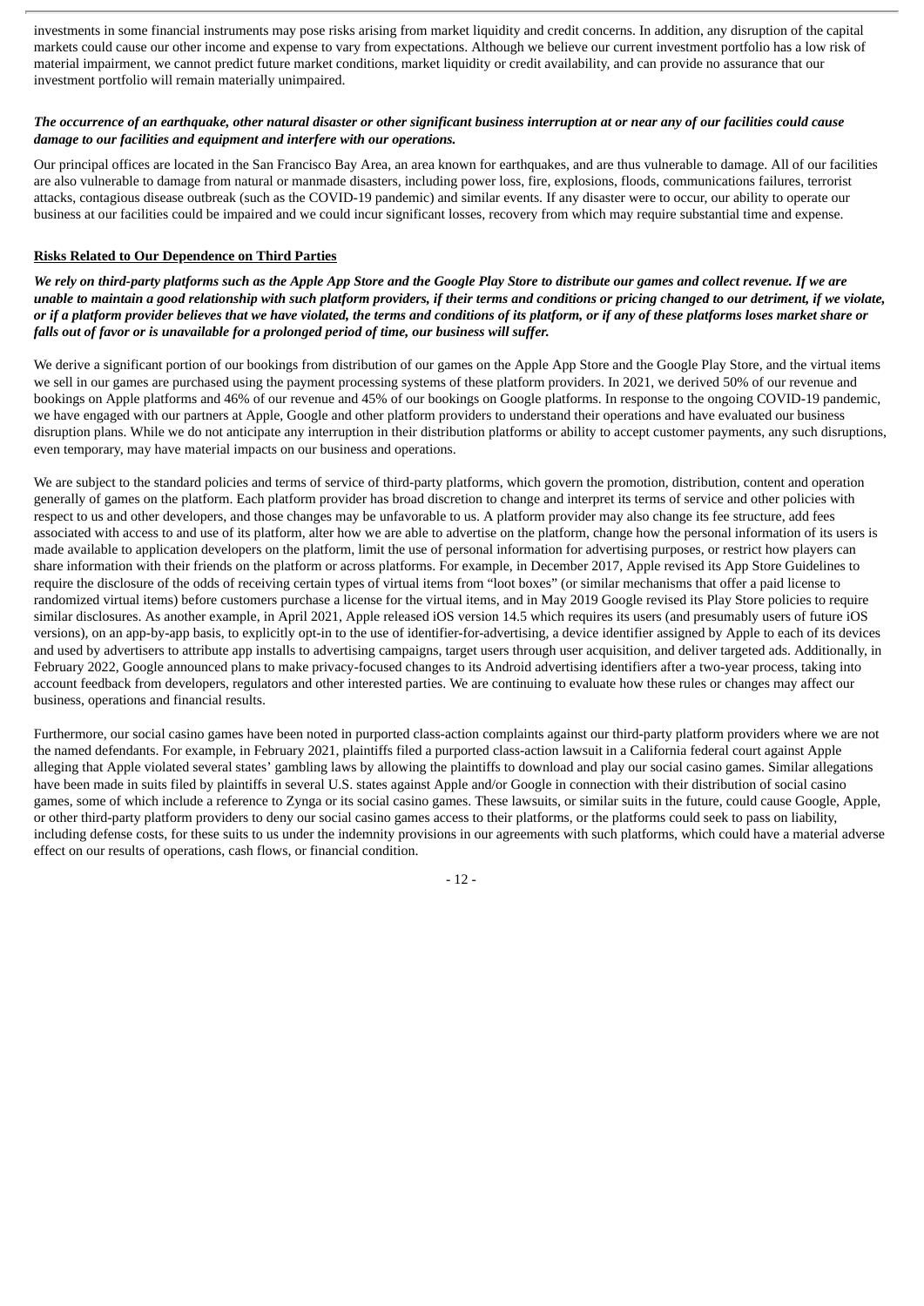investments in some financial instruments may pose risks arising from market liquidity and credit concerns. In addition, any disruption of the capital markets could cause our other income and expense to vary from expectations. Although we believe our current investment portfolio has a low risk of material impairment, we cannot predict future market conditions, market liquidity or credit availability, and can provide no assurance that our investment portfolio will remain materially unimpaired.

***The occurrence of an earthquake, other natural disaster or other significant business interruption at or near any of our facilities could cause damage to our facilities and equipment and interfere with our operations.***

Our principal offices are located in the San Francisco Bay Area, an area known for earthquakes, and are thus vulnerable to damage. All of our facilities are also vulnerable to damage from natural or manmade disasters, including power loss, fire, explosions, floods, communications failures, terrorist attacks, contagious disease outbreak (such as the COVID-19 pandemic) and similar events. If any disaster were to occur, our ability to operate our business at our facilities could be impaired and we could incur significant losses, recovery from which may require substantial time and expense.

**Risks Related to Our Dependence on Third Parties**

***We rely on third-party platforms such as the Apple App Store and the Google Play Store to distribute our games and collect revenue. If we are unable to maintain a good relationship with such platform providers, if their terms and conditions or pricing changed to our detriment, if we violate, or if a platform provider believes that we have violated, the terms and conditions of its platform, or if any of these platforms loses market share or falls out of favor or is unavailable for a prolonged period of time, our business will suffer.***

We derive a significant portion of our bookings from distribution of our games on the Apple App Store and the Google Play Store, and the virtual items we sell in our games are purchased using the payment processing systems of these platform providers. In 2021, we derived 50% of our revenue and bookings on Apple platforms and 46% of our revenue and 45% of our bookings on Google platforms. In response to the ongoing COVID-19 pandemic, we have engaged with our partners at Apple, Google and other platform providers to understand their operations and have evaluated our business disruption plans. While we do not anticipate any interruption in their distribution platforms or ability to accept customer payments, any such disruptions, even temporary, may have material impacts on our business and operations.

We are subject to the standard policies and terms of service of third-party platforms, which govern the promotion, distribution, content and operation generally of games on the platform. Each platform provider has broad discretion to change and interpret its terms of service and other policies with respect to us and other developers, and those changes may be unfavorable to us. A platform provider may also change its fee structure, add fees associated with access to and use of its platform, alter how we are able to advertise on the platform, change how the personal information of its users is made available to application developers on the platform, limit the use of personal information for advertising purposes, or restrict how players can share information with their friends on the platform or across platforms. For example, in December 2017, Apple revised its App Store Guidelines to require the disclosure of the odds of receiving certain types of virtual items from "loot boxes" (or similar mechanisms that offer a paid license to randomized virtual items) before customers purchase a license for the virtual items, and in May 2019 Google revised its Play Store policies to require similar disclosures. As another example, in April 2021, Apple released iOS version 14.5 which requires its users (and presumably users of future iOS versions), on an app-by-app basis, to explicitly opt-in to the use of identifier-for-advertising, a device identifier assigned by Apple to each of its devices and used by advertisers to attribute app installs to advertising campaigns, target users through user acquisition, and deliver targeted ads. Additionally, in February 2022, Google announced plans to make privacy-focused changes to its Android advertising identifiers after a two-year process, taking into account feedback from developers, regulators and other interested parties. We are continuing to evaluate how these rules or changes may affect our business, operations and financial results.

Furthermore, our social casino games have been noted in purported class-action complaints against our third-party platform providers where we are not the named defendants. For example, in February 2021, plaintiffs filed a purported class-action lawsuit in a California federal court against Apple alleging that Apple violated several states' gambling laws by allowing the plaintiffs to download and play our social casino games. Similar allegations have been made in suits filed by plaintiffs in several U.S. states against Apple and/or Google in connection with their distribution of social casino games, some of which include a reference to Zynga or its social casino games. These lawsuits, or similar suits in the future, could cause Google, Apple, or other third-party platform providers to deny our social casino games access to their platforms, or the platforms could seek to pass on liability, including defense costs, for these suits to us under the indemnity provisions in our agreements with such platforms, which could have a material adverse effect on our results of operations, cash flows, or financial condition.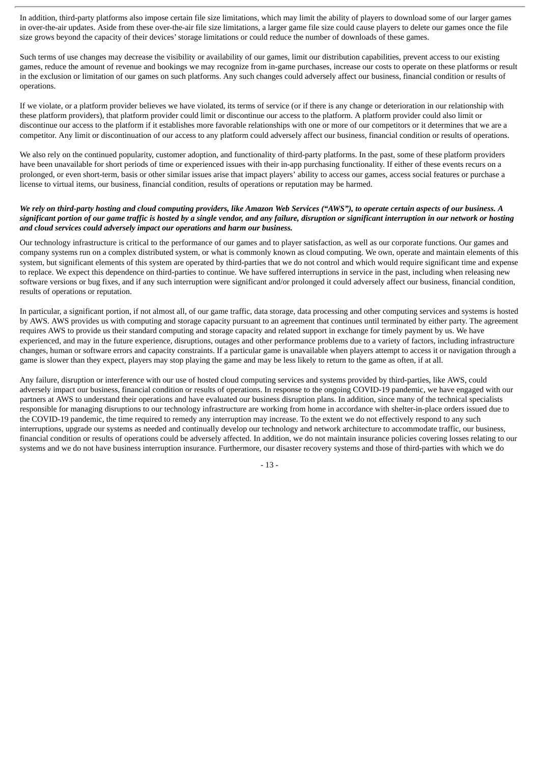In addition, third-party platforms also impose certain file size limitations, which may limit the ability of players to download some of our larger games in over-the-air updates. Aside from these over-the-air file size limitations, a larger game file size could cause players to delete our games once the file size grows beyond the capacity of their devices' storage limitations or could reduce the number of downloads of these games.

Such terms of use changes may decrease the visibility or availability of our games, limit our distribution capabilities, prevent access to our existing games, reduce the amount of revenue and bookings we may recognize from in-game purchases, increase our costs to operate on these platforms or result in the exclusion or limitation of our games on such platforms. Any such changes could adversely affect our business, financial condition or results of operations.

If we violate, or a platform provider believes we have violated, its terms of service (or if there is any change or deterioration in our relationship with these platform providers), that platform provider could limit or discontinue our access to the platform. A platform provider could also limit or discontinue our access to the platform if it establishes more favorable relationships with one or more of our competitors or it determines that we are a competitor. Any limit or discontinuation of our access to any platform could adversely affect our business, financial condition or results of operations.

We also rely on the continued popularity, customer adoption, and functionality of third-party platforms. In the past, some of these platform providers have been unavailable for short periods of time or experienced issues with their in-app purchasing functionality. If either of these events recurs on a prolonged, or even short-term, basis or other similar issues arise that impact players' ability to access our games, access social features or purchase a license to virtual items, our business, financial condition, results of operations or reputation may be harmed.

***We rely on third-party hosting and cloud computing providers, like Amazon Web Services ("AWS"), to operate certain aspects of our business. A significant portion of our game traffic is hosted by a single vendor, and any failure, disruption or significant interruption in our network or hosting and cloud services could adversely impact our operations and harm our business.***

Our technology infrastructure is critical to the performance of our games and to player satisfaction, as well as our corporate functions. Our games and company systems run on a complex distributed system, or what is commonly known as cloud computing. We own, operate and maintain elements of this system, but significant elements of this system are operated by third-parties that we do not control and which would require significant time and expense to replace. We expect this dependence on third-parties to continue. We have suffered interruptions in service in the past, including when releasing new software versions or bug fixes, and if any such interruption were significant and/or prolonged it could adversely affect our business, financial condition, results of operations or reputation.

In particular, a significant portion, if not almost all, of our game traffic, data storage, data processing and other computing services and systems is hosted by AWS. AWS provides us with computing and storage capacity pursuant to an agreement that continues until terminated by either party. The agreement requires AWS to provide us their standard computing and storage capacity and related support in exchange for timely payment by us. We have experienced, and may in the future experience, disruptions, outages and other performance problems due to a variety of factors, including infrastructure changes, human or software errors and capacity constraints. If a particular game is unavailable when players attempt to access it or navigation through a game is slower than they expect, players may stop playing the game and may be less likely to return to the game as often, if at all.

Any failure, disruption or interference with our use of hosted cloud computing services and systems provided by third-parties, like AWS, could adversely impact our business, financial condition or results of operations. In response to the ongoing COVID-19 pandemic, we have engaged with our partners at AWS to understand their operations and have evaluated our business disruption plans. In addition, since many of the technical specialists responsible for managing disruptions to our technology infrastructure are working from home in accordance with shelter-in-place orders issued due to the COVID-19 pandemic, the time required to remedy any interruption may increase. To the extent we do not effectively respond to any such interruptions, upgrade our systems as needed and continually develop our technology and network architecture to accommodate traffic, our business, financial condition or results of operations could be adversely affected. In addition, we do not maintain insurance policies covering losses relating to our systems and we do not have business interruption insurance. Furthermore, our disaster recovery systems and those of third-parties with which we do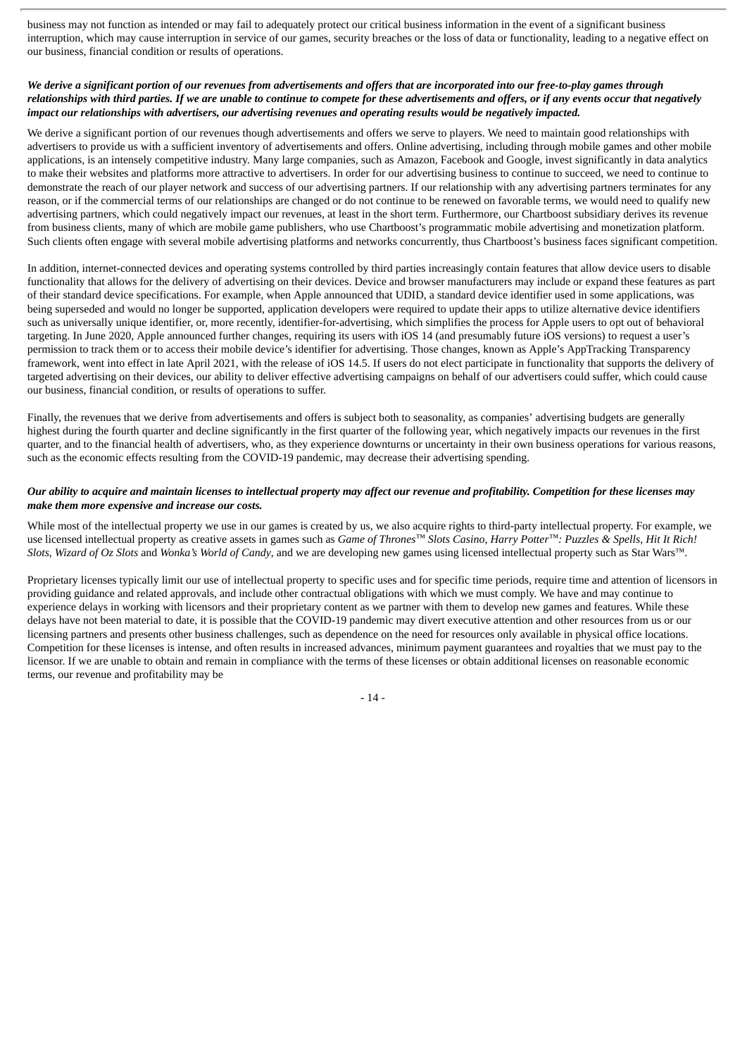business may not function as intended or may fail to adequately protect our critical business information in the event of a significant business interruption, which may cause interruption in service of our games, security breaches or the loss of data or functionality, leading to a negative effect on our business, financial condition or results of operations.

***We derive a significant portion of our revenues from advertisements and offers that are incorporated into our free-to-play games through relationships with third parties. If we are unable to continue to compete for these advertisements and offers, or if any events occur that negatively impact our relationships with advertisers, our advertising revenues and operating results would be negatively impacted.***

We derive a significant portion of our revenues though advertisements and offers we serve to players. We need to maintain good relationships with advertisers to provide us with a sufficient inventory of advertisements and offers. Online advertising, including through mobile games and other mobile applications, is an intensely competitive industry. Many large companies, such as Amazon, Facebook and Google, invest significantly in data analytics to make their websites and platforms more attractive to advertisers. In order for our advertising business to continue to succeed, we need to continue to demonstrate the reach of our player network and success of our advertising partners. If our relationship with any advertising partners terminates for any reason, or if the commercial terms of our relationships are changed or do not continue to be renewed on favorable terms, we would need to qualify new advertising partners, which could negatively impact our revenues, at least in the short term. Furthermore, our Chartboost subsidiary derives its revenue from business clients, many of which are mobile game publishers, who use Chartboost's programmatic mobile advertising and monetization platform. Such clients often engage with several mobile advertising platforms and networks concurrently, thus Chartboost's business faces significant competition.

In addition, internet-connected devices and operating systems controlled by third parties increasingly contain features that allow device users to disable functionality that allows for the delivery of advertising on their devices. Device and browser manufacturers may include or expand these features as part of their standard device specifications. For example, when Apple announced that UDID, a standard device identifier used in some applications, was being superseded and would no longer be supported, application developers were required to update their apps to utilize alternative device identifiers such as universally unique identifier, or, more recently, identifier-for-advertising, which simplifies the process for Apple users to opt out of behavioral targeting. In June 2020, Apple announced further changes, requiring its users with iOS 14 (and presumably future iOS versions) to request a user's permission to track them or to access their mobile device's identifier for advertising. Those changes, known as Apple's AppTracking Transparency framework, went into effect in late April 2021, with the release of iOS 14.5. If users do not elect participate in functionality that supports the delivery of targeted advertising on their devices, our ability to deliver effective advertising campaigns on behalf of our advertisers could suffer, which could cause our business, financial condition, or results of operations to suffer.

Finally, the revenues that we derive from advertisements and offers is subject both to seasonality, as companies' advertising budgets are generally highest during the fourth quarter and decline significantly in the first quarter of the following year, which negatively impacts our revenues in the first quarter, and to the financial health of advertisers, who, as they experience downturns or uncertainty in their own business operations for various reasons, such as the economic effects resulting from the COVID-19 pandemic, may decrease their advertising spending.

***Our ability to acquire and maintain licenses to intellectual property may affect our revenue and profitability. Competition for these licenses may make them more expensive and increase our costs.***

While most of the intellectual property we use in our games is created by us, we also acquire rights to third-party intellectual property. For example, we use licensed intellectual property as creative assets in games such as *Game of Thrones™ Slots Casino*, *Harry Potter™: Puzzles & Spells*, *Hit It Rich! Slots*, *Wizard of Oz Slots* and *Wonka's World of Candy*, and we are developing new games using licensed intellectual property such as Star Wars™.

Proprietary licenses typically limit our use of intellectual property to specific uses and for specific time periods, require time and attention of licensors in providing guidance and related approvals, and include other contractual obligations with which we must comply. We have and may continue to experience delays in working with licensors and their proprietary content as we partner with them to develop new games and features. While these delays have not been material to date, it is possible that the COVID-19 pandemic may divert executive attention and other resources from us or our licensing partners and presents other business challenges, such as dependence on the need for resources only available in physical office locations. Competition for these licenses is intense, and often results in increased advances, minimum payment guarantees and royalties that we must pay to the licensor. If we are unable to obtain and remain in compliance with the terms of these licenses or obtain additional licenses on reasonable economic terms, our revenue and profitability may be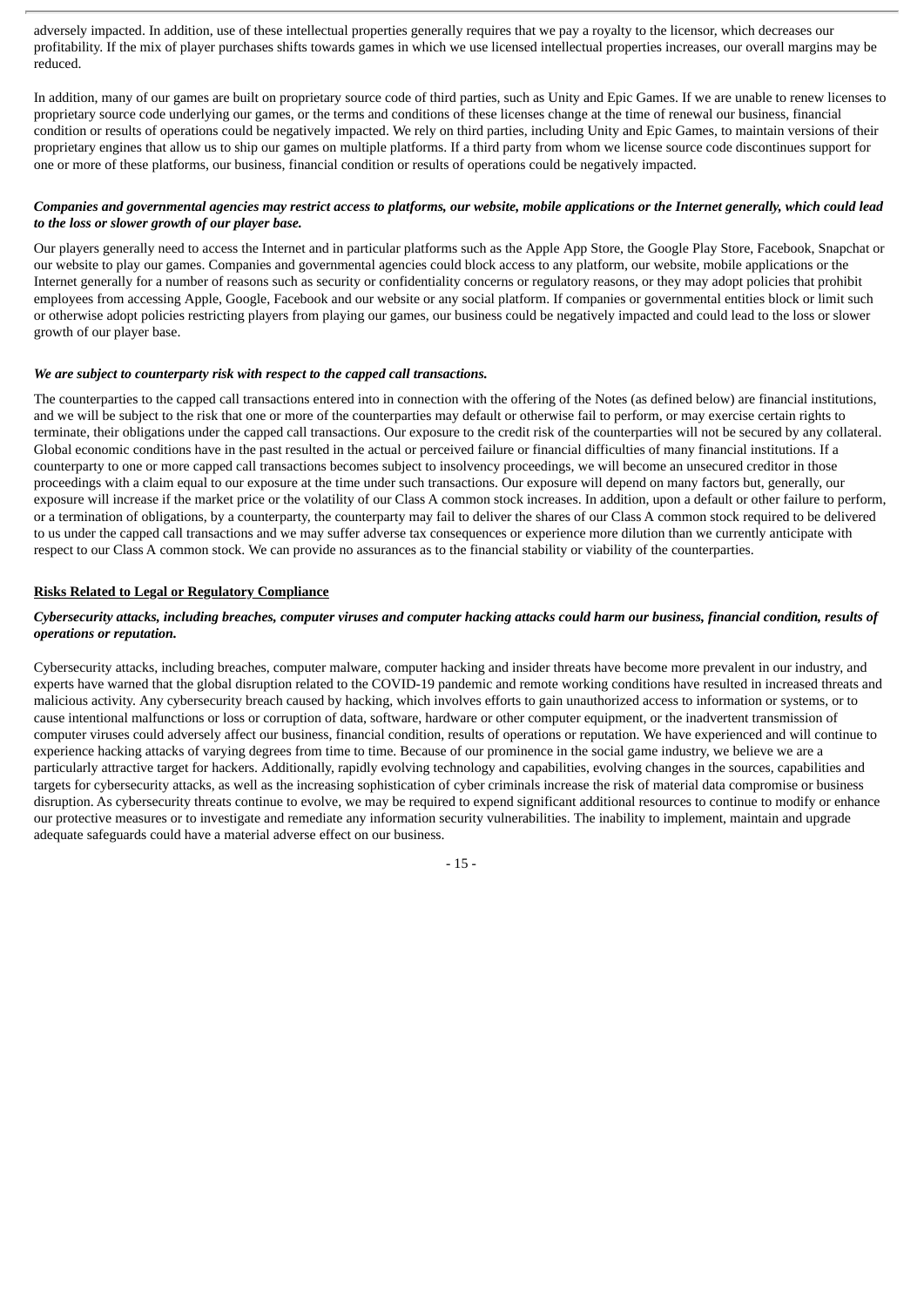adversely impacted. In addition, use of these intellectual properties generally requires that we pay a royalty to the licensor, which decreases our profitability. If the mix of player purchases shifts towards games in which we use licensed intellectual properties increases, our overall margins may be reduced.

In addition, many of our games are built on proprietary source code of third parties, such as Unity and Epic Games. If we are unable to renew licenses to proprietary source code underlying our games, or the terms and conditions of these licenses change at the time of renewal our business, financial condition or results of operations could be negatively impacted. We rely on third parties, including Unity and Epic Games, to maintain versions of their proprietary engines that allow us to ship our games on multiple platforms. If a third party from whom we license source code discontinues support for one or more of these platforms, our business, financial condition or results of operations could be negatively impacted.

***Companies and governmental agencies may restrict access to platforms, our website, mobile applications or the Internet generally, which could lead to the loss or slower growth of our player base.***

Our players generally need to access the Internet and in particular platforms such as the Apple App Store, the Google Play Store, Facebook, Snapchat or our website to play our games. Companies and governmental agencies could block access to any platform, our website, mobile applications or the Internet generally for a number of reasons such as security or confidentiality concerns or regulatory reasons, or they may adopt policies that prohibit employees from accessing Apple, Google, Facebook and our website or any social platform. If companies or governmental entities block or limit such or otherwise adopt policies restricting players from playing our games, our business could be negatively impacted and could lead to the loss or slower growth of our player base.

***We are subject to counterparty risk with respect to the capped call transactions.***

The counterparties to the capped call transactions entered into in connection with the offering of the Notes (as defined below) are financial institutions, and we will be subject to the risk that one or more of the counterparties may default or otherwise fail to perform, or may exercise certain rights to terminate, their obligations under the capped call transactions. Our exposure to the credit risk of the counterparties will not be secured by any collateral. Global economic conditions have in the past resulted in the actual or perceived failure or financial difficulties of many financial institutions. If a counterparty to one or more capped call transactions becomes subject to insolvency proceedings, we will become an unsecured creditor in those proceedings with a claim equal to our exposure at the time under such transactions. Our exposure will depend on many factors but, generally, our exposure will increase if the market price or the volatility of our Class A common stock increases. In addition, upon a default or other failure to perform, or a termination of obligations, by a counterparty, the counterparty may fail to deliver the shares of our Class A common stock required to be delivered to us under the capped call transactions and we may suffer adverse tax consequences or experience more dilution than we currently anticipate with respect to our Class A common stock. We can provide no assurances as to the financial stability or viability of the counterparties.

## Risks Related to Legal or Regulatory Compliance

***Cybersecurity attacks, including breaches, computer viruses and computer hacking attacks could harm our business, financial condition, results of operations or reputation.***

Cybersecurity attacks, including breaches, computer malware, computer hacking and insider threats have become more prevalent in our industry, and experts have warned that the global disruption related to the COVID-19 pandemic and remote working conditions have resulted in increased threats and malicious activity. Any cybersecurity breach caused by hacking, which involves efforts to gain unauthorized access to information or systems, or to cause intentional malfunctions or loss or corruption of data, software, hardware or other computer equipment, or the inadvertent transmission of computer viruses could adversely affect our business, financial condition, results of operations or reputation. We have experienced and will continue to experience hacking attacks of varying degrees from time to time. Because of our prominence in the social game industry, we believe we are a particularly attractive target for hackers. Additionally, rapidly evolving technology and capabilities, evolving changes in the sources, capabilities and targets for cybersecurity attacks, as well as the increasing sophistication of cyber criminals increase the risk of material data compromise or business disruption. As cybersecurity threats continue to evolve, we may be required to expend significant additional resources to continue to modify or enhance our protective measures or to investigate and remediate any information security vulnerabilities. The inability to implement, maintain and upgrade adequate safeguards could have a material adverse effect on our business.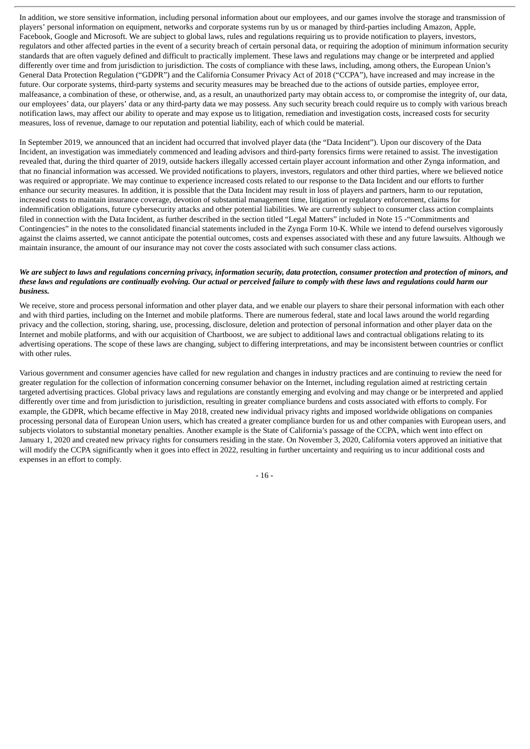In addition, we store sensitive information, including personal information about our employees, and our games involve the storage and transmission of players' personal information on equipment, networks and corporate systems run by us or managed by third-parties including Amazon, Apple, Facebook, Google and Microsoft. We are subject to global laws, rules and regulations requiring us to provide notification to players, investors, regulators and other affected parties in the event of a security breach of certain personal data, or requiring the adoption of minimum information security standards that are often vaguely defined and difficult to practically implement. These laws and regulations may change or be interpreted and applied differently over time and from jurisdiction to jurisdiction. The costs of compliance with these laws, including, among others, the European Union's General Data Protection Regulation ("GDPR") and the California Consumer Privacy Act of 2018 ("CCPA"), have increased and may increase in the future. Our corporate systems, third-party systems and security measures may be breached due to the actions of outside parties, employee error, malfeasance, a combination of these, or otherwise, and, as a result, an unauthorized party may obtain access to, or compromise the integrity of, our data, our employees' data, our players' data or any third-party data we may possess. Any such security breach could require us to comply with various breach notification laws, may affect our ability to operate and may expose us to litigation, remediation and investigation costs, increased costs for security measures, loss of revenue, damage to our reputation and potential liability, each of which could be material.

In September 2019, we announced that an incident had occurred that involved player data (the "Data Incident"). Upon our discovery of the Data Incident, an investigation was immediately commenced and leading advisors and third-party forensics firms were retained to assist. The investigation revealed that, during the third quarter of 2019, outside hackers illegally accessed certain player account information and other Zynga information, and that no financial information was accessed. We provided notifications to players, investors, regulators and other third parties, where we believed notice was required or appropriate. We may continue to experience increased costs related to our response to the Data Incident and our efforts to further enhance our security measures. In addition, it is possible that the Data Incident may result in loss of players and partners, harm to our reputation, increased costs to maintain insurance coverage, devotion of substantial management time, litigation or regulatory enforcement, claims for indemnification obligations, future cybersecurity attacks and other potential liabilities. We are currently subject to consumer class action complaints filed in connection with the Data Incident, as further described in the section titled "Legal Matters" included in Note 15 -"Commitments and Contingencies" in the notes to the consolidated financial statements included in the Zynga Form 10-K. While we intend to defend ourselves vigorously against the claims asserted, we cannot anticipate the potential outcomes, costs and expenses associated with these and any future lawsuits. Although we maintain insurance, the amount of our insurance may not cover the costs associated with such consumer class actions.

***We are subject to laws and regulations concerning privacy, information security, data protection, consumer protection and protection of minors, and these laws and regulations are continually evolving. Our actual or perceived failure to comply with these laws and regulations could harm our business.***

We receive, store and process personal information and other player data, and we enable our players to share their personal information with each other and with third parties, including on the Internet and mobile platforms. There are numerous federal, state and local laws around the world regarding privacy and the collection, storing, sharing, use, processing, disclosure, deletion and protection of personal information and other player data on the Internet and mobile platforms, and with our acquisition of Chartboost, we are subject to additional laws and contractual obligations relating to its advertising operations. The scope of these laws are changing, subject to differing interpretations, and may be inconsistent between countries or conflict with other rules.

Various government and consumer agencies have called for new regulation and changes in industry practices and are continuing to review the need for greater regulation for the collection of information concerning consumer behavior on the Internet, including regulation aimed at restricting certain targeted advertising practices. Global privacy laws and regulations are constantly emerging and evolving and may change or be interpreted and applied differently over time and from jurisdiction to jurisdiction, resulting in greater compliance burdens and costs associated with efforts to comply. For example, the GDPR, which became effective in May 2018, created new individual privacy rights and imposed worldwide obligations on companies processing personal data of European Union users, which has created a greater compliance burden for us and other companies with European users, and subjects violators to substantial monetary penalties. Another example is the State of California's passage of the CCPA, which went into effect on January 1, 2020 and created new privacy rights for consumers residing in the state. On November 3, 2020, California voters approved an initiative that will modify the CCPA significantly when it goes into effect in 2022, resulting in further uncertainty and requiring us to incur additional costs and expenses in an effort to comply.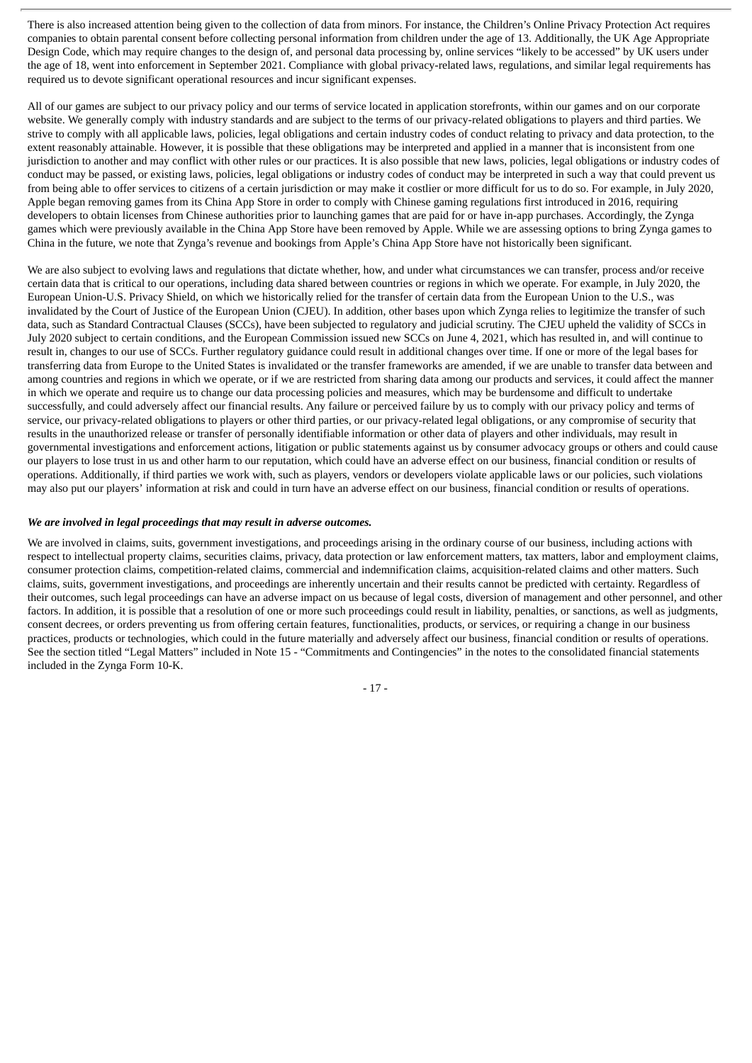There is also increased attention being given to the collection of data from minors. For instance, the Children's Online Privacy Protection Act requires companies to obtain parental consent before collecting personal information from children under the age of 13. Additionally, the UK Age Appropriate Design Code, which may require changes to the design of, and personal data processing by, online services "likely to be accessed" by UK users under the age of 18, went into enforcement in September 2021. Compliance with global privacy-related laws, regulations, and similar legal requirements has required us to devote significant operational resources and incur significant expenses.

All of our games are subject to our privacy policy and our terms of service located in application storefronts, within our games and on our corporate website. We generally comply with industry standards and are subject to the terms of our privacy-related obligations to players and third parties. We strive to comply with all applicable laws, policies, legal obligations and certain industry codes of conduct relating to privacy and data protection, to the extent reasonably attainable. However, it is possible that these obligations may be interpreted and applied in a manner that is inconsistent from one jurisdiction to another and may conflict with other rules or our practices. It is also possible that new laws, policies, legal obligations or industry codes of conduct may be passed, or existing laws, policies, legal obligations or industry codes of conduct may be interpreted in such a way that could prevent us from being able to offer services to citizens of a certain jurisdiction or may make it costlier or more difficult for us to do so. For example, in July 2020, Apple began removing games from its China App Store in order to comply with Chinese gaming regulations first introduced in 2016, requiring developers to obtain licenses from Chinese authorities prior to launching games that are paid for or have in-app purchases. Accordingly, the Zynga games which were previously available in the China App Store have been removed by Apple. While we are assessing options to bring Zynga games to China in the future, we note that Zynga's revenue and bookings from Apple's China App Store have not historically been significant.

We are also subject to evolving laws and regulations that dictate whether, how, and under what circumstances we can transfer, process and/or receive certain data that is critical to our operations, including data shared between countries or regions in which we operate. For example, in July 2020, the European Union-U.S. Privacy Shield, on which we historically relied for the transfer of certain data from the European Union to the U.S., was invalidated by the Court of Justice of the European Union (CJEU). In addition, other bases upon which Zynga relies to legitimize the transfer of such data, such as Standard Contractual Clauses (SCCs), have been subjected to regulatory and judicial scrutiny. The CJEU upheld the validity of SCCs in July 2020 subject to certain conditions, and the European Commission issued new SCCs on June 4, 2021, which has resulted in, and will continue to result in, changes to our use of SCCs. Further regulatory guidance could result in additional changes over time. If one or more of the legal bases for transferring data from Europe to the United States is invalidated or the transfer frameworks are amended, if we are unable to transfer data between and among countries and regions in which we operate, or if we are restricted from sharing data among our products and services, it could affect the manner in which we operate and require us to change our data processing policies and measures, which may be burdensome and difficult to undertake successfully, and could adversely affect our financial results. Any failure or perceived failure by us to comply with our privacy policy and terms of service, our privacy-related obligations to players or other third parties, or our privacy-related legal obligations, or any compromise of security that results in the unauthorized release or transfer of personally identifiable information or other data of players and other individuals, may result in governmental investigations and enforcement actions, litigation or public statements against us by consumer advocacy groups or others and could cause our players to lose trust in us and other harm to our reputation, which could have an adverse effect on our business, financial condition or results of operations. Additionally, if third parties we work with, such as players, vendors or developers violate applicable laws or our policies, such violations may also put our players' information at risk and could in turn have an adverse effect on our business, financial condition or results of operations.

***We are involved in legal proceedings that may result in adverse outcomes.***

We are involved in claims, suits, government investigations, and proceedings arising in the ordinary course of our business, including actions with respect to intellectual property claims, securities claims, privacy, data protection or law enforcement matters, tax matters, labor and employment claims, consumer protection claims, competition-related claims, commercial and indemnification claims, acquisition-related claims and other matters. Such claims, suits, government investigations, and proceedings are inherently uncertain and their results cannot be predicted with certainty. Regardless of their outcomes, such legal proceedings can have an adverse impact on us because of legal costs, diversion of management and other personnel, and other factors. In addition, it is possible that a resolution of one or more such proceedings could result in liability, penalties, or sanctions, as well as judgments, consent decrees, or orders preventing us from offering certain features, functionalities, products, or services, or requiring a change in our business practices, products or technologies, which could in the future materially and adversely affect our business, financial condition or results of operations. See the section titled "Legal Matters" included in Note 15 - "Commitments and Contingencies" in the notes to the consolidated financial statements included in the Zynga Form 10-K.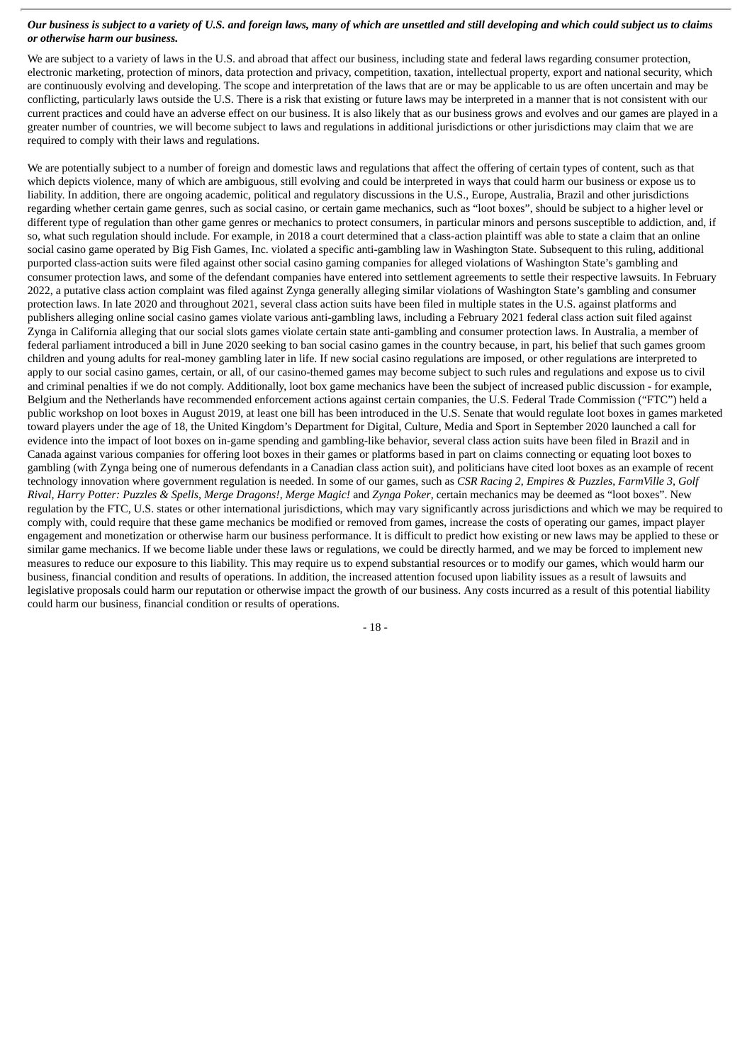***Our business is subject to a variety of U.S. and foreign laws, many of which are unsettled and still developing and which could subject us to claims or otherwise harm our business.***

We are subject to a variety of laws in the U.S. and abroad that affect our business, including state and federal laws regarding consumer protection, electronic marketing, protection of minors, data protection and privacy, competition, taxation, intellectual property, export and national security, which are continuously evolving and developing. The scope and interpretation of the laws that are or may be applicable to us are often uncertain and may be conflicting, particularly laws outside the U.S. There is a risk that existing or future laws may be interpreted in a manner that is not consistent with our current practices and could have an adverse effect on our business. It is also likely that as our business grows and evolves and our games are played in a greater number of countries, we will become subject to laws and regulations in additional jurisdictions or other jurisdictions may claim that we are required to comply with their laws and regulations.

We are potentially subject to a number of foreign and domestic laws and regulations that affect the offering of certain types of content, such as that which depicts violence, many of which are ambiguous, still evolving and could be interpreted in ways that could harm our business or expose us to liability. In addition, there are ongoing academic, political and regulatory discussions in the U.S., Europe, Australia, Brazil and other jurisdictions regarding whether certain game genres, such as social casino, or certain game mechanics, such as "loot boxes", should be subject to a higher level or different type of regulation than other game genres or mechanics to protect consumers, in particular minors and persons susceptible to addiction, and, if so, what such regulation should include. For example, in 2018 a court determined that a class-action plaintiff was able to state a claim that an online social casino game operated by Big Fish Games, Inc. violated a specific anti-gambling law in Washington State. Subsequent to this ruling, additional purported class-action suits were filed against other social casino gaming companies for alleged violations of Washington State's gambling and consumer protection laws, and some of the defendant companies have entered into settlement agreements to settle their respective lawsuits. In February 2022, a putative class action complaint was filed against Zynga generally alleging similar violations of Washington State's gambling and consumer protection laws. In late 2020 and throughout 2021, several class action suits have been filed in multiple states in the U.S. against platforms and publishers alleging online social casino games violate various anti-gambling laws, including a February 2021 federal class action suit filed against Zynga in California alleging that our social slots games violate certain state anti-gambling and consumer protection laws. In Australia, a member of federal parliament introduced a bill in June 2020 seeking to ban social casino games in the country because, in part, his belief that such games groom children and young adults for real-money gambling later in life. If new social casino regulations are imposed, or other regulations are interpreted to apply to our social casino games, certain, or all, of our casino-themed games may become subject to such rules and regulations and expose us to civil and criminal penalties if we do not comply. Additionally, loot box game mechanics have been the subject of increased public discussion - for example, Belgium and the Netherlands have recommended enforcement actions against certain companies, the U.S. Federal Trade Commission ("FTC") held a public workshop on loot boxes in August 2019, at least one bill has been introduced in the U.S. Senate that would regulate loot boxes in games marketed toward players under the age of 18, the United Kingdom's Department for Digital, Culture, Media and Sport in September 2020 launched a call for evidence into the impact of loot boxes on in-game spending and gambling-like behavior, several class action suits have been filed in Brazil and in Canada against various companies for offering loot boxes in their games or platforms based in part on claims connecting or equating loot boxes to gambling (with Zynga being one of numerous defendants in a Canadian class action suit), and politicians have cited loot boxes as an example of recent technology innovation where government regulation is needed. In some of our games, such as *CSR Racing 2*, *Empires & Puzzles*, *FarmVille 3*, *Golf Rival*, *Harry Potter: Puzzles & Spells*, *Merge Dragons!*, *Merge Magic!* and *Zynga Poker*, certain mechanics may be deemed as "loot boxes". New regulation by the FTC, U.S. states or other international jurisdictions, which may vary significantly across jurisdictions and which we may be required to comply with, could require that these game mechanics be modified or removed from games, increase the costs of operating our games, impact player engagement and monetization or otherwise harm our business performance. It is difficult to predict how existing or new laws may be applied to these or similar game mechanics. If we become liable under these laws or regulations, we could be directly harmed, and we may be forced to implement new measures to reduce our exposure to this liability. This may require us to expend substantial resources or to modify our games, which would harm our business, financial condition and results of operations. In addition, the increased attention focused upon liability issues as a result of lawsuits and legislative proposals could harm our reputation or otherwise impact the growth of our business. Any costs incurred as a result of this potential liability could harm our business, financial condition or results of operations.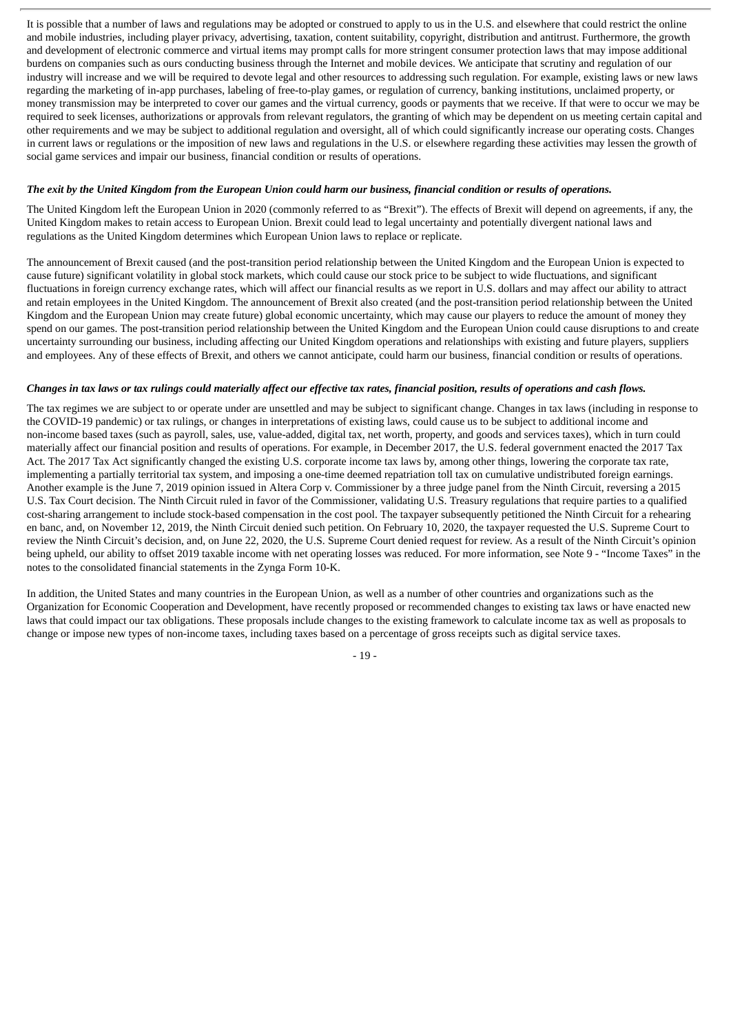It is possible that a number of laws and regulations may be adopted or construed to apply to us in the U.S. and elsewhere that could restrict the online and mobile industries, including player privacy, advertising, taxation, content suitability, copyright, distribution and antitrust. Furthermore, the growth and development of electronic commerce and virtual items may prompt calls for more stringent consumer protection laws that may impose additional burdens on companies such as ours conducting business through the Internet and mobile devices. We anticipate that scrutiny and regulation of our industry will increase and we will be required to devote legal and other resources to addressing such regulation. For example, existing laws or new laws regarding the marketing of in-app purchases, labeling of free-to-play games, or regulation of currency, banking institutions, unclaimed property, or money transmission may be interpreted to cover our games and the virtual currency, goods or payments that we receive. If that were to occur we may be required to seek licenses, authorizations or approvals from relevant regulators, the granting of which may be dependent on us meeting certain capital and other requirements and we may be subject to additional regulation and oversight, all of which could significantly increase our operating costs. Changes in current laws or regulations or the imposition of new laws and regulations in the U.S. or elsewhere regarding these activities may lessen the growth of social game services and impair our business, financial condition or results of operations.

***The exit by the United Kingdom from the European Union could harm our business, financial condition or results of operations.***

The United Kingdom left the European Union in 2020 (commonly referred to as "Brexit"). The effects of Brexit will depend on agreements, if any, the United Kingdom makes to retain access to European Union. Brexit could lead to legal uncertainty and potentially divergent national laws and regulations as the United Kingdom determines which European Union laws to replace or replicate.

The announcement of Brexit caused (and the post-transition period relationship between the United Kingdom and the European Union is expected to cause future) significant volatility in global stock markets, which could cause our stock price to be subject to wide fluctuations, and significant fluctuations in foreign currency exchange rates, which will affect our financial results as we report in U.S. dollars and may affect our ability to attract and retain employees in the United Kingdom. The announcement of Brexit also created (and the post-transition period relationship between the United Kingdom and the European Union may create future) global economic uncertainty, which may cause our players to reduce the amount of money they spend on our games. The post-transition period relationship between the United Kingdom and the European Union could cause disruptions to and create uncertainty surrounding our business, including affecting our United Kingdom operations and relationships with existing and future players, suppliers and employees. Any of these effects of Brexit, and others we cannot anticipate, could harm our business, financial condition or results of operations.

***Changes in tax laws or tax rulings could materially affect our effective tax rates, financial position, results of operations and cash flows.***

The tax regimes we are subject to or operate under are unsettled and may be subject to significant change. Changes in tax laws (including in response to the COVID-19 pandemic) or tax rulings, or changes in interpretations of existing laws, could cause us to be subject to additional income and non-income based taxes (such as payroll, sales, use, value-added, digital tax, net worth, property, and goods and services taxes), which in turn could materially affect our financial position and results of operations. For example, in December 2017, the U.S. federal government enacted the 2017 Tax Act. The 2017 Tax Act significantly changed the existing U.S. corporate income tax laws by, among other things, lowering the corporate tax rate, implementing a partially territorial tax system, and imposing a one-time deemed repatriation toll tax on cumulative undistributed foreign earnings. Another example is the June 7, 2019 opinion issued in Altera Corp v. Commissioner by a three judge panel from the Ninth Circuit, reversing a 2015 U.S. Tax Court decision. The Ninth Circuit ruled in favor of the Commissioner, validating U.S. Treasury regulations that require parties to a qualified cost-sharing arrangement to include stock-based compensation in the cost pool. The taxpayer subsequently petitioned the Ninth Circuit for a rehearing en banc, and, on November 12, 2019, the Ninth Circuit denied such petition. On February 10, 2020, the taxpayer requested the U.S. Supreme Court to review the Ninth Circuit's decision, and, on June 22, 2020, the U.S. Supreme Court denied request for review. As a result of the Ninth Circuit's opinion being upheld, our ability to offset 2019 taxable income with net operating losses was reduced. For more information, see Note 9 - "Income Taxes" in the notes to the consolidated financial statements in the Zynga Form 10-K.

In addition, the United States and many countries in the European Union, as well as a number of other countries and organizations such as the Organization for Economic Cooperation and Development, have recently proposed or recommended changes to existing tax laws or have enacted new laws that could impact our tax obligations. These proposals include changes to the existing framework to calculate income tax as well as proposals to change or impose new types of non-income taxes, including taxes based on a percentage of gross receipts such as digital service taxes.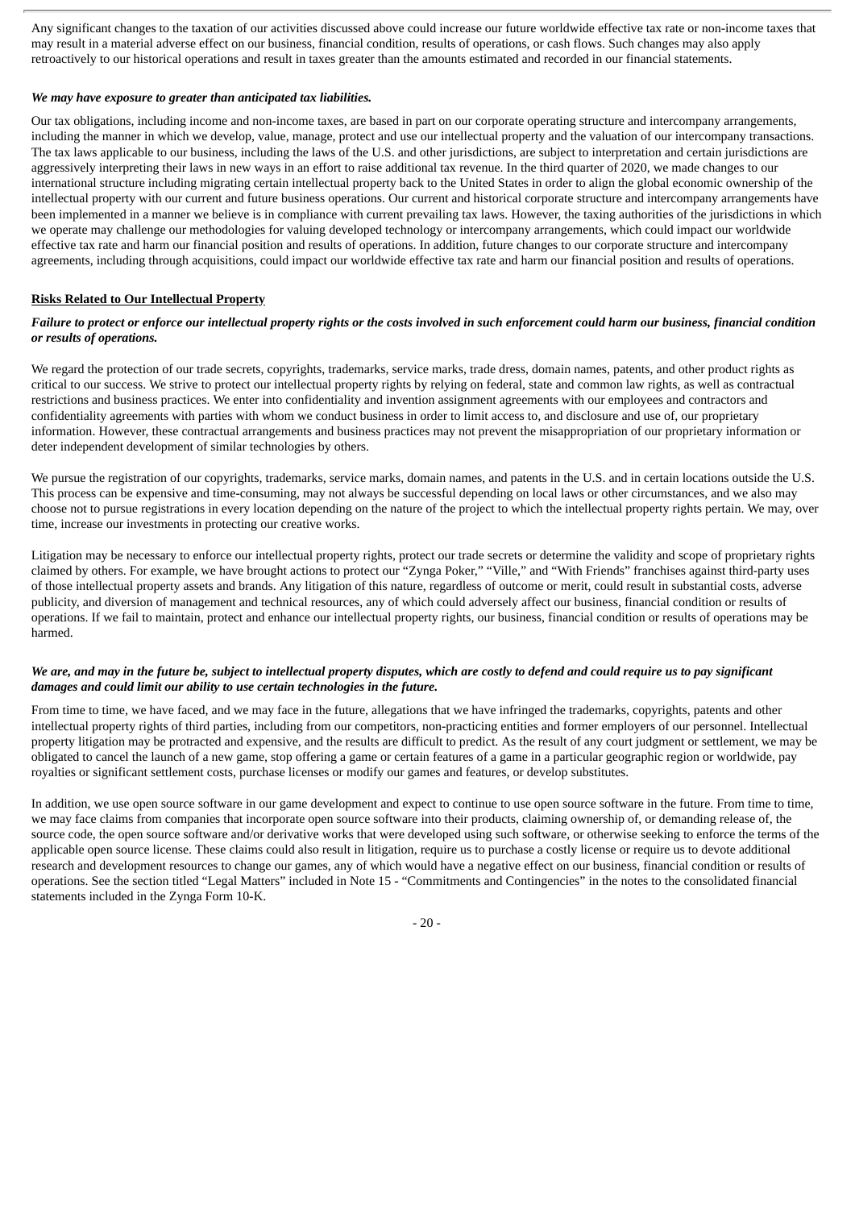Any significant changes to the taxation of our activities discussed above could increase our future worldwide effective tax rate or non-income taxes that may result in a material adverse effect on our business, financial condition, results of operations, or cash flows. Such changes may also apply retroactively to our historical operations and result in taxes greater than the amounts estimated and recorded in our financial statements.

***We may have exposure to greater than anticipated tax liabilities.***

Our tax obligations, including income and non-income taxes, are based in part on our corporate operating structure and intercompany arrangements, including the manner in which we develop, value, manage, protect and use our intellectual property and the valuation of our intercompany transactions. The tax laws applicable to our business, including the laws of the U.S. and other jurisdictions, are subject to interpretation and certain jurisdictions are aggressively interpreting their laws in new ways in an effort to raise additional tax revenue. In the third quarter of 2020, we made changes to our international structure including migrating certain intellectual property back to the United States in order to align the global economic ownership of the intellectual property with our current and future business operations. Our current and historical corporate structure and intercompany arrangements have been implemented in a manner we believe is in compliance with current prevailing tax laws. However, the taxing authorities of the jurisdictions in which we operate may challenge our methodologies for valuing developed technology or intercompany arrangements, which could impact our worldwide effective tax rate and harm our financial position and results of operations. In addition, future changes to our corporate structure and intercompany agreements, including through acquisitions, could impact our worldwide effective tax rate and harm our financial position and results of operations.

**Risks Related to Our Intellectual Property**

***Failure to protect or enforce our intellectual property rights or the costs involved in such enforcement could harm our business, financial condition or results of operations.***

We regard the protection of our trade secrets, copyrights, trademarks, service marks, trade dress, domain names, patents, and other product rights as critical to our success. We strive to protect our intellectual property rights by relying on federal, state and common law rights, as well as contractual restrictions and business practices. We enter into confidentiality and invention assignment agreements with our employees and contractors and confidentiality agreements with parties with whom we conduct business in order to limit access to, and disclosure and use of, our proprietary information. However, these contractual arrangements and business practices may not prevent the misappropriation of our proprietary information or deter independent development of similar technologies by others.

We pursue the registration of our copyrights, trademarks, service marks, domain names, and patents in the U.S. and in certain locations outside the U.S. This process can be expensive and time-consuming, may not always be successful depending on local laws or other circumstances, and we also may choose not to pursue registrations in every location depending on the nature of the project to which the intellectual property rights pertain. We may, over time, increase our investments in protecting our creative works.

Litigation may be necessary to enforce our intellectual property rights, protect our trade secrets or determine the validity and scope of proprietary rights claimed by others. For example, we have brought actions to protect our "Zynga Poker," "Ville," and "With Friends" franchises against third-party uses of those intellectual property assets and brands. Any litigation of this nature, regardless of outcome or merit, could result in substantial costs, adverse publicity, and diversion of management and technical resources, any of which could adversely affect our business, financial condition or results of operations. If we fail to maintain, protect and enhance our intellectual property rights, our business, financial condition or results of operations may be harmed.

***We are, and may in the future be, subject to intellectual property disputes, which are costly to defend and could require us to pay significant damages and could limit our ability to use certain technologies in the future.***

From time to time, we have faced, and we may face in the future, allegations that we have infringed the trademarks, copyrights, patents and other intellectual property rights of third parties, including from our competitors, non-practicing entities and former employers of our personnel. Intellectual property litigation may be protracted and expensive, and the results are difficult to predict. As the result of any court judgment or settlement, we may be obligated to cancel the launch of a new game, stop offering a game or certain features of a game in a particular geographic region or worldwide, pay royalties or significant settlement costs, purchase licenses or modify our games and features, or develop substitutes.

In addition, we use open source software in our game development and expect to continue to use open source software in the future. From time to time, we may face claims from companies that incorporate open source software into their products, claiming ownership of, or demanding release of, the source code, the open source software and/or derivative works that were developed using such software, or otherwise seeking to enforce the terms of the applicable open source license. These claims could also result in litigation, require us to purchase a costly license or require us to devote additional research and development resources to change our games, any of which would have a negative effect on our business, financial condition or results of operations. See the section titled "Legal Matters" included in Note 15 - "Commitments and Contingencies" in the notes to the consolidated financial statements included in the Zynga Form 10-K.